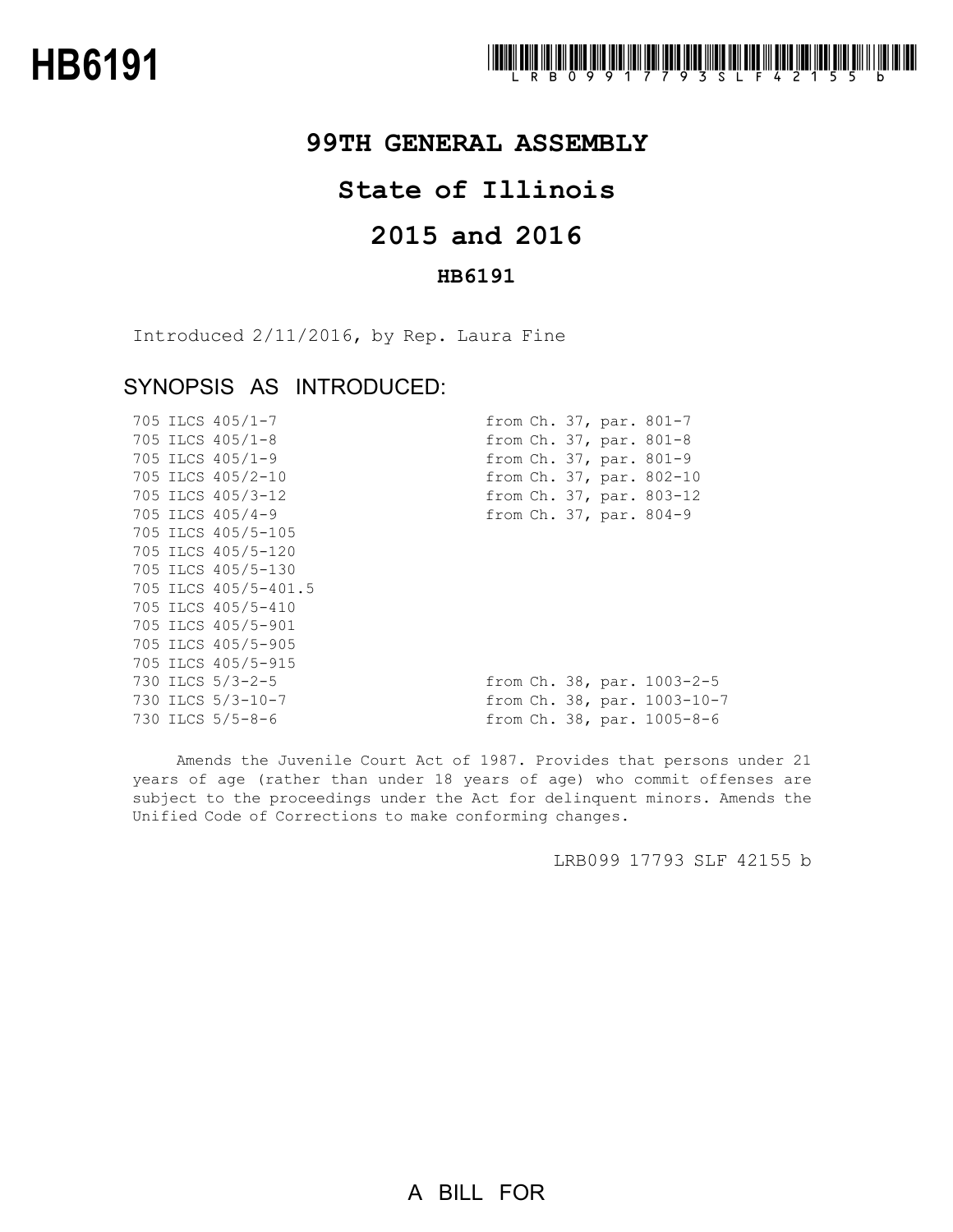# HB6191

LRB09917793SLF42155b

## 99TH GENERAL ASSEMBLY

## State of Illinois

## 2015 and 2016

### HB6191

Introduced 2/11/2016, by Rep. Laura Fine

## SYNOPSIS AS INTRODUCED:

| | |
|---|---|
| 705 ILCS 405/1-7 | from Ch. 37, par. 801-7 |
| 705 ILCS 405/1-8 | from Ch. 37, par. 801-8 |
| 705 ILCS 405/1-9 | from Ch. 37, par. 801-9 |
| 705 ILCS 405/2-10 | from Ch. 37, par. 802-10 |
| 705 ILCS 405/3-12 | from Ch. 37, par. 803-12 |
| 705 ILCS 405/4-9 | from Ch. 37, par. 804-9 |
| 705 ILCS 405/5-105 | |
| 705 ILCS 405/5-120 | |
| 705 ILCS 405/5-130 | |
| 705 ILCS 405/5-401.5 | |
| 705 ILCS 405/5-410 | |
| 705 ILCS 405/5-901 | |
| 705 ILCS 405/5-905 | |
| 705 ILCS 405/5-915 | |
| 730 ILCS 5/3-2-5 | from Ch. 38, par. 1003-2-5 |
| 730 ILCS 5/3-10-7 | from Ch. 38, par. 1003-10-7 |
| 730 ILCS 5/5-8-6 | from Ch. 38, par. 1005-8-6 |

Amends the Juvenile Court Act of 1987. Provides that persons under 21 years of age (rather than under 18 years of age) who commit offenses are subject to the proceedings under the Act for delinquent minors. Amends the Unified Code of Corrections to make conforming changes.

LRB099 17793 SLF 42155 b

A BILL FOR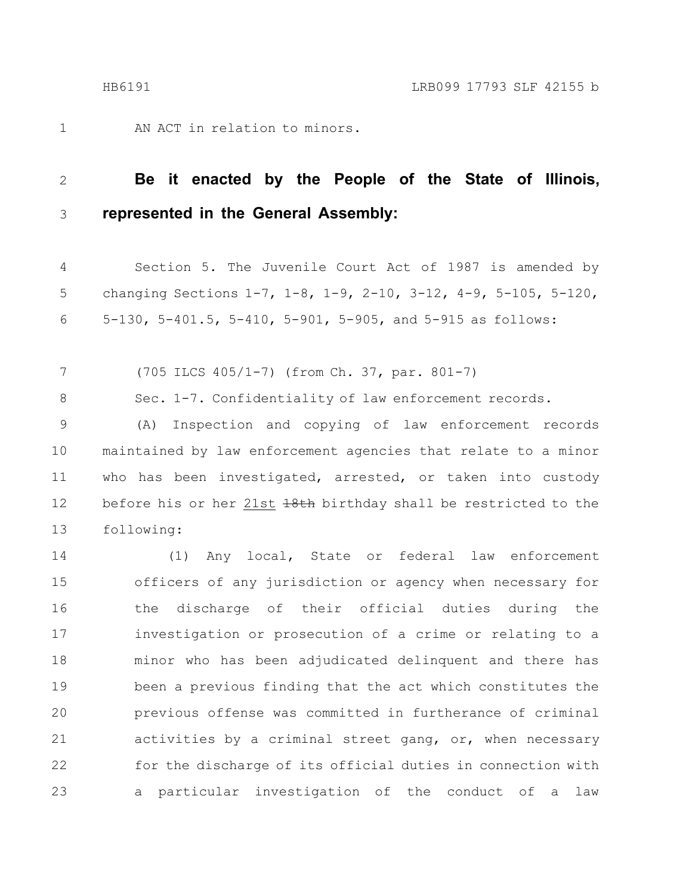AN ACT in relation to minors.

**Be it enacted by the People of the State of Illinois, represented in the General Assembly:**

Section 5. The Juvenile Court Act of 1987 is amended by changing Sections 1-7, 1-8, 1-9, 2-10, 3-12, 4-9, 5-105, 5-120, 5-130, 5-401.5, 5-410, 5-901, 5-905, and 5-915 as follows:

(705 ILCS 405/1-7) (from Ch. 37, par. 801-7)

Sec. 1-7. Confidentiality of law enforcement records.

(A) Inspection and copying of law enforcement records maintained by law enforcement agencies that relate to a minor who has been investigated, arrested, or taken into custody before his or her <u>21st</u> ~~18th~~ birthday shall be restricted to the following:

(1) Any local, State or federal law enforcement officers of any jurisdiction or agency when necessary for the discharge of their official duties during the investigation or prosecution of a crime or relating to a minor who has been adjudicated delinquent and there has been a previous finding that the act which constitutes the previous offense was committed in furtherance of criminal activities by a criminal street gang, or, when necessary for the discharge of its official duties in connection with a particular investigation of the conduct of a law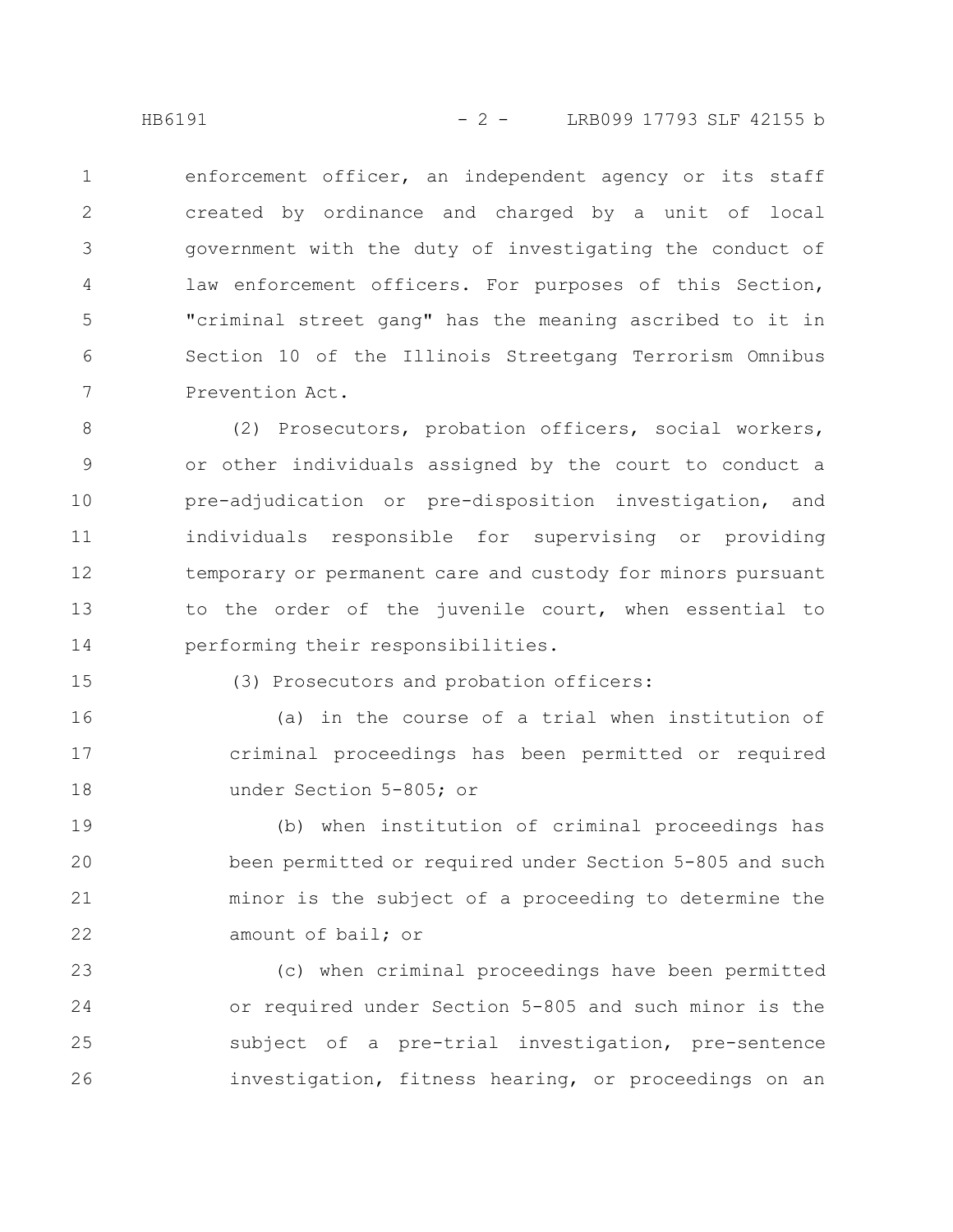enforcement officer, an independent agency or its staff created by ordinance and charged by a unit of local government with the duty of investigating the conduct of law enforcement officers. For purposes of this Section, "criminal street gang" has the meaning ascribed to it in Section 10 of the Illinois Streetgang Terrorism Omnibus Prevention Act.

(2) Prosecutors, probation officers, social workers, or other individuals assigned by the court to conduct a pre-adjudication or pre-disposition investigation, and individuals responsible for supervising or providing temporary or permanent care and custody for minors pursuant to the order of the juvenile court, when essential to performing their responsibilities.

(3) Prosecutors and probation officers:

(a) in the course of a trial when institution of criminal proceedings has been permitted or required under Section 5-805; or

(b) when institution of criminal proceedings has been permitted or required under Section 5-805 and such minor is the subject of a proceeding to determine the amount of bail; or

(c) when criminal proceedings have been permitted or required under Section 5-805 and such minor is the subject of a pre-trial investigation, pre-sentence investigation, fitness hearing, or proceedings on an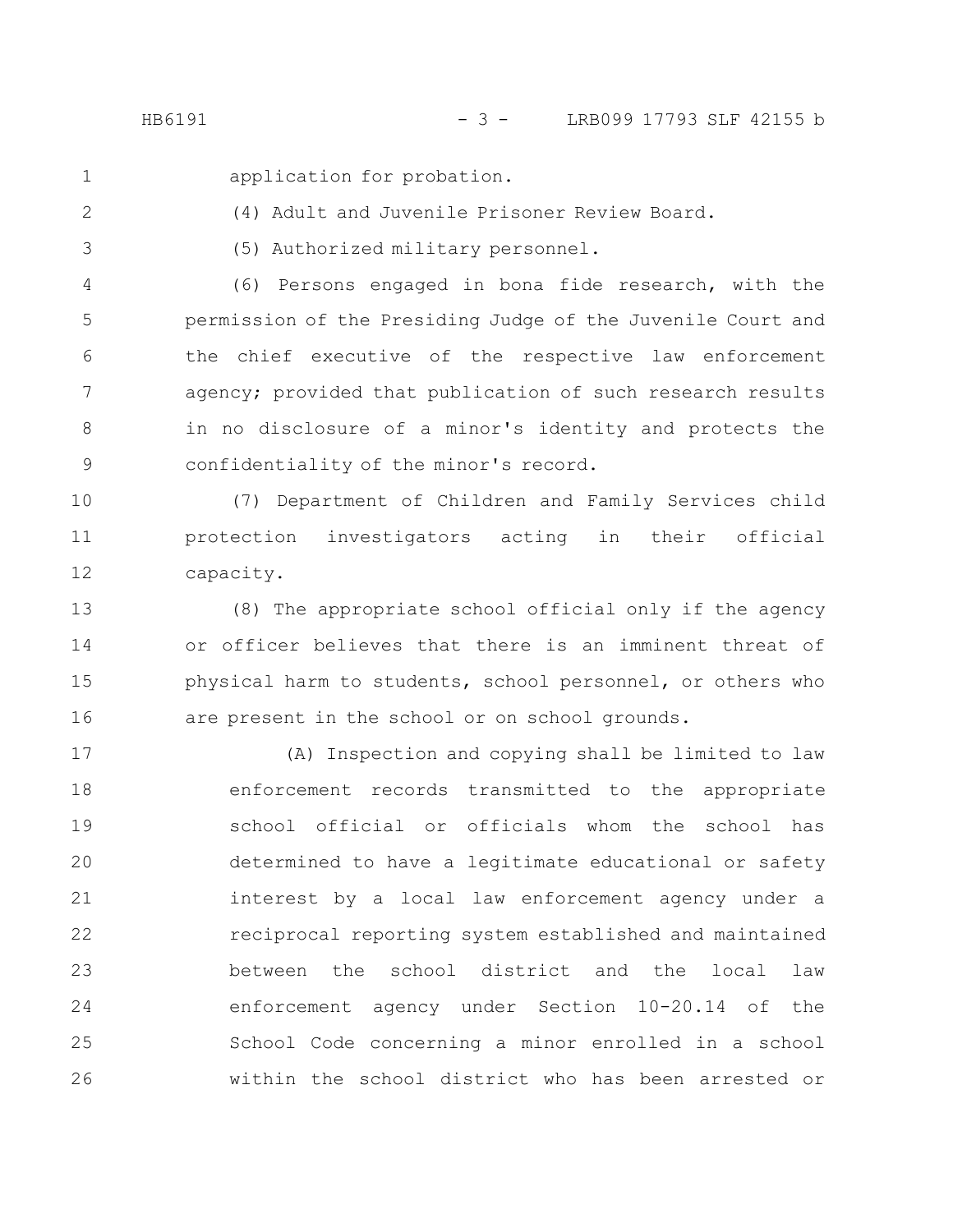application for probation.

(4) Adult and Juvenile Prisoner Review Board.

(5) Authorized military personnel.

(6) Persons engaged in bona fide research, with the permission of the Presiding Judge of the Juvenile Court and the chief executive of the respective law enforcement agency; provided that publication of such research results in no disclosure of a minor's identity and protects the confidentiality of the minor's record.

(7) Department of Children and Family Services child protection investigators acting in their official capacity.

(8) The appropriate school official only if the agency or officer believes that there is an imminent threat of physical harm to students, school personnel, or others who are present in the school or on school grounds.

(A) Inspection and copying shall be limited to law enforcement records transmitted to the appropriate school official or officials whom the school has determined to have a legitimate educational or safety interest by a local law enforcement agency under a reciprocal reporting system established and maintained between the school district and the local law enforcement agency under Section 10-20.14 of the School Code concerning a minor enrolled in a school within the school district who has been arrested or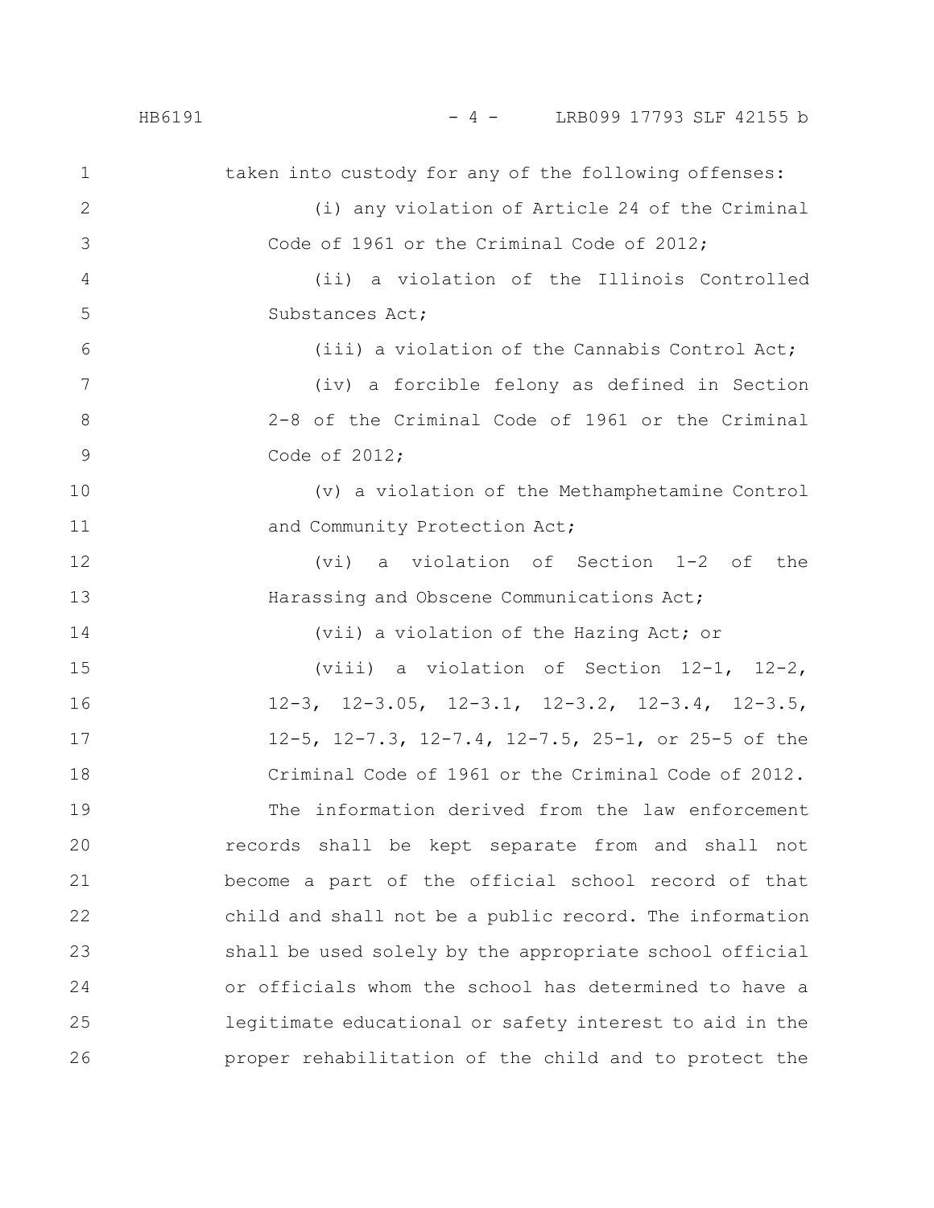taken into custody for any of the following offenses:

(i) any violation of Article 24 of the Criminal Code of 1961 or the Criminal Code of 2012;

(ii) a violation of the Illinois Controlled Substances Act;

(iii) a violation of the Cannabis Control Act;

(iv) a forcible felony as defined in Section 2-8 of the Criminal Code of 1961 or the Criminal Code of 2012;

(v) a violation of the Methamphetamine Control and Community Protection Act;

(vi) a violation of Section 1-2 of the Harassing and Obscene Communications Act;

(vii) a violation of the Hazing Act; or

(viii) a violation of Section 12-1, 12-2, 12-3, 12-3.05, 12-3.1, 12-3.2, 12-3.4, 12-3.5, 12-5, 12-7.3, 12-7.4, 12-7.5, 25-1, or 25-5 of the Criminal Code of 1961 or the Criminal Code of 2012.

The information derived from the law enforcement records shall be kept separate from and shall not become a part of the official school record of that child and shall not be a public record. The information shall be used solely by the appropriate school official or officials whom the school has determined to have a legitimate educational or safety interest to aid in the proper rehabilitation of the child and to protect the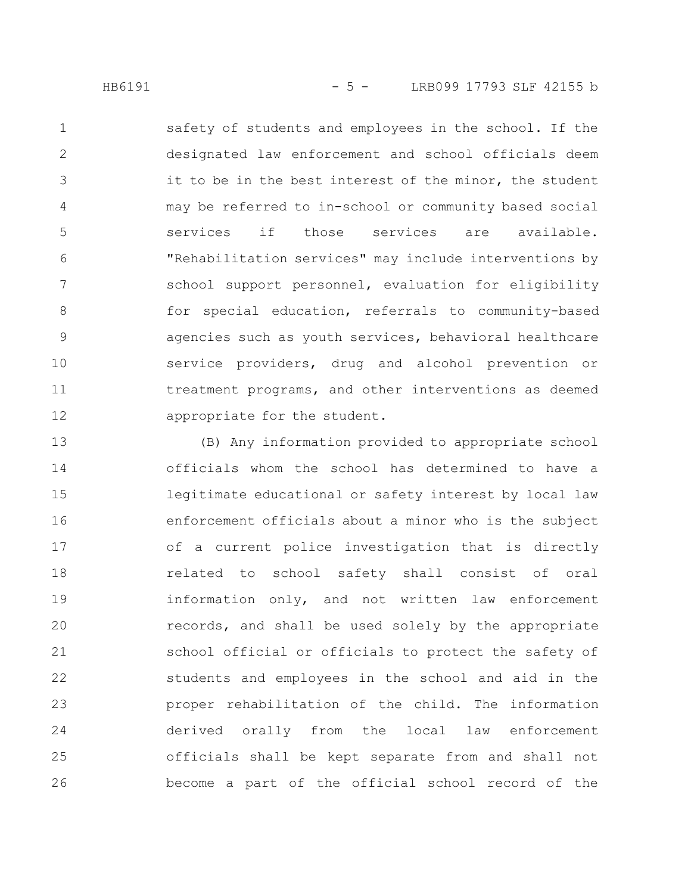safety of students and employees in the school. If the designated law enforcement and school officials deem it to be in the best interest of the minor, the student may be referred to in-school or community based social services if those services are available. "Rehabilitation services" may include interventions by school support personnel, evaluation for eligibility for special education, referrals to community-based agencies such as youth services, behavioral healthcare service providers, drug and alcohol prevention or treatment programs, and other interventions as deemed appropriate for the student.

(B) Any information provided to appropriate school officials whom the school has determined to have a legitimate educational or safety interest by local law enforcement officials about a minor who is the subject of a current police investigation that is directly related to school safety shall consist of oral information only, and not written law enforcement records, and shall be used solely by the appropriate school official or officials to protect the safety of students and employees in the school and aid in the proper rehabilitation of the child. The information derived orally from the local law enforcement officials shall be kept separate from and shall not become a part of the official school record of the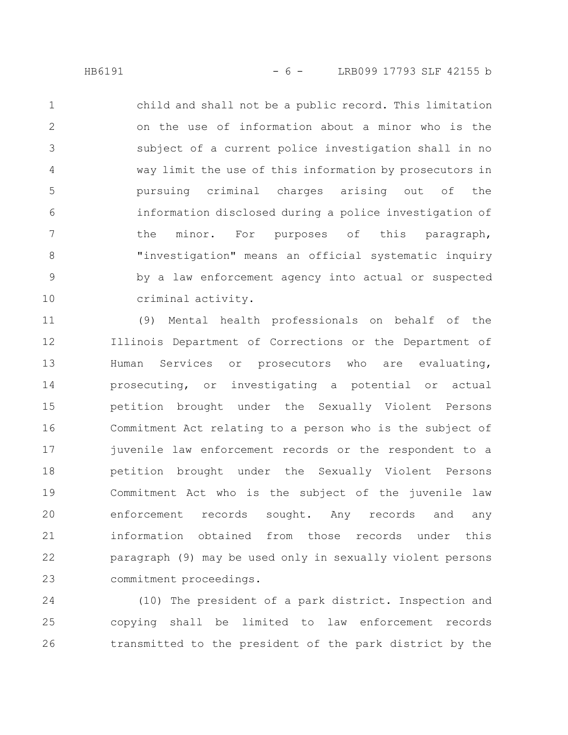child and shall not be a public record. This limitation on the use of information about a minor who is the subject of a current police investigation shall in no way limit the use of this information by prosecutors in pursuing criminal charges arising out of the information disclosed during a police investigation of the minor. For purposes of this paragraph, "investigation" means an official systematic inquiry by a law enforcement agency into actual or suspected criminal activity.

(9) Mental health professionals on behalf of the Illinois Department of Corrections or the Department of Human Services or prosecutors who are evaluating, prosecuting, or investigating a potential or actual petition brought under the Sexually Violent Persons Commitment Act relating to a person who is the subject of juvenile law enforcement records or the respondent to a petition brought under the Sexually Violent Persons Commitment Act who is the subject of the juvenile law enforcement records sought. Any records and any information obtained from those records under this paragraph (9) may be used only in sexually violent persons commitment proceedings.

(10) The president of a park district. Inspection and copying shall be limited to law enforcement records transmitted to the president of the park district by the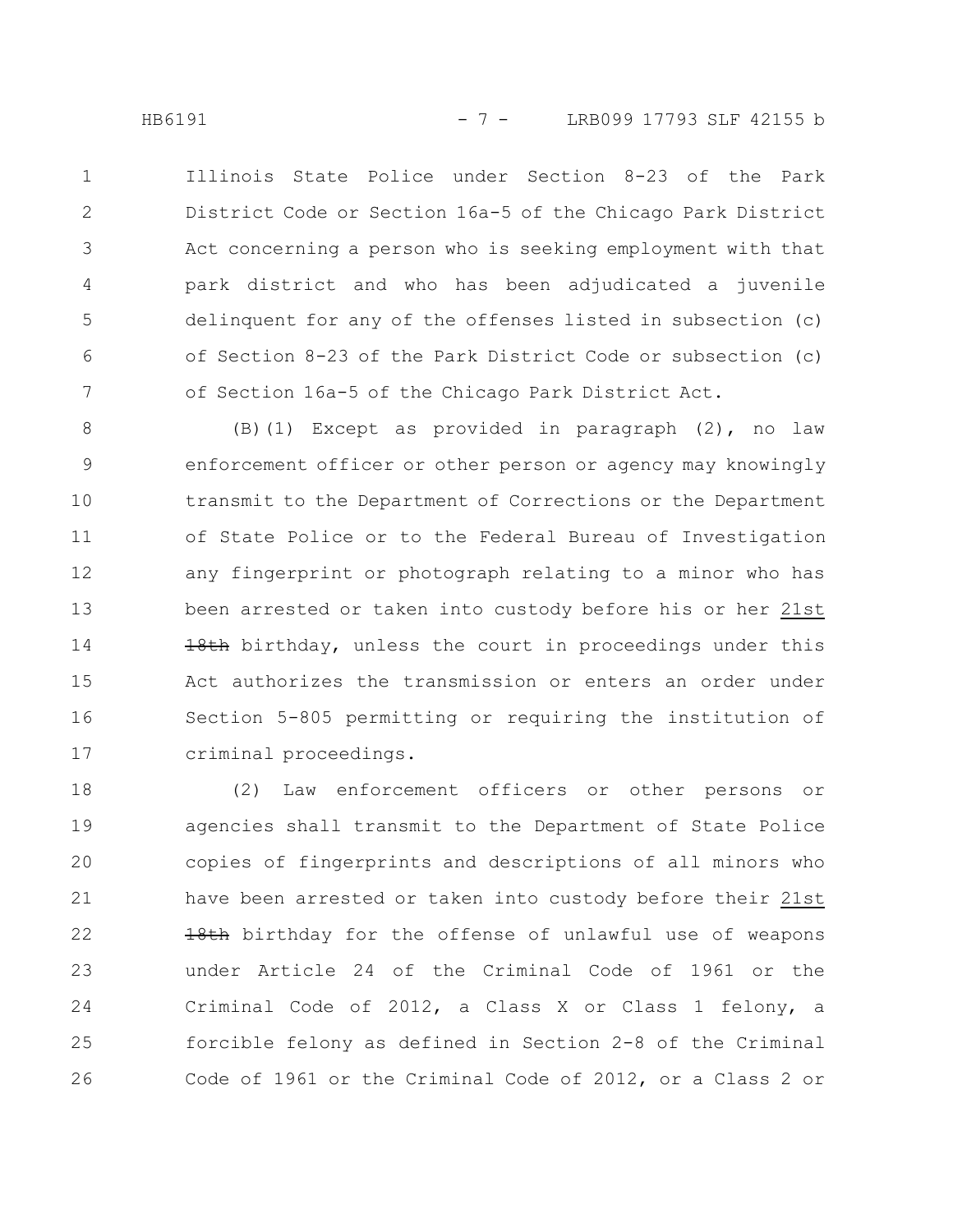Illinois State Police under Section 8-23 of the Park District Code or Section 16a-5 of the Chicago Park District Act concerning a person who is seeking employment with that park district and who has been adjudicated a juvenile delinquent for any of the offenses listed in subsection (c) of Section 8-23 of the Park District Code or subsection (c) of Section 16a-5 of the Chicago Park District Act.

(B)(1) Except as provided in paragraph (2), no law enforcement officer or other person or agency may knowingly transmit to the Department of Corrections or the Department of State Police or to the Federal Bureau of Investigation any fingerprint or photograph relating to a minor who has been arrested or taken into custody before his or her 21st ~~18th~~ birthday, unless the court in proceedings under this Act authorizes the transmission or enters an order under Section 5-805 permitting or requiring the institution of criminal proceedings.

(2) Law enforcement officers or other persons or agencies shall transmit to the Department of State Police copies of fingerprints and descriptions of all minors who have been arrested or taken into custody before their 21st ~~18th~~ birthday for the offense of unlawful use of weapons under Article 24 of the Criminal Code of 1961 or the Criminal Code of 2012, a Class X or Class 1 felony, a forcible felony as defined in Section 2-8 of the Criminal Code of 1961 or the Criminal Code of 2012, or a Class 2 or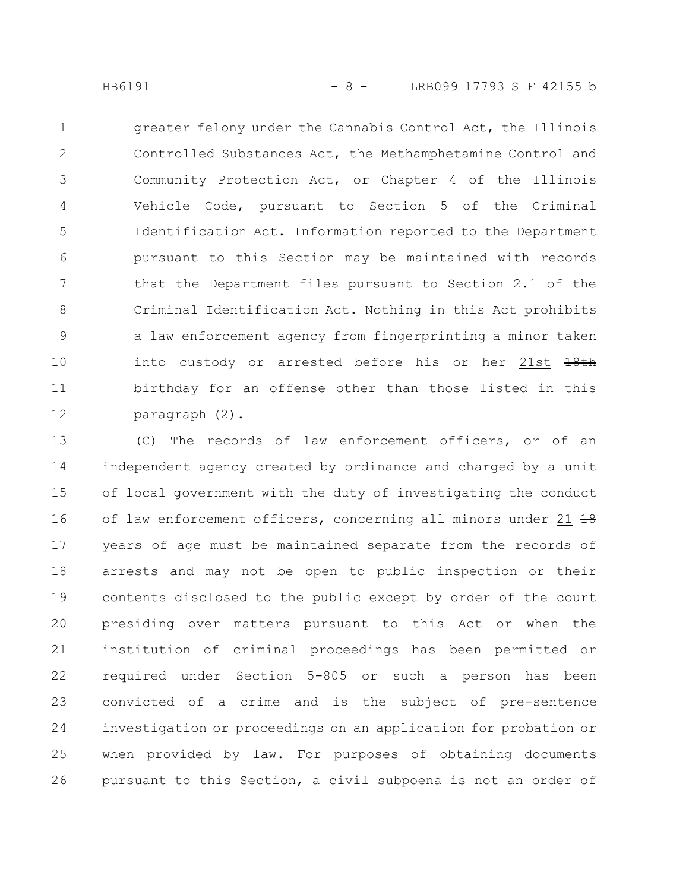greater felony under the Cannabis Control Act, the Illinois Controlled Substances Act, the Methamphetamine Control and Community Protection Act, or Chapter 4 of the Illinois Vehicle Code, pursuant to Section 5 of the Criminal Identification Act. Information reported to the Department pursuant to this Section may be maintained with records that the Department files pursuant to Section 2.1 of the Criminal Identification Act. Nothing in this Act prohibits a law enforcement agency from fingerprinting a minor taken into custody or arrested before his or her 21st ~~18th~~ birthday for an offense other than those listed in this paragraph (2).

(C) The records of law enforcement officers, or of an independent agency created by ordinance and charged by a unit of local government with the duty of investigating the conduct of law enforcement officers, concerning all minors under 21 ~~18~~ years of age must be maintained separate from the records of arrests and may not be open to public inspection or their contents disclosed to the public except by order of the court presiding over matters pursuant to this Act or when the institution of criminal proceedings has been permitted or required under Section 5-805 or such a person has been convicted of a crime and is the subject of pre-sentence investigation or proceedings on an application for probation or when provided by law. For purposes of obtaining documents pursuant to this Section, a civil subpoena is not an order of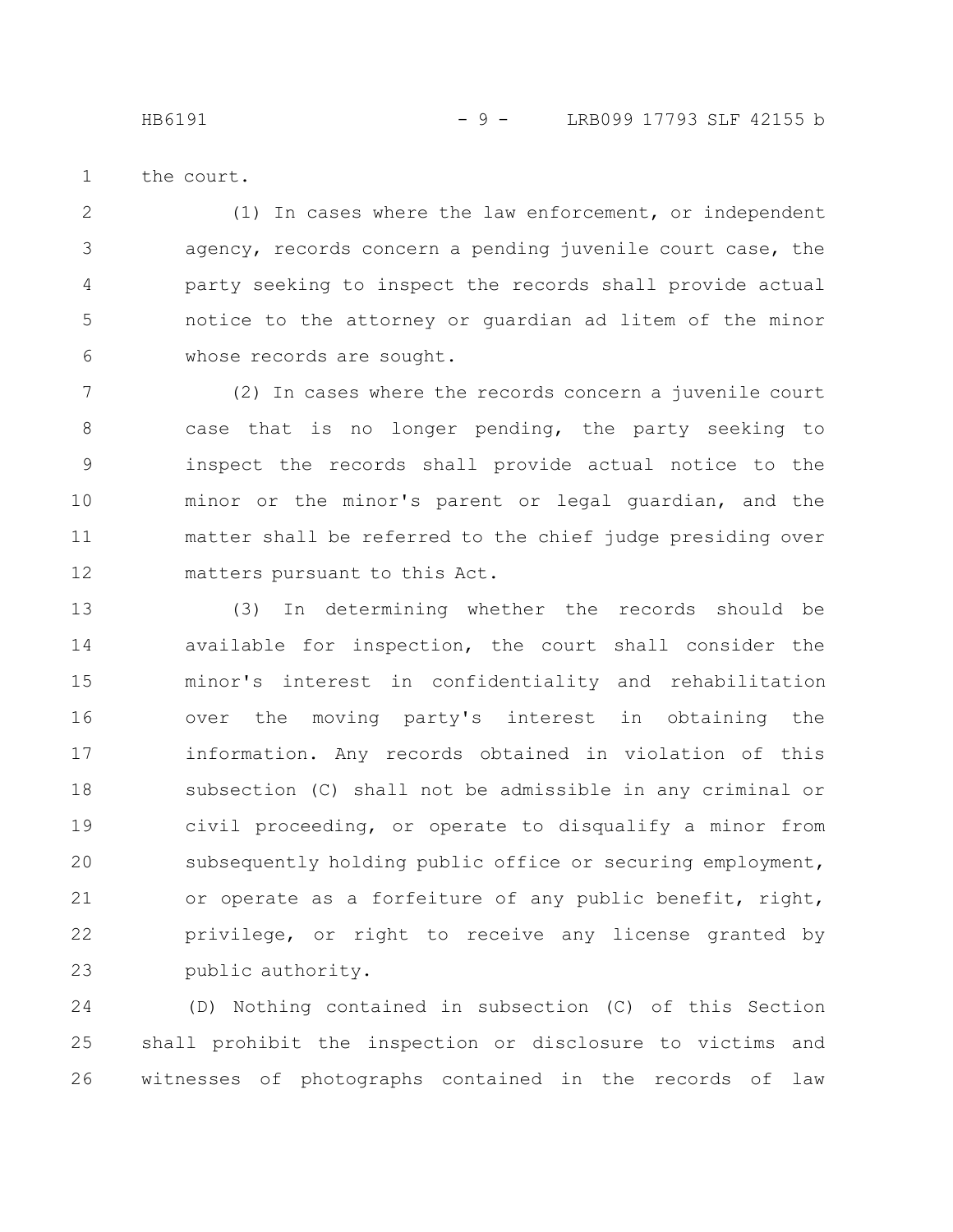the court.

(1) In cases where the law enforcement, or independent agency, records concern a pending juvenile court case, the party seeking to inspect the records shall provide actual notice to the attorney or guardian ad litem of the minor whose records are sought.

(2) In cases where the records concern a juvenile court case that is no longer pending, the party seeking to inspect the records shall provide actual notice to the minor or the minor's parent or legal guardian, and the matter shall be referred to the chief judge presiding over matters pursuant to this Act.

(3) In determining whether the records should be available for inspection, the court shall consider the minor's interest in confidentiality and rehabilitation over the moving party's interest in obtaining the information. Any records obtained in violation of this subsection (C) shall not be admissible in any criminal or civil proceeding, or operate to disqualify a minor from subsequently holding public office or securing employment, or operate as a forfeiture of any public benefit, right, privilege, or right to receive any license granted by public authority.

(D) Nothing contained in subsection (C) of this Section shall prohibit the inspection or disclosure to victims and witnesses of photographs contained in the records of law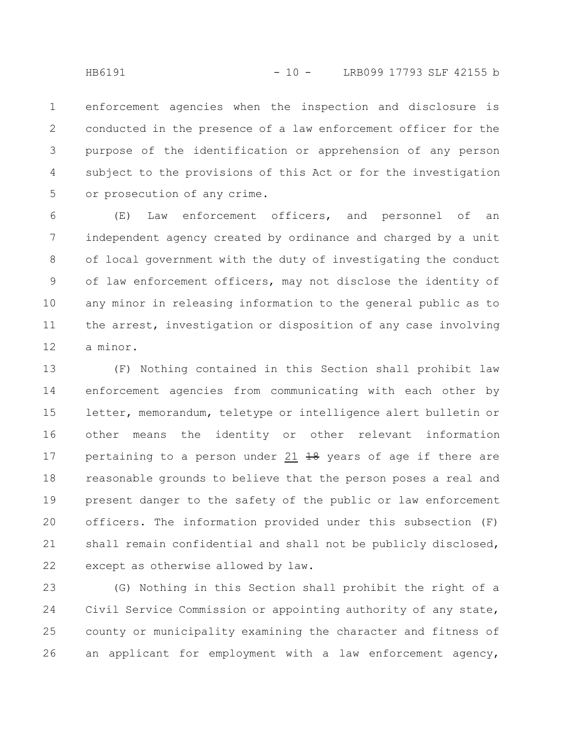enforcement agencies when the inspection and disclosure is conducted in the presence of a law enforcement officer for the purpose of the identification or apprehension of any person subject to the provisions of this Act or for the investigation or prosecution of any crime.

(E) Law enforcement officers, and personnel of an independent agency created by ordinance and charged by a unit of local government with the duty of investigating the conduct of law enforcement officers, may not disclose the identity of any minor in releasing information to the general public as to the arrest, investigation or disposition of any case involving a minor.

(F) Nothing contained in this Section shall prohibit law enforcement agencies from communicating with each other by letter, memorandum, teletype or intelligence alert bulletin or other means the identity or other relevant information pertaining to a person under 21 ~~18~~ years of age if there are reasonable grounds to believe that the person poses a real and present danger to the safety of the public or law enforcement officers. The information provided under this subsection (F) shall remain confidential and shall not be publicly disclosed, except as otherwise allowed by law.

(G) Nothing in this Section shall prohibit the right of a Civil Service Commission or appointing authority of any state, county or municipality examining the character and fitness of an applicant for employment with a law enforcement agency,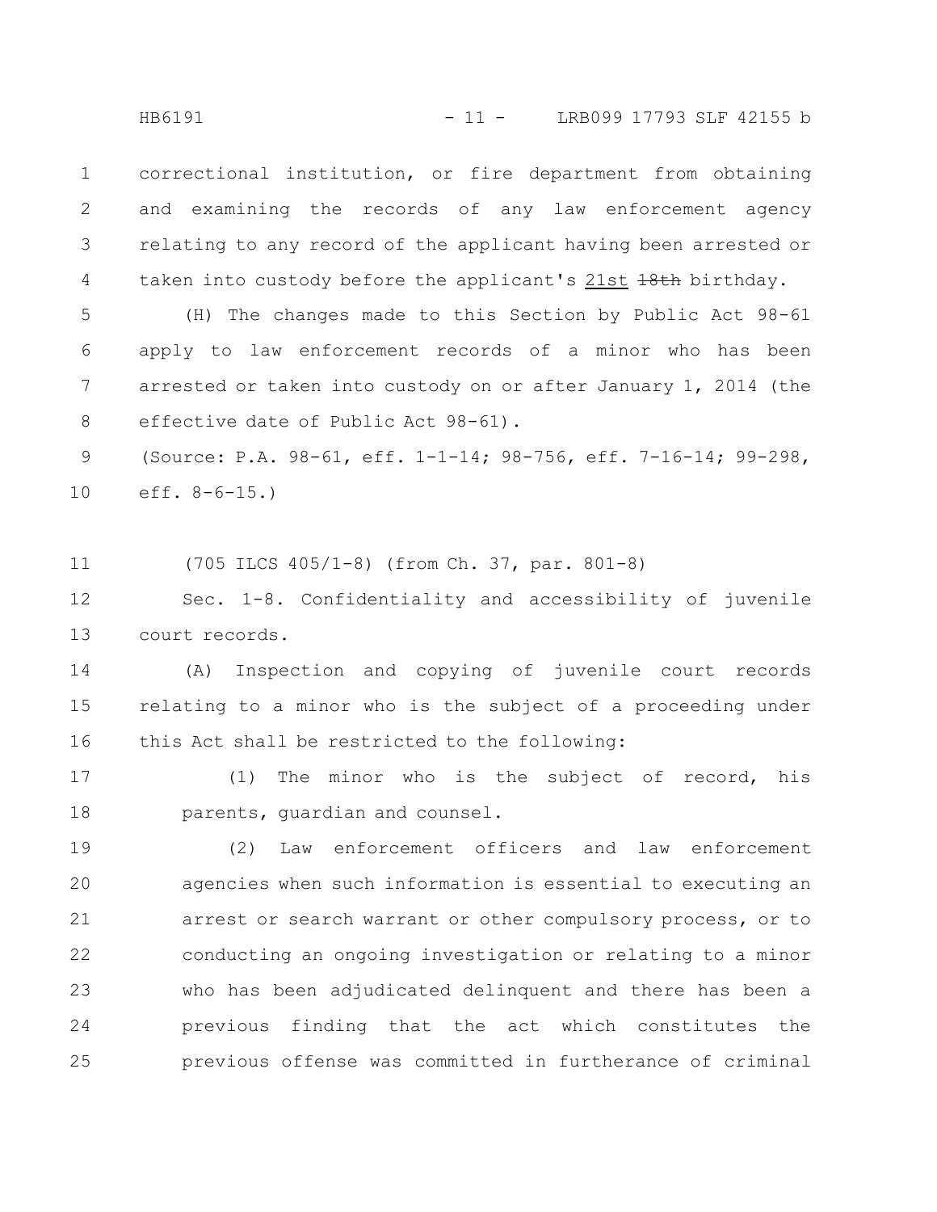correctional institution, or fire department from obtaining and examining the records of any law enforcement agency relating to any record of the applicant having been arrested or taken into custody before the applicant's <u>21st</u> ~~18th~~ birthday.

(H) The changes made to this Section by Public Act 98-61 apply to law enforcement records of a minor who has been arrested or taken into custody on or after January 1, 2014 (the effective date of Public Act 98-61).

(Source: P.A. 98-61, eff. 1-1-14; 98-756, eff. 7-16-14; 99-298, eff. 8-6-15.)

(705 ILCS 405/1-8) (from Ch. 37, par. 801-8)

Sec. 1-8. Confidentiality and accessibility of juvenile court records.

(A) Inspection and copying of juvenile court records relating to a minor who is the subject of a proceeding under this Act shall be restricted to the following:

(1) The minor who is the subject of record, his parents, guardian and counsel.

(2) Law enforcement officers and law enforcement agencies when such information is essential to executing an arrest or search warrant or other compulsory process, or to conducting an ongoing investigation or relating to a minor who has been adjudicated delinquent and there has been a previous finding that the act which constitutes the previous offense was committed in furtherance of criminal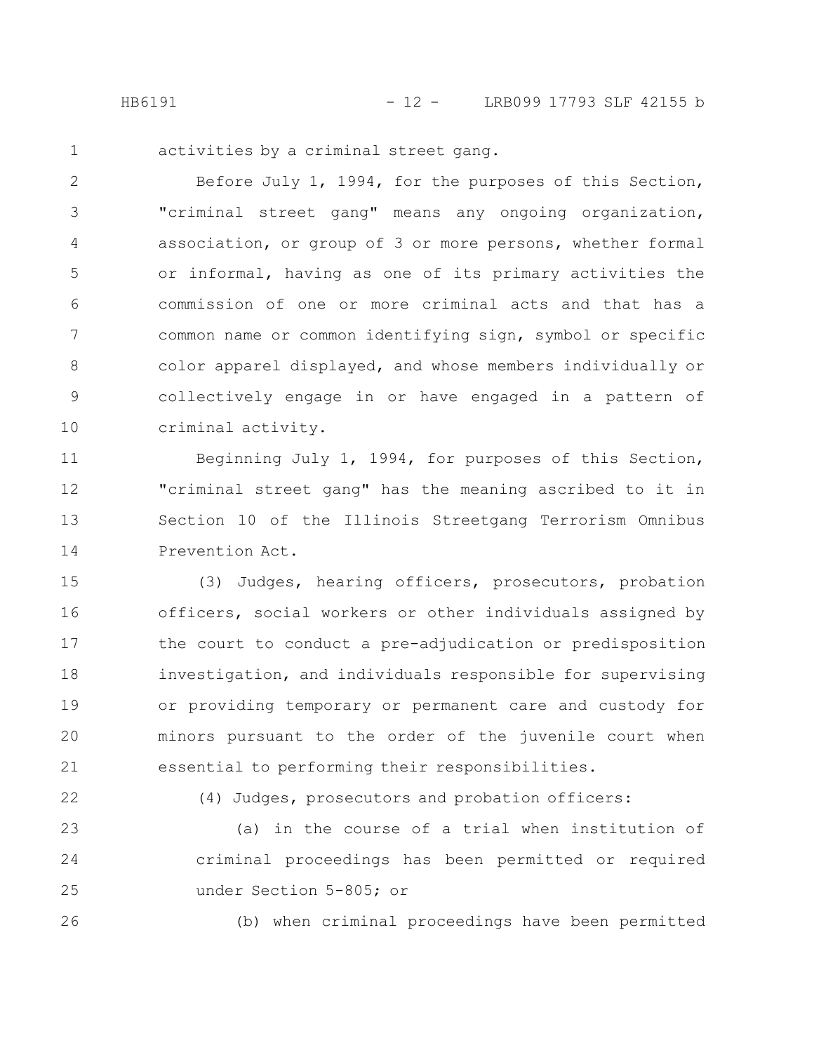activities by a criminal street gang.

Before July 1, 1994, for the purposes of this Section, "criminal street gang" means any ongoing organization, association, or group of 3 or more persons, whether formal or informal, having as one of its primary activities the commission of one or more criminal acts and that has a common name or common identifying sign, symbol or specific color apparel displayed, and whose members individually or collectively engage in or have engaged in a pattern of criminal activity.

Beginning July 1, 1994, for purposes of this Section, "criminal street gang" has the meaning ascribed to it in Section 10 of the Illinois Streetgang Terrorism Omnibus Prevention Act.

(3) Judges, hearing officers, prosecutors, probation officers, social workers or other individuals assigned by the court to conduct a pre-adjudication or predisposition investigation, and individuals responsible for supervising or providing temporary or permanent care and custody for minors pursuant to the order of the juvenile court when essential to performing their responsibilities.

(4) Judges, prosecutors and probation officers:

(a) in the course of a trial when institution of criminal proceedings has been permitted or required under Section 5-805; or

(b) when criminal proceedings have been permitted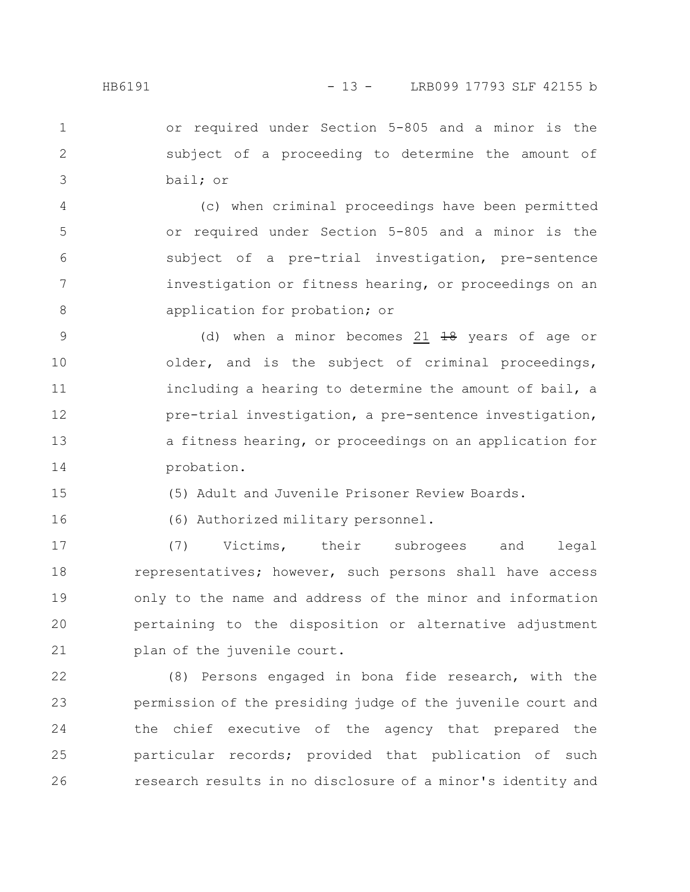or required under Section 5-805 and a minor is the subject of a proceeding to determine the amount of bail; or

(c) when criminal proceedings have been permitted or required under Section 5-805 and a minor is the subject of a pre-trial investigation, pre-sentence investigation or fitness hearing, or proceedings on an application for probation; or

(d) when a minor becomes <u>21</u> ~~18~~ years of age or older, and is the subject of criminal proceedings, including a hearing to determine the amount of bail, a pre-trial investigation, a pre-sentence investigation, a fitness hearing, or proceedings on an application for probation.

(5) Adult and Juvenile Prisoner Review Boards.

(6) Authorized military personnel.

(7) Victims, their subrogees and legal representatives; however, such persons shall have access only to the name and address of the minor and information pertaining to the disposition or alternative adjustment plan of the juvenile court.

(8) Persons engaged in bona fide research, with the permission of the presiding judge of the juvenile court and the chief executive of the agency that prepared the particular records; provided that publication of such research results in no disclosure of a minor's identity and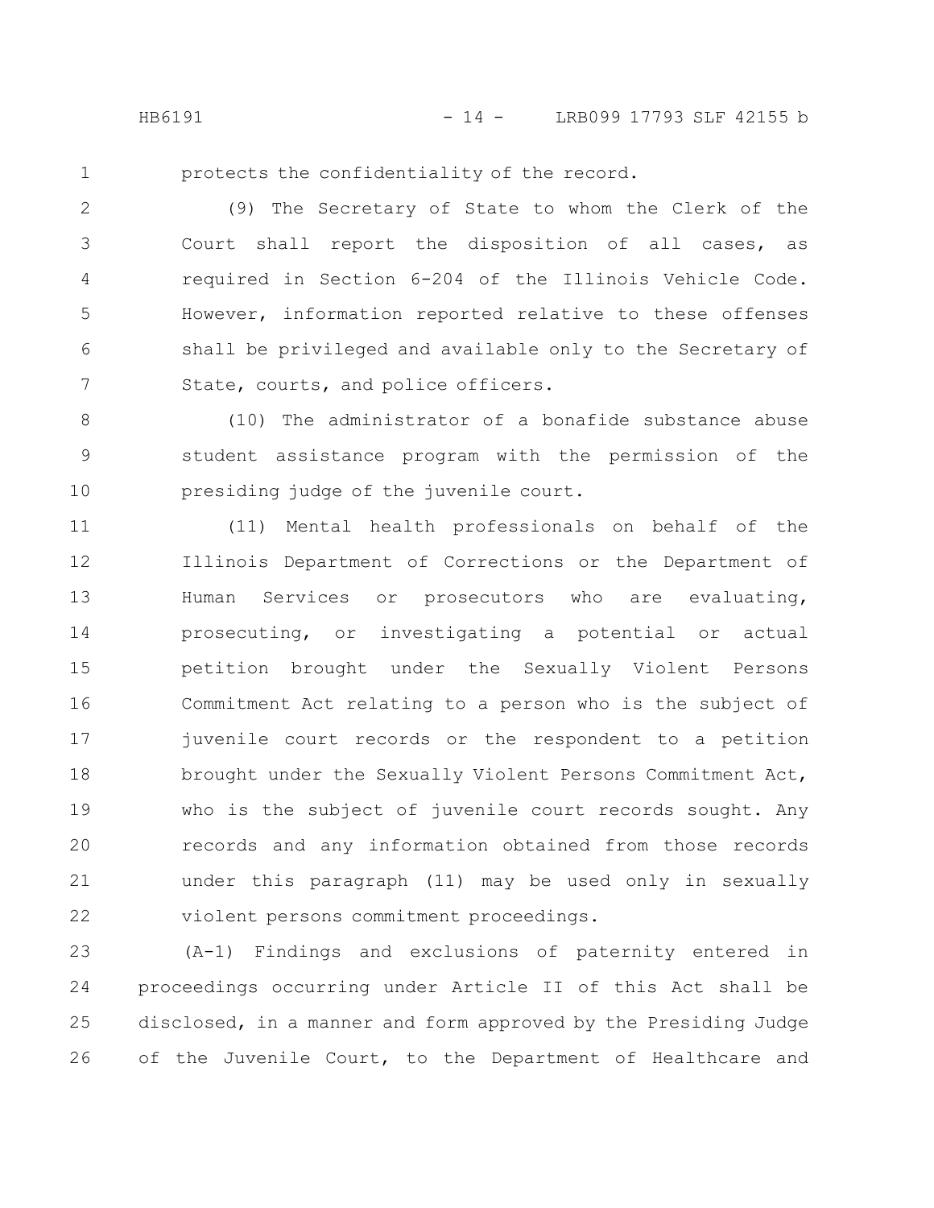protects the confidentiality of the record.

(9) The Secretary of State to whom the Clerk of the Court shall report the disposition of all cases, as required in Section 6-204 of the Illinois Vehicle Code. However, information reported relative to these offenses shall be privileged and available only to the Secretary of State, courts, and police officers.

(10) The administrator of a bonafide substance abuse student assistance program with the permission of the presiding judge of the juvenile court.

(11) Mental health professionals on behalf of the Illinois Department of Corrections or the Department of Human Services or prosecutors who are evaluating, prosecuting, or investigating a potential or actual petition brought under the Sexually Violent Persons Commitment Act relating to a person who is the subject of juvenile court records or the respondent to a petition brought under the Sexually Violent Persons Commitment Act, who is the subject of juvenile court records sought. Any records and any information obtained from those records under this paragraph (11) may be used only in sexually violent persons commitment proceedings.

(A-1) Findings and exclusions of paternity entered in proceedings occurring under Article II of this Act shall be disclosed, in a manner and form approved by the Presiding Judge of the Juvenile Court, to the Department of Healthcare and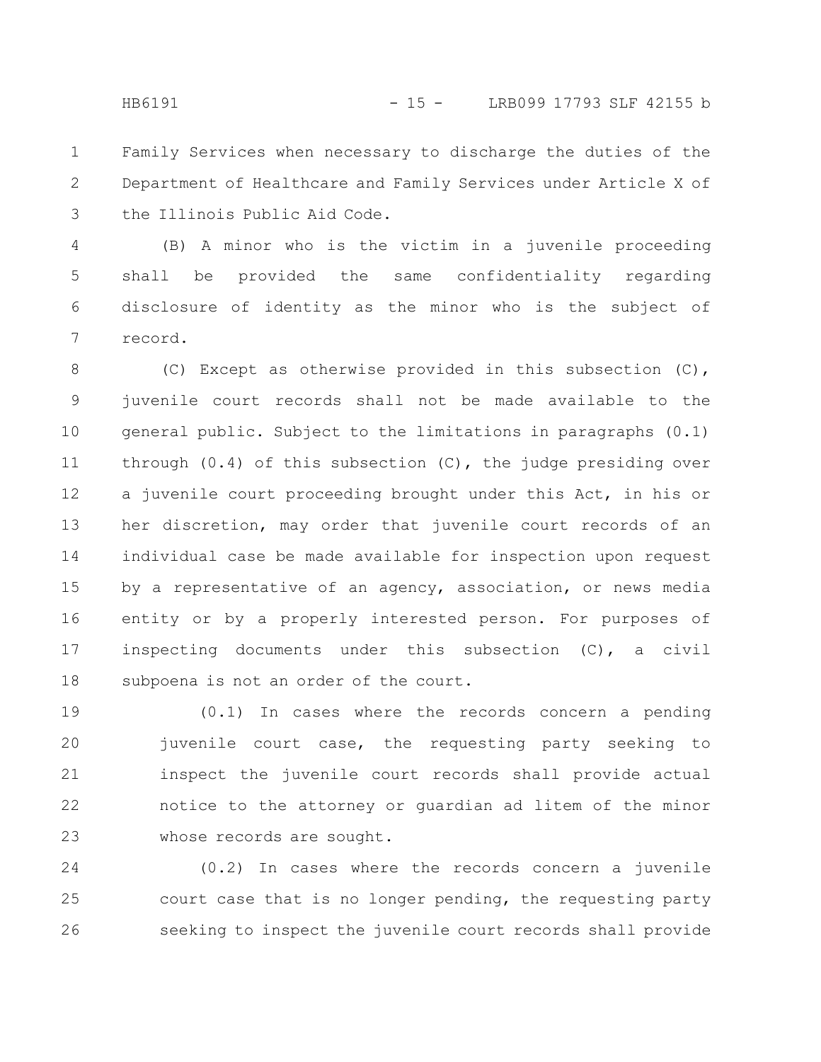Family Services when necessary to discharge the duties of the Department of Healthcare and Family Services under Article X of the Illinois Public Aid Code.

(B) A minor who is the victim in a juvenile proceeding shall be provided the same confidentiality regarding disclosure of identity as the minor who is the subject of record.

(C) Except as otherwise provided in this subsection (C), juvenile court records shall not be made available to the general public. Subject to the limitations in paragraphs (0.1) through (0.4) of this subsection (C), the judge presiding over a juvenile court proceeding brought under this Act, in his or her discretion, may order that juvenile court records of an individual case be made available for inspection upon request by a representative of an agency, association, or news media entity or by a properly interested person. For purposes of inspecting documents under this subsection (C), a civil subpoena is not an order of the court.

(0.1) In cases where the records concern a pending juvenile court case, the requesting party seeking to inspect the juvenile court records shall provide actual notice to the attorney or guardian ad litem of the minor whose records are sought.

(0.2) In cases where the records concern a juvenile court case that is no longer pending, the requesting party seeking to inspect the juvenile court records shall provide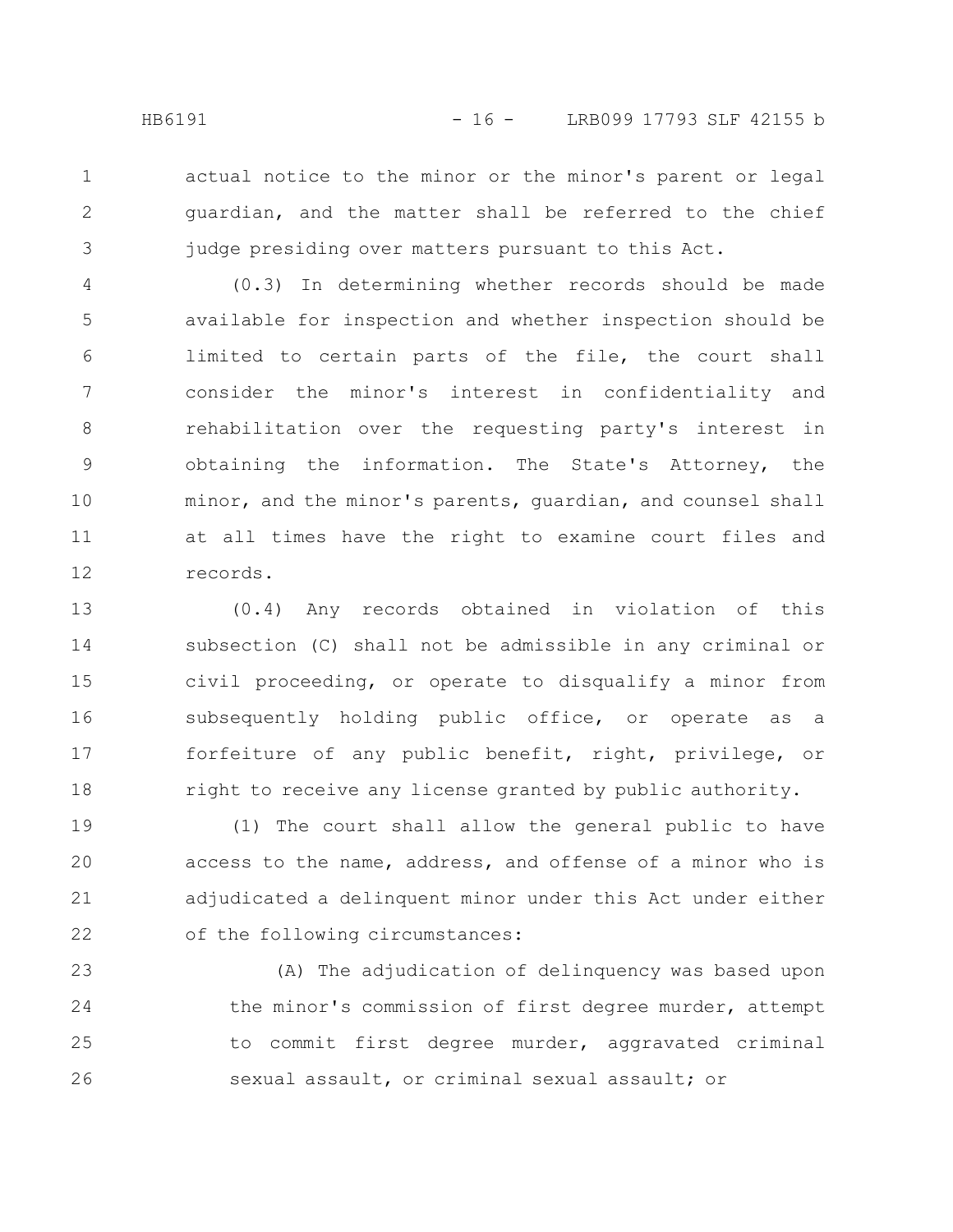actual notice to the minor or the minor's parent or legal guardian, and the matter shall be referred to the chief judge presiding over matters pursuant to this Act.

(0.3) In determining whether records should be made available for inspection and whether inspection should be limited to certain parts of the file, the court shall consider the minor's interest in confidentiality and rehabilitation over the requesting party's interest in obtaining the information. The State's Attorney, the minor, and the minor's parents, guardian, and counsel shall at all times have the right to examine court files and records.

(0.4) Any records obtained in violation of this subsection (C) shall not be admissible in any criminal or civil proceeding, or operate to disqualify a minor from subsequently holding public office, or operate as a forfeiture of any public benefit, right, privilege, or right to receive any license granted by public authority.

(1) The court shall allow the general public to have access to the name, address, and offense of a minor who is adjudicated a delinquent minor under this Act under either of the following circumstances:

(A) The adjudication of delinquency was based upon the minor's commission of first degree murder, attempt to commit first degree murder, aggravated criminal sexual assault, or criminal sexual assault; or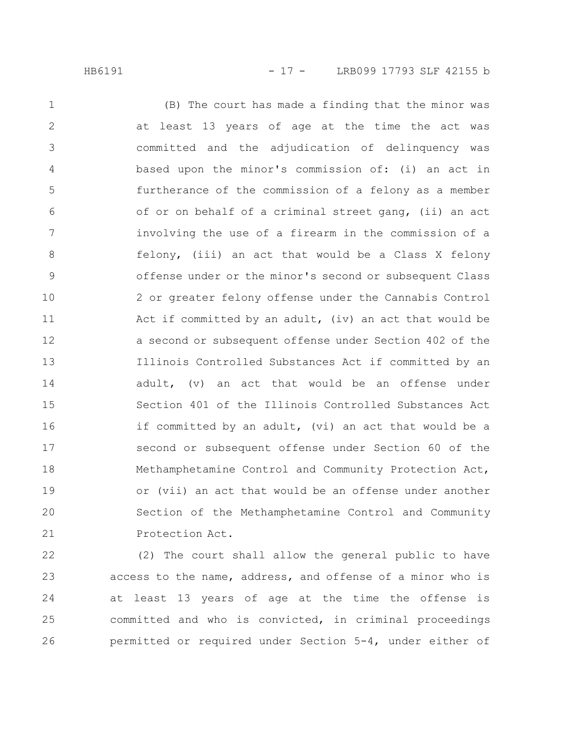(B) The court has made a finding that the minor was at least 13 years of age at the time the act was committed and the adjudication of delinquency was based upon the minor's commission of: (i) an act in furtherance of the commission of a felony as a member of or on behalf of a criminal street gang, (ii) an act involving the use of a firearm in the commission of a felony, (iii) an act that would be a Class X felony offense under or the minor's second or subsequent Class 2 or greater felony offense under the Cannabis Control Act if committed by an adult, (iv) an act that would be a second or subsequent offense under Section 402 of the Illinois Controlled Substances Act if committed by an adult, (v) an act that would be an offense under Section 401 of the Illinois Controlled Substances Act if committed by an adult, (vi) an act that would be a second or subsequent offense under Section 60 of the Methamphetamine Control and Community Protection Act, or (vii) an act that would be an offense under another Section of the Methamphetamine Control and Community Protection Act.

(2) The court shall allow the general public to have access to the name, address, and offense of a minor who is at least 13 years of age at the time the offense is committed and who is convicted, in criminal proceedings permitted or required under Section 5-4, under either of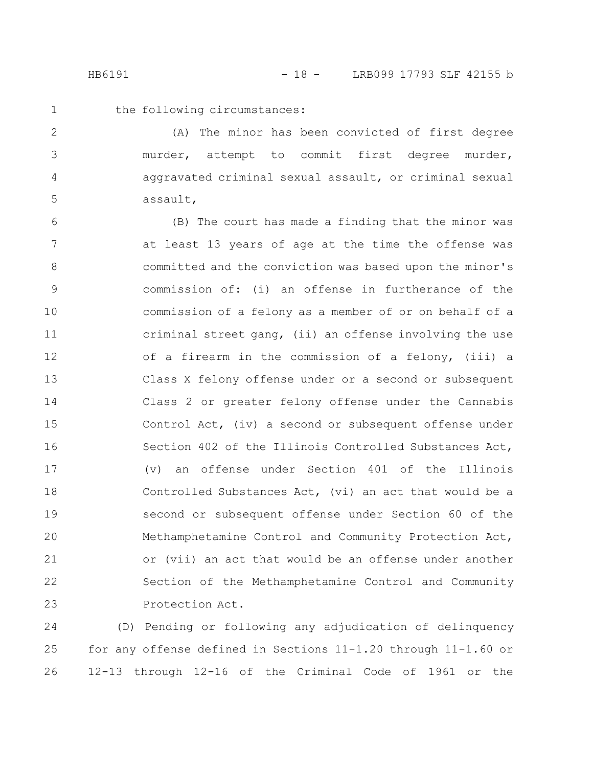the following circumstances:

(A) The minor has been convicted of first degree murder, attempt to commit first degree murder, aggravated criminal sexual assault, or criminal sexual assault,

(B) The court has made a finding that the minor was at least 13 years of age at the time the offense was committed and the conviction was based upon the minor's commission of: (i) an offense in furtherance of the commission of a felony as a member of or on behalf of a criminal street gang, (ii) an offense involving the use of a firearm in the commission of a felony, (iii) a Class X felony offense under or a second or subsequent Class 2 or greater felony offense under the Cannabis Control Act, (iv) a second or subsequent offense under Section 402 of the Illinois Controlled Substances Act, (v) an offense under Section 401 of the Illinois Controlled Substances Act, (vi) an act that would be a second or subsequent offense under Section 60 of the Methamphetamine Control and Community Protection Act, or (vii) an act that would be an offense under another Section of the Methamphetamine Control and Community Protection Act.

(D) Pending or following any adjudication of delinquency for any offense defined in Sections 11-1.20 through 11-1.60 or 12-13 through 12-16 of the Criminal Code of 1961 or the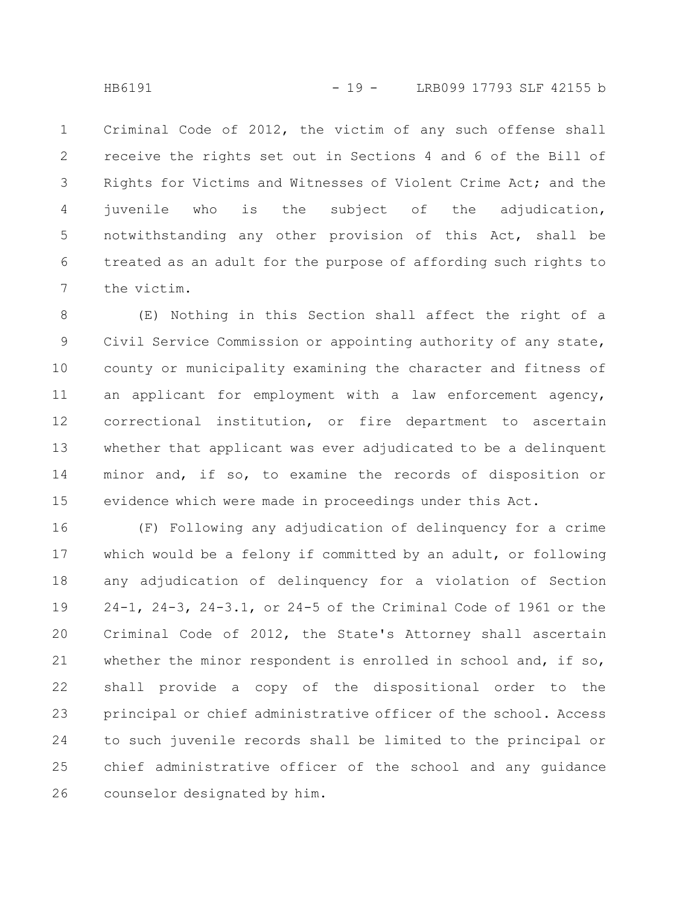Criminal Code of 2012, the victim of any such offense shall receive the rights set out in Sections 4 and 6 of the Bill of Rights for Victims and Witnesses of Violent Crime Act; and the juvenile who is the subject of the adjudication, notwithstanding any other provision of this Act, shall be treated as an adult for the purpose of affording such rights to the victim.

(E) Nothing in this Section shall affect the right of a Civil Service Commission or appointing authority of any state, county or municipality examining the character and fitness of an applicant for employment with a law enforcement agency, correctional institution, or fire department to ascertain whether that applicant was ever adjudicated to be a delinquent minor and, if so, to examine the records of disposition or evidence which were made in proceedings under this Act.

(F) Following any adjudication of delinquency for a crime which would be a felony if committed by an adult, or following any adjudication of delinquency for a violation of Section 24-1, 24-3, 24-3.1, or 24-5 of the Criminal Code of 1961 or the Criminal Code of 2012, the State's Attorney shall ascertain whether the minor respondent is enrolled in school and, if so, shall provide a copy of the dispositional order to the principal or chief administrative officer of the school. Access to such juvenile records shall be limited to the principal or chief administrative officer of the school and any guidance counselor designated by him.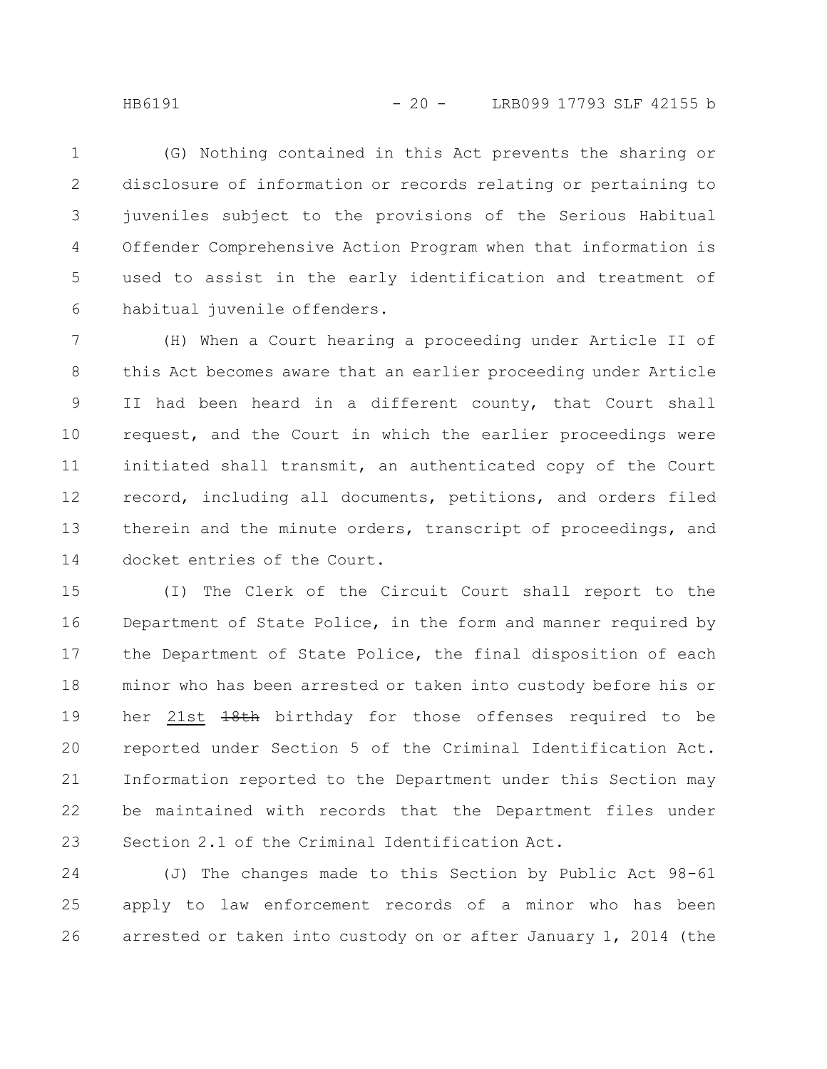(G) Nothing contained in this Act prevents the sharing or disclosure of information or records relating or pertaining to juveniles subject to the provisions of the Serious Habitual Offender Comprehensive Action Program when that information is used to assist in the early identification and treatment of habitual juvenile offenders.

(H) When a Court hearing a proceeding under Article II of this Act becomes aware that an earlier proceeding under Article II had been heard in a different county, that Court shall request, and the Court in which the earlier proceedings were initiated shall transmit, an authenticated copy of the Court record, including all documents, petitions, and orders filed therein and the minute orders, transcript of proceedings, and docket entries of the Court.

(I) The Clerk of the Circuit Court shall report to the Department of State Police, in the form and manner required by the Department of State Police, the final disposition of each minor who has been arrested or taken into custody before his or her <u>21st</u> ~~18th~~ birthday for those offenses required to be reported under Section 5 of the Criminal Identification Act. Information reported to the Department under this Section may be maintained with records that the Department files under Section 2.1 of the Criminal Identification Act.

(J) The changes made to this Section by Public Act 98-61 apply to law enforcement records of a minor who has been arrested or taken into custody on or after January 1, 2014 (the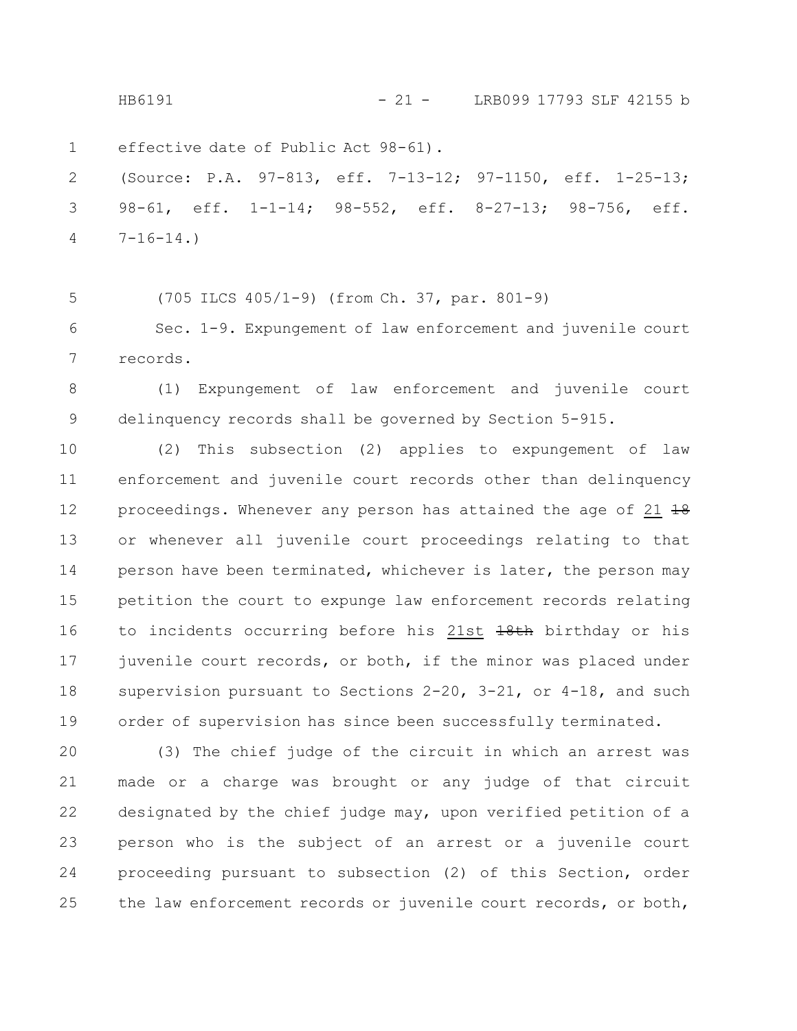effective date of Public Act 98-61).

(Source: P.A. 97-813, eff. 7-13-12; 97-1150, eff. 1-25-13; 98-61, eff. 1-1-14; 98-552, eff. 8-27-13; 98-756, eff. 7-16-14.)

(705 ILCS 405/1-9) (from Ch. 37, par. 801-9)

Sec. 1-9. Expungement of law enforcement and juvenile court records.

(1) Expungement of law enforcement and juvenile court delinquency records shall be governed by Section 5-915.

(2) This subsection (2) applies to expungement of law enforcement and juvenile court records other than delinquency proceedings. Whenever any person has attained the age of <u>21</u> ~~18~~ or whenever all juvenile court proceedings relating to that person have been terminated, whichever is later, the person may petition the court to expunge law enforcement records relating to incidents occurring before his <u>21st</u> ~~18th~~ birthday or his juvenile court records, or both, if the minor was placed under supervision pursuant to Sections 2-20, 3-21, or 4-18, and such order of supervision has since been successfully terminated.

(3) The chief judge of the circuit in which an arrest was made or a charge was brought or any judge of that circuit designated by the chief judge may, upon verified petition of a person who is the subject of an arrest or a juvenile court proceeding pursuant to subsection (2) of this Section, order the law enforcement records or juvenile court records, or both,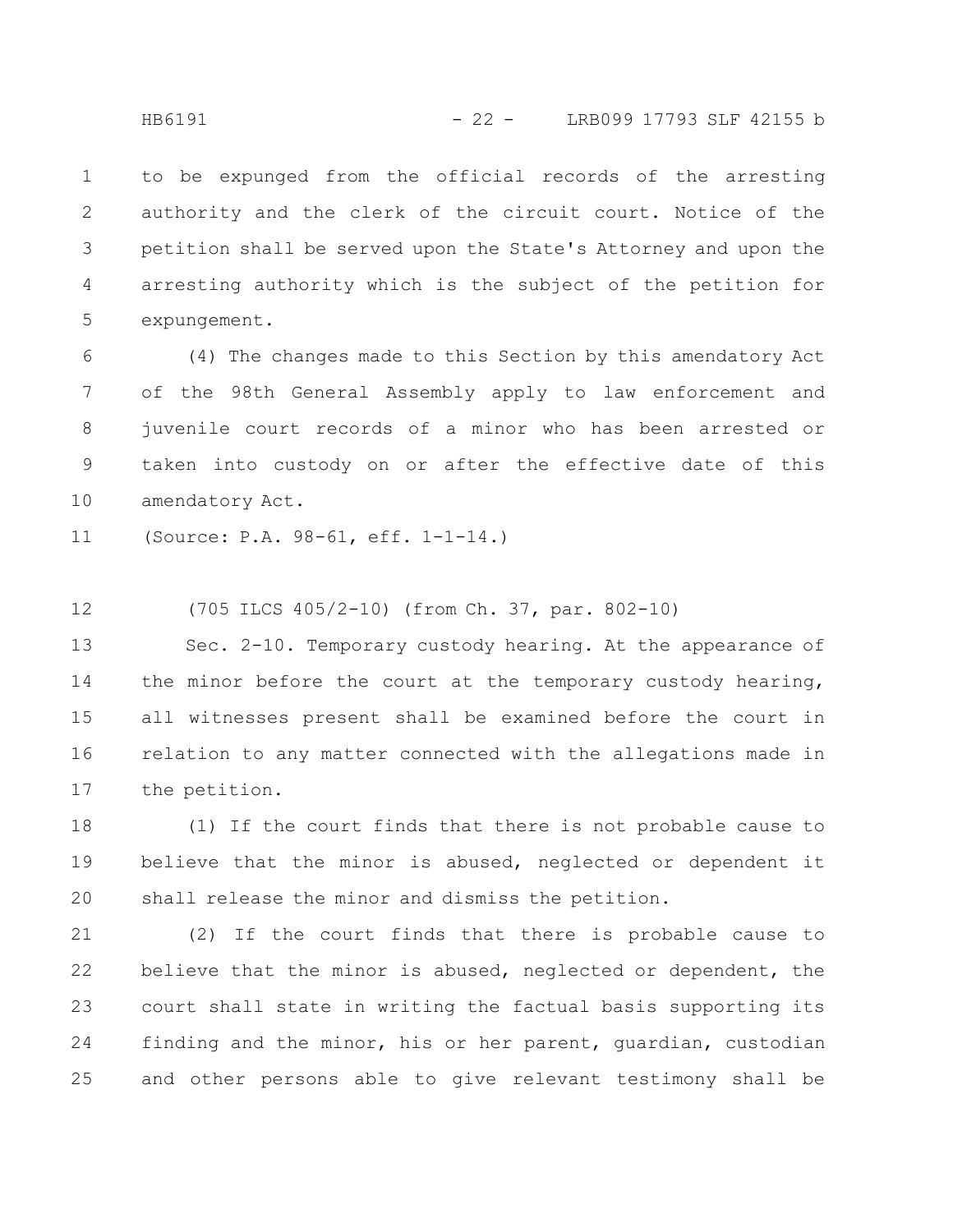to be expunged from the official records of the arresting authority and the clerk of the circuit court. Notice of the petition shall be served upon the State's Attorney and upon the arresting authority which is the subject of the petition for expungement.

(4) The changes made to this Section by this amendatory Act of the 98th General Assembly apply to law enforcement and juvenile court records of a minor who has been arrested or taken into custody on or after the effective date of this amendatory Act.

(Source: P.A. 98-61, eff. 1-1-14.)

(705 ILCS 405/2-10) (from Ch. 37, par. 802-10)

Sec. 2-10. Temporary custody hearing. At the appearance of the minor before the court at the temporary custody hearing, all witnesses present shall be examined before the court in relation to any matter connected with the allegations made in the petition.

(1) If the court finds that there is not probable cause to believe that the minor is abused, neglected or dependent it shall release the minor and dismiss the petition.

(2) If the court finds that there is probable cause to believe that the minor is abused, neglected or dependent, the court shall state in writing the factual basis supporting its finding and the minor, his or her parent, guardian, custodian and other persons able to give relevant testimony shall be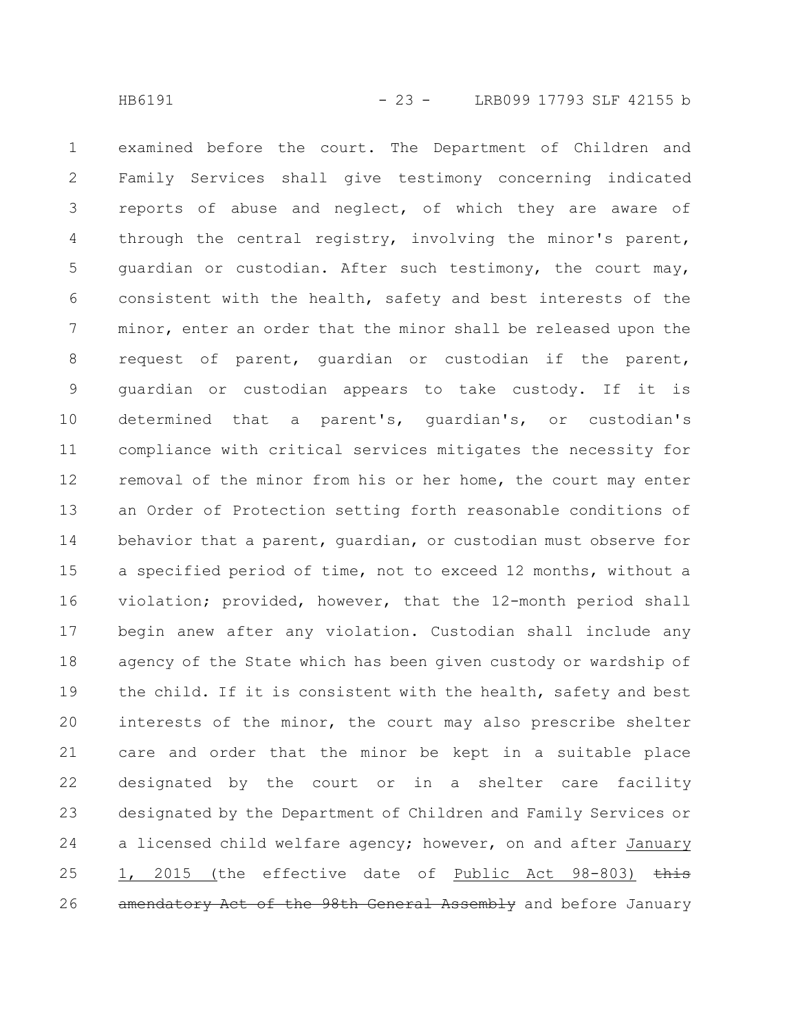examined before the court. The Department of Children and Family Services shall give testimony concerning indicated reports of abuse and neglect, of which they are aware of through the central registry, involving the minor's parent, guardian or custodian. After such testimony, the court may, consistent with the health, safety and best interests of the minor, enter an order that the minor shall be released upon the request of parent, guardian or custodian if the parent, guardian or custodian appears to take custody. If it is determined that a parent's, guardian's, or custodian's compliance with critical services mitigates the necessity for removal of the minor from his or her home, the court may enter an Order of Protection setting forth reasonable conditions of behavior that a parent, guardian, or custodian must observe for a specified period of time, not to exceed 12 months, without a violation; provided, however, that the 12-month period shall begin anew after any violation. Custodian shall include any agency of the State which has been given custody or wardship of the child. If it is consistent with the health, safety and best interests of the minor, the court may also prescribe shelter care and order that the minor be kept in a suitable place designated by the court or in a shelter care facility designated by the Department of Children and Family Services or a licensed child welfare agency; however, on and after January 1, 2015 (the effective date of Public Act 98-803) ~~this amendatory Act of the 98th General Assembly~~ and before January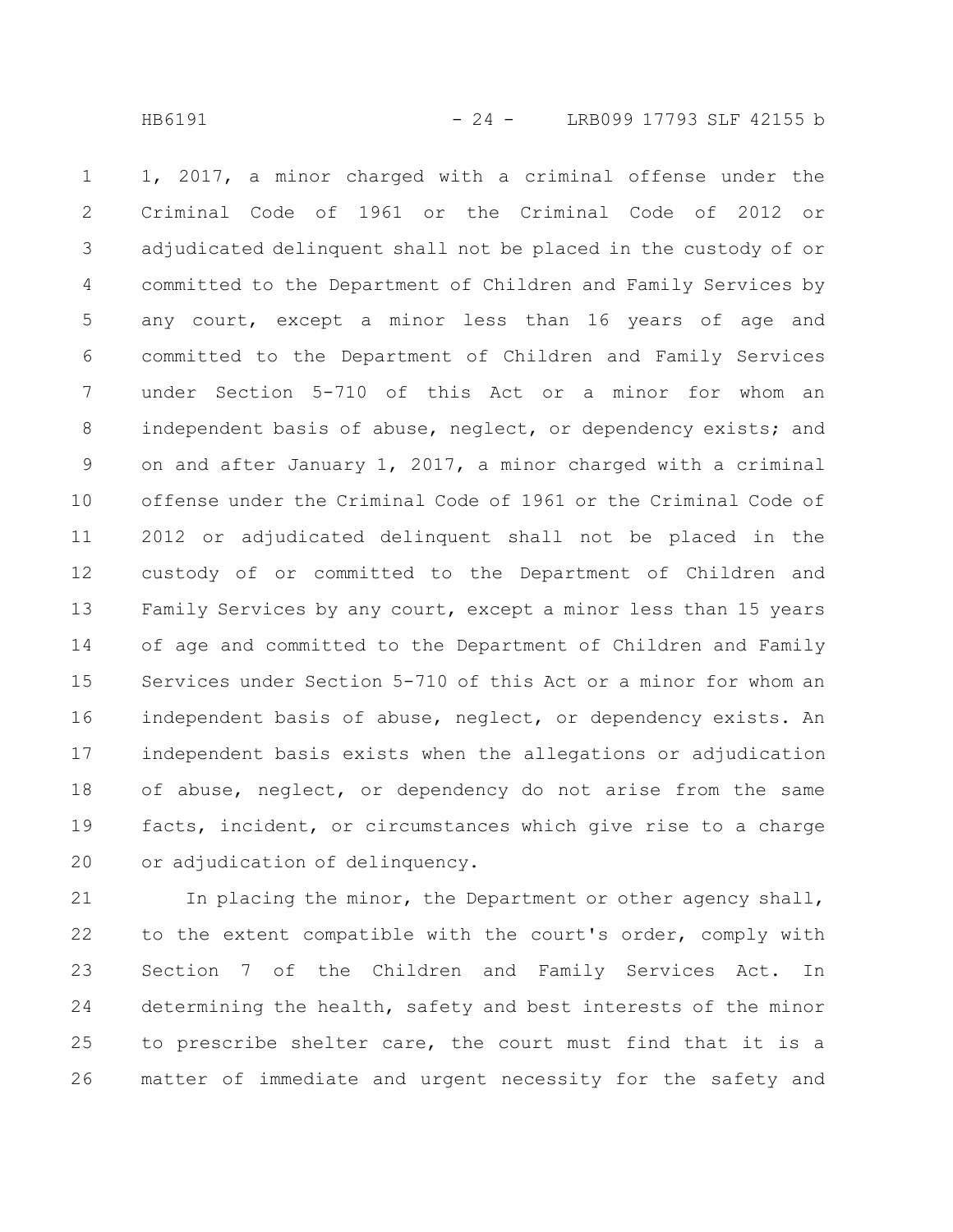1, 2017, a minor charged with a criminal offense under the Criminal Code of 1961 or the Criminal Code of 2012 or adjudicated delinquent shall not be placed in the custody of or committed to the Department of Children and Family Services by any court, except a minor less than 16 years of age and committed to the Department of Children and Family Services under Section 5-710 of this Act or a minor for whom an independent basis of abuse, neglect, or dependency exists; and on and after January 1, 2017, a minor charged with a criminal offense under the Criminal Code of 1961 or the Criminal Code of 2012 or adjudicated delinquent shall not be placed in the custody of or committed to the Department of Children and Family Services by any court, except a minor less than 15 years of age and committed to the Department of Children and Family Services under Section 5-710 of this Act or a minor for whom an independent basis of abuse, neglect, or dependency exists. An independent basis exists when the allegations or adjudication of abuse, neglect, or dependency do not arise from the same facts, incident, or circumstances which give rise to a charge or adjudication of delinquency.

In placing the minor, the Department or other agency shall, to the extent compatible with the court's order, comply with Section 7 of the Children and Family Services Act. In determining the health, safety and best interests of the minor to prescribe shelter care, the court must find that it is a matter of immediate and urgent necessity for the safety and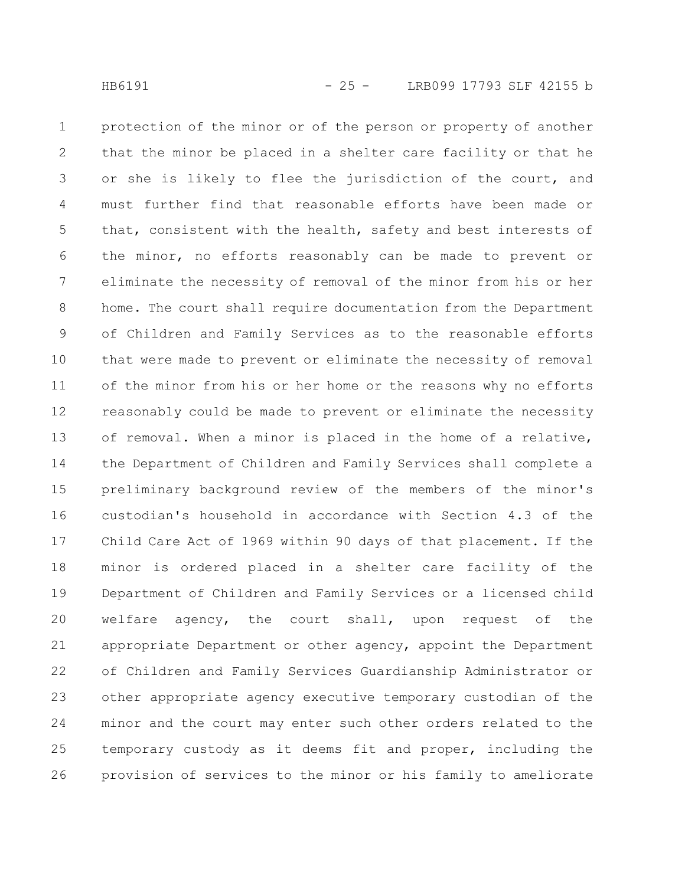protection of the minor or of the person or property of another that the minor be placed in a shelter care facility or that he or she is likely to flee the jurisdiction of the court, and must further find that reasonable efforts have been made or that, consistent with the health, safety and best interests of the minor, no efforts reasonably can be made to prevent or eliminate the necessity of removal of the minor from his or her home. The court shall require documentation from the Department of Children and Family Services as to the reasonable efforts that were made to prevent or eliminate the necessity of removal of the minor from his or her home or the reasons why no efforts reasonably could be made to prevent or eliminate the necessity of removal. When a minor is placed in the home of a relative, the Department of Children and Family Services shall complete a preliminary background review of the members of the minor's custodian's household in accordance with Section 4.3 of the Child Care Act of 1969 within 90 days of that placement. If the minor is ordered placed in a shelter care facility of the Department of Children and Family Services or a licensed child welfare agency, the court shall, upon request of the appropriate Department or other agency, appoint the Department of Children and Family Services Guardianship Administrator or other appropriate agency executive temporary custodian of the minor and the court may enter such other orders related to the temporary custody as it deems fit and proper, including the provision of services to the minor or his family to ameliorate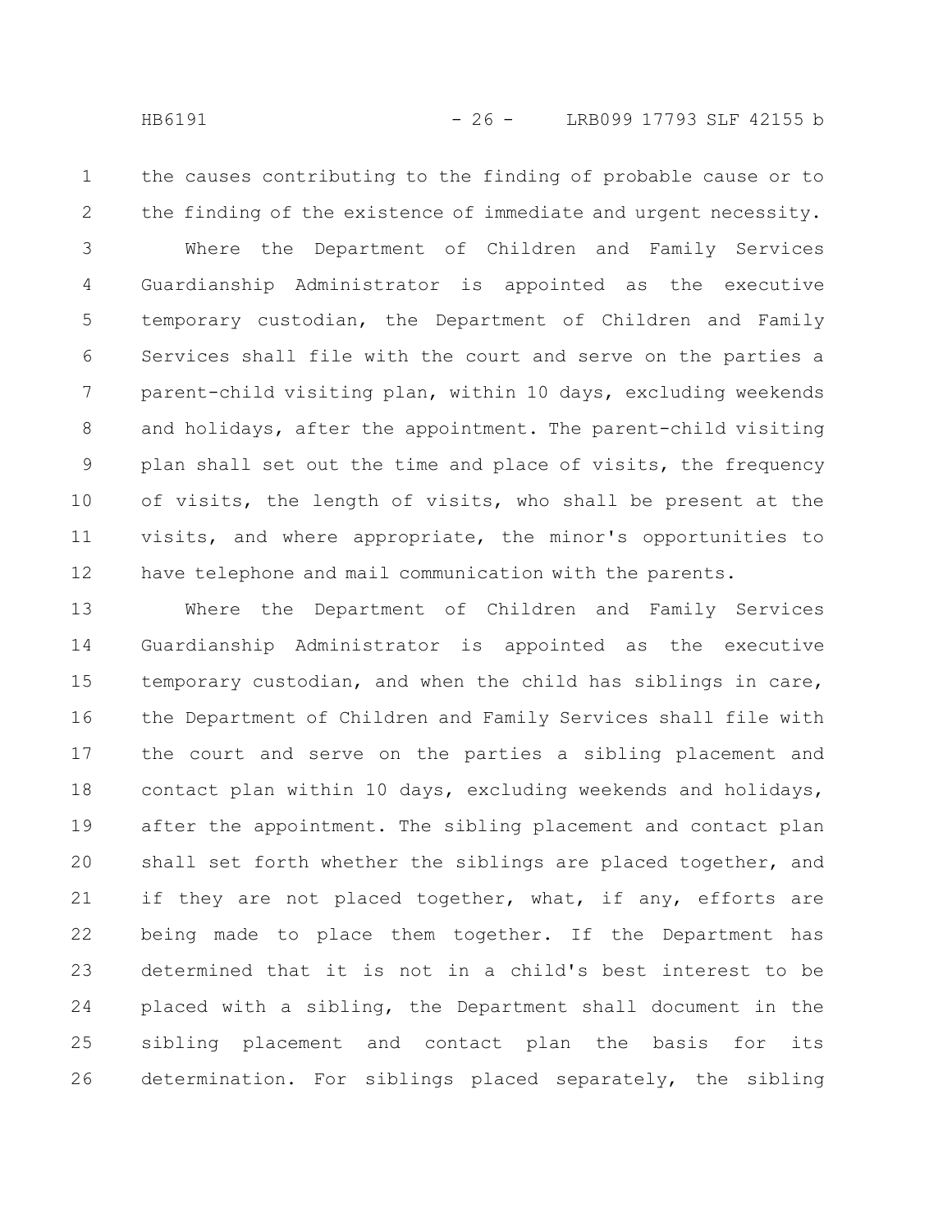the causes contributing to the finding of probable cause or to the finding of the existence of immediate and urgent necessity.

Where the Department of Children and Family Services Guardianship Administrator is appointed as the executive temporary custodian, the Department of Children and Family Services shall file with the court and serve on the parties a parent-child visiting plan, within 10 days, excluding weekends and holidays, after the appointment. The parent-child visiting plan shall set out the time and place of visits, the frequency of visits, the length of visits, who shall be present at the visits, and where appropriate, the minor's opportunities to have telephone and mail communication with the parents.

Where the Department of Children and Family Services Guardianship Administrator is appointed as the executive temporary custodian, and when the child has siblings in care, the Department of Children and Family Services shall file with the court and serve on the parties a sibling placement and contact plan within 10 days, excluding weekends and holidays, after the appointment. The sibling placement and contact plan shall set forth whether the siblings are placed together, and if they are not placed together, what, if any, efforts are being made to place them together. If the Department has determined that it is not in a child's best interest to be placed with a sibling, the Department shall document in the sibling placement and contact plan the basis for its determination. For siblings placed separately, the sibling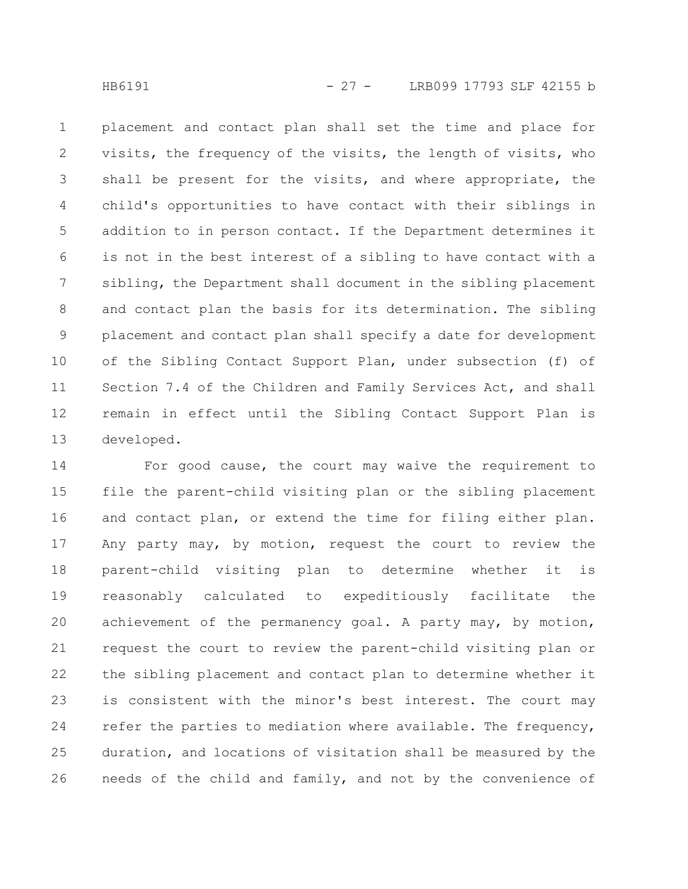placement and contact plan shall set the time and place for visits, the frequency of the visits, the length of visits, who shall be present for the visits, and where appropriate, the child's opportunities to have contact with their siblings in addition to in person contact. If the Department determines it is not in the best interest of a sibling to have contact with a sibling, the Department shall document in the sibling placement and contact plan the basis for its determination. The sibling placement and contact plan shall specify a date for development of the Sibling Contact Support Plan, under subsection (f) of Section 7.4 of the Children and Family Services Act, and shall remain in effect until the Sibling Contact Support Plan is developed.

For good cause, the court may waive the requirement to file the parent-child visiting plan or the sibling placement and contact plan, or extend the time for filing either plan. Any party may, by motion, request the court to review the parent-child visiting plan to determine whether it is reasonably calculated to expeditiously facilitate the achievement of the permanency goal. A party may, by motion, request the court to review the parent-child visiting plan or the sibling placement and contact plan to determine whether it is consistent with the minor's best interest. The court may refer the parties to mediation where available. The frequency, duration, and locations of visitation shall be measured by the needs of the child and family, and not by the convenience of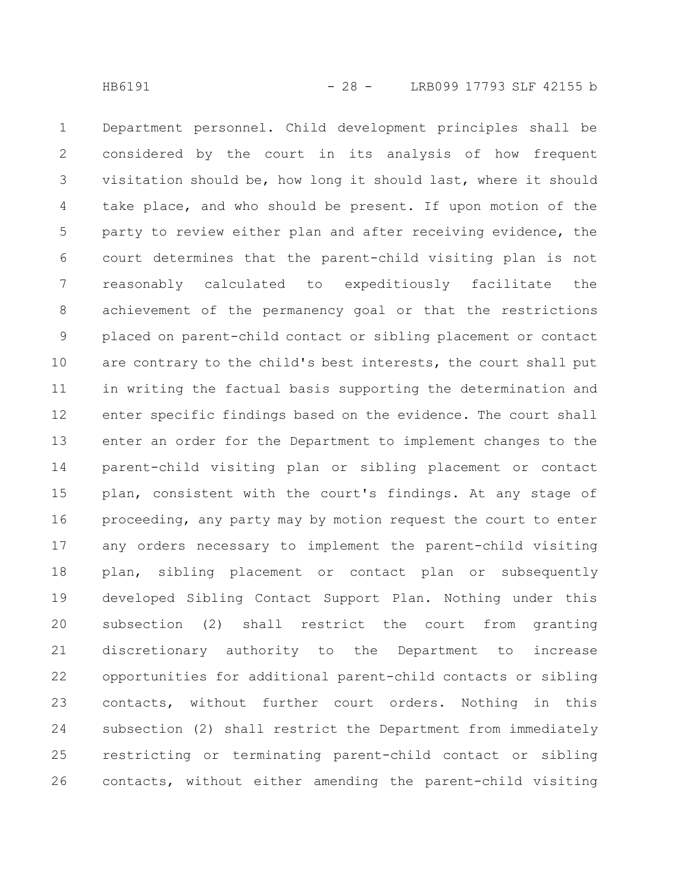Department personnel. Child development principles shall be considered by the court in its analysis of how frequent visitation should be, how long it should last, where it should take place, and who should be present. If upon motion of the party to review either plan and after receiving evidence, the court determines that the parent-child visiting plan is not reasonably calculated to expeditiously facilitate the achievement of the permanency goal or that the restrictions placed on parent-child contact or sibling placement or contact are contrary to the child's best interests, the court shall put in writing the factual basis supporting the determination and enter specific findings based on the evidence. The court shall enter an order for the Department to implement changes to the parent-child visiting plan or sibling placement or contact plan, consistent with the court's findings. At any stage of proceeding, any party may by motion request the court to enter any orders necessary to implement the parent-child visiting plan, sibling placement or contact plan or subsequently developed Sibling Contact Support Plan. Nothing under this subsection (2) shall restrict the court from granting discretionary authority to the Department to increase opportunities for additional parent-child contacts or sibling contacts, without further court orders. Nothing in this subsection (2) shall restrict the Department from immediately restricting or terminating parent-child contact or sibling contacts, without either amending the parent-child visiting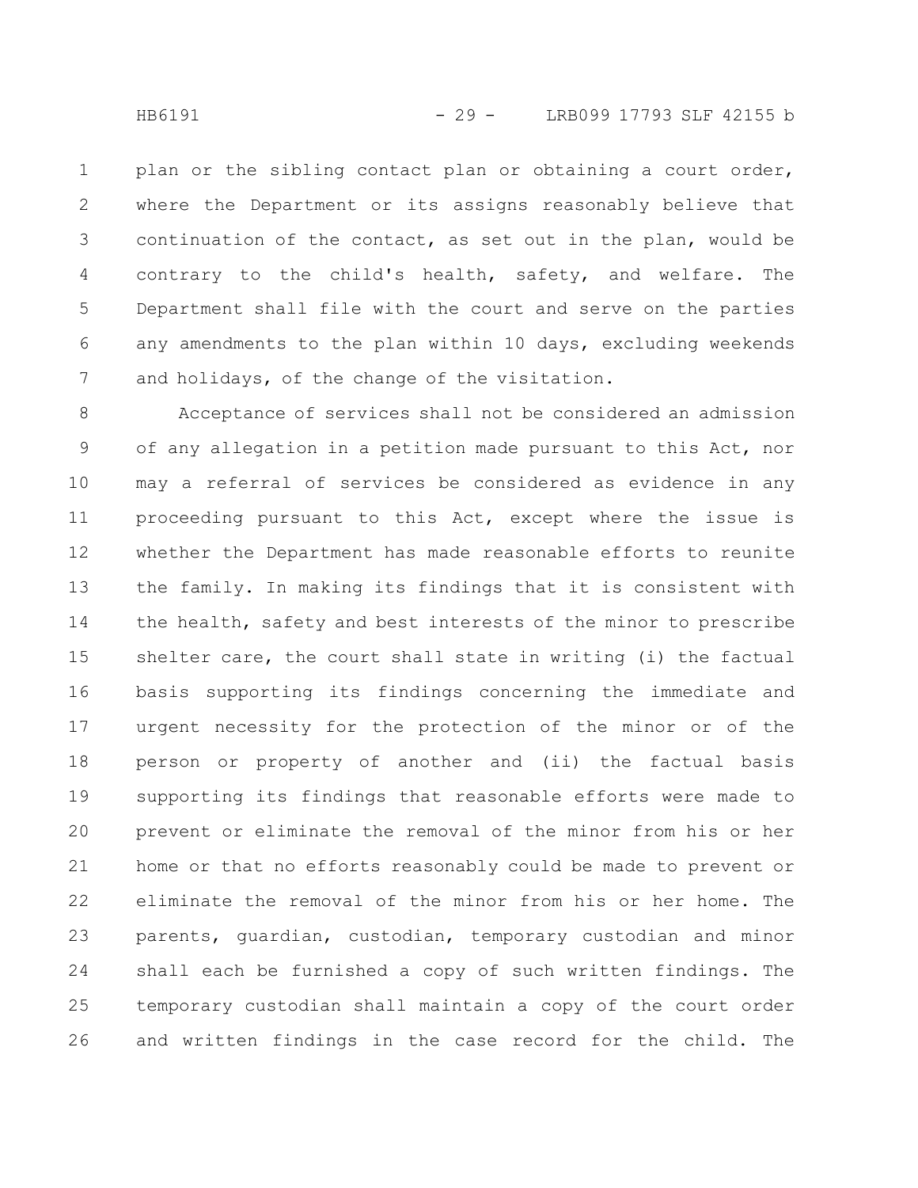plan or the sibling contact plan or obtaining a court order, where the Department or its assigns reasonably believe that continuation of the contact, as set out in the plan, would be contrary to the child's health, safety, and welfare. The Department shall file with the court and serve on the parties any amendments to the plan within 10 days, excluding weekends and holidays, of the change of the visitation.

Acceptance of services shall not be considered an admission of any allegation in a petition made pursuant to this Act, nor may a referral of services be considered as evidence in any proceeding pursuant to this Act, except where the issue is whether the Department has made reasonable efforts to reunite the family. In making its findings that it is consistent with the health, safety and best interests of the minor to prescribe shelter care, the court shall state in writing (i) the factual basis supporting its findings concerning the immediate and urgent necessity for the protection of the minor or of the person or property of another and (ii) the factual basis supporting its findings that reasonable efforts were made to prevent or eliminate the removal of the minor from his or her home or that no efforts reasonably could be made to prevent or eliminate the removal of the minor from his or her home. The parents, guardian, custodian, temporary custodian and minor shall each be furnished a copy of such written findings. The temporary custodian shall maintain a copy of the court order and written findings in the case record for the child. The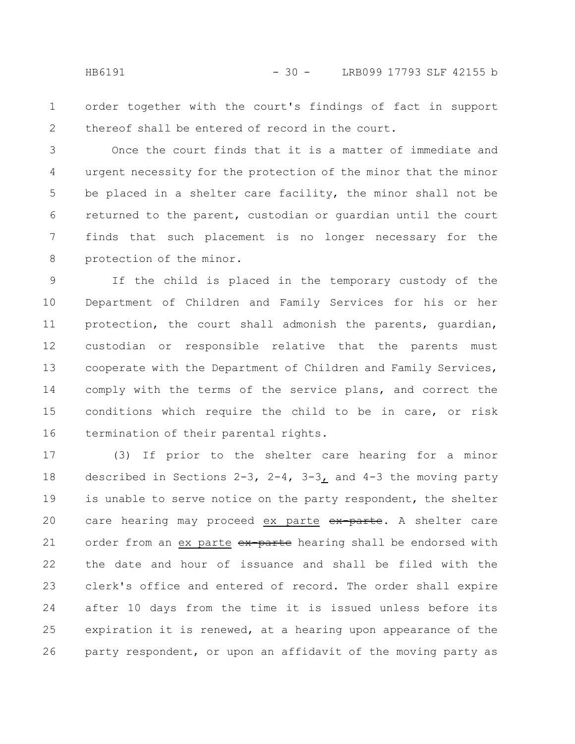order together with the court's findings of fact in support thereof shall be entered of record in the court.

Once the court finds that it is a matter of immediate and urgent necessity for the protection of the minor that the minor be placed in a shelter care facility, the minor shall not be returned to the parent, custodian or guardian until the court finds that such placement is no longer necessary for the protection of the minor.

If the child is placed in the temporary custody of the Department of Children and Family Services for his or her protection, the court shall admonish the parents, guardian, custodian or responsible relative that the parents must cooperate with the Department of Children and Family Services, comply with the terms of the service plans, and correct the conditions which require the child to be in care, or risk termination of their parental rights.

(3) If prior to the shelter care hearing for a minor described in Sections 2-3, 2-4, 3-3, and 4-3 the moving party is unable to serve notice on the party respondent, the shelter care hearing may proceed ex parte ~~ex-parte~~. A shelter care order from an ex parte ~~ex-parte~~ hearing shall be endorsed with the date and hour of issuance and shall be filed with the clerk's office and entered of record. The order shall expire after 10 days from the time it is issued unless before its expiration it is renewed, at a hearing upon appearance of the party respondent, or upon an affidavit of the moving party as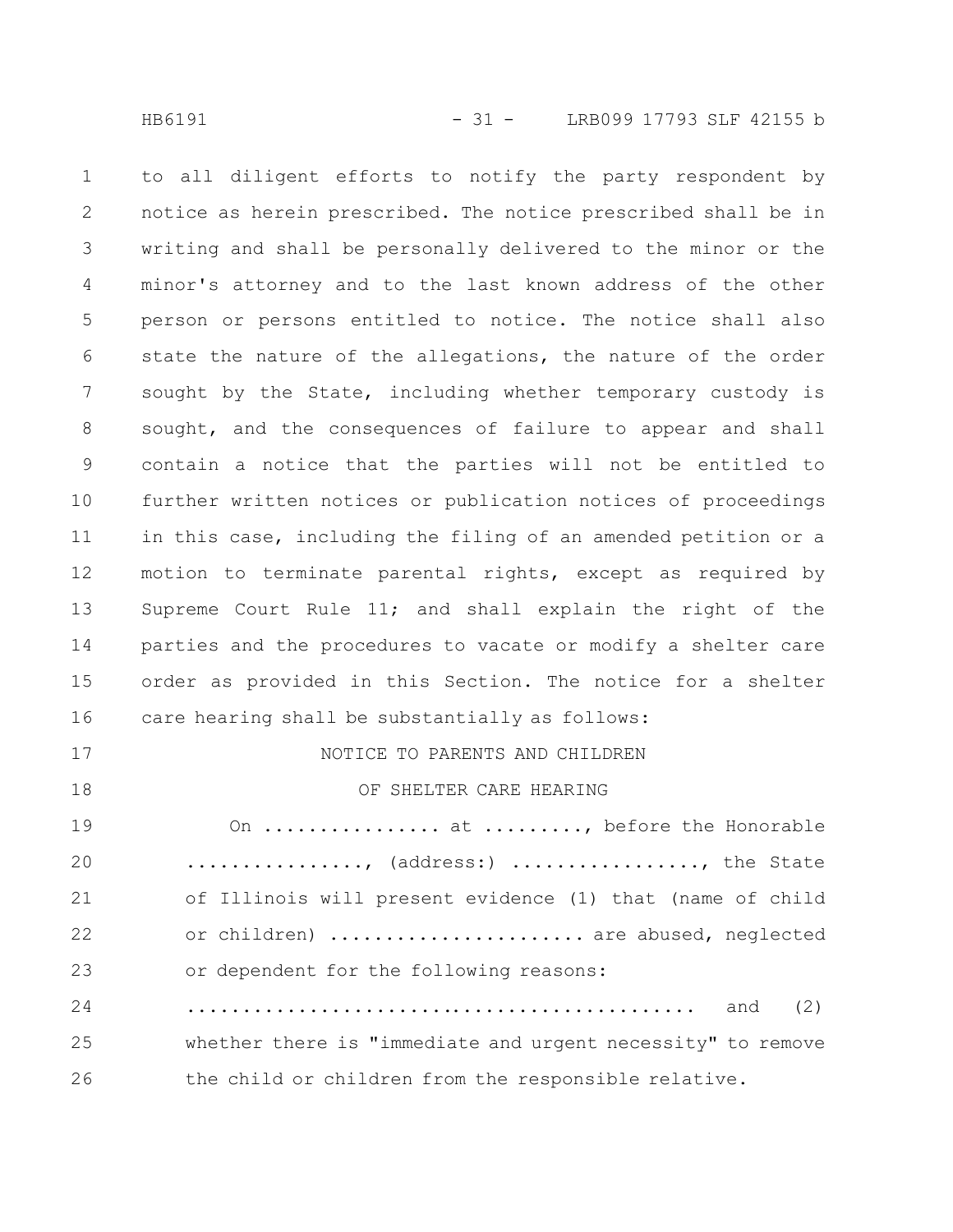to all diligent efforts to notify the party respondent by notice as herein prescribed. The notice prescribed shall be in writing and shall be personally delivered to the minor or the minor's attorney and to the last known address of the other person or persons entitled to notice. The notice shall also state the nature of the allegations, the nature of the order sought by the State, including whether temporary custody is sought, and the consequences of failure to appear and shall contain a notice that the parties will not be entitled to further written notices or publication notices of proceedings in this case, including the filing of an amended petition or a motion to terminate parental rights, except as required by Supreme Court Rule 11; and shall explain the right of the parties and the procedures to vacate or modify a shelter care order as provided in this Section. The notice for a shelter care hearing shall be substantially as follows:

NOTICE TO PARENTS AND CHILDREN

OF SHELTER CARE HEARING

On ................ at ........., before the Honorable ................, (address:) ................., the State of Illinois will present evidence (1) that (name of child or children) ...................... are abused, neglected or dependent for the following reasons: .............................................. and (2) whether there is "immediate and urgent necessity" to remove the child or children from the responsible relative.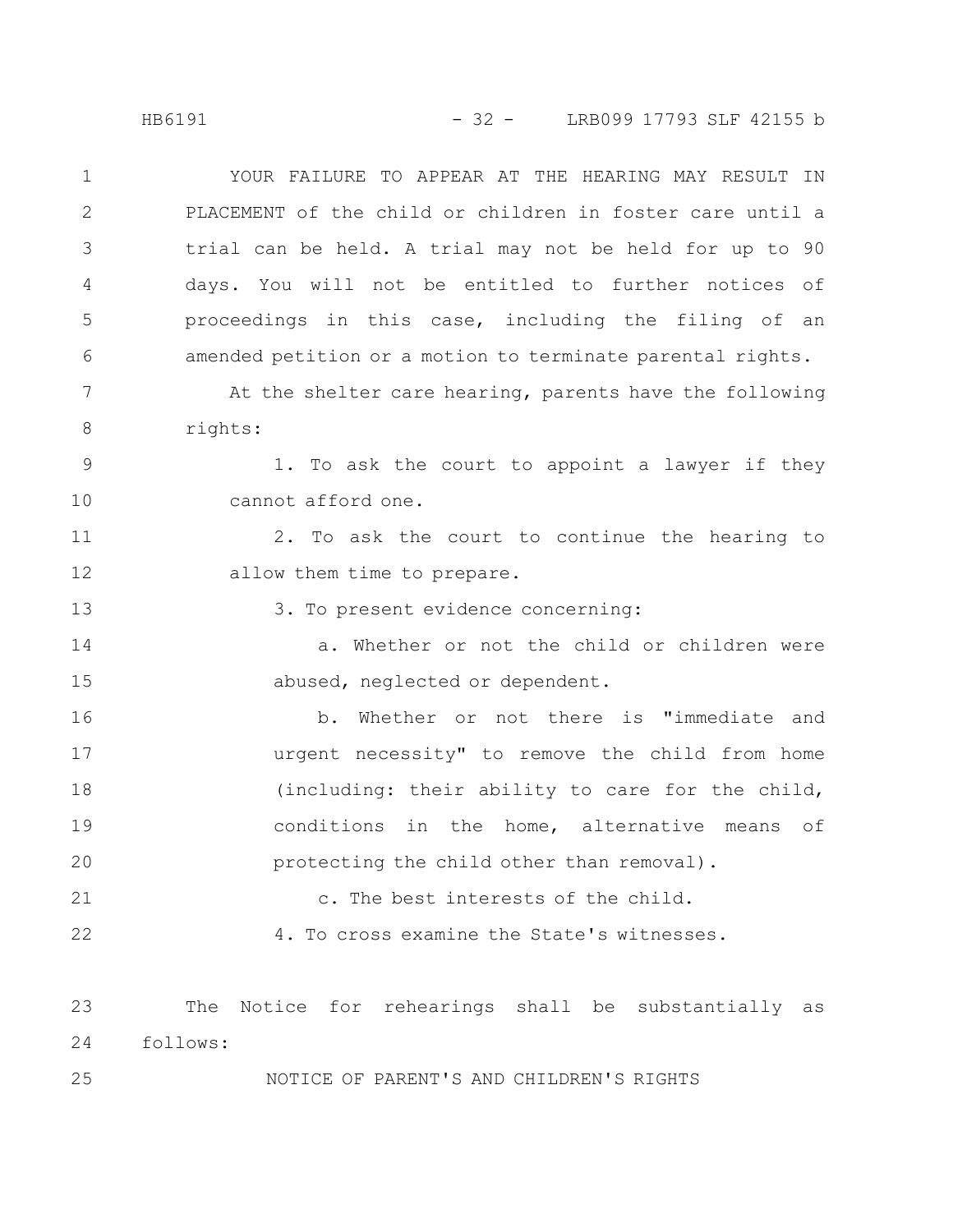YOUR FAILURE TO APPEAR AT THE HEARING MAY RESULT IN PLACEMENT of the child or children in foster care until a trial can be held. A trial may not be held for up to 90 days. You will not be entitled to further notices of proceedings in this case, including the filing of an amended petition or a motion to terminate parental rights.

At the shelter care hearing, parents have the following rights:

1. To ask the court to appoint a lawyer if they cannot afford one.

2. To ask the court to continue the hearing to allow them time to prepare.

3. To present evidence concerning:

   a. Whether or not the child or children were abused, neglected or dependent.

   b. Whether or not there is "immediate and urgent necessity" to remove the child from home (including: their ability to care for the child, conditions in the home, alternative means of protecting the child other than removal).

   c. The best interests of the child.

4. To cross examine the State's witnesses.

The Notice for rehearings shall be substantially as follows:

NOTICE OF PARENT'S AND CHILDREN'S RIGHTS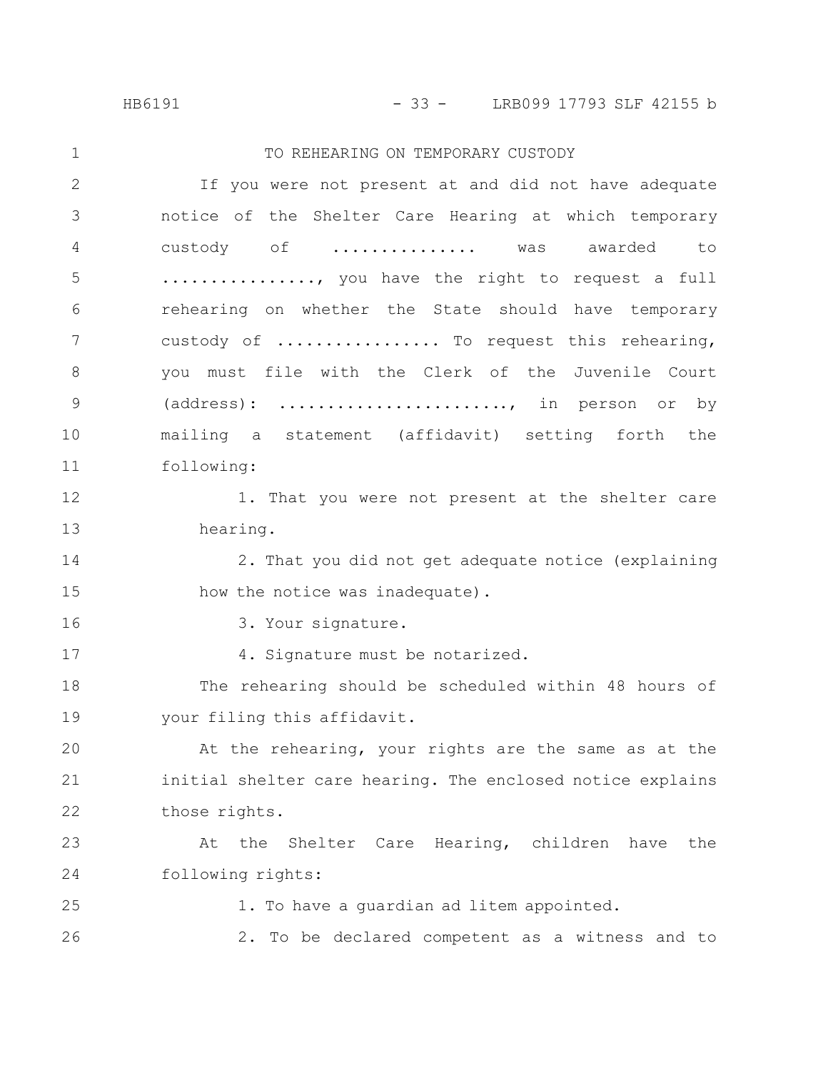TO REHEARING ON TEMPORARY CUSTODY

If you were not present at and did not have adequate notice of the Shelter Care Hearing at which temporary custody of ............... was awarded to ................, you have the right to request a full rehearing on whether the State should have temporary custody of ................. To request this rehearing, you must file with the Clerk of the Juvenile Court (address): ........................, in person or by mailing a statement (affidavit) setting forth the following:

1. That you were not present at the shelter care hearing.

2. That you did not get adequate notice (explaining how the notice was inadequate).

3. Your signature.

4. Signature must be notarized.

The rehearing should be scheduled within 48 hours of your filing this affidavit.

At the rehearing, your rights are the same as at the initial shelter care hearing. The enclosed notice explains those rights.

At the Shelter Care Hearing, children have the following rights:

1. To have a guardian ad litem appointed.

2. To be declared competent as a witness and to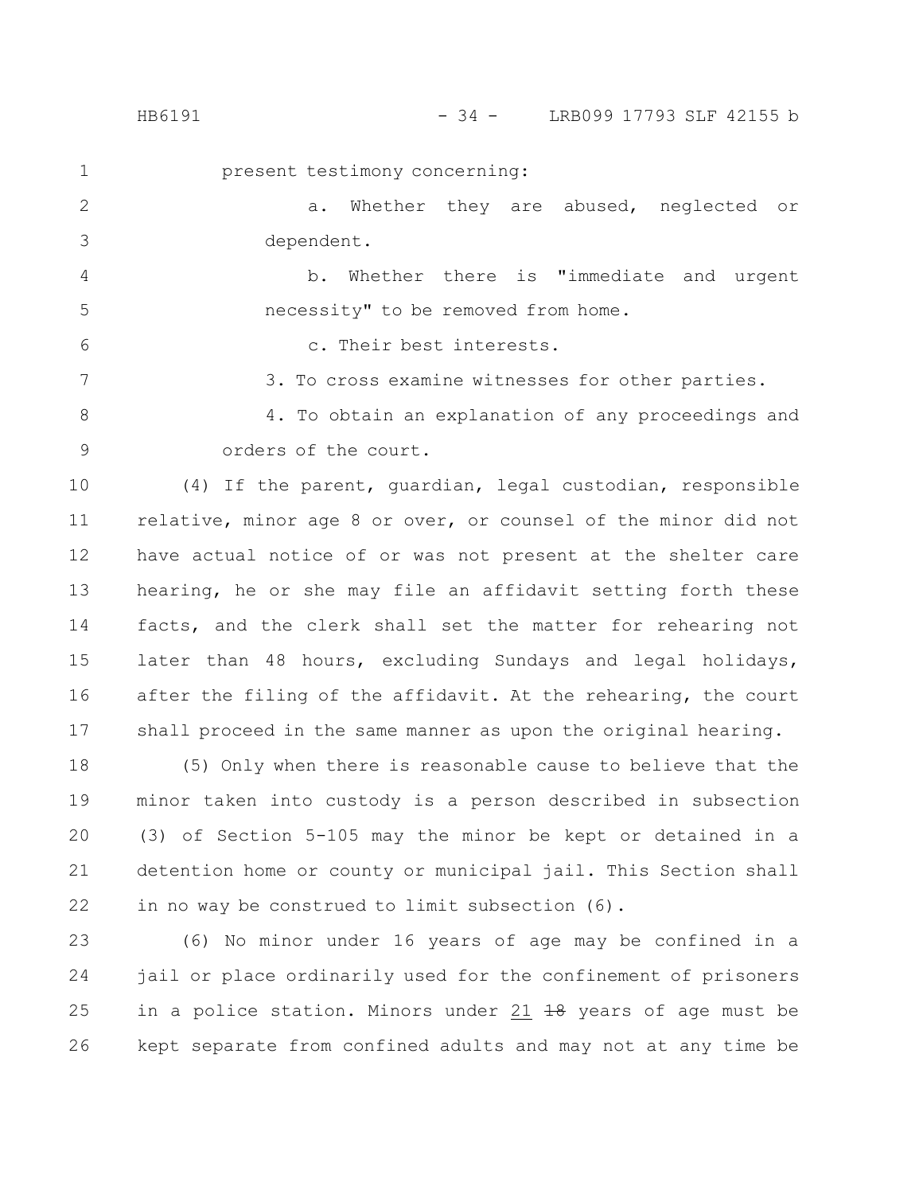present testimony concerning:

a. Whether they are abused, neglected or dependent.

b. Whether there is "immediate and urgent necessity" to be removed from home.

c. Their best interests.

3. To cross examine witnesses for other parties.

4. To obtain an explanation of any proceedings and orders of the court.

(4) If the parent, guardian, legal custodian, responsible relative, minor age 8 or over, or counsel of the minor did not have actual notice of or was not present at the shelter care hearing, he or she may file an affidavit setting forth these facts, and the clerk shall set the matter for rehearing not later than 48 hours, excluding Sundays and legal holidays, after the filing of the affidavit. At the rehearing, the court shall proceed in the same manner as upon the original hearing.

(5) Only when there is reasonable cause to believe that the minor taken into custody is a person described in subsection (3) of Section 5-105 may the minor be kept or detained in a detention home or county or municipal jail. This Section shall in no way be construed to limit subsection (6).

(6) No minor under 16 years of age may be confined in a jail or place ordinarily used for the confinement of prisoners in a police station. Minors under <u>21</u> ~~18~~ years of age must be kept separate from confined adults and may not at any time be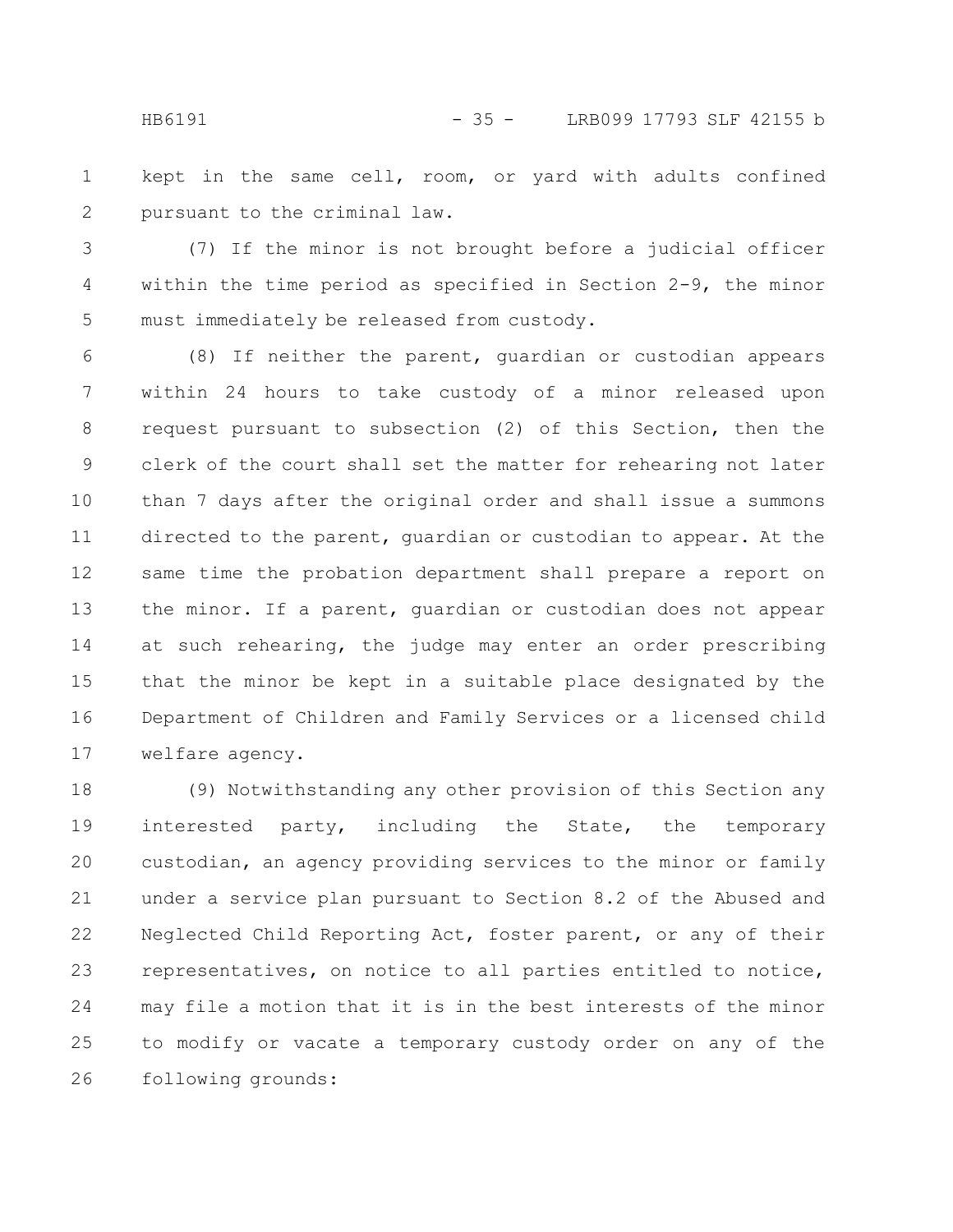kept in the same cell, room, or yard with adults confined pursuant to the criminal law.

(7) If the minor is not brought before a judicial officer within the time period as specified in Section 2-9, the minor must immediately be released from custody.

(8) If neither the parent, guardian or custodian appears within 24 hours to take custody of a minor released upon request pursuant to subsection (2) of this Section, then the clerk of the court shall set the matter for rehearing not later than 7 days after the original order and shall issue a summons directed to the parent, guardian or custodian to appear. At the same time the probation department shall prepare a report on the minor. If a parent, guardian or custodian does not appear at such rehearing, the judge may enter an order prescribing that the minor be kept in a suitable place designated by the Department of Children and Family Services or a licensed child welfare agency.

(9) Notwithstanding any other provision of this Section any interested party, including the State, the temporary custodian, an agency providing services to the minor or family under a service plan pursuant to Section 8.2 of the Abused and Neglected Child Reporting Act, foster parent, or any of their representatives, on notice to all parties entitled to notice, may file a motion that it is in the best interests of the minor to modify or vacate a temporary custody order on any of the following grounds: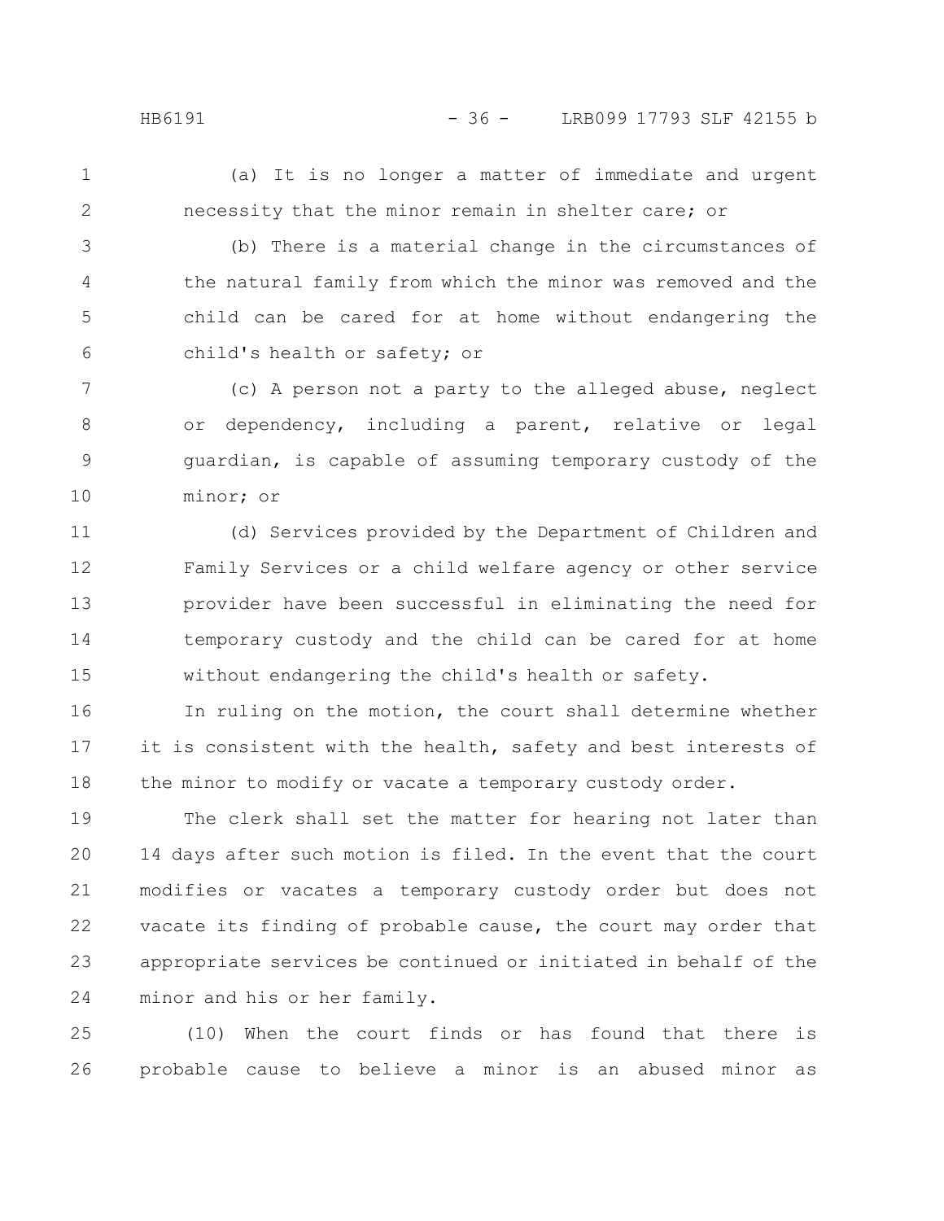(a) It is no longer a matter of immediate and urgent necessity that the minor remain in shelter care; or

(b) There is a material change in the circumstances of the natural family from which the minor was removed and the child can be cared for at home without endangering the child's health or safety; or

(c) A person not a party to the alleged abuse, neglect or dependency, including a parent, relative or legal guardian, is capable of assuming temporary custody of the minor; or

(d) Services provided by the Department of Children and Family Services or a child welfare agency or other service provider have been successful in eliminating the need for temporary custody and the child can be cared for at home without endangering the child's health or safety.

In ruling on the motion, the court shall determine whether it is consistent with the health, safety and best interests of the minor to modify or vacate a temporary custody order.

The clerk shall set the matter for hearing not later than 14 days after such motion is filed. In the event that the court modifies or vacates a temporary custody order but does not vacate its finding of probable cause, the court may order that appropriate services be continued or initiated in behalf of the minor and his or her family.

(10) When the court finds or has found that there is probable cause to believe a minor is an abused minor as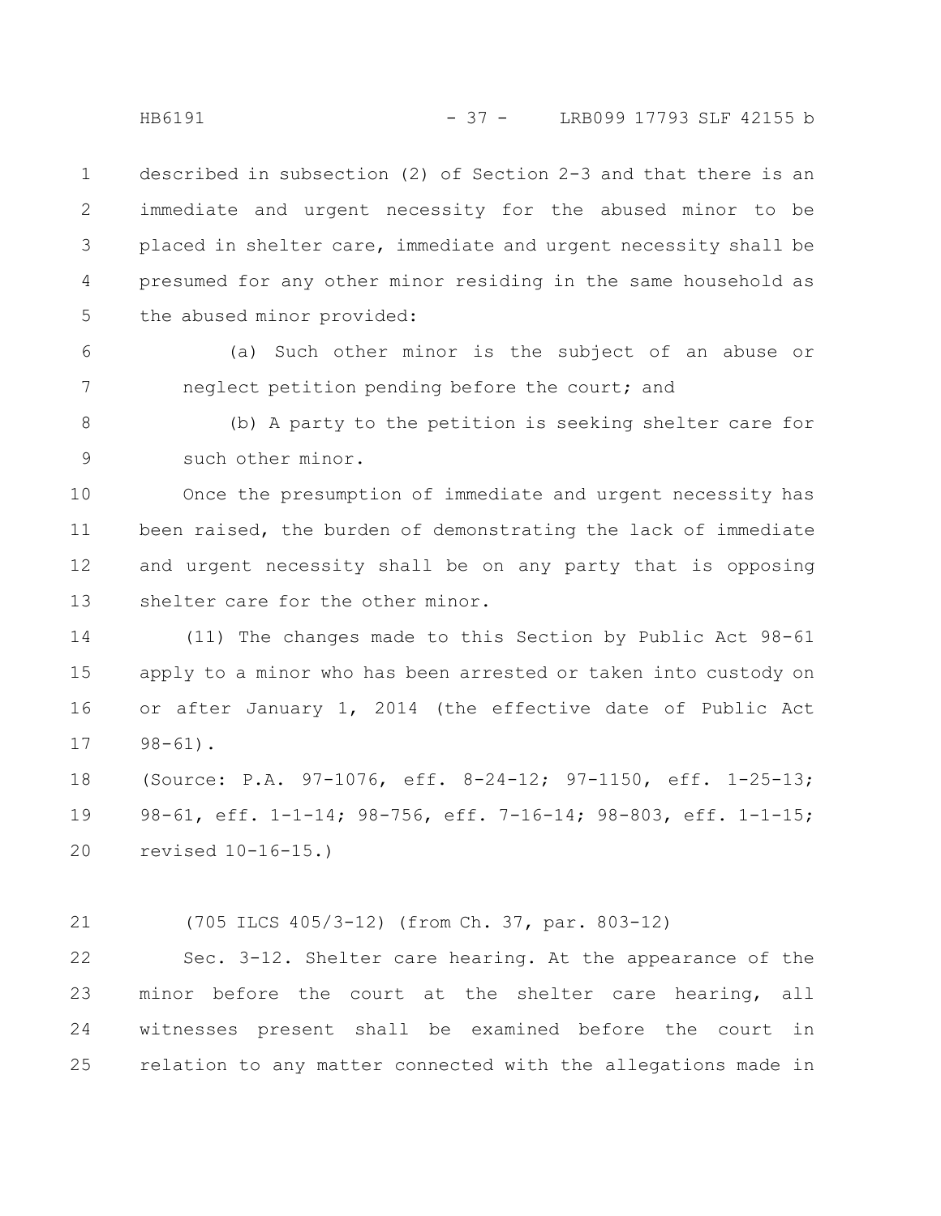described in subsection (2) of Section 2-3 and that there is an immediate and urgent necessity for the abused minor to be placed in shelter care, immediate and urgent necessity shall be presumed for any other minor residing in the same household as the abused minor provided:

(a) Such other minor is the subject of an abuse or neglect petition pending before the court; and

(b) A party to the petition is seeking shelter care for such other minor.

Once the presumption of immediate and urgent necessity has been raised, the burden of demonstrating the lack of immediate and urgent necessity shall be on any party that is opposing shelter care for the other minor.

(11) The changes made to this Section by Public Act 98-61 apply to a minor who has been arrested or taken into custody on or after January 1, 2014 (the effective date of Public Act 98-61).

(Source: P.A. 97-1076, eff. 8-24-12; 97-1150, eff. 1-25-13; 98-61, eff. 1-1-14; 98-756, eff. 7-16-14; 98-803, eff. 1-1-15; revised 10-16-15.)

(705 ILCS 405/3-12) (from Ch. 37, par. 803-12)

Sec. 3-12. Shelter care hearing. At the appearance of the minor before the court at the shelter care hearing, all witnesses present shall be examined before the court in relation to any matter connected with the allegations made in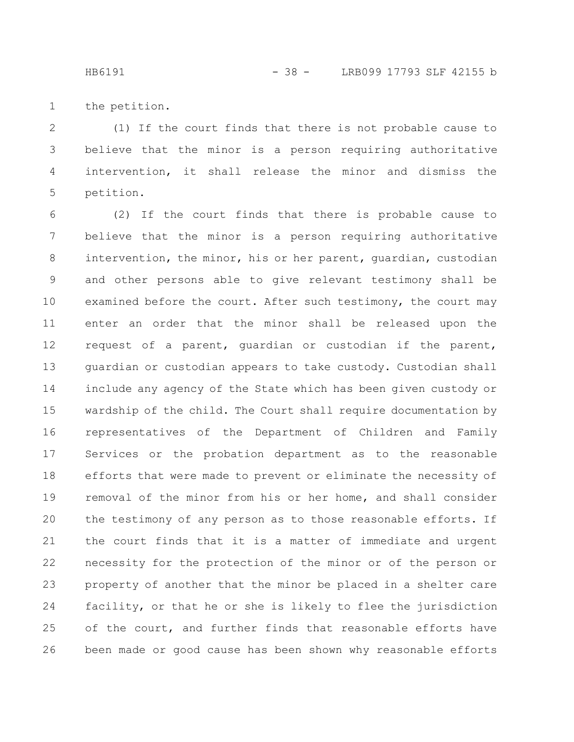the petition.

(1) If the court finds that there is not probable cause to believe that the minor is a person requiring authoritative intervention, it shall release the minor and dismiss the petition.

(2) If the court finds that there is probable cause to believe that the minor is a person requiring authoritative intervention, the minor, his or her parent, guardian, custodian and other persons able to give relevant testimony shall be examined before the court. After such testimony, the court may enter an order that the minor shall be released upon the request of a parent, guardian or custodian if the parent, guardian or custodian appears to take custody. Custodian shall include any agency of the State which has been given custody or wardship of the child. The Court shall require documentation by representatives of the Department of Children and Family Services or the probation department as to the reasonable efforts that were made to prevent or eliminate the necessity of removal of the minor from his or her home, and shall consider the testimony of any person as to those reasonable efforts. If the court finds that it is a matter of immediate and urgent necessity for the protection of the minor or of the person or property of another that the minor be placed in a shelter care facility, or that he or she is likely to flee the jurisdiction of the court, and further finds that reasonable efforts have been made or good cause has been shown why reasonable efforts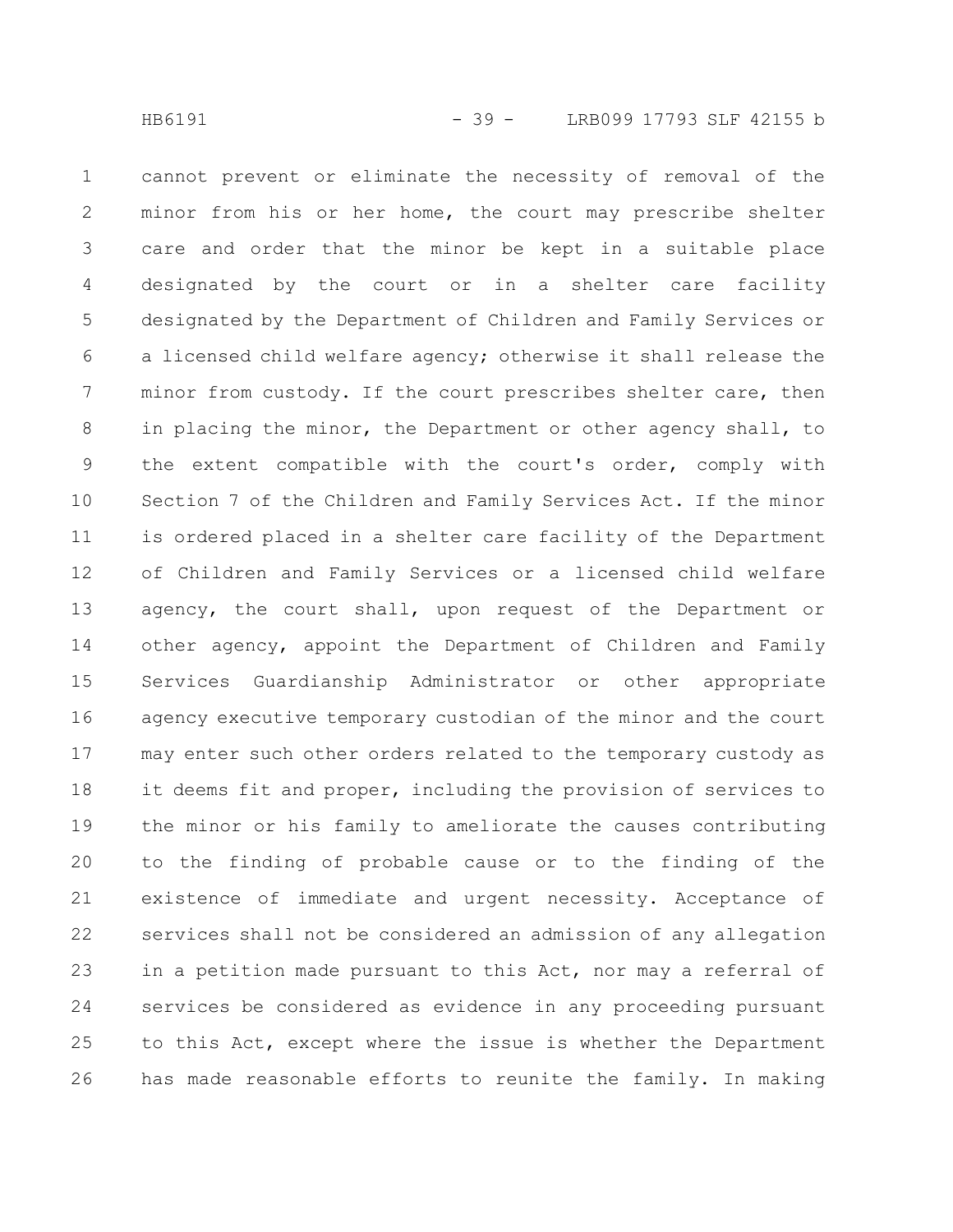cannot prevent or eliminate the necessity of removal of the minor from his or her home, the court may prescribe shelter care and order that the minor be kept in a suitable place designated by the court or in a shelter care facility designated by the Department of Children and Family Services or a licensed child welfare agency; otherwise it shall release the minor from custody. If the court prescribes shelter care, then in placing the minor, the Department or other agency shall, to the extent compatible with the court's order, comply with Section 7 of the Children and Family Services Act. If the minor is ordered placed in a shelter care facility of the Department of Children and Family Services or a licensed child welfare agency, the court shall, upon request of the Department or other agency, appoint the Department of Children and Family Services Guardianship Administrator or other appropriate agency executive temporary custodian of the minor and the court may enter such other orders related to the temporary custody as it deems fit and proper, including the provision of services to the minor or his family to ameliorate the causes contributing to the finding of probable cause or to the finding of the existence of immediate and urgent necessity. Acceptance of services shall not be considered an admission of any allegation in a petition made pursuant to this Act, nor may a referral of services be considered as evidence in any proceeding pursuant to this Act, except where the issue is whether the Department has made reasonable efforts to reunite the family. In making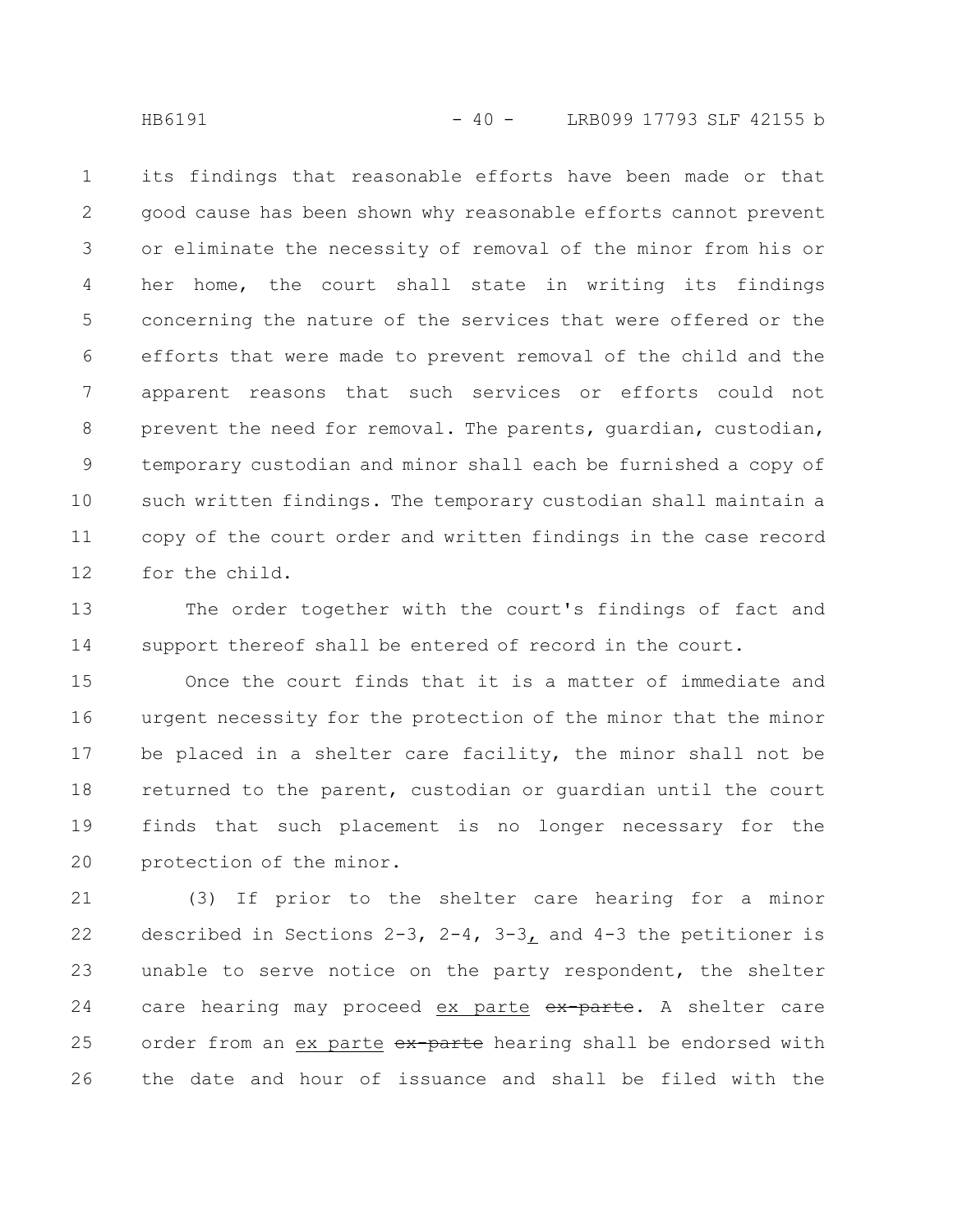its findings that reasonable efforts have been made or that good cause has been shown why reasonable efforts cannot prevent or eliminate the necessity of removal of the minor from his or her home, the court shall state in writing its findings concerning the nature of the services that were offered or the efforts that were made to prevent removal of the child and the apparent reasons that such services or efforts could not prevent the need for removal. The parents, guardian, custodian, temporary custodian and minor shall each be furnished a copy of such written findings. The temporary custodian shall maintain a copy of the court order and written findings in the case record for the child.

The order together with the court's findings of fact and support thereof shall be entered of record in the court.

Once the court finds that it is a matter of immediate and urgent necessity for the protection of the minor that the minor be placed in a shelter care facility, the minor shall not be returned to the parent, custodian or guardian until the court finds that such placement is no longer necessary for the protection of the minor.

(3) If prior to the shelter care hearing for a minor described in Sections 2-3, 2-4, 3-3, and 4-3 the petitioner is unable to serve notice on the party respondent, the shelter care hearing may proceed ex parte ~~ex-parte~~. A shelter care order from an ex parte ~~ex-parte~~ hearing shall be endorsed with the date and hour of issuance and shall be filed with the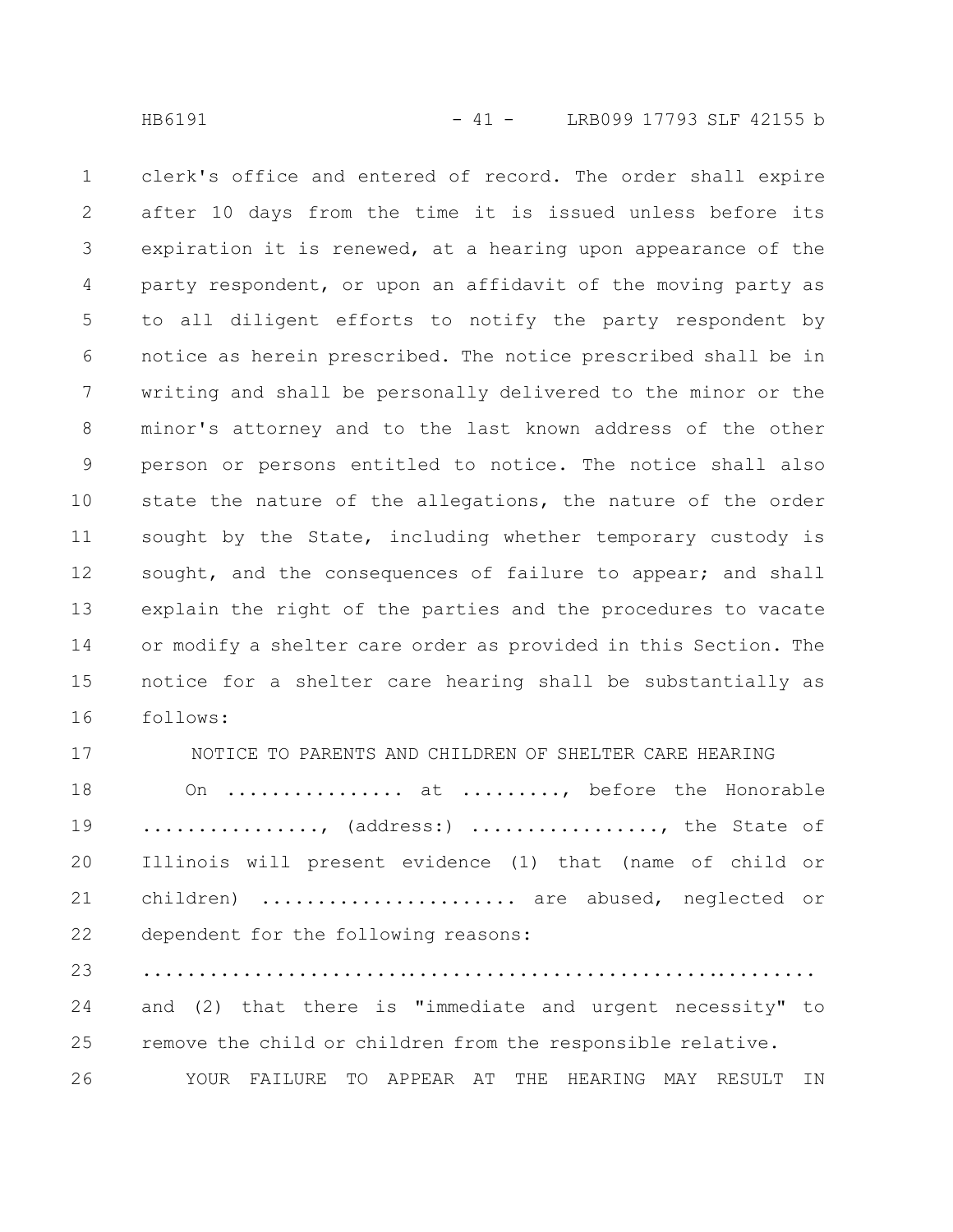clerk's office and entered of record. The order shall expire after 10 days from the time it is issued unless before its expiration it is renewed, at a hearing upon appearance of the party respondent, or upon an affidavit of the moving party as to all diligent efforts to notify the party respondent by notice as herein prescribed. The notice prescribed shall be in writing and shall be personally delivered to the minor or the minor's attorney and to the last known address of the other person or persons entitled to notice. The notice shall also state the nature of the allegations, the nature of the order sought by the State, including whether temporary custody is sought, and the consequences of failure to appear; and shall explain the right of the parties and the procedures to vacate or modify a shelter care order as provided in this Section. The notice for a shelter care hearing shall be substantially as follows:

NOTICE TO PARENTS AND CHILDREN OF SHELTER CARE HEARING

On ................ at ........., before the Honorable ................, (address:) ................., the State of Illinois will present evidence (1) that (name of child or children) ...................... are abused, neglected or dependent for the following reasons:

..............................................................

and (2) that there is "immediate and urgent necessity" to remove the child or children from the responsible relative.

YOUR FAILURE TO APPEAR AT THE HEARING MAY RESULT IN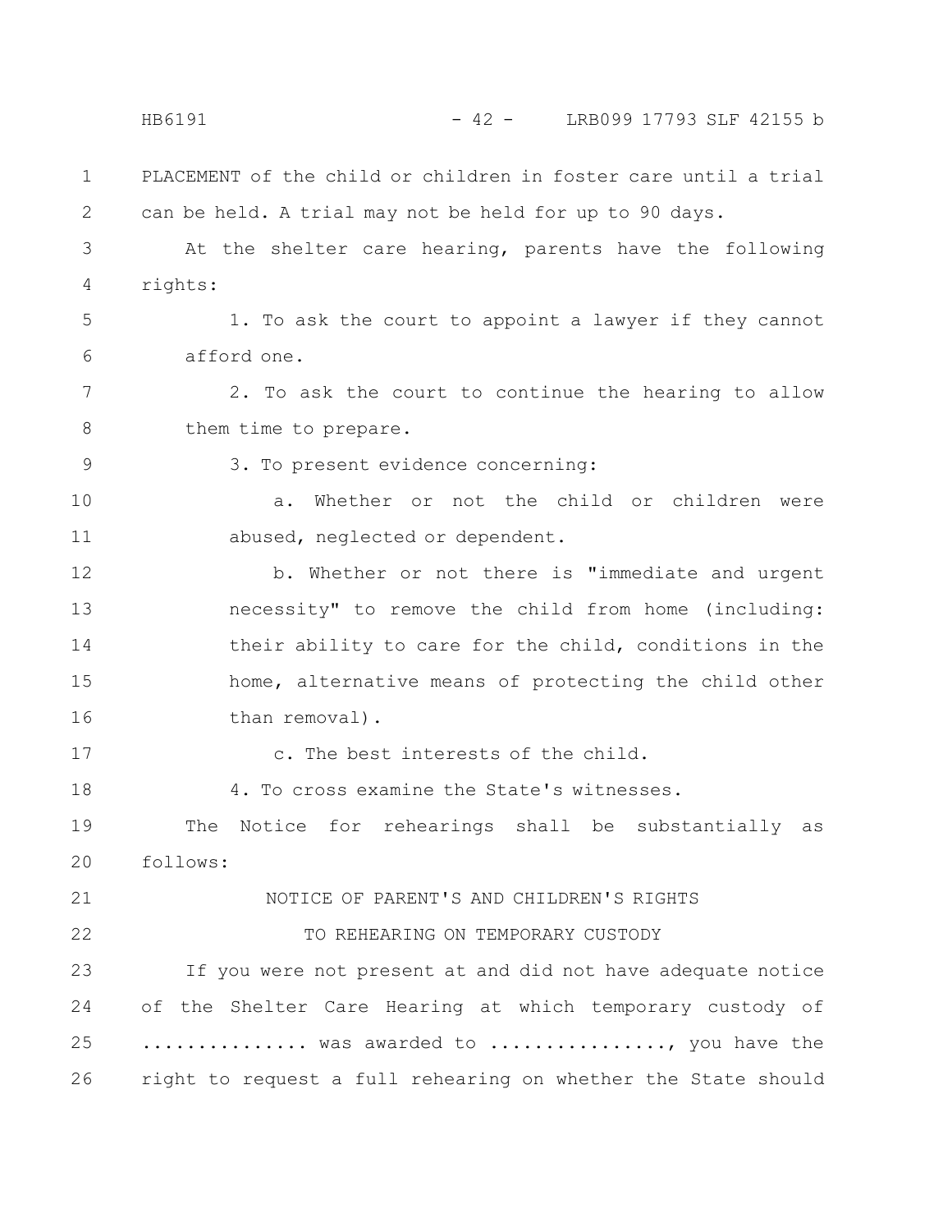PLACEMENT of the child or children in foster care until a trial can be held. A trial may not be held for up to 90 days.

At the shelter care hearing, parents have the following rights:

1. To ask the court to appoint a lawyer if they cannot afford one.

2. To ask the court to continue the hearing to allow them time to prepare.

3. To present evidence concerning:

   a. Whether or not the child or children were abused, neglected or dependent.

   b. Whether or not there is "immediate and urgent necessity" to remove the child from home (including: their ability to care for the child, conditions in the home, alternative means of protecting the child other than removal).

   c. The best interests of the child.

4. To cross examine the State's witnesses.

The Notice for rehearings shall be substantially as follows:

NOTICE OF PARENT'S AND CHILDREN'S RIGHTS

TO REHEARING ON TEMPORARY CUSTODY

If you were not present at and did not have adequate notice of the Shelter Care Hearing at which temporary custody of ............... was awarded to ................, you have the right to request a full rehearing on whether the State should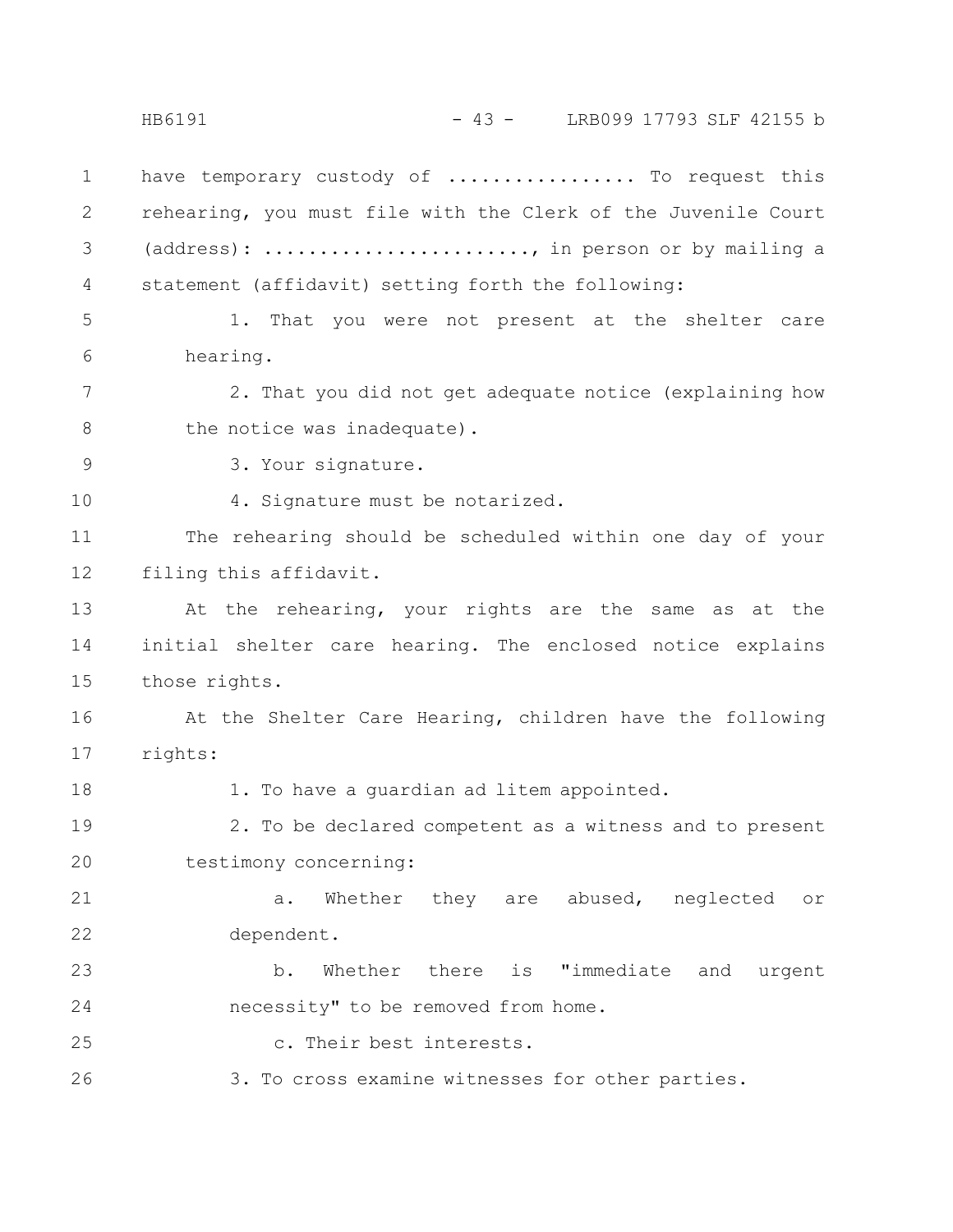have temporary custody of ................. To request this rehearing, you must file with the Clerk of the Juvenile Court (address): ........................, in person or by mailing a statement (affidavit) setting forth the following:

1. That you were not present at the shelter care hearing.

2. That you did not get adequate notice (explaining how the notice was inadequate).

3. Your signature.

4. Signature must be notarized.

The rehearing should be scheduled within one day of your filing this affidavit.

At the rehearing, your rights are the same as at the initial shelter care hearing. The enclosed notice explains those rights.

At the Shelter Care Hearing, children have the following rights:

1. To have a guardian ad litem appointed.

2. To be declared competent as a witness and to present testimony concerning:

a. Whether they are abused, neglected or dependent.

b. Whether there is "immediate and urgent necessity" to be removed from home.

c. Their best interests.

3. To cross examine witnesses for other parties.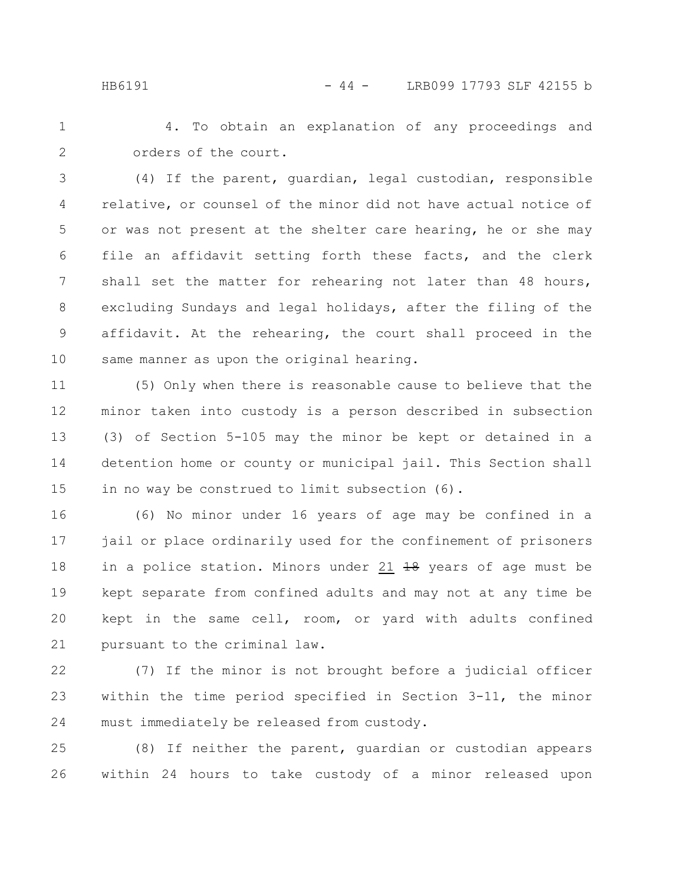4. To obtain an explanation of any proceedings and orders of the court.

(4) If the parent, guardian, legal custodian, responsible relative, or counsel of the minor did not have actual notice of or was not present at the shelter care hearing, he or she may file an affidavit setting forth these facts, and the clerk shall set the matter for rehearing not later than 48 hours, excluding Sundays and legal holidays, after the filing of the affidavit. At the rehearing, the court shall proceed in the same manner as upon the original hearing.

(5) Only when there is reasonable cause to believe that the minor taken into custody is a person described in subsection (3) of Section 5-105 may the minor be kept or detained in a detention home or county or municipal jail. This Section shall in no way be construed to limit subsection (6).

(6) No minor under 16 years of age may be confined in a jail or place ordinarily used for the confinement of prisoners in a police station. Minors under 21 ~~18~~ years of age must be kept separate from confined adults and may not at any time be kept in the same cell, room, or yard with adults confined pursuant to the criminal law.

(7) If the minor is not brought before a judicial officer within the time period specified in Section 3-11, the minor must immediately be released from custody.

(8) If neither the parent, guardian or custodian appears within 24 hours to take custody of a minor released upon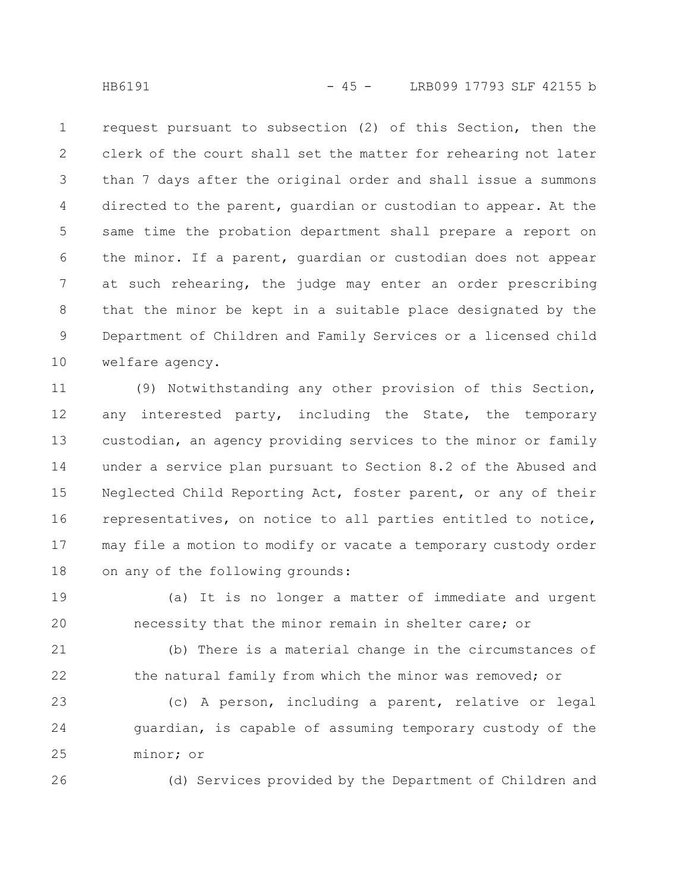request pursuant to subsection (2) of this Section, then the clerk of the court shall set the matter for rehearing not later than 7 days after the original order and shall issue a summons directed to the parent, guardian or custodian to appear. At the same time the probation department shall prepare a report on the minor. If a parent, guardian or custodian does not appear at such rehearing, the judge may enter an order prescribing that the minor be kept in a suitable place designated by the Department of Children and Family Services or a licensed child welfare agency.

(9) Notwithstanding any other provision of this Section, any interested party, including the State, the temporary custodian, an agency providing services to the minor or family under a service plan pursuant to Section 8.2 of the Abused and Neglected Child Reporting Act, foster parent, or any of their representatives, on notice to all parties entitled to notice, may file a motion to modify or vacate a temporary custody order on any of the following grounds:

(a) It is no longer a matter of immediate and urgent necessity that the minor remain in shelter care; or

(b) There is a material change in the circumstances of the natural family from which the minor was removed; or

(c) A person, including a parent, relative or legal guardian, is capable of assuming temporary custody of the minor; or

(d) Services provided by the Department of Children and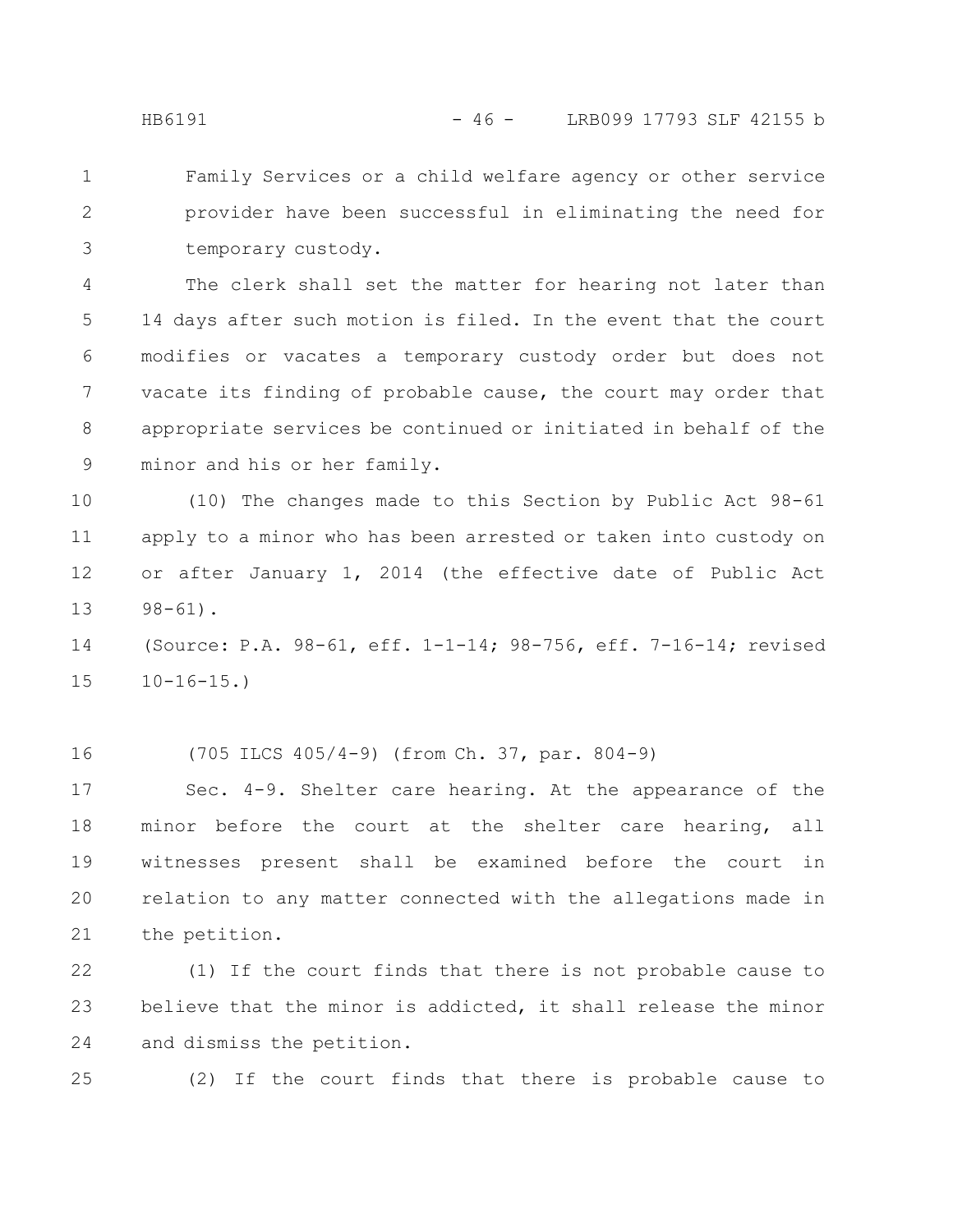Family Services or a child welfare agency or other service provider have been successful in eliminating the need for temporary custody.

The clerk shall set the matter for hearing not later than 14 days after such motion is filed. In the event that the court modifies or vacates a temporary custody order but does not vacate its finding of probable cause, the court may order that appropriate services be continued or initiated in behalf of the minor and his or her family.

(10) The changes made to this Section by Public Act 98-61 apply to a minor who has been arrested or taken into custody on or after January 1, 2014 (the effective date of Public Act 98-61).

(Source: P.A. 98-61, eff. 1-1-14; 98-756, eff. 7-16-14; revised 10-16-15.)

(705 ILCS 405/4-9) (from Ch. 37, par. 804-9)

Sec. 4-9. Shelter care hearing. At the appearance of the minor before the court at the shelter care hearing, all witnesses present shall be examined before the court in relation to any matter connected with the allegations made in the petition.

(1) If the court finds that there is not probable cause to believe that the minor is addicted, it shall release the minor and dismiss the petition.

(2) If the court finds that there is probable cause to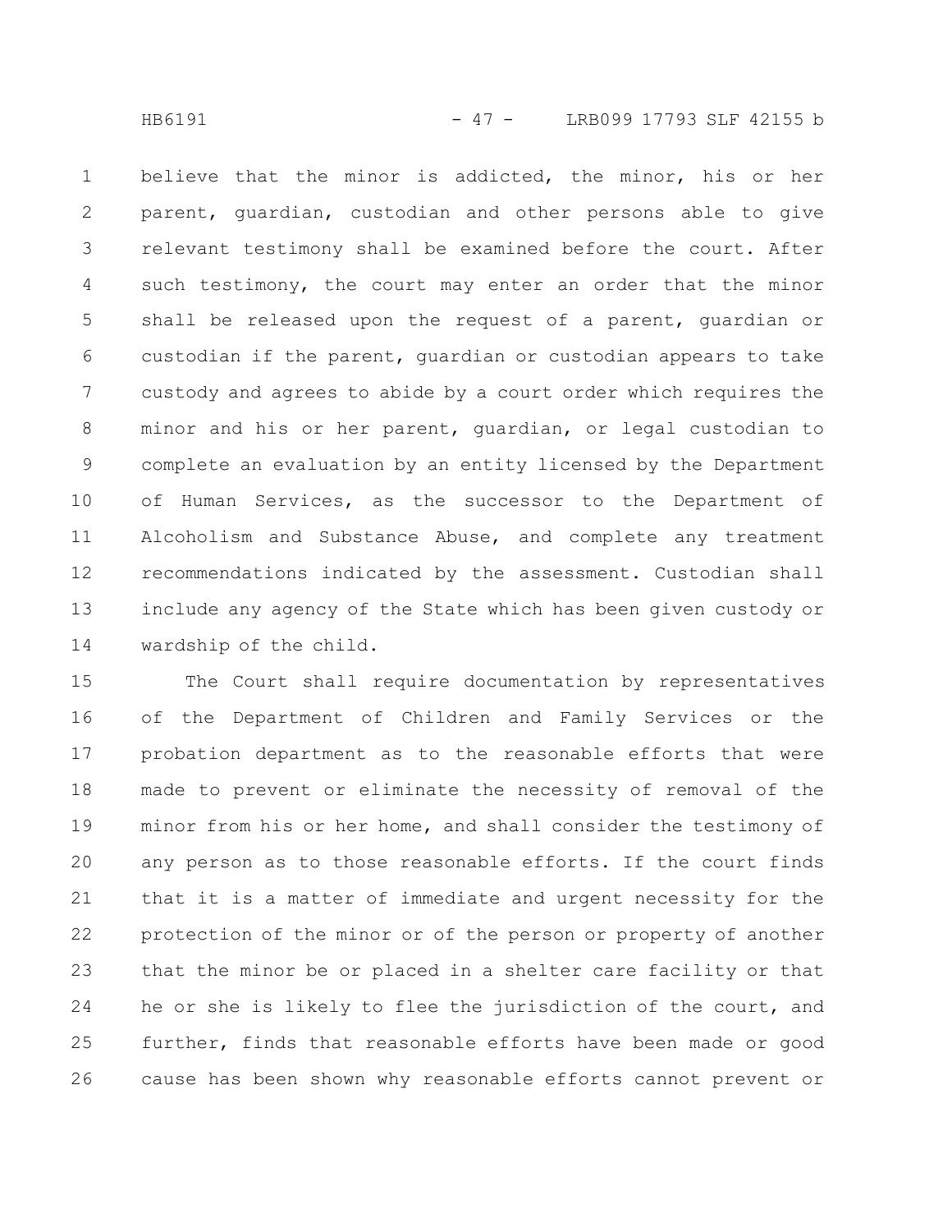believe that the minor is addicted, the minor, his or her parent, guardian, custodian and other persons able to give relevant testimony shall be examined before the court. After such testimony, the court may enter an order that the minor shall be released upon the request of a parent, guardian or custodian if the parent, guardian or custodian appears to take custody and agrees to abide by a court order which requires the minor and his or her parent, guardian, or legal custodian to complete an evaluation by an entity licensed by the Department of Human Services, as the successor to the Department of Alcoholism and Substance Abuse, and complete any treatment recommendations indicated by the assessment. Custodian shall include any agency of the State which has been given custody or wardship of the child.

The Court shall require documentation by representatives of the Department of Children and Family Services or the probation department as to the reasonable efforts that were made to prevent or eliminate the necessity of removal of the minor from his or her home, and shall consider the testimony of any person as to those reasonable efforts. If the court finds that it is a matter of immediate and urgent necessity for the protection of the minor or of the person or property of another that the minor be or placed in a shelter care facility or that he or she is likely to flee the jurisdiction of the court, and further, finds that reasonable efforts have been made or good cause has been shown why reasonable efforts cannot prevent or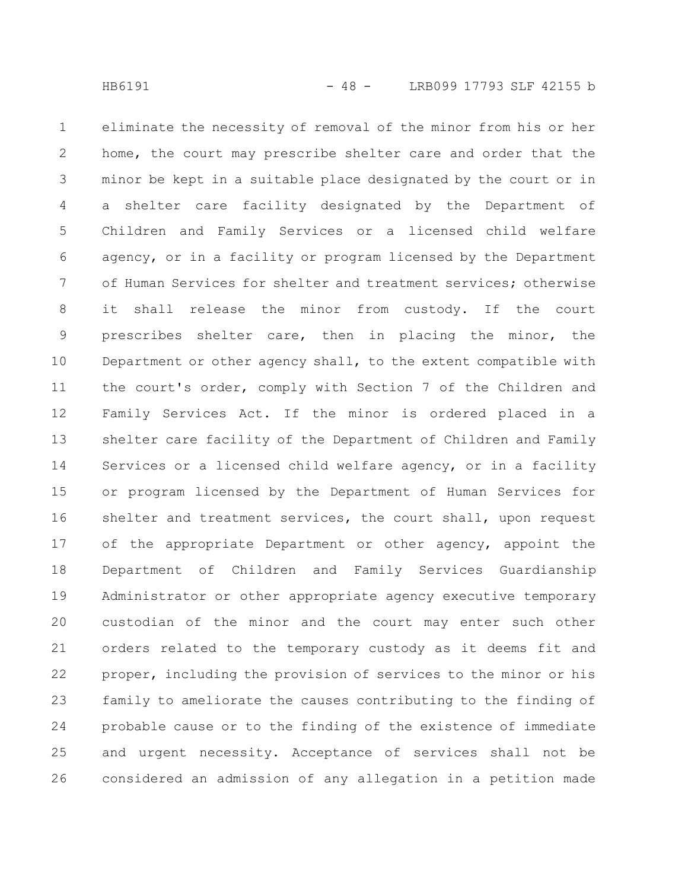eliminate the necessity of removal of the minor from his or her home, the court may prescribe shelter care and order that the minor be kept in a suitable place designated by the court or in a shelter care facility designated by the Department of Children and Family Services or a licensed child welfare agency, or in a facility or program licensed by the Department of Human Services for shelter and treatment services; otherwise it shall release the minor from custody. If the court prescribes shelter care, then in placing the minor, the Department or other agency shall, to the extent compatible with the court's order, comply with Section 7 of the Children and Family Services Act. If the minor is ordered placed in a shelter care facility of the Department of Children and Family Services or a licensed child welfare agency, or in a facility or program licensed by the Department of Human Services for shelter and treatment services, the court shall, upon request of the appropriate Department or other agency, appoint the Department of Children and Family Services Guardianship Administrator or other appropriate agency executive temporary custodian of the minor and the court may enter such other orders related to the temporary custody as it deems fit and proper, including the provision of services to the minor or his family to ameliorate the causes contributing to the finding of probable cause or to the finding of the existence of immediate and urgent necessity. Acceptance of services shall not be considered an admission of any allegation in a petition made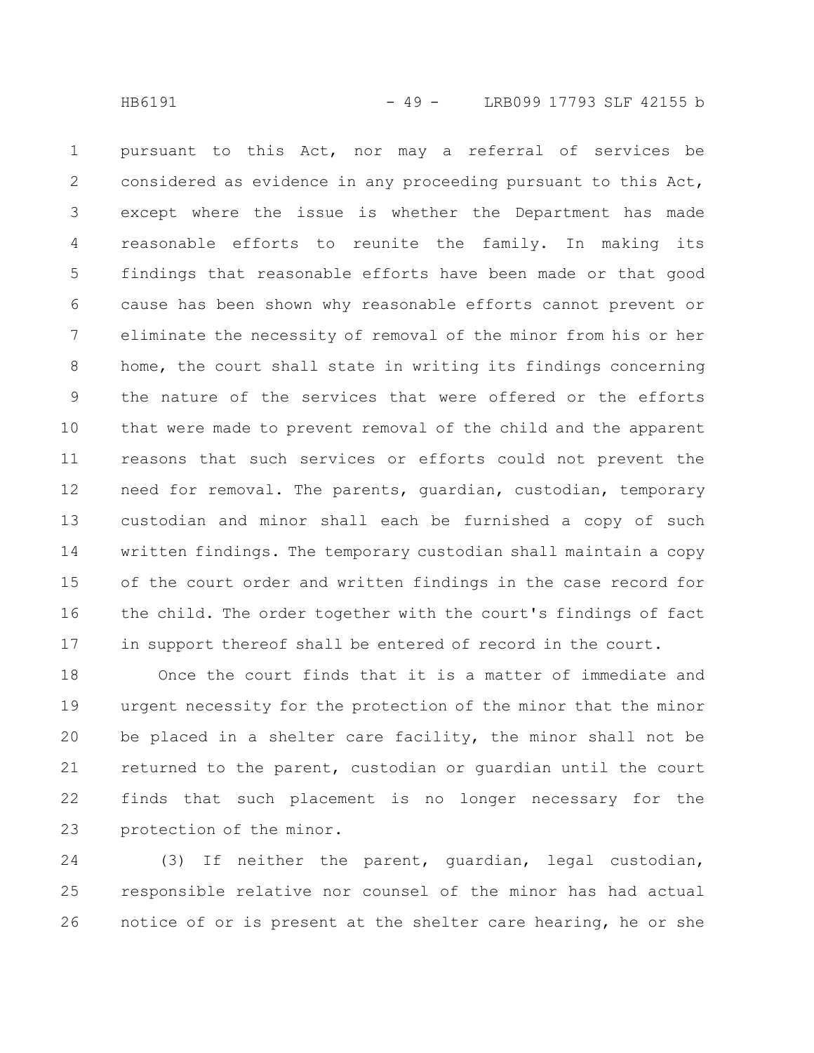pursuant to this Act, nor may a referral of services be considered as evidence in any proceeding pursuant to this Act, except where the issue is whether the Department has made reasonable efforts to reunite the family. In making its findings that reasonable efforts have been made or that good cause has been shown why reasonable efforts cannot prevent or eliminate the necessity of removal of the minor from his or her home, the court shall state in writing its findings concerning the nature of the services that were offered or the efforts that were made to prevent removal of the child and the apparent reasons that such services or efforts could not prevent the need for removal. The parents, guardian, custodian, temporary custodian and minor shall each be furnished a copy of such written findings. The temporary custodian shall maintain a copy of the court order and written findings in the case record for the child. The order together with the court's findings of fact in support thereof shall be entered of record in the court.

Once the court finds that it is a matter of immediate and urgent necessity for the protection of the minor that the minor be placed in a shelter care facility, the minor shall not be returned to the parent, custodian or guardian until the court finds that such placement is no longer necessary for the protection of the minor.

(3) If neither the parent, guardian, legal custodian, responsible relative nor counsel of the minor has had actual notice of or is present at the shelter care hearing, he or she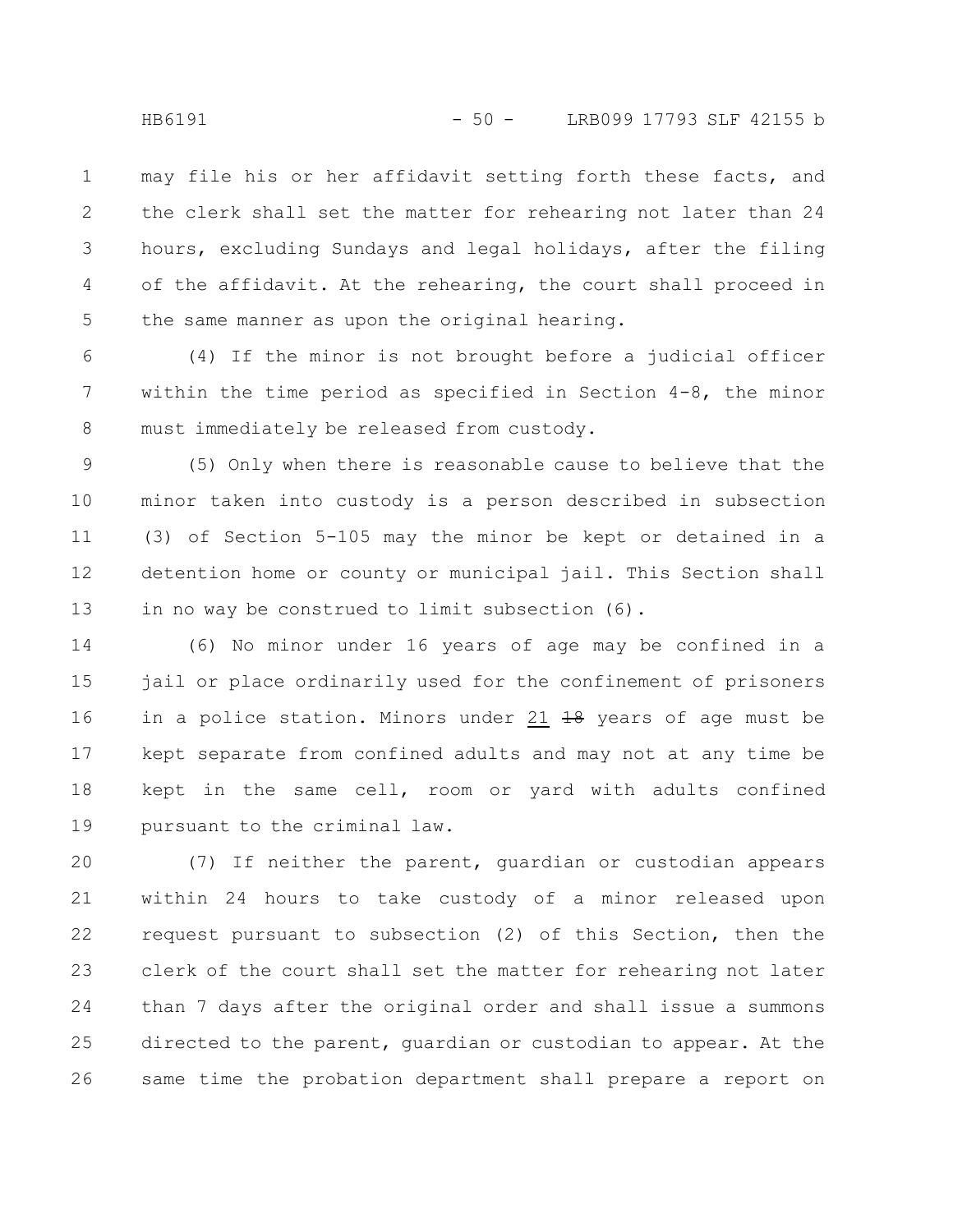may file his or her affidavit setting forth these facts, and the clerk shall set the matter for rehearing not later than 24 hours, excluding Sundays and legal holidays, after the filing of the affidavit. At the rehearing, the court shall proceed in the same manner as upon the original hearing.

(4) If the minor is not brought before a judicial officer within the time period as specified in Section 4-8, the minor must immediately be released from custody.

(5) Only when there is reasonable cause to believe that the minor taken into custody is a person described in subsection (3) of Section 5-105 may the minor be kept or detained in a detention home or county or municipal jail. This Section shall in no way be construed to limit subsection (6).

(6) No minor under 16 years of age may be confined in a jail or place ordinarily used for the confinement of prisoners in a police station. Minors under 21 ~~18~~ years of age must be kept separate from confined adults and may not at any time be kept in the same cell, room or yard with adults confined pursuant to the criminal law.

(7) If neither the parent, guardian or custodian appears within 24 hours to take custody of a minor released upon request pursuant to subsection (2) of this Section, then the clerk of the court shall set the matter for rehearing not later than 7 days after the original order and shall issue a summons directed to the parent, guardian or custodian to appear. At the same time the probation department shall prepare a report on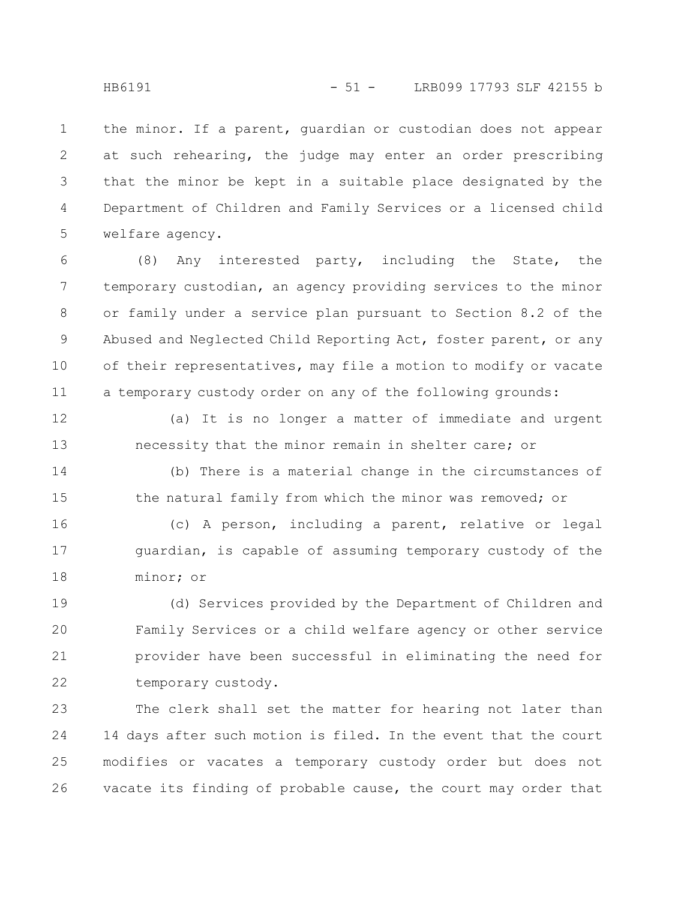the minor. If a parent, guardian or custodian does not appear at such rehearing, the judge may enter an order prescribing that the minor be kept in a suitable place designated by the Department of Children and Family Services or a licensed child welfare agency.

(8) Any interested party, including the State, the temporary custodian, an agency providing services to the minor or family under a service plan pursuant to Section 8.2 of the Abused and Neglected Child Reporting Act, foster parent, or any of their representatives, may file a motion to modify or vacate a temporary custody order on any of the following grounds:

(a) It is no longer a matter of immediate and urgent necessity that the minor remain in shelter care; or

(b) There is a material change in the circumstances of the natural family from which the minor was removed; or

(c) A person, including a parent, relative or legal guardian, is capable of assuming temporary custody of the minor; or

(d) Services provided by the Department of Children and Family Services or a child welfare agency or other service provider have been successful in eliminating the need for temporary custody.

The clerk shall set the matter for hearing not later than 14 days after such motion is filed. In the event that the court modifies or vacates a temporary custody order but does not vacate its finding of probable cause, the court may order that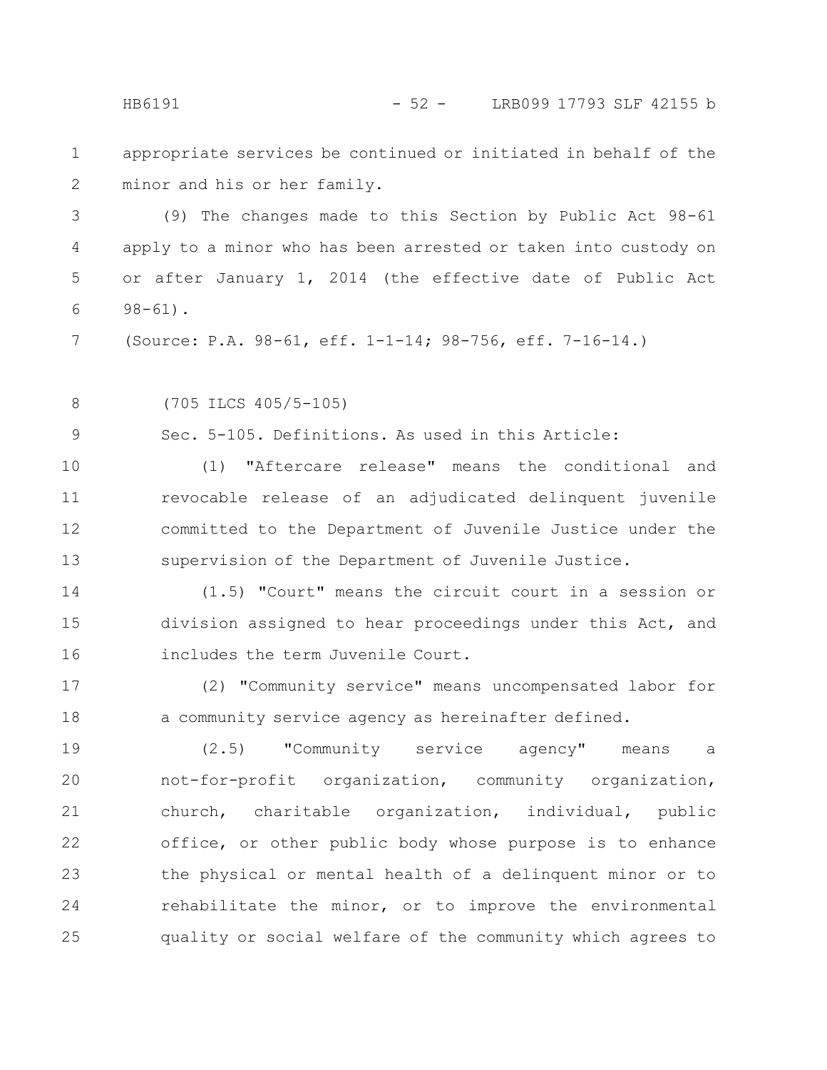appropriate services be continued or initiated in behalf of the minor and his or her family.

(9) The changes made to this Section by Public Act 98-61 apply to a minor who has been arrested or taken into custody on or after January 1, 2014 (the effective date of Public Act 98-61).

(Source: P.A. 98-61, eff. 1-1-14; 98-756, eff. 7-16-14.)

(705 ILCS 405/5-105)

Sec. 5-105. Definitions. As used in this Article:

(1) "Aftercare release" means the conditional and revocable release of an adjudicated delinquent juvenile committed to the Department of Juvenile Justice under the supervision of the Department of Juvenile Justice.

(1.5) "Court" means the circuit court in a session or division assigned to hear proceedings under this Act, and includes the term Juvenile Court.

(2) "Community service" means uncompensated labor for a community service agency as hereinafter defined.

(2.5) "Community service agency" means a not-for-profit organization, community organization, church, charitable organization, individual, public office, or other public body whose purpose is to enhance the physical or mental health of a delinquent minor or to rehabilitate the minor, or to improve the environmental quality or social welfare of the community which agrees to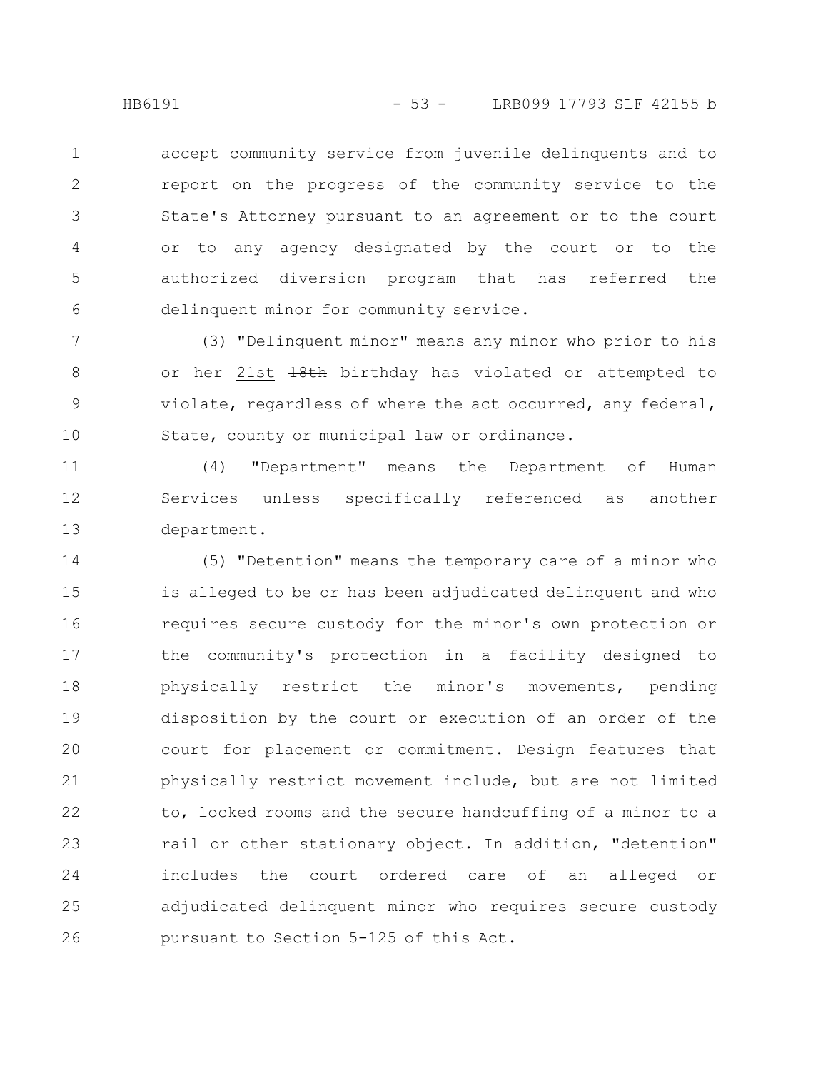accept community service from juvenile delinquents and to report on the progress of the community service to the State's Attorney pursuant to an agreement or to the court or to any agency designated by the court or to the authorized diversion program that has referred the delinquent minor for community service.

(3) "Delinquent minor" means any minor who prior to his or her 21st ~~18th~~ birthday has violated or attempted to violate, regardless of where the act occurred, any federal, State, county or municipal law or ordinance.

(4) "Department" means the Department of Human Services unless specifically referenced as another department.

(5) "Detention" means the temporary care of a minor who is alleged to be or has been adjudicated delinquent and who requires secure custody for the minor's own protection or the community's protection in a facility designed to physically restrict the minor's movements, pending disposition by the court or execution of an order of the court for placement or commitment. Design features that physically restrict movement include, but are not limited to, locked rooms and the secure handcuffing of a minor to a rail or other stationary object. In addition, "detention" includes the court ordered care of an alleged or adjudicated delinquent minor who requires secure custody pursuant to Section 5-125 of this Act.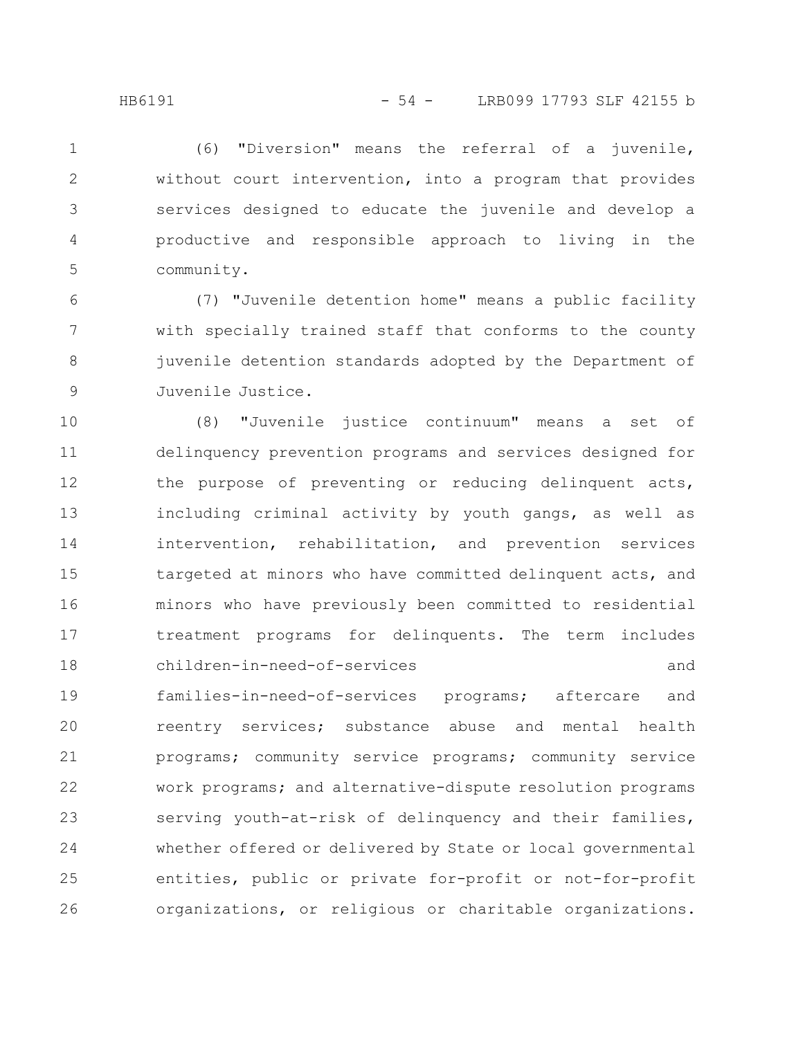(6) "Diversion" means the referral of a juvenile, without court intervention, into a program that provides services designed to educate the juvenile and develop a productive and responsible approach to living in the community.

(7) "Juvenile detention home" means a public facility with specially trained staff that conforms to the county juvenile detention standards adopted by the Department of Juvenile Justice.

(8) "Juvenile justice continuum" means a set of delinquency prevention programs and services designed for the purpose of preventing or reducing delinquent acts, including criminal activity by youth gangs, as well as intervention, rehabilitation, and prevention services targeted at minors who have committed delinquent acts, and minors who have previously been committed to residential treatment programs for delinquents. The term includes children-in-need-of-services and families-in-need-of-services programs; aftercare and reentry services; substance abuse and mental health programs; community service programs; community service work programs; and alternative-dispute resolution programs serving youth-at-risk of delinquency and their families, whether offered or delivered by State or local governmental entities, public or private for-profit or not-for-profit organizations, or religious or charitable organizations.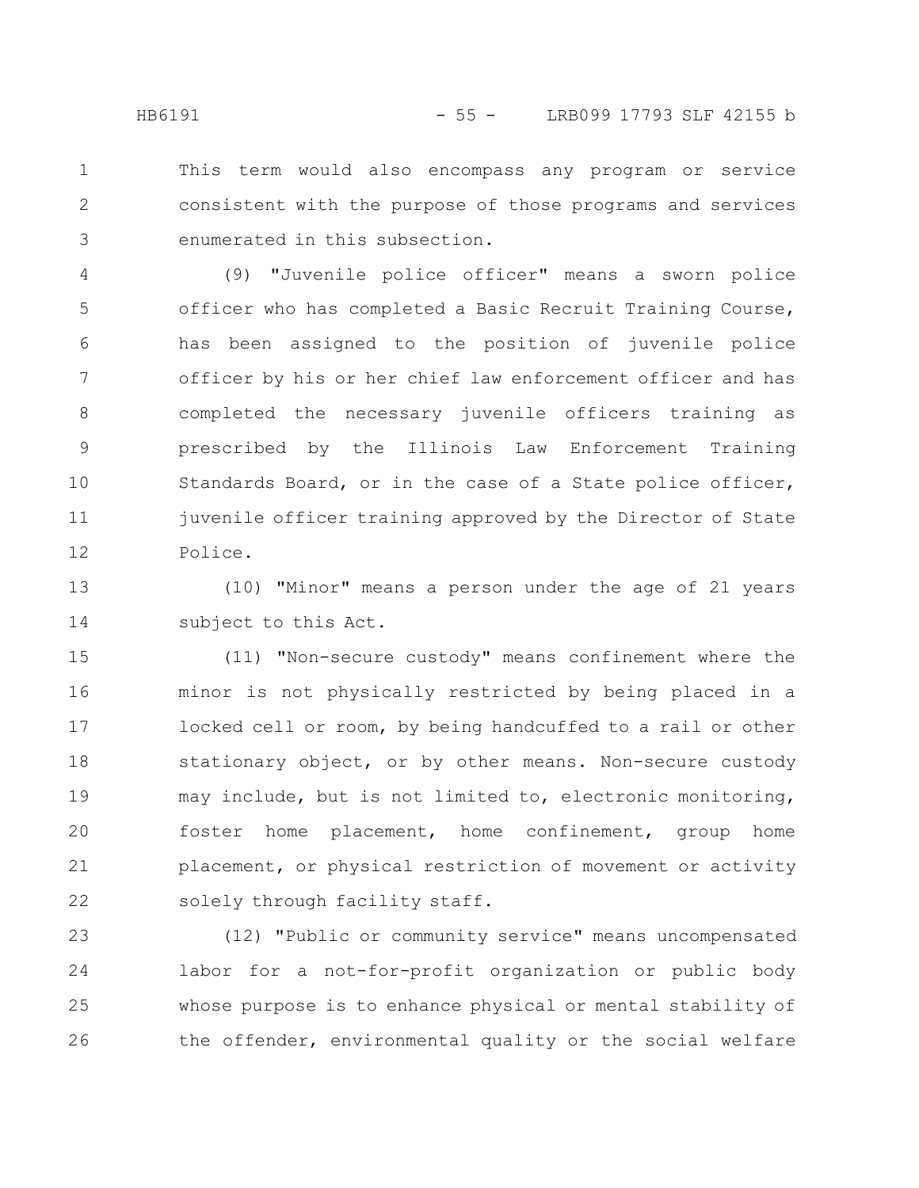This term would also encompass any program or service consistent with the purpose of those programs and services enumerated in this subsection.

(9) "Juvenile police officer" means a sworn police officer who has completed a Basic Recruit Training Course, has been assigned to the position of juvenile police officer by his or her chief law enforcement officer and has completed the necessary juvenile officers training as prescribed by the Illinois Law Enforcement Training Standards Board, or in the case of a State police officer, juvenile officer training approved by the Director of State Police.

(10) "Minor" means a person under the age of 21 years subject to this Act.

(11) "Non-secure custody" means confinement where the minor is not physically restricted by being placed in a locked cell or room, by being handcuffed to a rail or other stationary object, or by other means. Non-secure custody may include, but is not limited to, electronic monitoring, foster home placement, home confinement, group home placement, or physical restriction of movement or activity solely through facility staff.

(12) "Public or community service" means uncompensated labor for a not-for-profit organization or public body whose purpose is to enhance physical or mental stability of the offender, environmental quality or the social welfare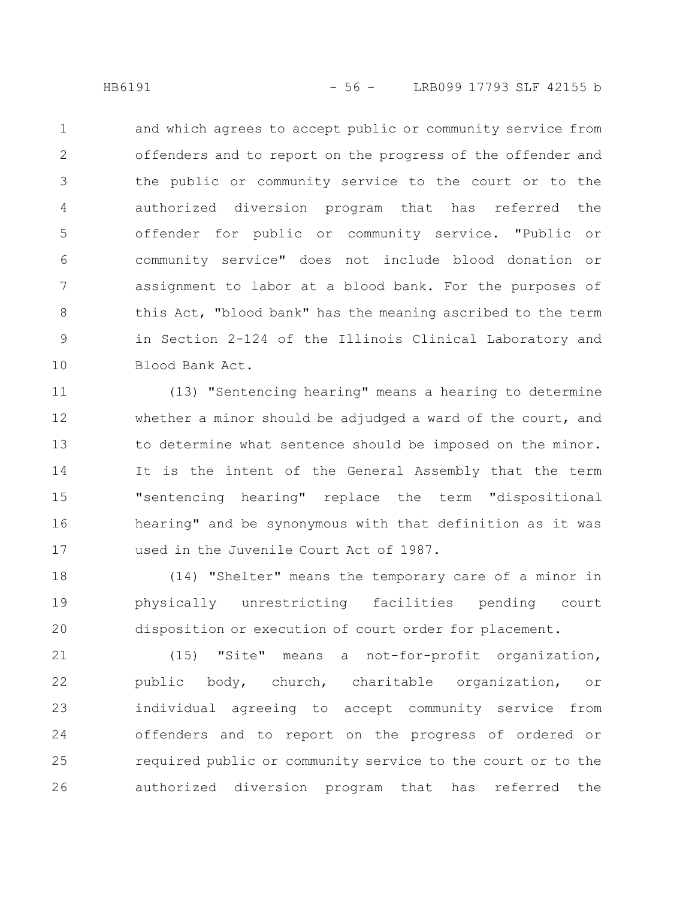and which agrees to accept public or community service from offenders and to report on the progress of the offender and the public or community service to the court or to the authorized diversion program that has referred the offender for public or community service. "Public or community service" does not include blood donation or assignment to labor at a blood bank. For the purposes of this Act, "blood bank" has the meaning ascribed to the term in Section 2-124 of the Illinois Clinical Laboratory and Blood Bank Act.

(13) "Sentencing hearing" means a hearing to determine whether a minor should be adjudged a ward of the court, and to determine what sentence should be imposed on the minor. It is the intent of the General Assembly that the term "sentencing hearing" replace the term "dispositional hearing" and be synonymous with that definition as it was used in the Juvenile Court Act of 1987.

(14) "Shelter" means the temporary care of a minor in physically unrestricting facilities pending court disposition or execution of court order for placement.

(15) "Site" means a not-for-profit organization, public body, church, charitable organization, or individual agreeing to accept community service from offenders and to report on the progress of ordered or required public or community service to the court or to the authorized diversion program that has referred the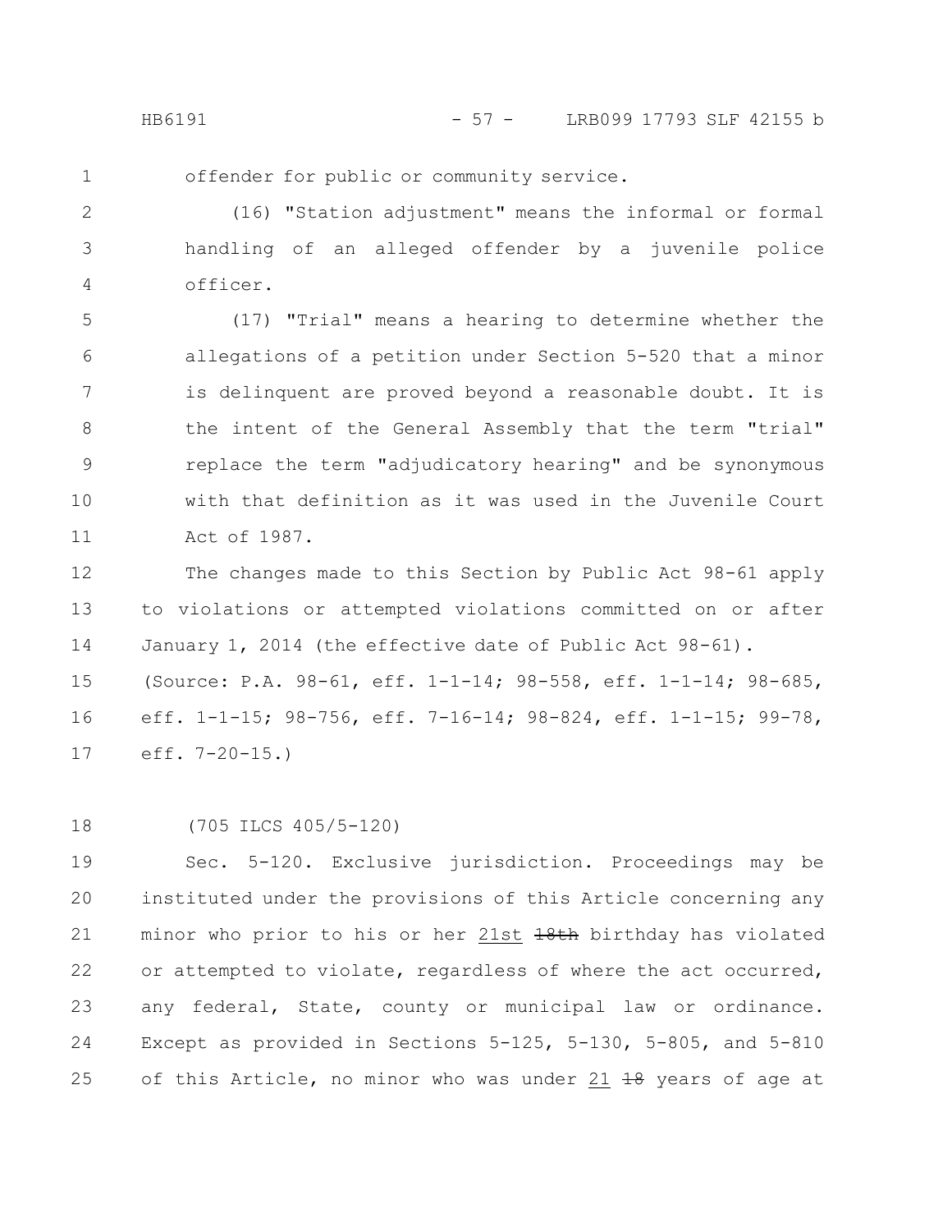offender for public or community service.

(16) "Station adjustment" means the informal or formal handling of an alleged offender by a juvenile police officer.

(17) "Trial" means a hearing to determine whether the allegations of a petition under Section 5-520 that a minor is delinquent are proved beyond a reasonable doubt. It is the intent of the General Assembly that the term "trial" replace the term "adjudicatory hearing" and be synonymous with that definition as it was used in the Juvenile Court Act of 1987.

The changes made to this Section by Public Act 98-61 apply to violations or attempted violations committed on or after January 1, 2014 (the effective date of Public Act 98-61).

(Source: P.A. 98-61, eff. 1-1-14; 98-558, eff. 1-1-14; 98-685, eff. 1-1-15; 98-756, eff. 7-16-14; 98-824, eff. 1-1-15; 99-78, eff. 7-20-15.)

(705 ILCS 405/5-120)

Sec. 5-120. Exclusive jurisdiction. Proceedings may be instituted under the provisions of this Article concerning any minor who prior to his or her 21st ~~18th~~ birthday has violated or attempted to violate, regardless of where the act occurred, any federal, State, county or municipal law or ordinance. Except as provided in Sections 5-125, 5-130, 5-805, and 5-810 of this Article, no minor who was under 21 ~~18~~ years of age at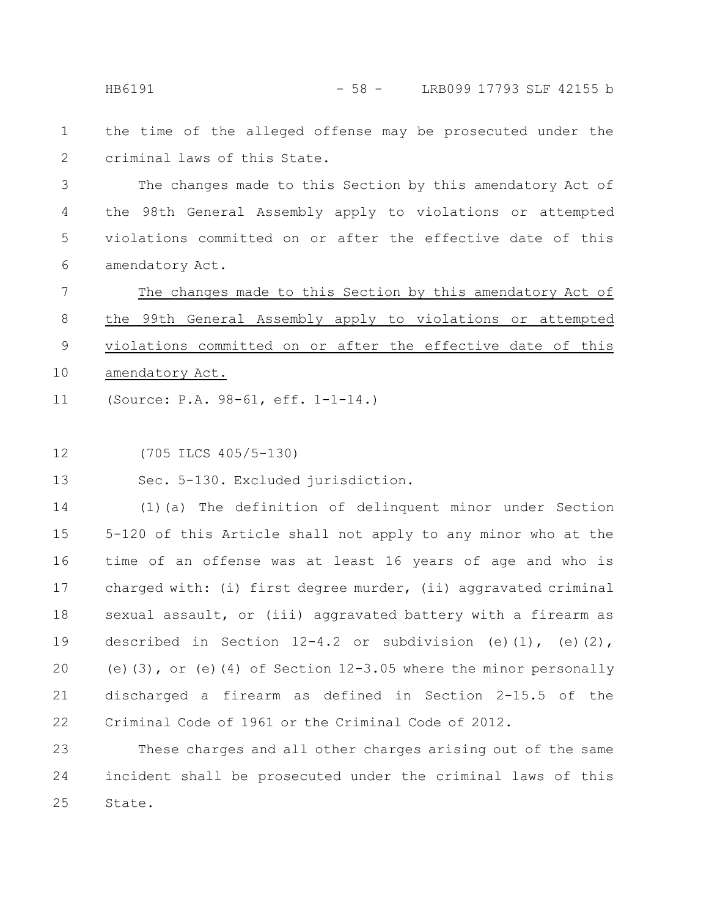the time of the alleged offense may be prosecuted under the criminal laws of this State.

The changes made to this Section by this amendatory Act of the 98th General Assembly apply to violations or attempted violations committed on or after the effective date of this amendatory Act.

The changes made to this Section by this amendatory Act of the 99th General Assembly apply to violations or attempted violations committed on or after the effective date of this amendatory Act.

(Source: P.A. 98-61, eff. 1-1-14.)

(705 ILCS 405/5-130)

Sec. 5-130. Excluded jurisdiction.

(1)(a) The definition of delinquent minor under Section 5-120 of this Article shall not apply to any minor who at the time of an offense was at least 16 years of age and who is charged with: (i) first degree murder, (ii) aggravated criminal sexual assault, or (iii) aggravated battery with a firearm as described in Section 12-4.2 or subdivision (e)(1), (e)(2), (e)(3), or (e)(4) of Section 12-3.05 where the minor personally discharged a firearm as defined in Section 2-15.5 of the Criminal Code of 1961 or the Criminal Code of 2012.

These charges and all other charges arising out of the same incident shall be prosecuted under the criminal laws of this State.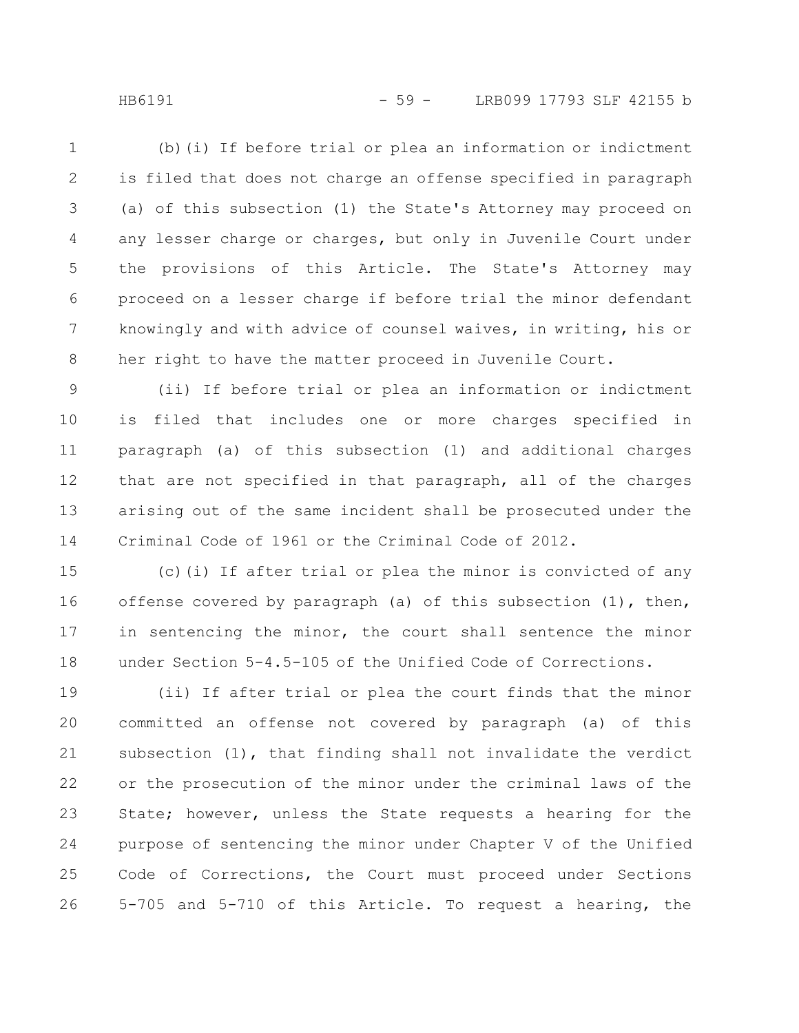(b)(i) If before trial or plea an information or indictment is filed that does not charge an offense specified in paragraph (a) of this subsection (1) the State's Attorney may proceed on any lesser charge or charges, but only in Juvenile Court under the provisions of this Article. The State's Attorney may proceed on a lesser charge if before trial the minor defendant knowingly and with advice of counsel waives, in writing, his or her right to have the matter proceed in Juvenile Court.

(ii) If before trial or plea an information or indictment is filed that includes one or more charges specified in paragraph (a) of this subsection (1) and additional charges that are not specified in that paragraph, all of the charges arising out of the same incident shall be prosecuted under the Criminal Code of 1961 or the Criminal Code of 2012.

(c)(i) If after trial or plea the minor is convicted of any offense covered by paragraph (a) of this subsection (1), then, in sentencing the minor, the court shall sentence the minor under Section 5-4.5-105 of the Unified Code of Corrections.

(ii) If after trial or plea the court finds that the minor committed an offense not covered by paragraph (a) of this subsection (1), that finding shall not invalidate the verdict or the prosecution of the minor under the criminal laws of the State; however, unless the State requests a hearing for the purpose of sentencing the minor under Chapter V of the Unified Code of Corrections, the Court must proceed under Sections 5-705 and 5-710 of this Article. To request a hearing, the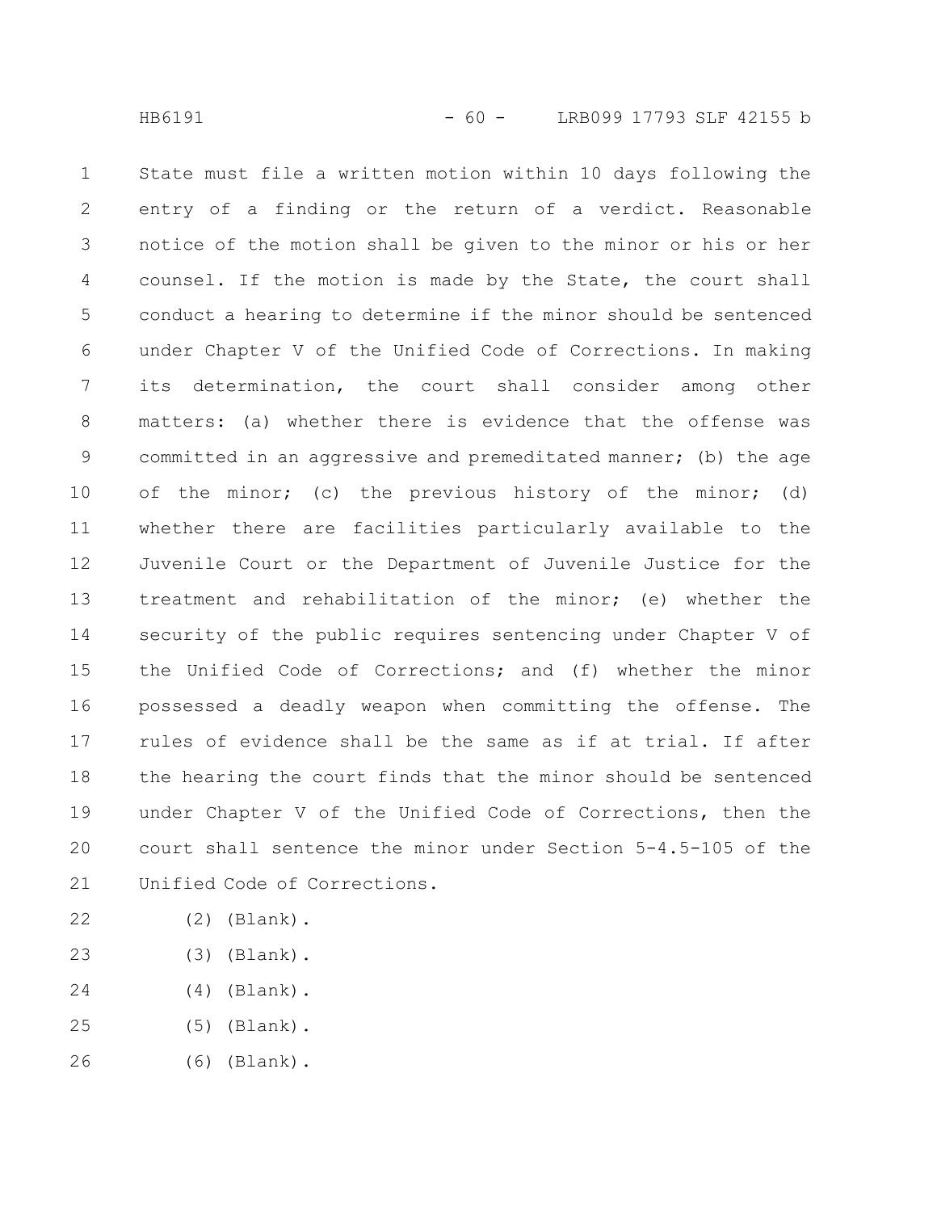State must file a written motion within 10 days following the entry of a finding or the return of a verdict. Reasonable notice of the motion shall be given to the minor or his or her counsel. If the motion is made by the State, the court shall conduct a hearing to determine if the minor should be sentenced under Chapter V of the Unified Code of Corrections. In making its determination, the court shall consider among other matters: (a) whether there is evidence that the offense was committed in an aggressive and premeditated manner; (b) the age of the minor; (c) the previous history of the minor; (d) whether there are facilities particularly available to the Juvenile Court or the Department of Juvenile Justice for the treatment and rehabilitation of the minor; (e) whether the security of the public requires sentencing under Chapter V of the Unified Code of Corrections; and (f) whether the minor possessed a deadly weapon when committing the offense. The rules of evidence shall be the same as if at trial. If after the hearing the court finds that the minor should be sentenced under Chapter V of the Unified Code of Corrections, then the court shall sentence the minor under Section 5-4.5-105 of the Unified Code of Corrections.

(2) (Blank).

(3) (Blank).

(4) (Blank).

(5) (Blank).

(6) (Blank).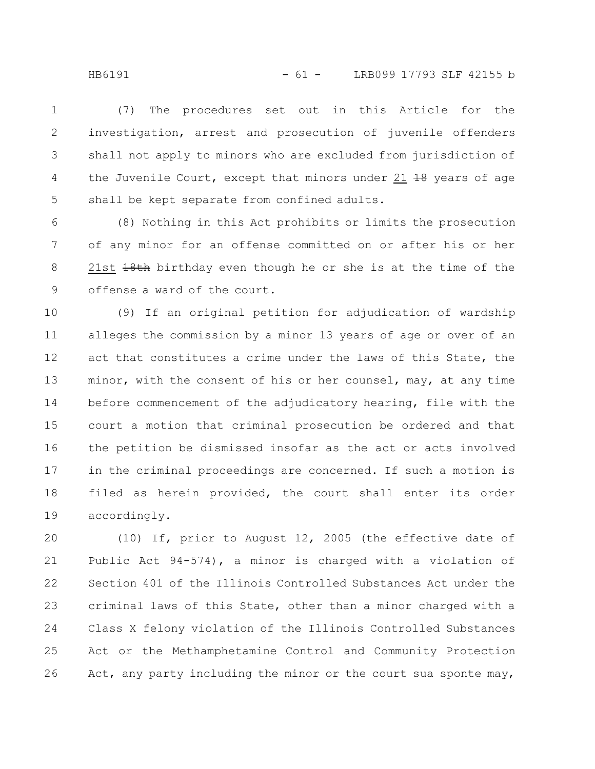(7) The procedures set out in this Article for the investigation, arrest and prosecution of juvenile offenders shall not apply to minors who are excluded from jurisdiction of the Juvenile Court, except that minors under 21 ~~18~~ years of age shall be kept separate from confined adults.

(8) Nothing in this Act prohibits or limits the prosecution of any minor for an offense committed on or after his or her 21st ~~18th~~ birthday even though he or she is at the time of the offense a ward of the court.

(9) If an original petition for adjudication of wardship alleges the commission by a minor 13 years of age or over of an act that constitutes a crime under the laws of this State, the minor, with the consent of his or her counsel, may, at any time before commencement of the adjudicatory hearing, file with the court a motion that criminal prosecution be ordered and that the petition be dismissed insofar as the act or acts involved in the criminal proceedings are concerned. If such a motion is filed as herein provided, the court shall enter its order accordingly.

(10) If, prior to August 12, 2005 (the effective date of Public Act 94-574), a minor is charged with a violation of Section 401 of the Illinois Controlled Substances Act under the criminal laws of this State, other than a minor charged with a Class X felony violation of the Illinois Controlled Substances Act or the Methamphetamine Control and Community Protection Act, any party including the minor or the court sua sponte may,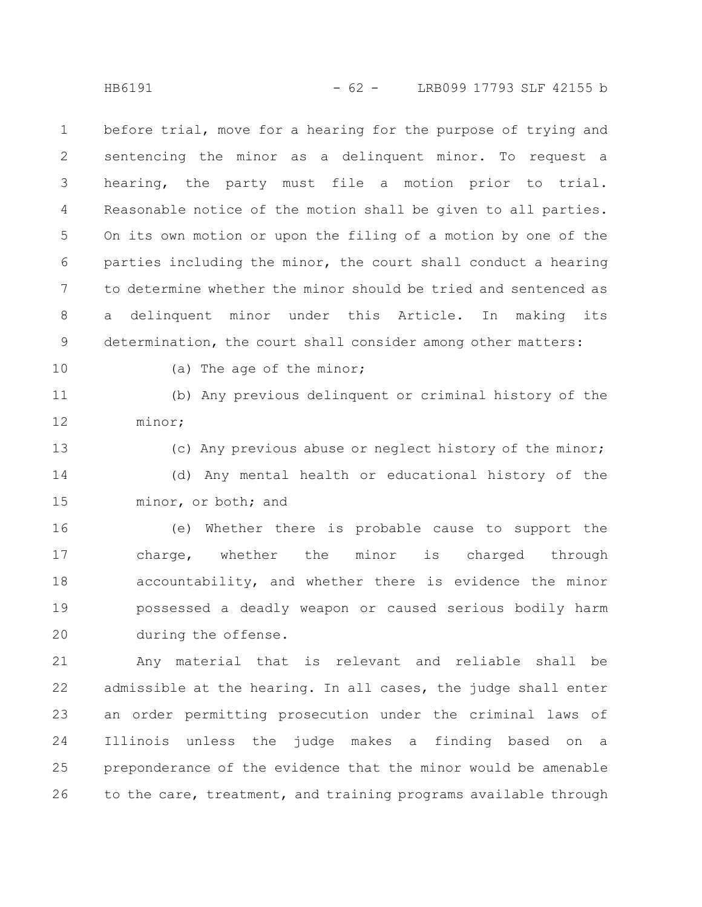before trial, move for a hearing for the purpose of trying and sentencing the minor as a delinquent minor. To request a hearing, the party must file a motion prior to trial. Reasonable notice of the motion shall be given to all parties. On its own motion or upon the filing of a motion by one of the parties including the minor, the court shall conduct a hearing to determine whether the minor should be tried and sentenced as a delinquent minor under this Article. In making its determination, the court shall consider among other matters:

(a) The age of the minor;

(b) Any previous delinquent or criminal history of the minor;

(c) Any previous abuse or neglect history of the minor;

(d) Any mental health or educational history of the minor, or both; and

(e) Whether there is probable cause to support the charge, whether the minor is charged through accountability, and whether there is evidence the minor possessed a deadly weapon or caused serious bodily harm during the offense.

Any material that is relevant and reliable shall be admissible at the hearing. In all cases, the judge shall enter an order permitting prosecution under the criminal laws of Illinois unless the judge makes a finding based on a preponderance of the evidence that the minor would be amenable to the care, treatment, and training programs available through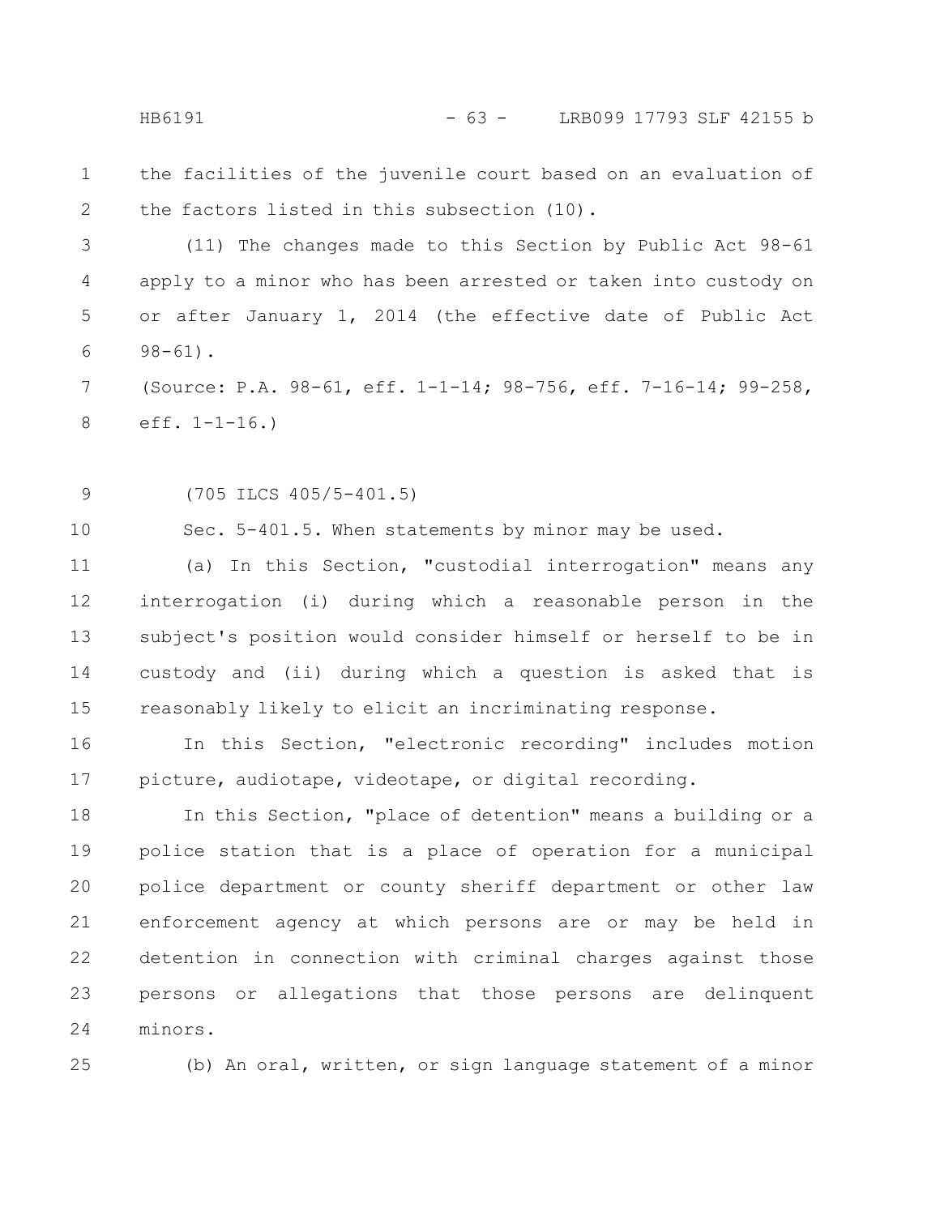the facilities of the juvenile court based on an evaluation of the factors listed in this subsection (10).

(11) The changes made to this Section by Public Act 98-61 apply to a minor who has been arrested or taken into custody on or after January 1, 2014 (the effective date of Public Act 98-61).

(Source: P.A. 98-61, eff. 1-1-14; 98-756, eff. 7-16-14; 99-258, eff. 1-1-16.)

(705 ILCS 405/5-401.5)

Sec. 5-401.5. When statements by minor may be used.

(a) In this Section, "custodial interrogation" means any interrogation (i) during which a reasonable person in the subject's position would consider himself or herself to be in custody and (ii) during which a question is asked that is reasonably likely to elicit an incriminating response.

In this Section, "electronic recording" includes motion picture, audiotape, videotape, or digital recording.

In this Section, "place of detention" means a building or a police station that is a place of operation for a municipal police department or county sheriff department or other law enforcement agency at which persons are or may be held in detention in connection with criminal charges against those persons or allegations that those persons are delinquent minors.

(b) An oral, written, or sign language statement of a minor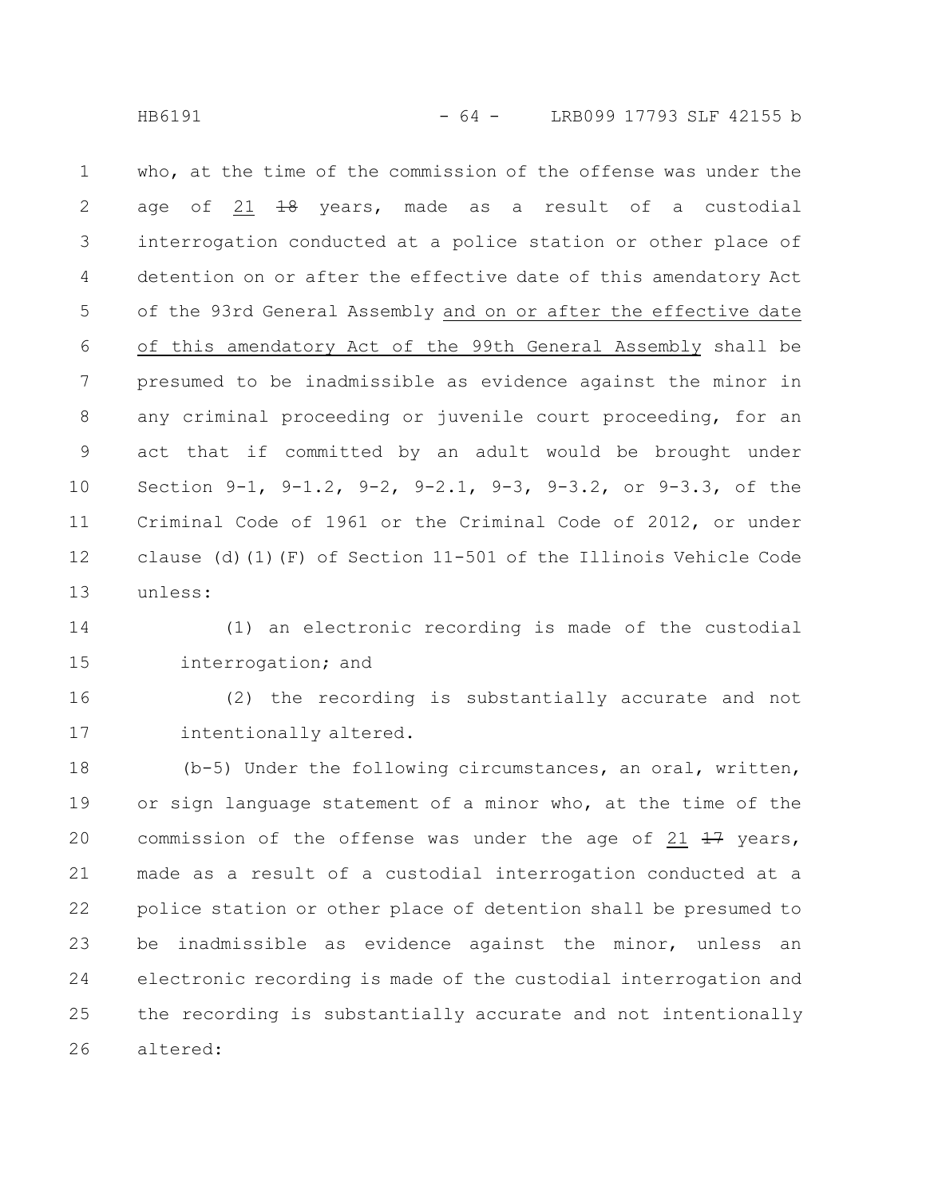who, at the time of the commission of the offense was under the age of <u>21</u> ~~18~~ years, made as a result of a custodial interrogation conducted at a police station or other place of detention on or after the effective date of this amendatory Act of the 93rd General Assembly <u>and on or after the effective date of this amendatory Act of the 99th General Assembly</u> shall be presumed to be inadmissible as evidence against the minor in any criminal proceeding or juvenile court proceeding, for an act that if committed by an adult would be brought under Section 9-1, 9-1.2, 9-2, 9-2.1, 9-3, 9-3.2, or 9-3.3, of the Criminal Code of 1961 or the Criminal Code of 2012, or under clause (d)(1)(F) of Section 11-501 of the Illinois Vehicle Code unless:

(1) an electronic recording is made of the custodial interrogation; and

(2) the recording is substantially accurate and not intentionally altered.

(b-5) Under the following circumstances, an oral, written, or sign language statement of a minor who, at the time of the commission of the offense was under the age of <u>21</u> ~~17~~ years, made as a result of a custodial interrogation conducted at a police station or other place of detention shall be presumed to be inadmissible as evidence against the minor, unless an electronic recording is made of the custodial interrogation and the recording is substantially accurate and not intentionally altered: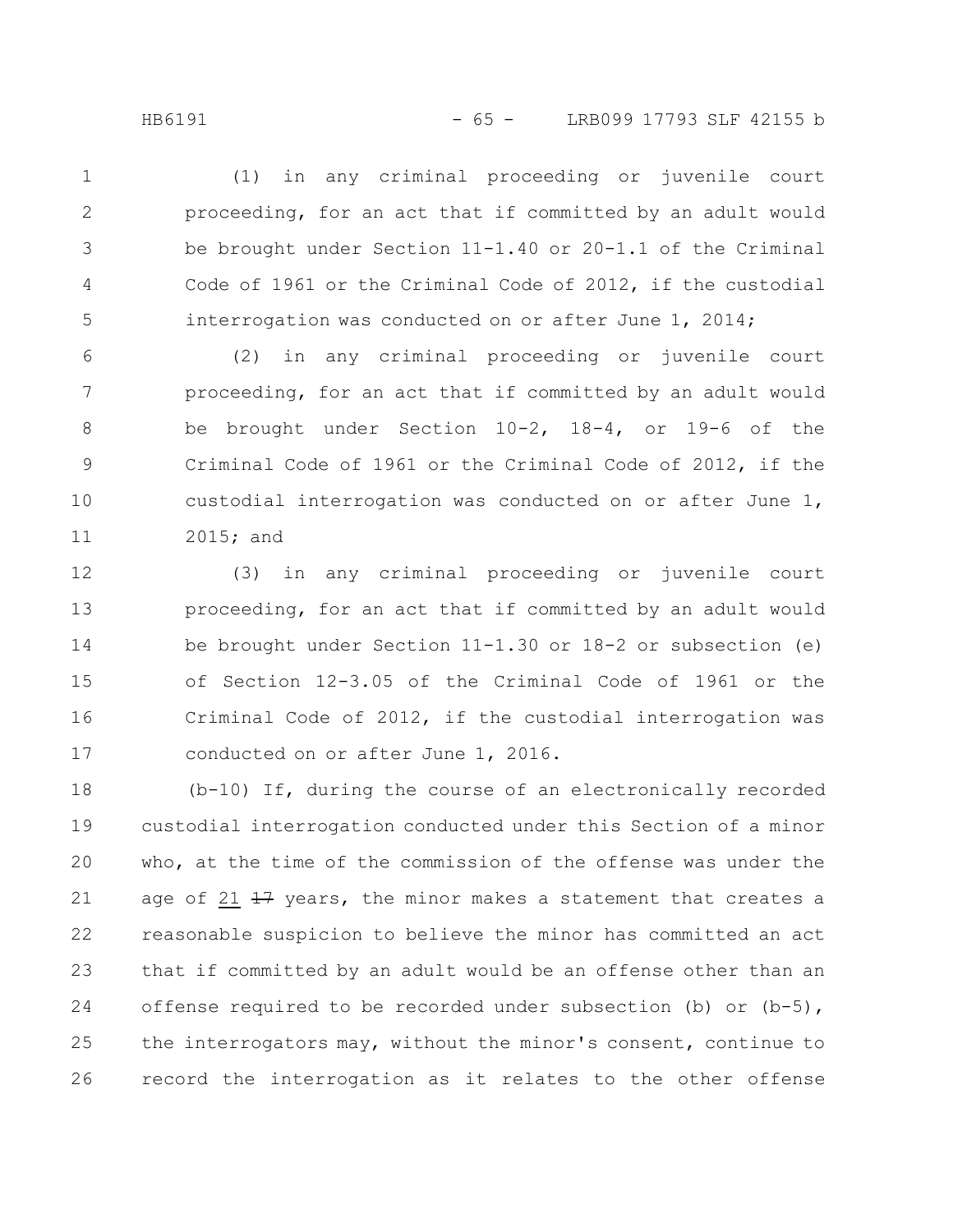(1) in any criminal proceeding or juvenile court proceeding, for an act that if committed by an adult would be brought under Section 11-1.40 or 20-1.1 of the Criminal Code of 1961 or the Criminal Code of 2012, if the custodial interrogation was conducted on or after June 1, 2014;

(2) in any criminal proceeding or juvenile court proceeding, for an act that if committed by an adult would be brought under Section 10-2, 18-4, or 19-6 of the Criminal Code of 1961 or the Criminal Code of 2012, if the custodial interrogation was conducted on or after June 1, 2015; and

(3) in any criminal proceeding or juvenile court proceeding, for an act that if committed by an adult would be brought under Section 11-1.30 or 18-2 or subsection (e) of Section 12-3.05 of the Criminal Code of 1961 or the Criminal Code of 2012, if the custodial interrogation was conducted on or after June 1, 2016.

(b-10) If, during the course of an electronically recorded custodial interrogation conducted under this Section of a minor who, at the time of the commission of the offense was under the age of 21 ~~17~~ years, the minor makes a statement that creates a reasonable suspicion to believe the minor has committed an act that if committed by an adult would be an offense other than an offense required to be recorded under subsection (b) or (b-5), the interrogators may, without the minor's consent, continue to record the interrogation as it relates to the other offense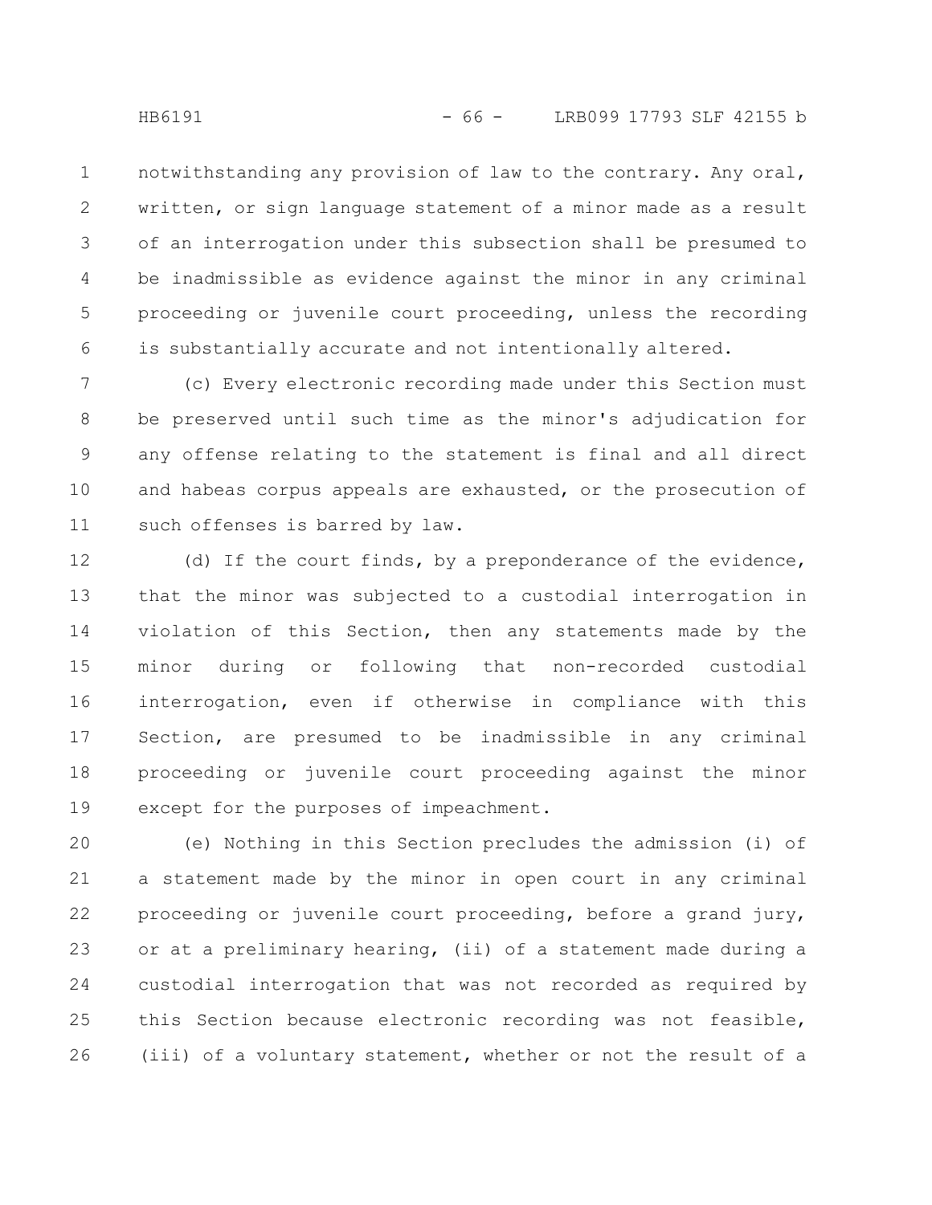notwithstanding any provision of law to the contrary. Any oral, written, or sign language statement of a minor made as a result of an interrogation under this subsection shall be presumed to be inadmissible as evidence against the minor in any criminal proceeding or juvenile court proceeding, unless the recording is substantially accurate and not intentionally altered.

(c) Every electronic recording made under this Section must be preserved until such time as the minor's adjudication for any offense relating to the statement is final and all direct and habeas corpus appeals are exhausted, or the prosecution of such offenses is barred by law.

(d) If the court finds, by a preponderance of the evidence, that the minor was subjected to a custodial interrogation in violation of this Section, then any statements made by the minor during or following that non-recorded custodial interrogation, even if otherwise in compliance with this Section, are presumed to be inadmissible in any criminal proceeding or juvenile court proceeding against the minor except for the purposes of impeachment.

(e) Nothing in this Section precludes the admission (i) of a statement made by the minor in open court in any criminal proceeding or juvenile court proceeding, before a grand jury, or at a preliminary hearing, (ii) of a statement made during a custodial interrogation that was not recorded as required by this Section because electronic recording was not feasible, (iii) of a voluntary statement, whether or not the result of a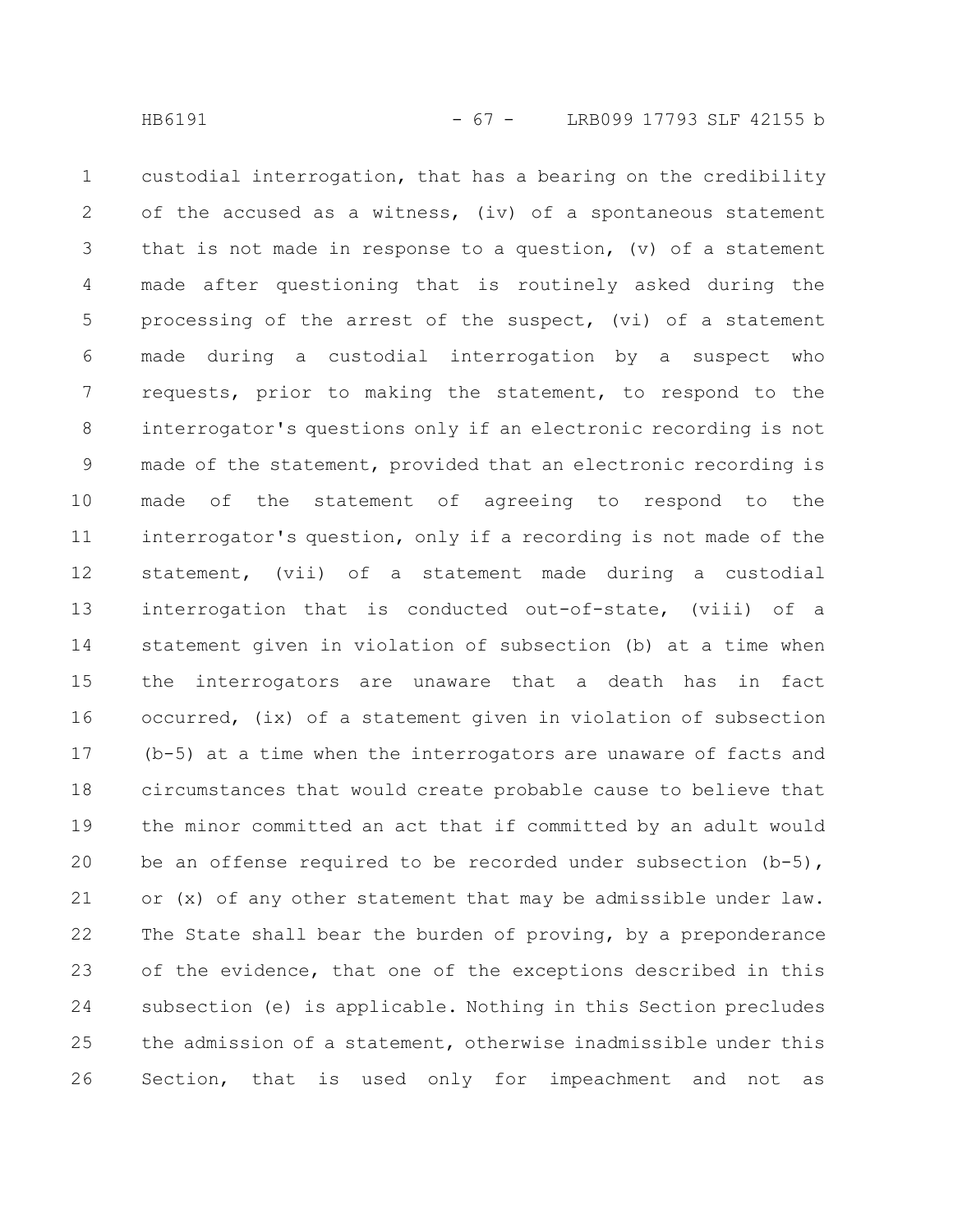custodial interrogation, that has a bearing on the credibility of the accused as a witness, (iv) of a spontaneous statement that is not made in response to a question, (v) of a statement made after questioning that is routinely asked during the processing of the arrest of the suspect, (vi) of a statement made during a custodial interrogation by a suspect who requests, prior to making the statement, to respond to the interrogator's questions only if an electronic recording is not made of the statement, provided that an electronic recording is made of the statement of agreeing to respond to the interrogator's question, only if a recording is not made of the statement, (vii) of a statement made during a custodial interrogation that is conducted out-of-state, (viii) of a statement given in violation of subsection (b) at a time when the interrogators are unaware that a death has in fact occurred, (ix) of a statement given in violation of subsection (b-5) at a time when the interrogators are unaware of facts and circumstances that would create probable cause to believe that the minor committed an act that if committed by an adult would be an offense required to be recorded under subsection (b-5), or (x) of any other statement that may be admissible under law. The State shall bear the burden of proving, by a preponderance of the evidence, that one of the exceptions described in this subsection (e) is applicable. Nothing in this Section precludes the admission of a statement, otherwise inadmissible under this Section, that is used only for impeachment and not as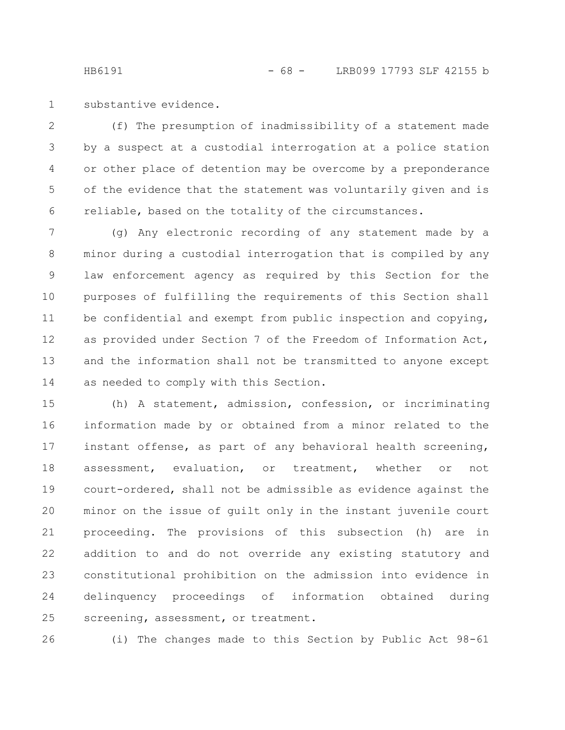substantive evidence.

(f) The presumption of inadmissibility of a statement made by a suspect at a custodial interrogation at a police station or other place of detention may be overcome by a preponderance of the evidence that the statement was voluntarily given and is reliable, based on the totality of the circumstances.

(g) Any electronic recording of any statement made by a minor during a custodial interrogation that is compiled by any law enforcement agency as required by this Section for the purposes of fulfilling the requirements of this Section shall be confidential and exempt from public inspection and copying, as provided under Section 7 of the Freedom of Information Act, and the information shall not be transmitted to anyone except as needed to comply with this Section.

(h) A statement, admission, confession, or incriminating information made by or obtained from a minor related to the instant offense, as part of any behavioral health screening, assessment, evaluation, or treatment, whether or not court-ordered, shall not be admissible as evidence against the minor on the issue of guilt only in the instant juvenile court proceeding. The provisions of this subsection (h) are in addition to and do not override any existing statutory and constitutional prohibition on the admission into evidence in delinquency proceedings of information obtained during screening, assessment, or treatment.

(i) The changes made to this Section by Public Act 98-61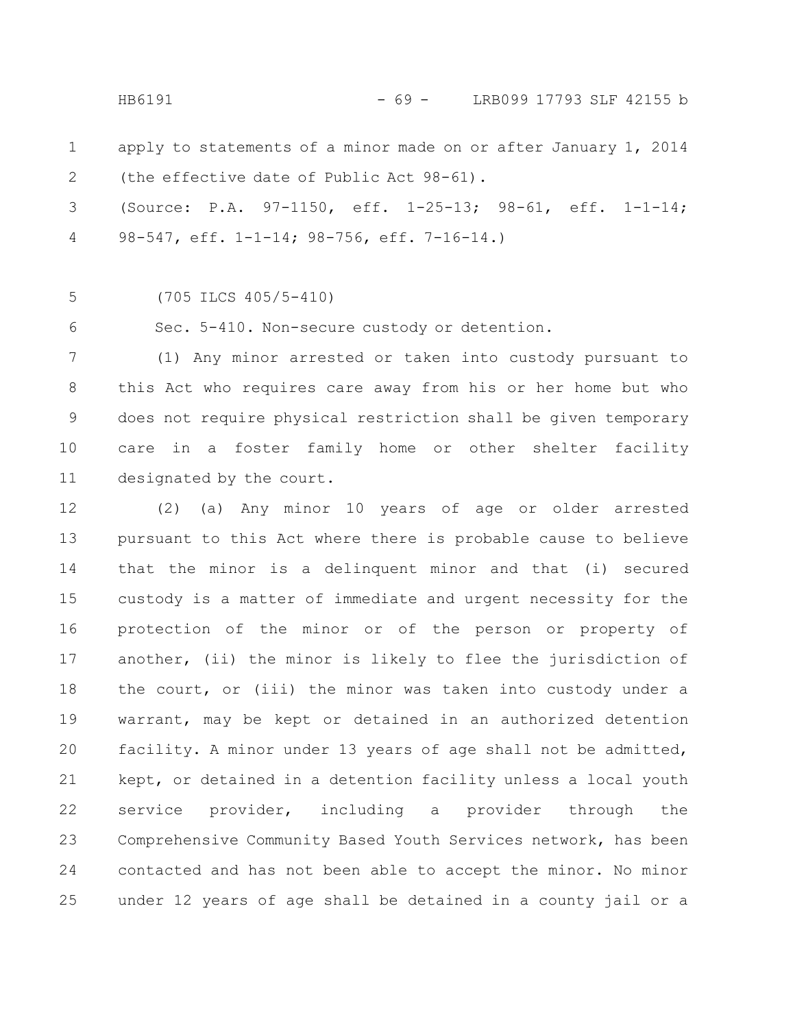apply to statements of a minor made on or after January 1, 2014 (the effective date of Public Act 98-61).

(Source: P.A. 97-1150, eff. 1-25-13; 98-61, eff. 1-1-14; 98-547, eff. 1-1-14; 98-756, eff. 7-16-14.)

(705 ILCS 405/5-410)

Sec. 5-410. Non-secure custody or detention.

(1) Any minor arrested or taken into custody pursuant to this Act who requires care away from his or her home but who does not require physical restriction shall be given temporary care in a foster family home or other shelter facility designated by the court.

(2) (a) Any minor 10 years of age or older arrested pursuant to this Act where there is probable cause to believe that the minor is a delinquent minor and that (i) secured custody is a matter of immediate and urgent necessity for the protection of the minor or of the person or property of another, (ii) the minor is likely to flee the jurisdiction of the court, or (iii) the minor was taken into custody under a warrant, may be kept or detained in an authorized detention facility. A minor under 13 years of age shall not be admitted, kept, or detained in a detention facility unless a local youth service provider, including a provider through the Comprehensive Community Based Youth Services network, has been contacted and has not been able to accept the minor. No minor under 12 years of age shall be detained in a county jail or a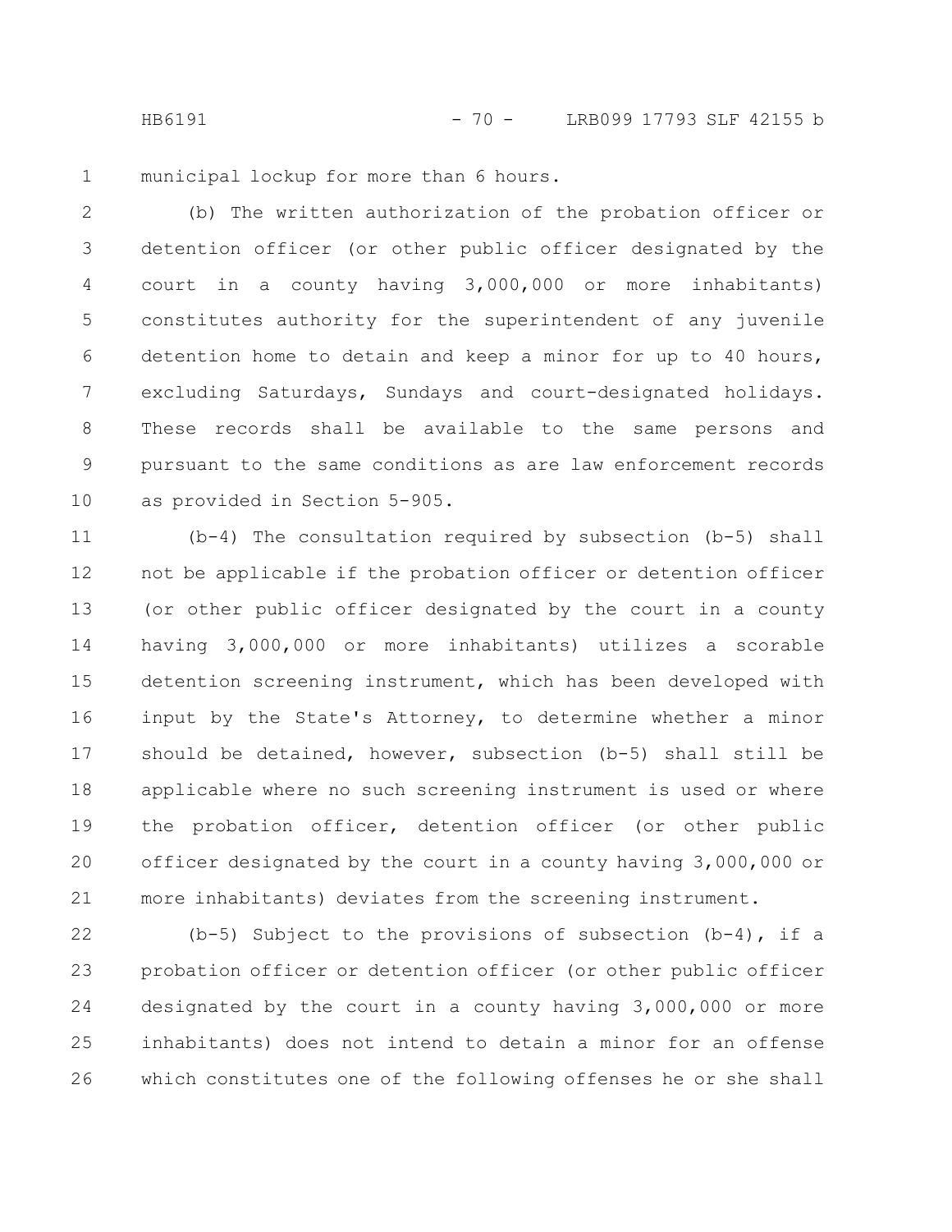municipal lockup for more than 6 hours.

(b) The written authorization of the probation officer or detention officer (or other public officer designated by the court in a county having 3,000,000 or more inhabitants) constitutes authority for the superintendent of any juvenile detention home to detain and keep a minor for up to 40 hours, excluding Saturdays, Sundays and court-designated holidays. These records shall be available to the same persons and pursuant to the same conditions as are law enforcement records as provided in Section 5-905.

(b-4) The consultation required by subsection (b-5) shall not be applicable if the probation officer or detention officer (or other public officer designated by the court in a county having 3,000,000 or more inhabitants) utilizes a scorable detention screening instrument, which has been developed with input by the State's Attorney, to determine whether a minor should be detained, however, subsection (b-5) shall still be applicable where no such screening instrument is used or where the probation officer, detention officer (or other public officer designated by the court in a county having 3,000,000 or more inhabitants) deviates from the screening instrument.

(b-5) Subject to the provisions of subsection (b-4), if a probation officer or detention officer (or other public officer designated by the court in a county having 3,000,000 or more inhabitants) does not intend to detain a minor for an offense which constitutes one of the following offenses he or she shall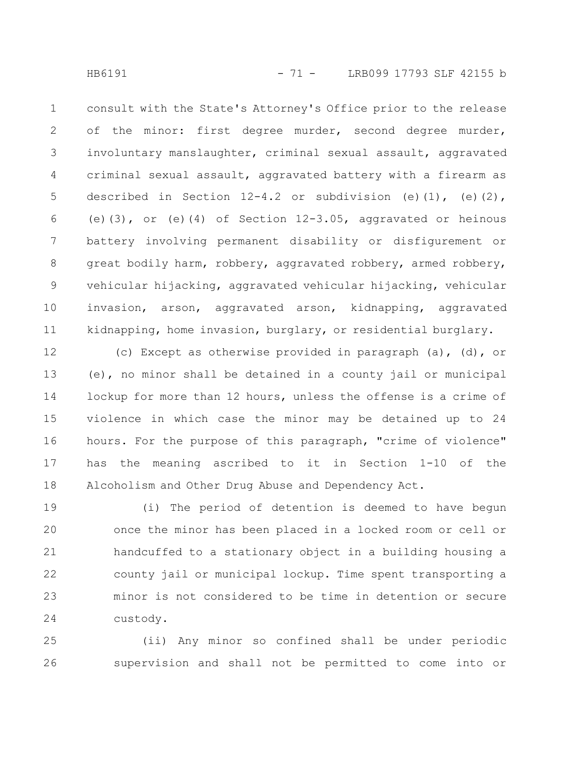consult with the State's Attorney's Office prior to the release of the minor: first degree murder, second degree murder, involuntary manslaughter, criminal sexual assault, aggravated criminal sexual assault, aggravated battery with a firearm as described in Section 12-4.2 or subdivision (e)(1), (e)(2), (e)(3), or (e)(4) of Section 12-3.05, aggravated or heinous battery involving permanent disability or disfigurement or great bodily harm, robbery, aggravated robbery, armed robbery, vehicular hijacking, aggravated vehicular hijacking, vehicular invasion, arson, aggravated arson, kidnapping, aggravated kidnapping, home invasion, burglary, or residential burglary.

(c) Except as otherwise provided in paragraph (a), (d), or (e), no minor shall be detained in a county jail or municipal lockup for more than 12 hours, unless the offense is a crime of violence in which case the minor may be detained up to 24 hours. For the purpose of this paragraph, "crime of violence" has the meaning ascribed to it in Section 1-10 of the Alcoholism and Other Drug Abuse and Dependency Act.

(i) The period of detention is deemed to have begun once the minor has been placed in a locked room or cell or handcuffed to a stationary object in a building housing a county jail or municipal lockup. Time spent transporting a minor is not considered to be time in detention or secure custody.

(ii) Any minor so confined shall be under periodic supervision and shall not be permitted to come into or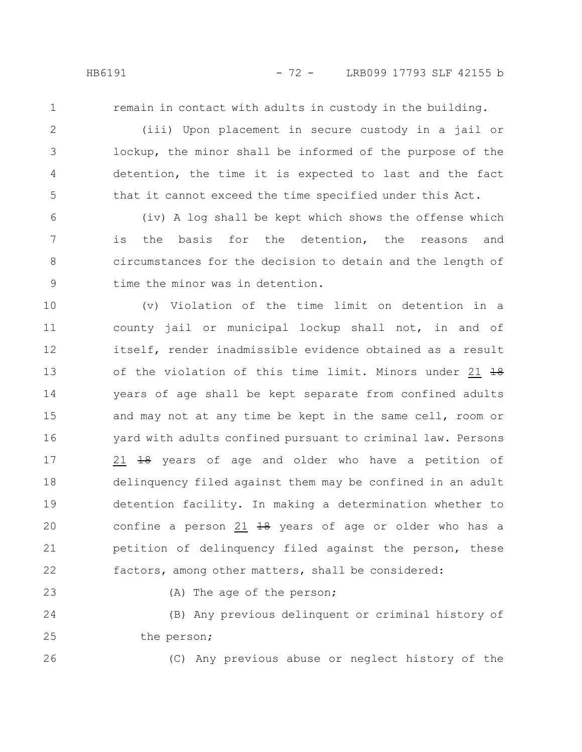remain in contact with adults in custody in the building.

(iii) Upon placement in secure custody in a jail or lockup, the minor shall be informed of the purpose of the detention, the time it is expected to last and the fact that it cannot exceed the time specified under this Act.

(iv) A log shall be kept which shows the offense which is the basis for the detention, the reasons and circumstances for the decision to detain and the length of time the minor was in detention.

(v) Violation of the time limit on detention in a county jail or municipal lockup shall not, in and of itself, render inadmissible evidence obtained as a result of the violation of this time limit. Minors under 21 ~~18~~ years of age shall be kept separate from confined adults and may not at any time be kept in the same cell, room or yard with adults confined pursuant to criminal law. Persons 21 ~~18~~ years of age and older who have a petition of delinquency filed against them may be confined in an adult detention facility. In making a determination whether to confine a person 21 ~~18~~ years of age or older who has a petition of delinquency filed against the person, these factors, among other matters, shall be considered:

(A) The age of the person;

(B) Any previous delinquent or criminal history of the person;

(C) Any previous abuse or neglect history of the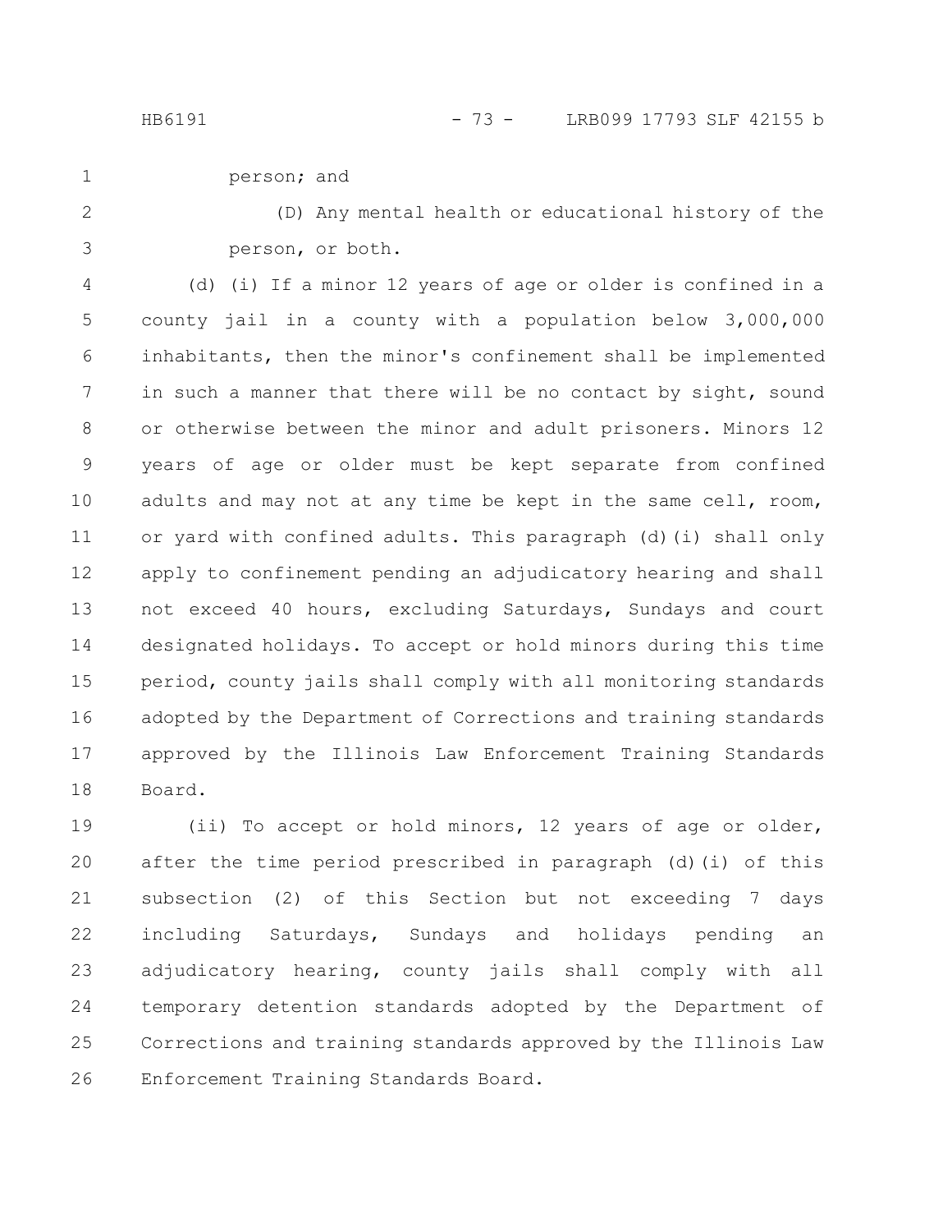person; and

(D) Any mental health or educational history of the person, or both.

(d) (i) If a minor 12 years of age or older is confined in a county jail in a county with a population below 3,000,000 inhabitants, then the minor's confinement shall be implemented in such a manner that there will be no contact by sight, sound or otherwise between the minor and adult prisoners. Minors 12 years of age or older must be kept separate from confined adults and may not at any time be kept in the same cell, room, or yard with confined adults. This paragraph (d)(i) shall only apply to confinement pending an adjudicatory hearing and shall not exceed 40 hours, excluding Saturdays, Sundays and court designated holidays. To accept or hold minors during this time period, county jails shall comply with all monitoring standards adopted by the Department of Corrections and training standards approved by the Illinois Law Enforcement Training Standards Board.

(ii) To accept or hold minors, 12 years of age or older, after the time period prescribed in paragraph (d)(i) of this subsection (2) of this Section but not exceeding 7 days including Saturdays, Sundays and holidays pending an adjudicatory hearing, county jails shall comply with all temporary detention standards adopted by the Department of Corrections and training standards approved by the Illinois Law Enforcement Training Standards Board.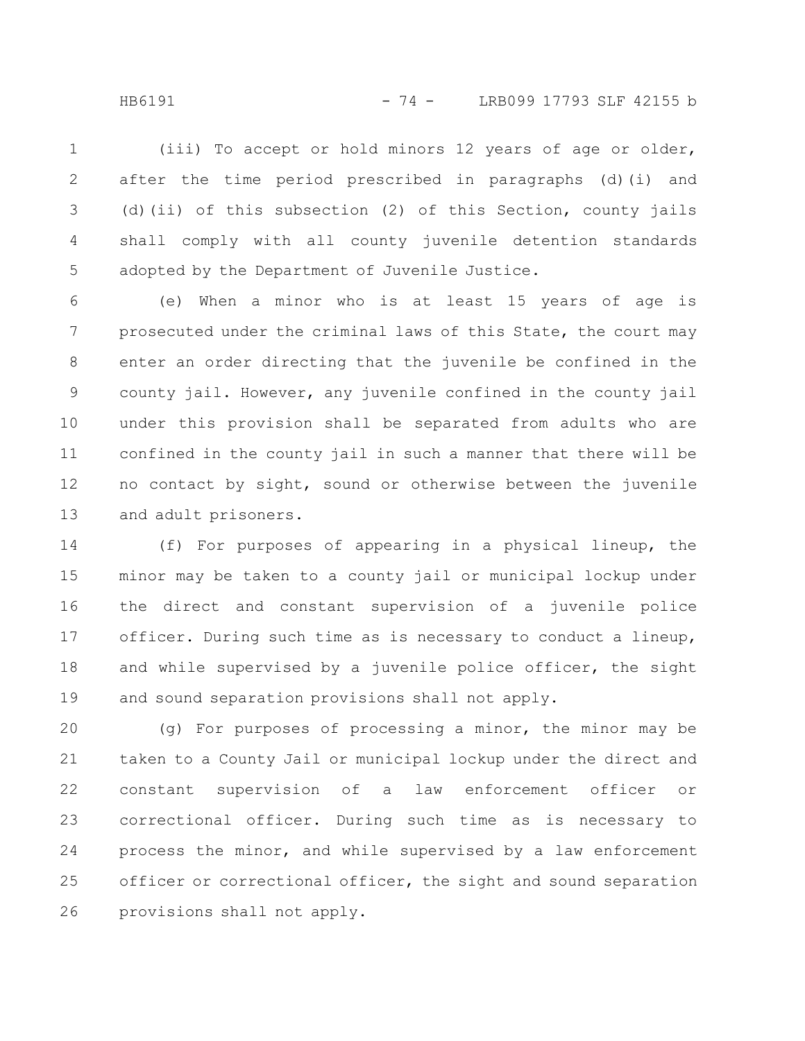(iii) To accept or hold minors 12 years of age or older, after the time period prescribed in paragraphs (d)(i) and (d)(ii) of this subsection (2) of this Section, county jails shall comply with all county juvenile detention standards adopted by the Department of Juvenile Justice.

(e) When a minor who is at least 15 years of age is prosecuted under the criminal laws of this State, the court may enter an order directing that the juvenile be confined in the county jail. However, any juvenile confined in the county jail under this provision shall be separated from adults who are confined in the county jail in such a manner that there will be no contact by sight, sound or otherwise between the juvenile and adult prisoners.

(f) For purposes of appearing in a physical lineup, the minor may be taken to a county jail or municipal lockup under the direct and constant supervision of a juvenile police officer. During such time as is necessary to conduct a lineup, and while supervised by a juvenile police officer, the sight and sound separation provisions shall not apply.

(g) For purposes of processing a minor, the minor may be taken to a County Jail or municipal lockup under the direct and constant supervision of a law enforcement officer or correctional officer. During such time as is necessary to process the minor, and while supervised by a law enforcement officer or correctional officer, the sight and sound separation provisions shall not apply.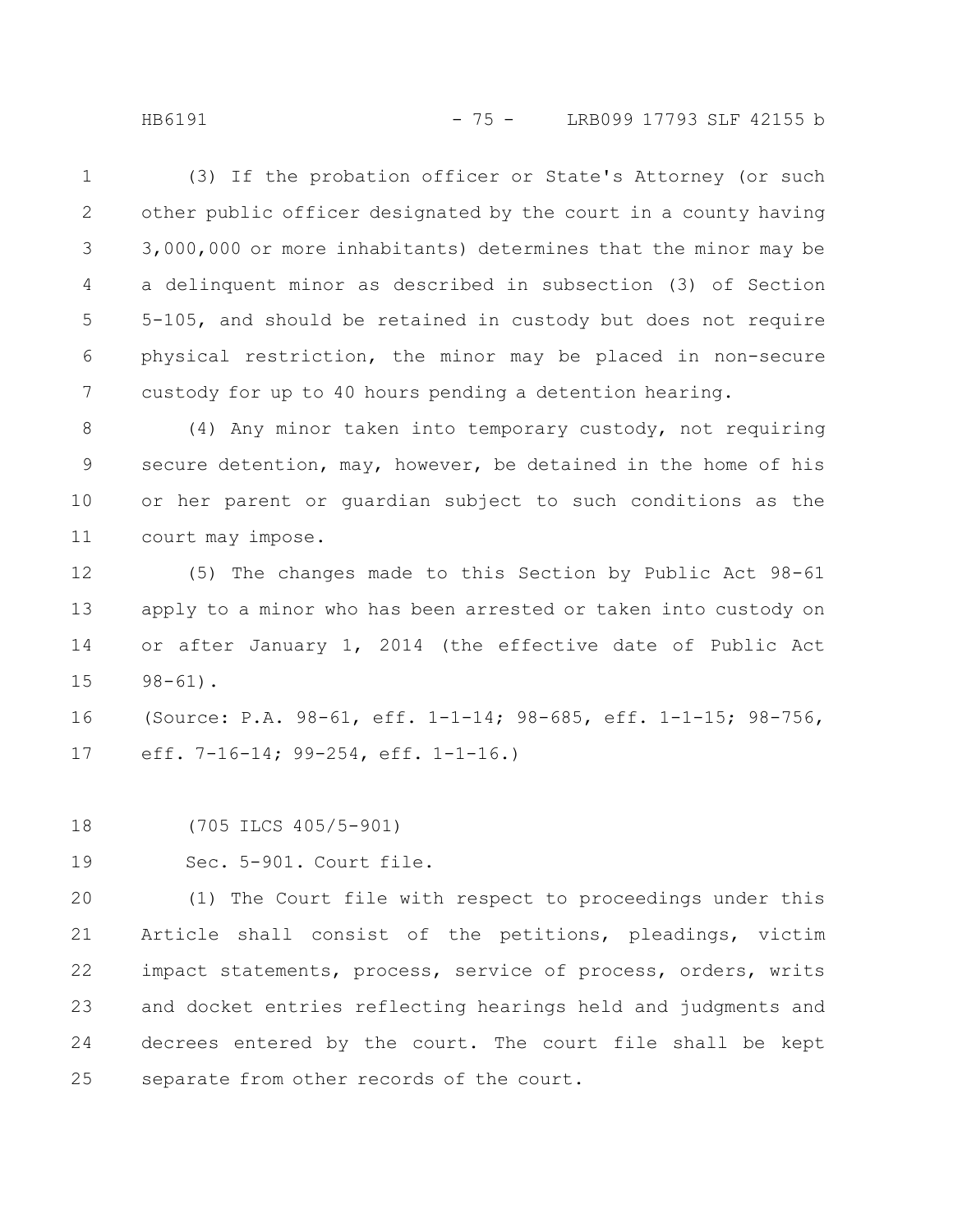(3) If the probation officer or State's Attorney (or such other public officer designated by the court in a county having 3,000,000 or more inhabitants) determines that the minor may be a delinquent minor as described in subsection (3) of Section 5-105, and should be retained in custody but does not require physical restriction, the minor may be placed in non-secure custody for up to 40 hours pending a detention hearing.

(4) Any minor taken into temporary custody, not requiring secure detention, may, however, be detained in the home of his or her parent or guardian subject to such conditions as the court may impose.

(5) The changes made to this Section by Public Act 98-61 apply to a minor who has been arrested or taken into custody on or after January 1, 2014 (the effective date of Public Act 98-61).

(Source: P.A. 98-61, eff. 1-1-14; 98-685, eff. 1-1-15; 98-756, eff. 7-16-14; 99-254, eff. 1-1-16.)

(705 ILCS 405/5-901)

Sec. 5-901. Court file.

(1) The Court file with respect to proceedings under this Article shall consist of the petitions, pleadings, victim impact statements, process, service of process, orders, writs and docket entries reflecting hearings held and judgments and decrees entered by the court. The court file shall be kept separate from other records of the court.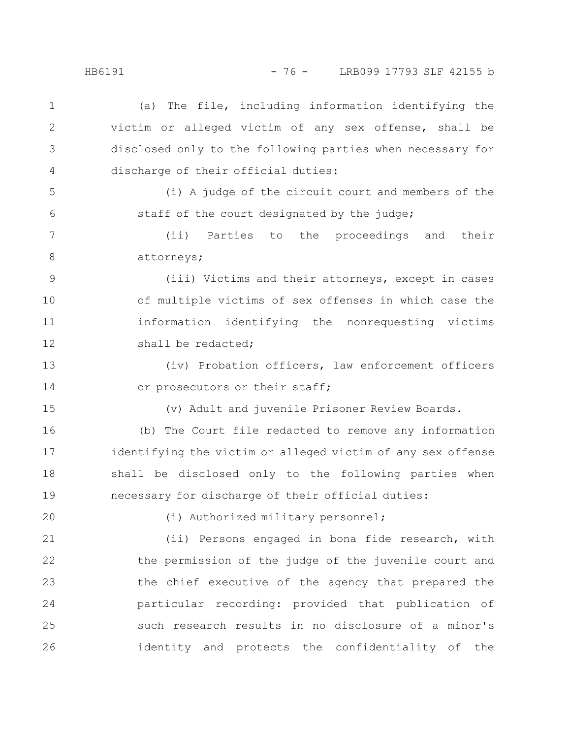(a) The file, including information identifying the victim or alleged victim of any sex offense, shall be disclosed only to the following parties when necessary for discharge of their official duties:

(i) A judge of the circuit court and members of the staff of the court designated by the judge;

(ii) Parties to the proceedings and their attorneys;

(iii) Victims and their attorneys, except in cases of multiple victims of sex offenses in which case the information identifying the nonrequesting victims shall be redacted;

(iv) Probation officers, law enforcement officers or prosecutors or their staff;

(v) Adult and juvenile Prisoner Review Boards.

(b) The Court file redacted to remove any information identifying the victim or alleged victim of any sex offense shall be disclosed only to the following parties when necessary for discharge of their official duties:

(i) Authorized military personnel;

(ii) Persons engaged in bona fide research, with the permission of the judge of the juvenile court and the chief executive of the agency that prepared the particular recording: provided that publication of such research results in no disclosure of a minor's identity and protects the confidentiality of the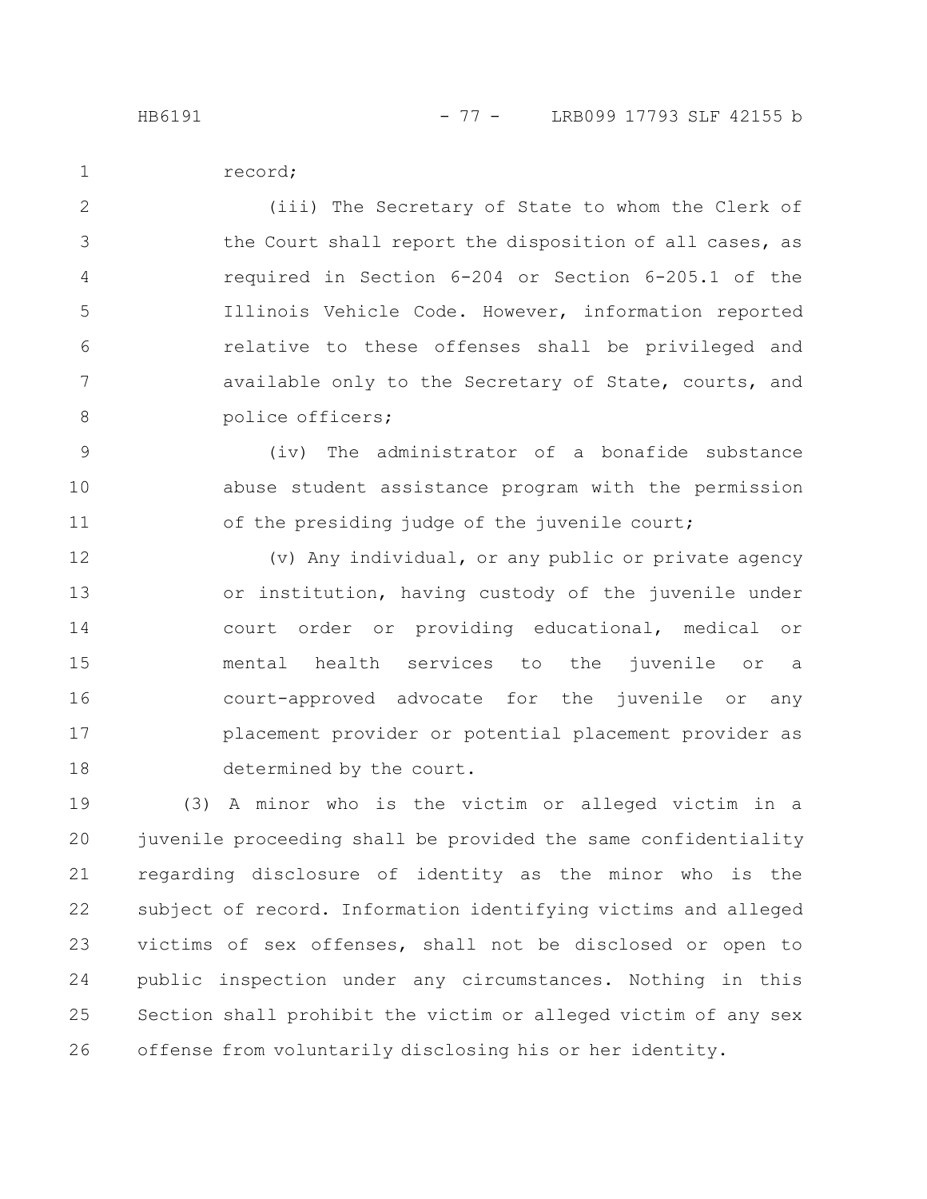record;

(iii) The Secretary of State to whom the Clerk of the Court shall report the disposition of all cases, as required in Section 6-204 or Section 6-205.1 of the Illinois Vehicle Code. However, information reported relative to these offenses shall be privileged and available only to the Secretary of State, courts, and police officers;

(iv) The administrator of a bonafide substance abuse student assistance program with the permission of the presiding judge of the juvenile court;

(v) Any individual, or any public or private agency or institution, having custody of the juvenile under court order or providing educational, medical or mental health services to the juvenile or a court-approved advocate for the juvenile or any placement provider or potential placement provider as determined by the court.

(3) A minor who is the victim or alleged victim in a juvenile proceeding shall be provided the same confidentiality regarding disclosure of identity as the minor who is the subject of record. Information identifying victims and alleged victims of sex offenses, shall not be disclosed or open to public inspection under any circumstances. Nothing in this Section shall prohibit the victim or alleged victim of any sex offense from voluntarily disclosing his or her identity.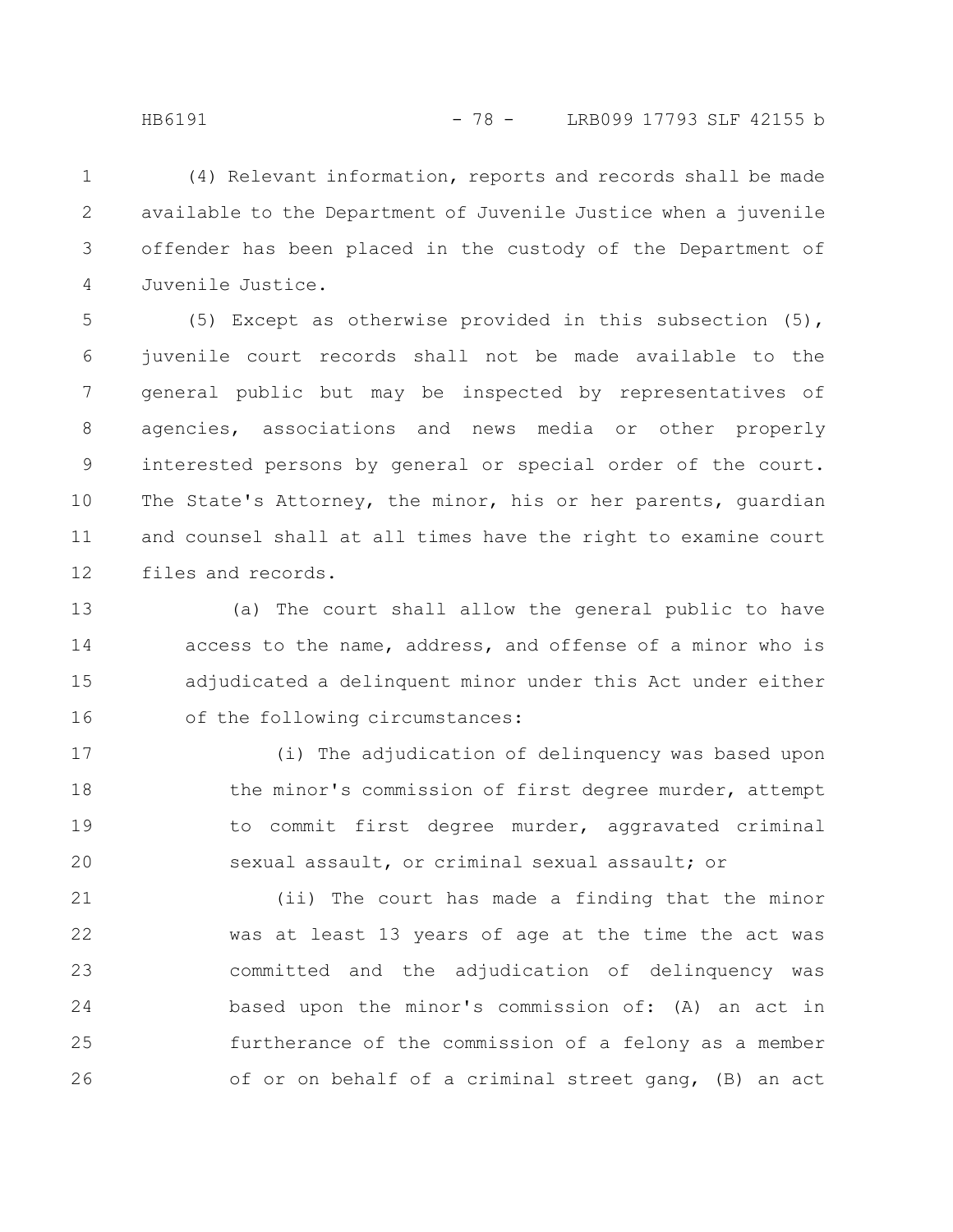(4) Relevant information, reports and records shall be made available to the Department of Juvenile Justice when a juvenile offender has been placed in the custody of the Department of Juvenile Justice.

(5) Except as otherwise provided in this subsection (5), juvenile court records shall not be made available to the general public but may be inspected by representatives of agencies, associations and news media or other properly interested persons by general or special order of the court. The State's Attorney, the minor, his or her parents, guardian and counsel shall at all times have the right to examine court files and records.

(a) The court shall allow the general public to have access to the name, address, and offense of a minor who is adjudicated a delinquent minor under this Act under either of the following circumstances:

(i) The adjudication of delinquency was based upon the minor's commission of first degree murder, attempt to commit first degree murder, aggravated criminal sexual assault, or criminal sexual assault; or

(ii) The court has made a finding that the minor was at least 13 years of age at the time the act was committed and the adjudication of delinquency was based upon the minor's commission of: (A) an act in furtherance of the commission of a felony as a member of or on behalf of a criminal street gang, (B) an act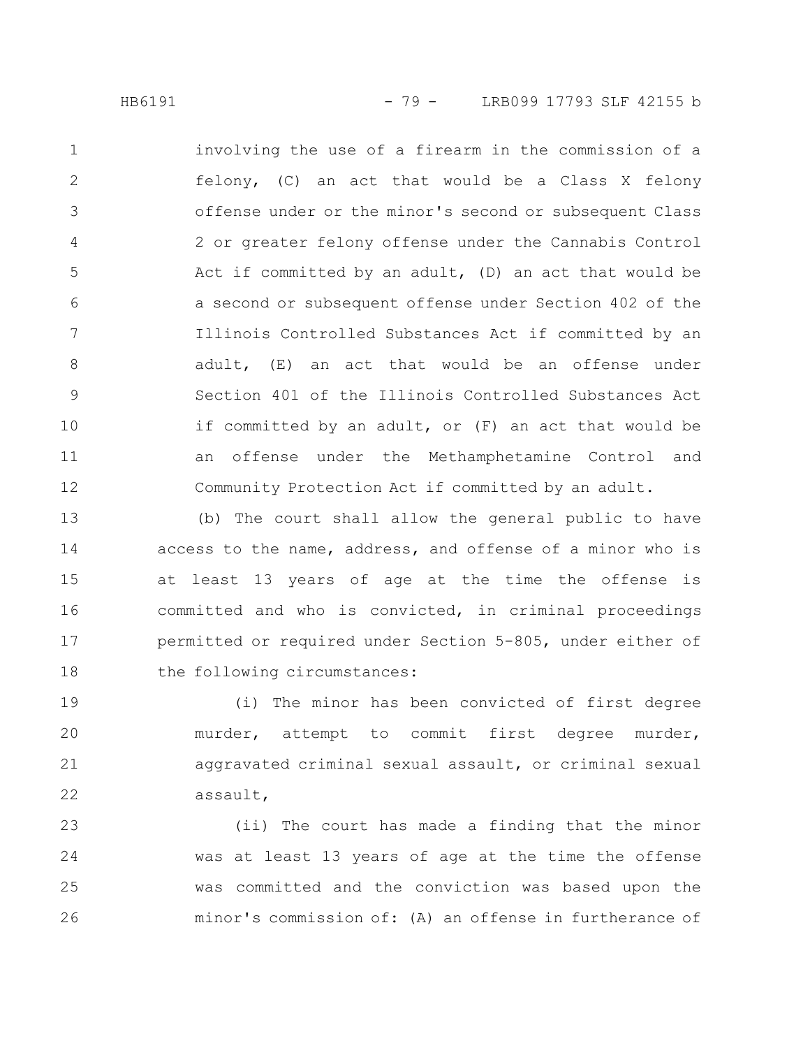involving the use of a firearm in the commission of a felony, (C) an act that would be a Class X felony offense under or the minor's second or subsequent Class 2 or greater felony offense under the Cannabis Control Act if committed by an adult, (D) an act that would be a second or subsequent offense under Section 402 of the Illinois Controlled Substances Act if committed by an adult, (E) an act that would be an offense under Section 401 of the Illinois Controlled Substances Act if committed by an adult, or (F) an act that would be an offense under the Methamphetamine Control and Community Protection Act if committed by an adult.

(b) The court shall allow the general public to have access to the name, address, and offense of a minor who is at least 13 years of age at the time the offense is committed and who is convicted, in criminal proceedings permitted or required under Section 5-805, under either of the following circumstances:

(i) The minor has been convicted of first degree murder, attempt to commit first degree murder, aggravated criminal sexual assault, or criminal sexual assault,

(ii) The court has made a finding that the minor was at least 13 years of age at the time the offense was committed and the conviction was based upon the minor's commission of: (A) an offense in furtherance of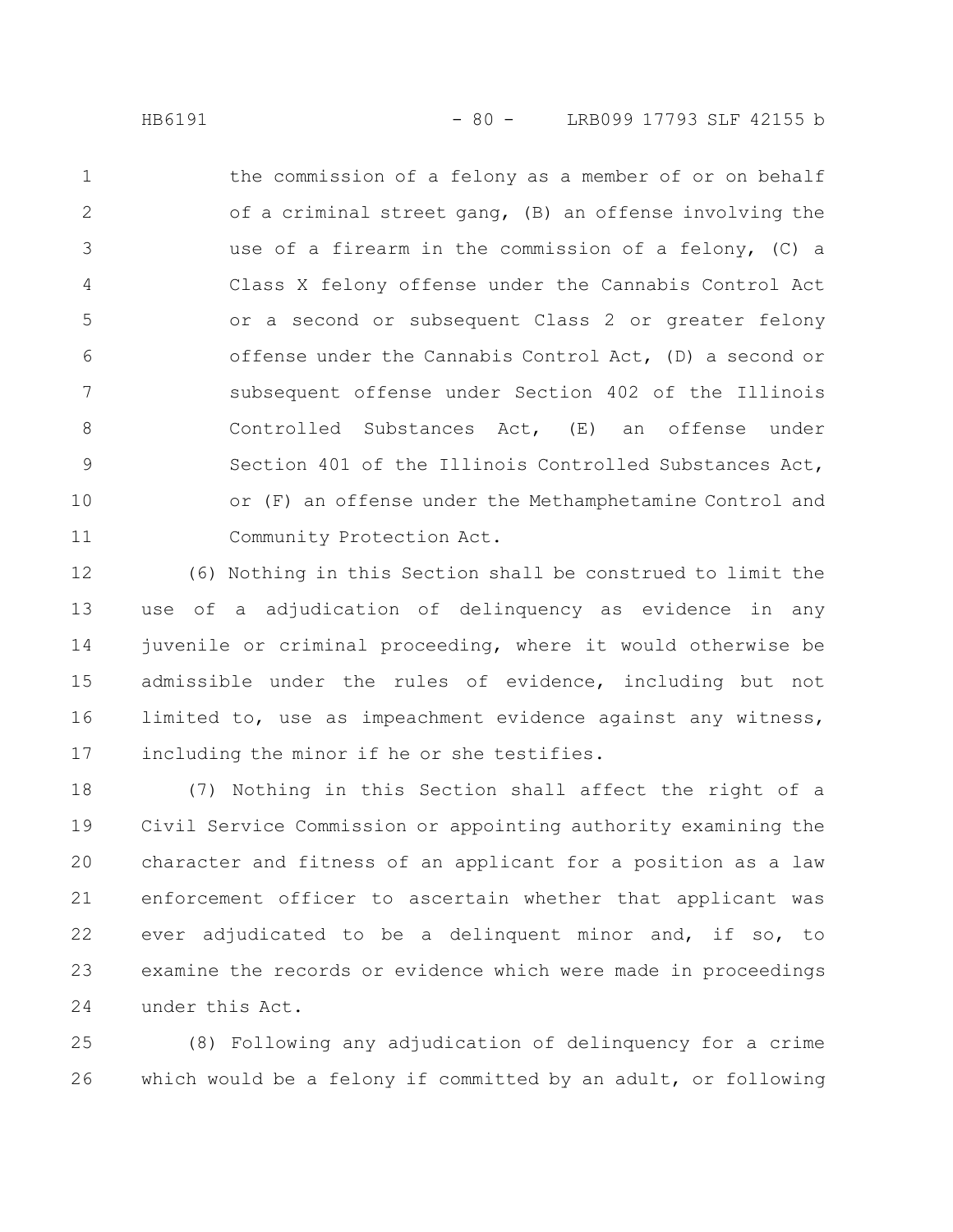the commission of a felony as a member of or on behalf of a criminal street gang, (B) an offense involving the use of a firearm in the commission of a felony, (C) a Class X felony offense under the Cannabis Control Act or a second or subsequent Class 2 or greater felony offense under the Cannabis Control Act, (D) a second or subsequent offense under Section 402 of the Illinois Controlled Substances Act, (E) an offense under Section 401 of the Illinois Controlled Substances Act, or (F) an offense under the Methamphetamine Control and Community Protection Act.

(6) Nothing in this Section shall be construed to limit the use of a adjudication of delinquency as evidence in any juvenile or criminal proceeding, where it would otherwise be admissible under the rules of evidence, including but not limited to, use as impeachment evidence against any witness, including the minor if he or she testifies.

(7) Nothing in this Section shall affect the right of a Civil Service Commission or appointing authority examining the character and fitness of an applicant for a position as a law enforcement officer to ascertain whether that applicant was ever adjudicated to be a delinquent minor and, if so, to examine the records or evidence which were made in proceedings under this Act.

(8) Following any adjudication of delinquency for a crime which would be a felony if committed by an adult, or following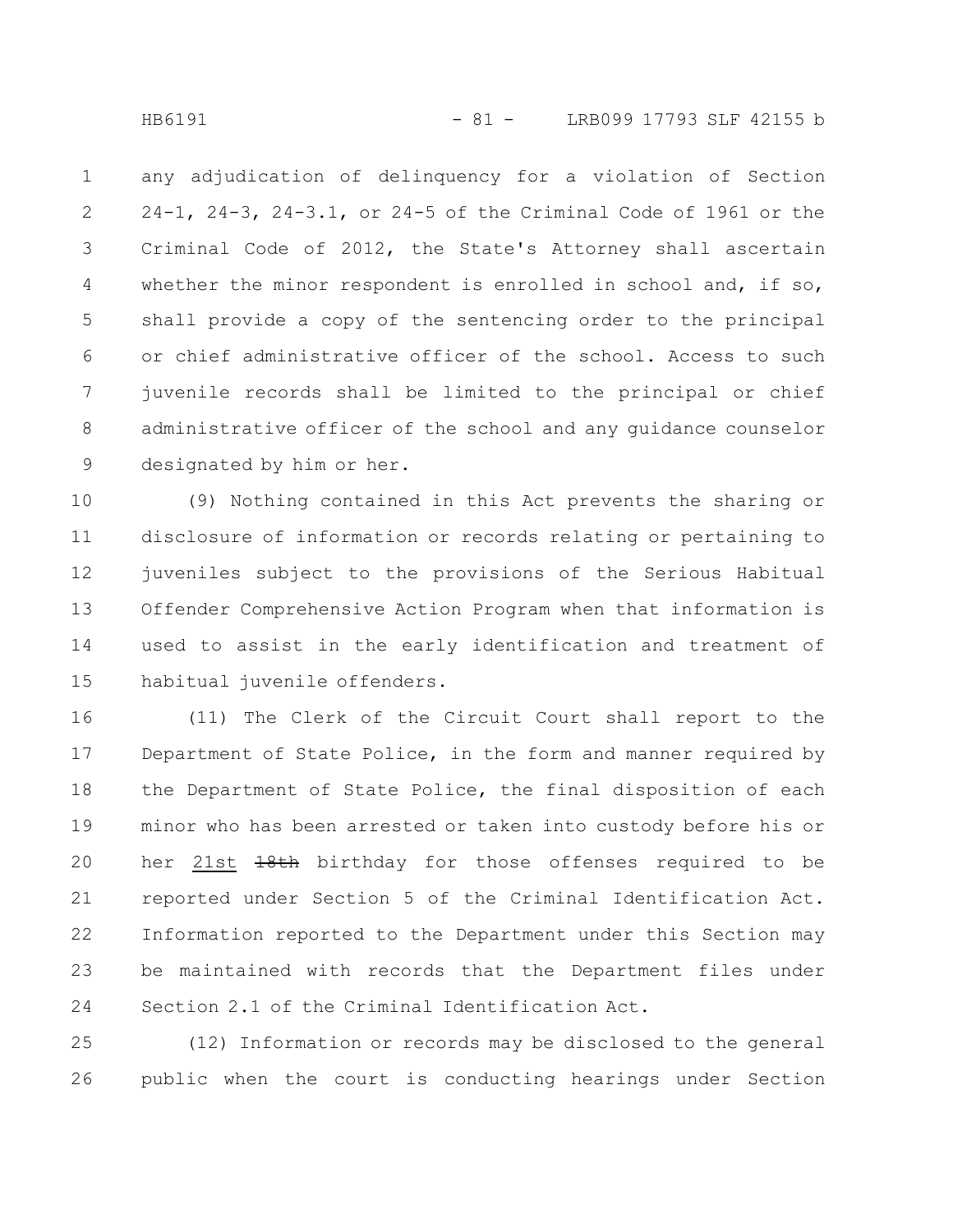any adjudication of delinquency for a violation of Section 24-1, 24-3, 24-3.1, or 24-5 of the Criminal Code of 1961 or the Criminal Code of 2012, the State's Attorney shall ascertain whether the minor respondent is enrolled in school and, if so, shall provide a copy of the sentencing order to the principal or chief administrative officer of the school. Access to such juvenile records shall be limited to the principal or chief administrative officer of the school and any guidance counselor designated by him or her.

(9) Nothing contained in this Act prevents the sharing or disclosure of information or records relating or pertaining to juveniles subject to the provisions of the Serious Habitual Offender Comprehensive Action Program when that information is used to assist in the early identification and treatment of habitual juvenile offenders.

(11) The Clerk of the Circuit Court shall report to the Department of State Police, in the form and manner required by the Department of State Police, the final disposition of each minor who has been arrested or taken into custody before his or her 21st ~~18th~~ birthday for those offenses required to be reported under Section 5 of the Criminal Identification Act. Information reported to the Department under this Section may be maintained with records that the Department files under Section 2.1 of the Criminal Identification Act.

(12) Information or records may be disclosed to the general public when the court is conducting hearings under Section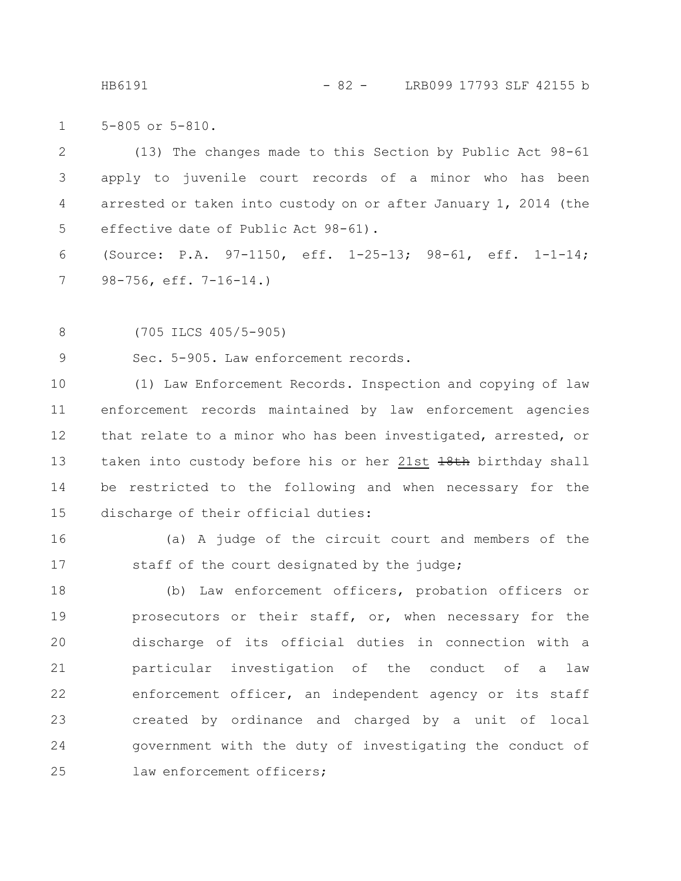5-805 or 5-810.

(13) The changes made to this Section by Public Act 98-61 apply to juvenile court records of a minor who has been arrested or taken into custody on or after January 1, 2014 (the effective date of Public Act 98-61).

(Source: P.A. 97-1150, eff. 1-25-13; 98-61, eff. 1-1-14; 98-756, eff. 7-16-14.)

(705 ILCS 405/5-905)

Sec. 5-905. Law enforcement records.

(1) Law Enforcement Records. Inspection and copying of law enforcement records maintained by law enforcement agencies that relate to a minor who has been investigated, arrested, or taken into custody before his or her 21st ~~18th~~ birthday shall be restricted to the following and when necessary for the discharge of their official duties:

(a) A judge of the circuit court and members of the staff of the court designated by the judge;

(b) Law enforcement officers, probation officers or prosecutors or their staff, or, when necessary for the discharge of its official duties in connection with a particular investigation of the conduct of a law enforcement officer, an independent agency or its staff created by ordinance and charged by a unit of local government with the duty of investigating the conduct of law enforcement officers;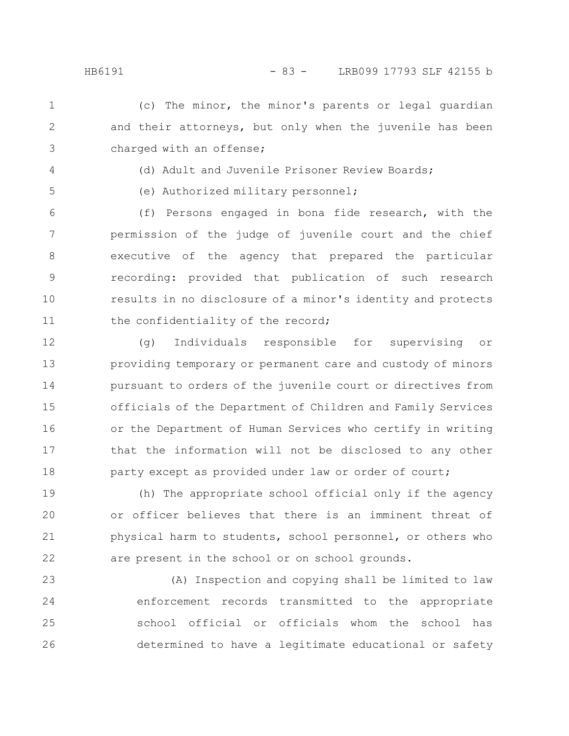(c) The minor, the minor's parents or legal guardian and their attorneys, but only when the juvenile has been charged with an offense;

(d) Adult and Juvenile Prisoner Review Boards;

(e) Authorized military personnel;

(f) Persons engaged in bona fide research, with the permission of the judge of juvenile court and the chief executive of the agency that prepared the particular recording: provided that publication of such research results in no disclosure of a minor's identity and protects the confidentiality of the record;

(g) Individuals responsible for supervising or providing temporary or permanent care and custody of minors pursuant to orders of the juvenile court or directives from officials of the Department of Children and Family Services or the Department of Human Services who certify in writing that the information will not be disclosed to any other party except as provided under law or order of court;

(h) The appropriate school official only if the agency or officer believes that there is an imminent threat of physical harm to students, school personnel, or others who are present in the school or on school grounds.

(A) Inspection and copying shall be limited to law enforcement records transmitted to the appropriate school official or officials whom the school has determined to have a legitimate educational or safety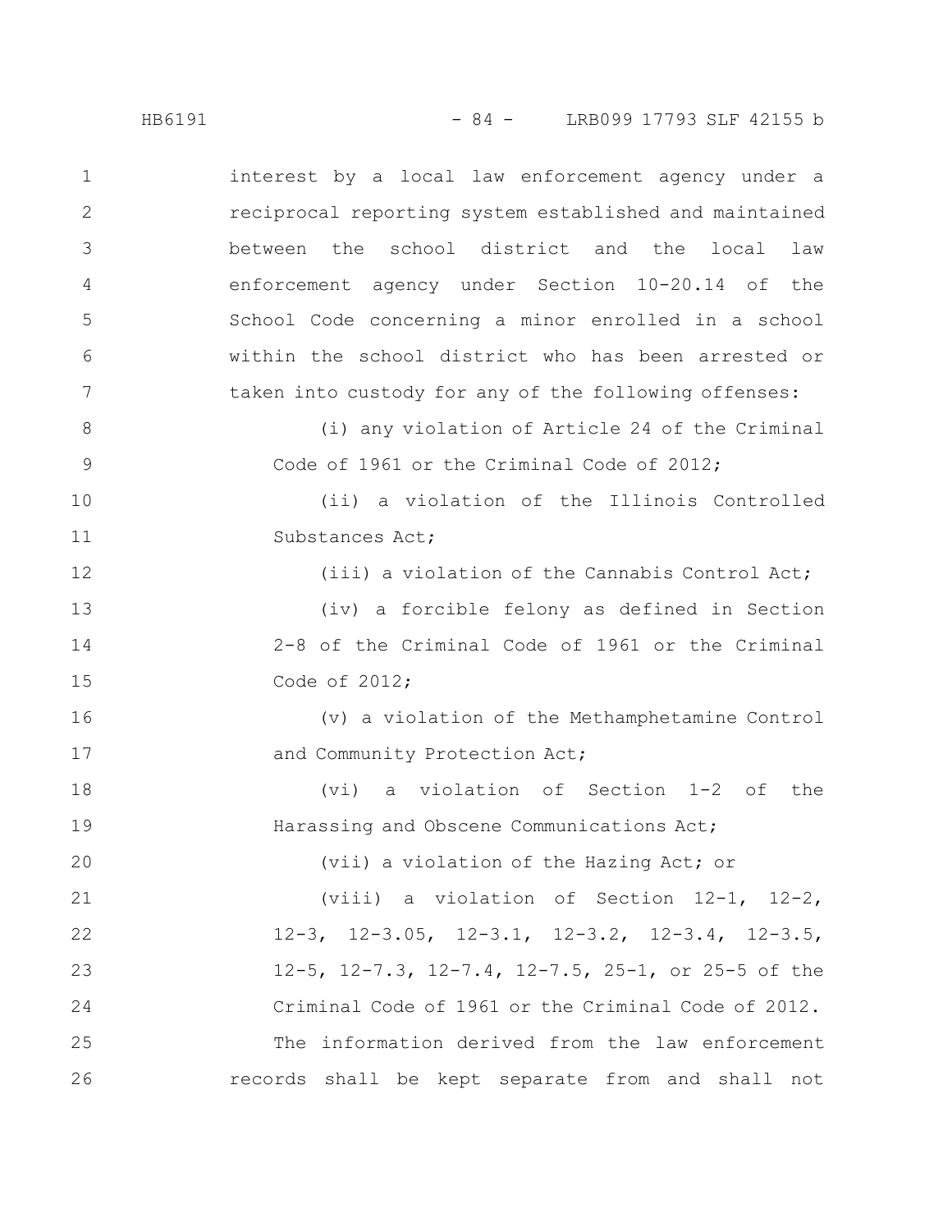interest by a local law enforcement agency under a reciprocal reporting system established and maintained between the school district and the local law enforcement agency under Section 10-20.14 of the School Code concerning a minor enrolled in a school within the school district who has been arrested or taken into custody for any of the following offenses:

(i) any violation of Article 24 of the Criminal Code of 1961 or the Criminal Code of 2012;

(ii) a violation of the Illinois Controlled Substances Act;

(iii) a violation of the Cannabis Control Act;

(iv) a forcible felony as defined in Section 2-8 of the Criminal Code of 1961 or the Criminal Code of 2012;

(v) a violation of the Methamphetamine Control and Community Protection Act;

(vi) a violation of Section 1-2 of the Harassing and Obscene Communications Act;

(vii) a violation of the Hazing Act; or

(viii) a violation of Section 12-1, 12-2, 12-3, 12-3.05, 12-3.1, 12-3.2, 12-3.4, 12-3.5, 12-5, 12-7.3, 12-7.4, 12-7.5, 25-1, or 25-5 of the Criminal Code of 1961 or the Criminal Code of 2012.

The information derived from the law enforcement records shall be kept separate from and shall not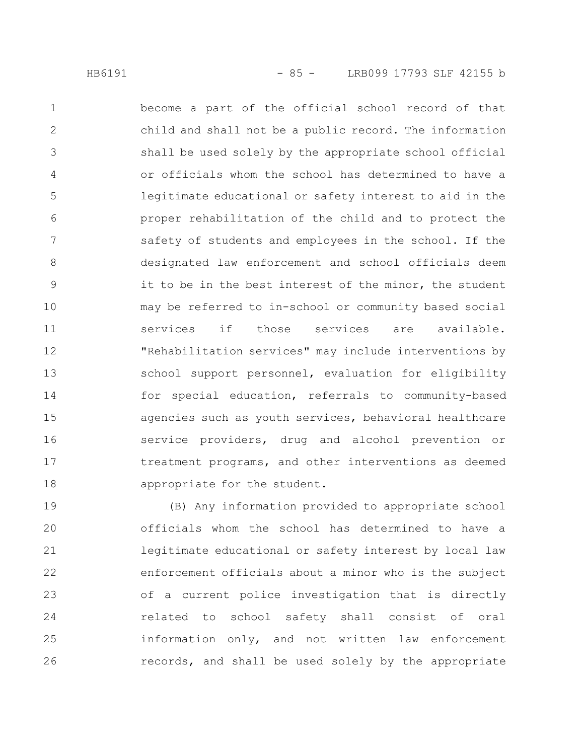become a part of the official school record of that child and shall not be a public record. The information shall be used solely by the appropriate school official or officials whom the school has determined to have a legitimate educational or safety interest to aid in the proper rehabilitation of the child and to protect the safety of students and employees in the school. If the designated law enforcement and school officials deem it to be in the best interest of the minor, the student may be referred to in-school or community based social services if those services are available. "Rehabilitation services" may include interventions by school support personnel, evaluation for eligibility for special education, referrals to community-based agencies such as youth services, behavioral healthcare service providers, drug and alcohol prevention or treatment programs, and other interventions as deemed appropriate for the student.

(B) Any information provided to appropriate school officials whom the school has determined to have a legitimate educational or safety interest by local law enforcement officials about a minor who is the subject of a current police investigation that is directly related to school safety shall consist of oral information only, and not written law enforcement records, and shall be used solely by the appropriate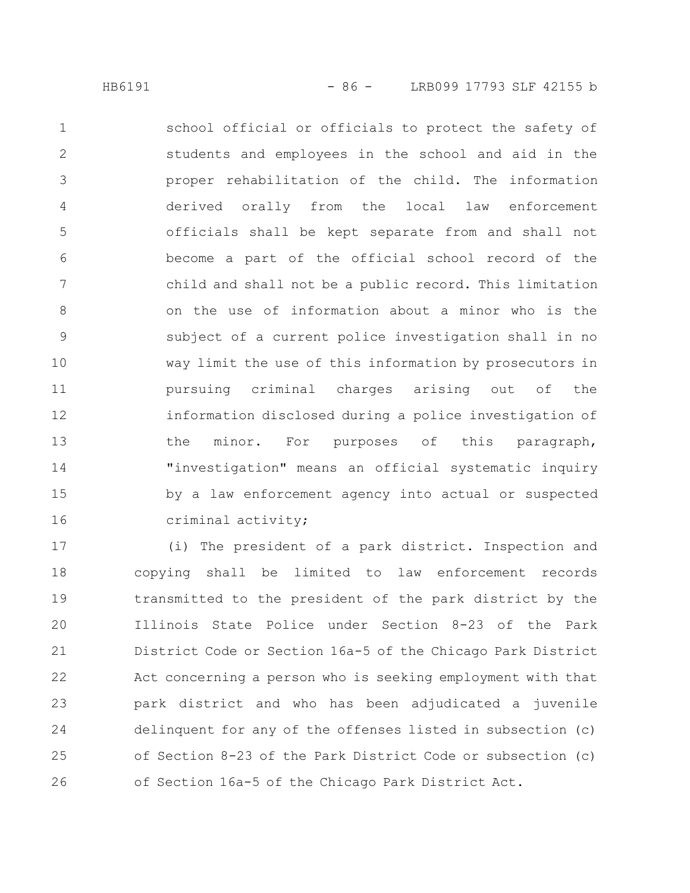school official or officials to protect the safety of students and employees in the school and aid in the proper rehabilitation of the child. The information derived orally from the local law enforcement officials shall be kept separate from and shall not become a part of the official school record of the child and shall not be a public record. This limitation on the use of information about a minor who is the subject of a current police investigation shall in no way limit the use of this information by prosecutors in pursuing criminal charges arising out of the information disclosed during a police investigation of the minor. For purposes of this paragraph, "investigation" means an official systematic inquiry by a law enforcement agency into actual or suspected criminal activity;

(i) The president of a park district. Inspection and copying shall be limited to law enforcement records transmitted to the president of the park district by the Illinois State Police under Section 8-23 of the Park District Code or Section 16a-5 of the Chicago Park District Act concerning a person who is seeking employment with that park district and who has been adjudicated a juvenile delinquent for any of the offenses listed in subsection (c) of Section 8-23 of the Park District Code or subsection (c) of Section 16a-5 of the Chicago Park District Act.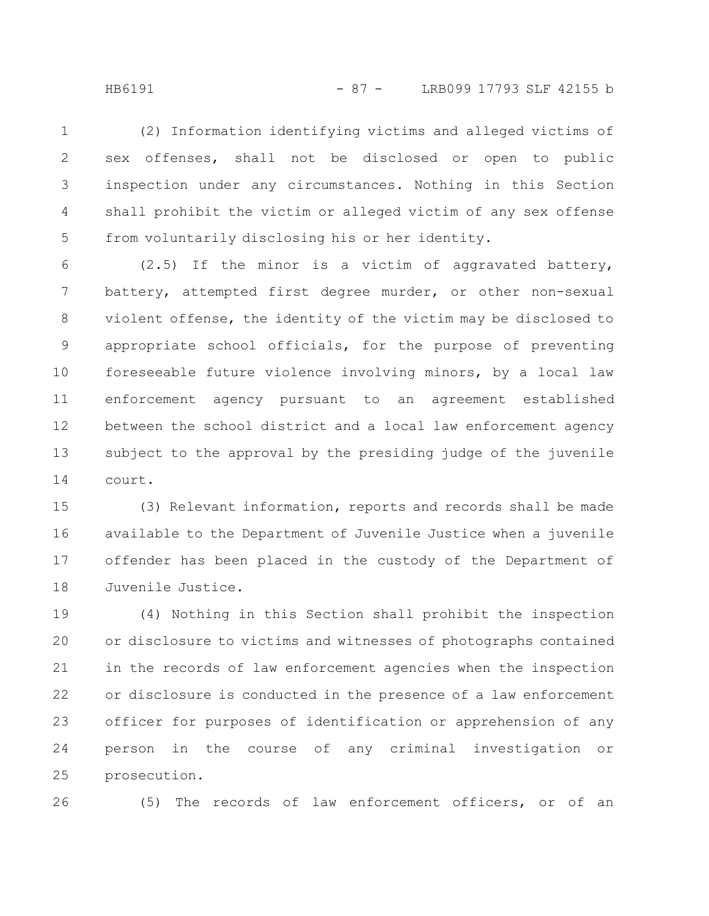(2) Information identifying victims and alleged victims of sex offenses, shall not be disclosed or open to public inspection under any circumstances. Nothing in this Section shall prohibit the victim or alleged victim of any sex offense from voluntarily disclosing his or her identity.

(2.5) If the minor is a victim of aggravated battery, battery, attempted first degree murder, or other non-sexual violent offense, the identity of the victim may be disclosed to appropriate school officials, for the purpose of preventing foreseeable future violence involving minors, by a local law enforcement agency pursuant to an agreement established between the school district and a local law enforcement agency subject to the approval by the presiding judge of the juvenile court.

(3) Relevant information, reports and records shall be made available to the Department of Juvenile Justice when a juvenile offender has been placed in the custody of the Department of Juvenile Justice.

(4) Nothing in this Section shall prohibit the inspection or disclosure to victims and witnesses of photographs contained in the records of law enforcement agencies when the inspection or disclosure is conducted in the presence of a law enforcement officer for purposes of identification or apprehension of any person in the course of any criminal investigation or prosecution.

(5) The records of law enforcement officers, or of an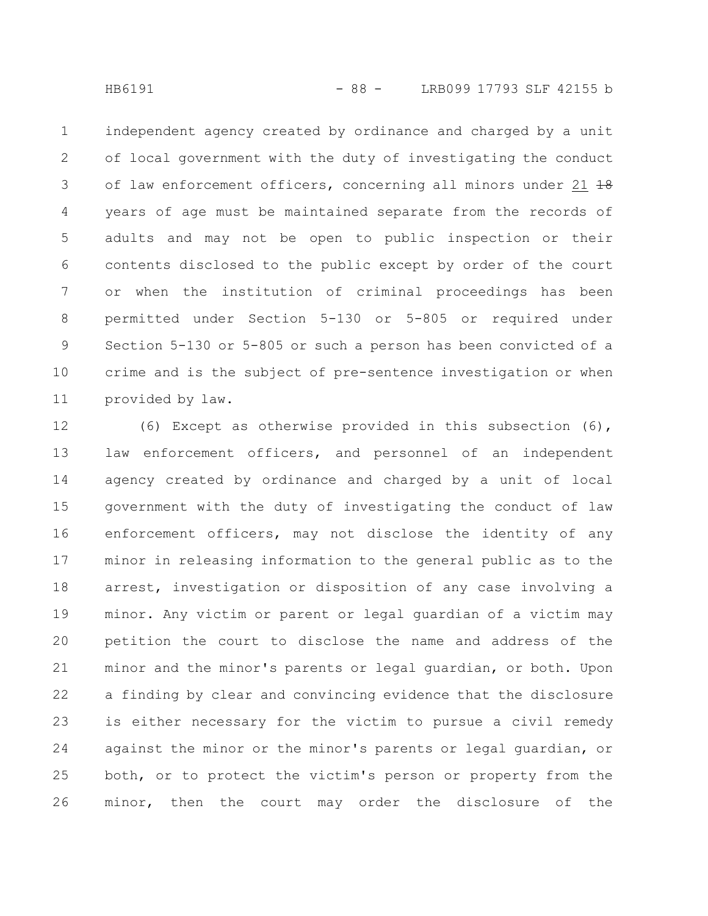independent agency created by ordinance and charged by a unit of local government with the duty of investigating the conduct of law enforcement officers, concerning all minors under 21 ~~18~~ years of age must be maintained separate from the records of adults and may not be open to public inspection or their contents disclosed to the public except by order of the court or when the institution of criminal proceedings has been permitted under Section 5-130 or 5-805 or required under Section 5-130 or 5-805 or such a person has been convicted of a crime and is the subject of pre-sentence investigation or when provided by law.

(6) Except as otherwise provided in this subsection (6), law enforcement officers, and personnel of an independent agency created by ordinance and charged by a unit of local government with the duty of investigating the conduct of law enforcement officers, may not disclose the identity of any minor in releasing information to the general public as to the arrest, investigation or disposition of any case involving a minor. Any victim or parent or legal guardian of a victim may petition the court to disclose the name and address of the minor and the minor's parents or legal guardian, or both. Upon a finding by clear and convincing evidence that the disclosure is either necessary for the victim to pursue a civil remedy against the minor or the minor's parents or legal guardian, or both, or to protect the victim's person or property from the minor, then the court may order the disclosure of the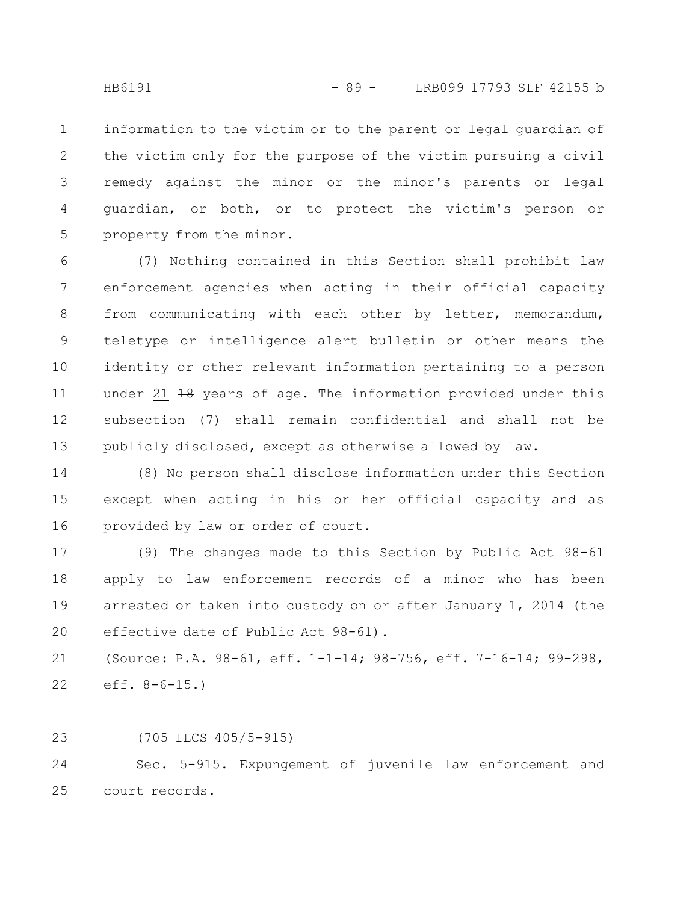information to the victim or to the parent or legal guardian of the victim only for the purpose of the victim pursuing a civil remedy against the minor or the minor's parents or legal guardian, or both, or to protect the victim's person or property from the minor.

(7) Nothing contained in this Section shall prohibit law enforcement agencies when acting in their official capacity from communicating with each other by letter, memorandum, teletype or intelligence alert bulletin or other means the identity or other relevant information pertaining to a person under 21 ~~18~~ years of age. The information provided under this subsection (7) shall remain confidential and shall not be publicly disclosed, except as otherwise allowed by law.

(8) No person shall disclose information under this Section except when acting in his or her official capacity and as provided by law or order of court.

(9) The changes made to this Section by Public Act 98-61 apply to law enforcement records of a minor who has been arrested or taken into custody on or after January 1, 2014 (the effective date of Public Act 98-61).

(Source: P.A. 98-61, eff. 1-1-14; 98-756, eff. 7-16-14; 99-298, eff. 8-6-15.)

(705 ILCS 405/5-915)

Sec. 5-915. Expungement of juvenile law enforcement and court records.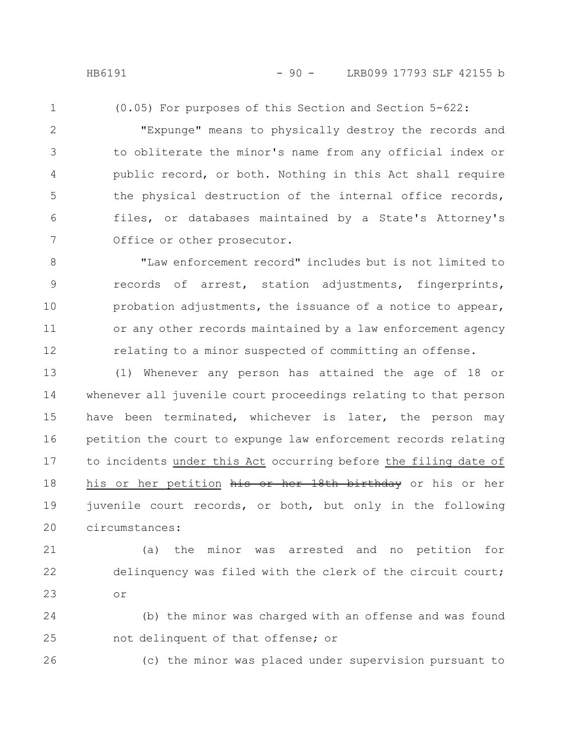(0.05) For purposes of this Section and Section 5-622:

"Expunge" means to physically destroy the records and to obliterate the minor's name from any official index or public record, or both. Nothing in this Act shall require the physical destruction of the internal office records, files, or databases maintained by a State's Attorney's Office or other prosecutor.

"Law enforcement record" includes but is not limited to records of arrest, station adjustments, fingerprints, probation adjustments, the issuance of a notice to appear, or any other records maintained by a law enforcement agency relating to a minor suspected of committing an offense.

(1) Whenever any person has attained the age of 18 or whenever all juvenile court proceedings relating to that person have been terminated, whichever is later, the person may petition the court to expunge law enforcement records relating to incidents <u>under this Act</u> occurring before <u>the filing date of his or her petition</u> ~~his or her 18th birthday~~ or his or her juvenile court records, or both, but only in the following circumstances:

(a) the minor was arrested and no petition for delinquency was filed with the clerk of the circuit court; or

(b) the minor was charged with an offense and was found not delinquent of that offense; or

(c) the minor was placed under supervision pursuant to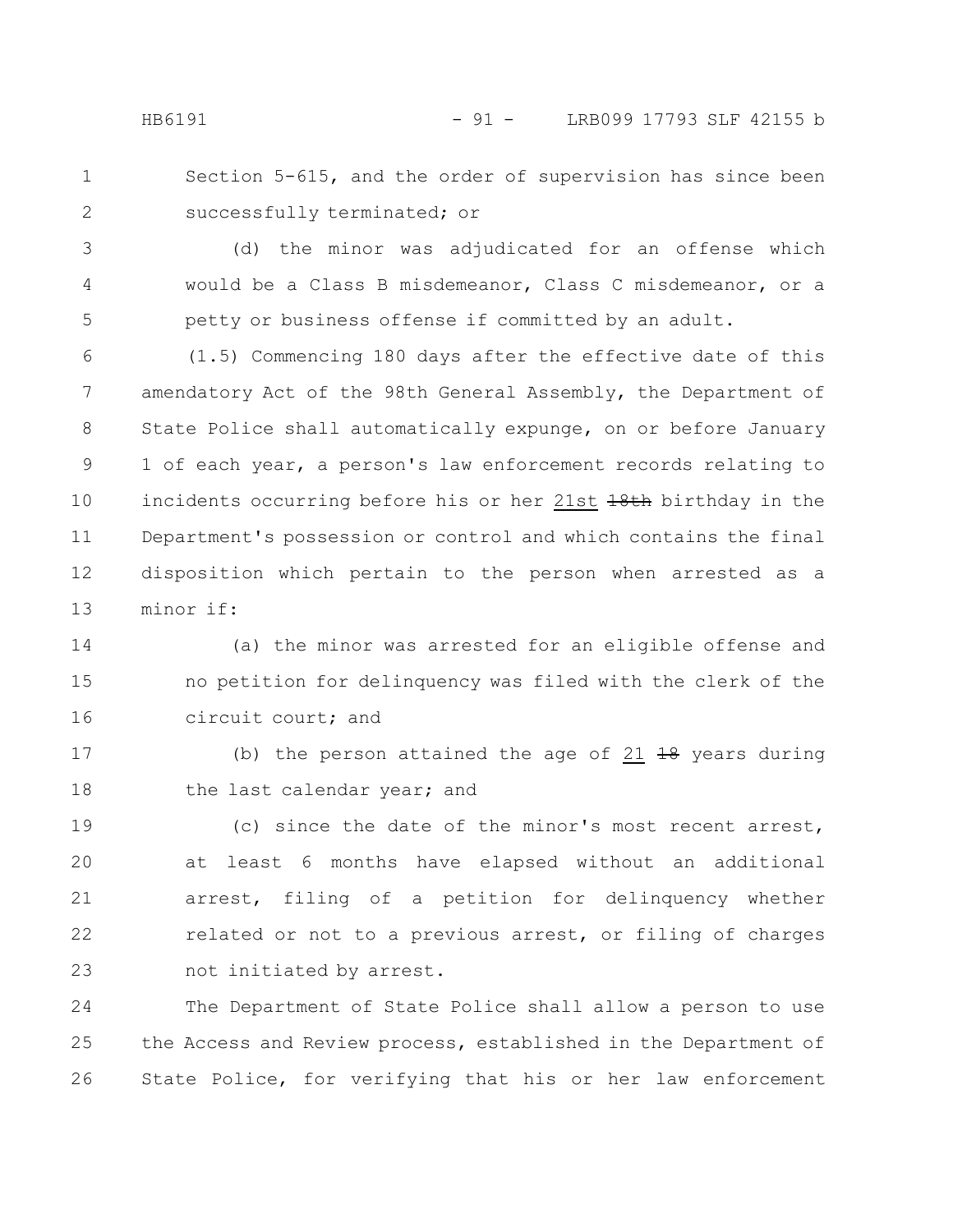Section 5-615, and the order of supervision has since been successfully terminated; or

(d) the minor was adjudicated for an offense which would be a Class B misdemeanor, Class C misdemeanor, or a petty or business offense if committed by an adult.

(1.5) Commencing 180 days after the effective date of this amendatory Act of the 98th General Assembly, the Department of State Police shall automatically expunge, on or before January 1 of each year, a person's law enforcement records relating to incidents occurring before his or her <u>21st</u> ~~18th~~ birthday in the Department's possession or control and which contains the final disposition which pertain to the person when arrested as a minor if:

(a) the minor was arrested for an eligible offense and no petition for delinquency was filed with the clerk of the circuit court; and

(b) the person attained the age of <u>21</u> ~~18~~ years during the last calendar year; and

(c) since the date of the minor's most recent arrest, at least 6 months have elapsed without an additional arrest, filing of a petition for delinquency whether related or not to a previous arrest, or filing of charges not initiated by arrest.

The Department of State Police shall allow a person to use the Access and Review process, established in the Department of State Police, for verifying that his or her law enforcement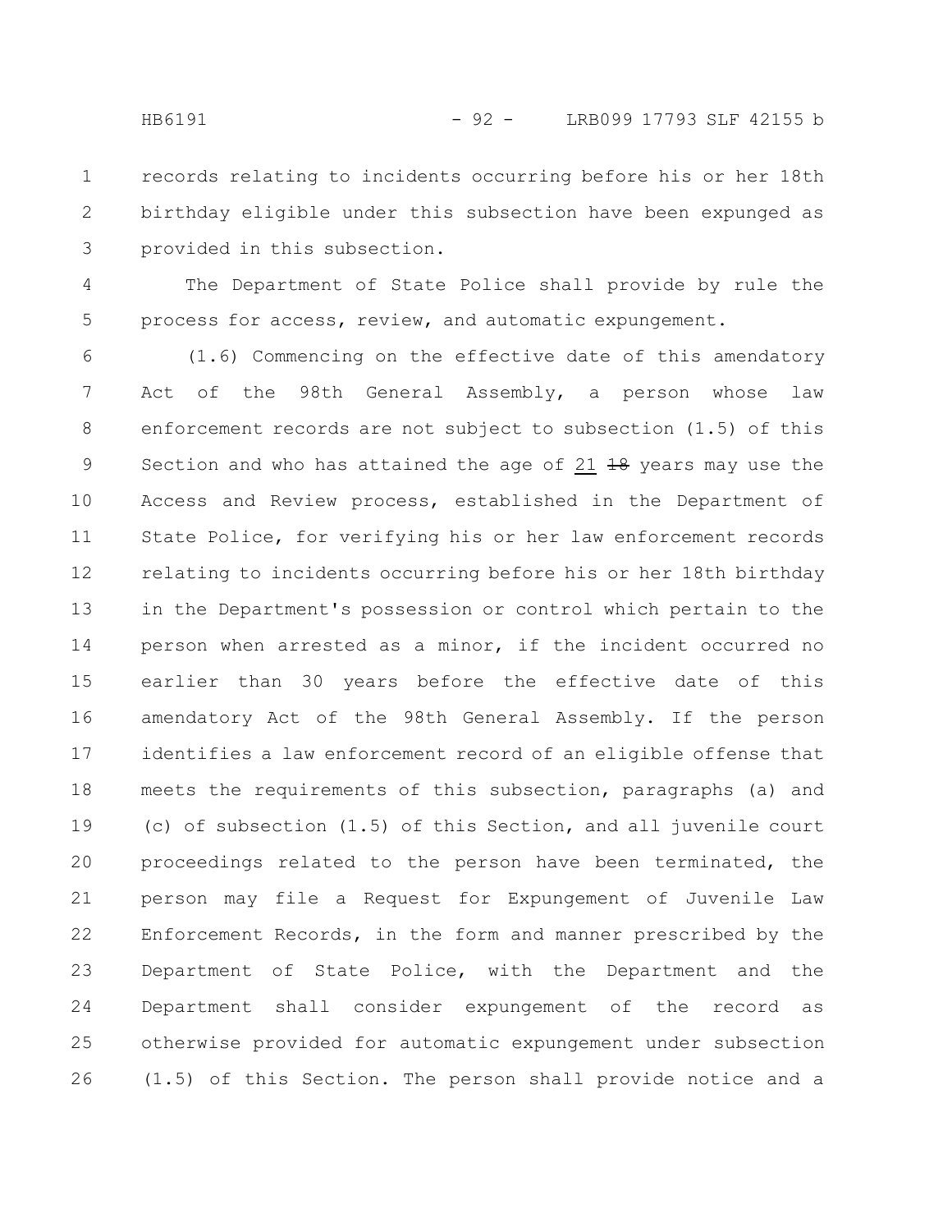records relating to incidents occurring before his or her 18th birthday eligible under this subsection have been expunged as provided in this subsection.

The Department of State Police shall provide by rule the process for access, review, and automatic expungement.

(1.6) Commencing on the effective date of this amendatory Act of the 98th General Assembly, a person whose law enforcement records are not subject to subsection (1.5) of this Section and who has attained the age of 21 ~~18~~ years may use the Access and Review process, established in the Department of State Police, for verifying his or her law enforcement records relating to incidents occurring before his or her 18th birthday in the Department's possession or control which pertain to the person when arrested as a minor, if the incident occurred no earlier than 30 years before the effective date of this amendatory Act of the 98th General Assembly. If the person identifies a law enforcement record of an eligible offense that meets the requirements of this subsection, paragraphs (a) and (c) of subsection (1.5) of this Section, and all juvenile court proceedings related to the person have been terminated, the person may file a Request for Expungement of Juvenile Law Enforcement Records, in the form and manner prescribed by the Department of State Police, with the Department and the Department shall consider expungement of the record as otherwise provided for automatic expungement under subsection (1.5) of this Section. The person shall provide notice and a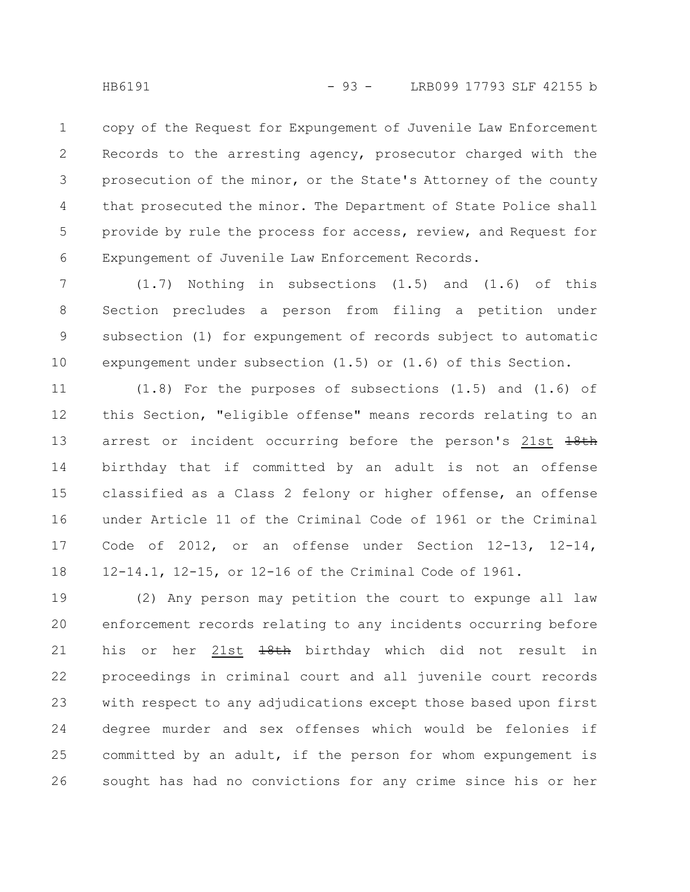copy of the Request for Expungement of Juvenile Law Enforcement Records to the arresting agency, prosecutor charged with the prosecution of the minor, or the State's Attorney of the county that prosecuted the minor. The Department of State Police shall provide by rule the process for access, review, and Request for Expungement of Juvenile Law Enforcement Records.

(1.7) Nothing in subsections (1.5) and (1.6) of this Section precludes a person from filing a petition under subsection (1) for expungement of records subject to automatic expungement under subsection (1.5) or (1.6) of this Section.

(1.8) For the purposes of subsections (1.5) and (1.6) of this Section, "eligible offense" means records relating to an arrest or incident occurring before the person's 21st ~~18th~~ birthday that if committed by an adult is not an offense classified as a Class 2 felony or higher offense, an offense under Article 11 of the Criminal Code of 1961 or the Criminal Code of 2012, or an offense under Section 12-13, 12-14, 12-14.1, 12-15, or 12-16 of the Criminal Code of 1961.

(2) Any person may petition the court to expunge all law enforcement records relating to any incidents occurring before his or her 21st ~~18th~~ birthday which did not result in proceedings in criminal court and all juvenile court records with respect to any adjudications except those based upon first degree murder and sex offenses which would be felonies if committed by an adult, if the person for whom expungement is sought has had no convictions for any crime since his or her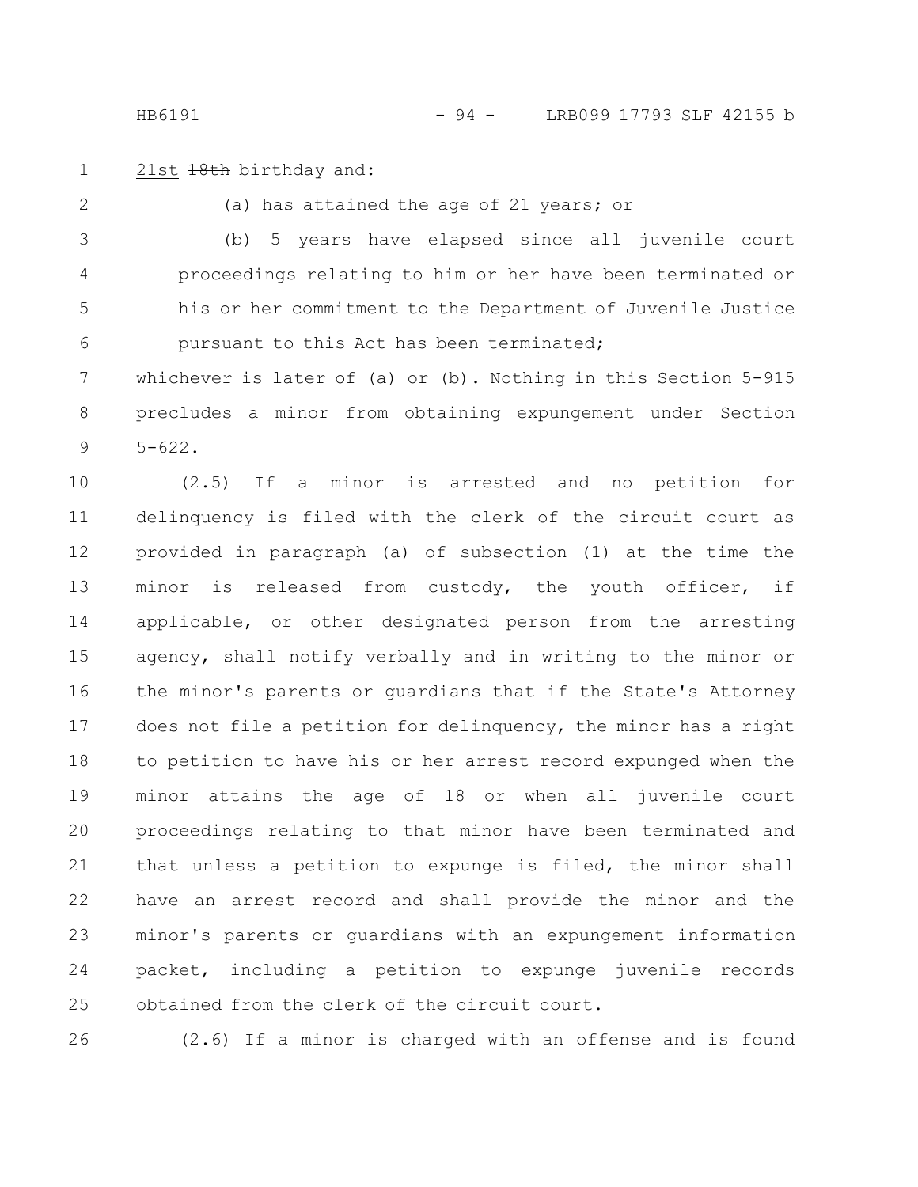21st ~~18th~~ birthday and:

(a) has attained the age of 21 years; or

(b) 5 years have elapsed since all juvenile court proceedings relating to him or her have been terminated or his or her commitment to the Department of Juvenile Justice pursuant to this Act has been terminated;

whichever is later of (a) or (b). Nothing in this Section 5-915 precludes a minor from obtaining expungement under Section 5-622.

(2.5) If a minor is arrested and no petition for delinquency is filed with the clerk of the circuit court as provided in paragraph (a) of subsection (1) at the time the minor is released from custody, the youth officer, if applicable, or other designated person from the arresting agency, shall notify verbally and in writing to the minor or the minor's parents or guardians that if the State's Attorney does not file a petition for delinquency, the minor has a right to petition to have his or her arrest record expunged when the minor attains the age of 18 or when all juvenile court proceedings relating to that minor have been terminated and that unless a petition to expunge is filed, the minor shall have an arrest record and shall provide the minor and the minor's parents or guardians with an expungement information packet, including a petition to expunge juvenile records obtained from the clerk of the circuit court.

(2.6) If a minor is charged with an offense and is found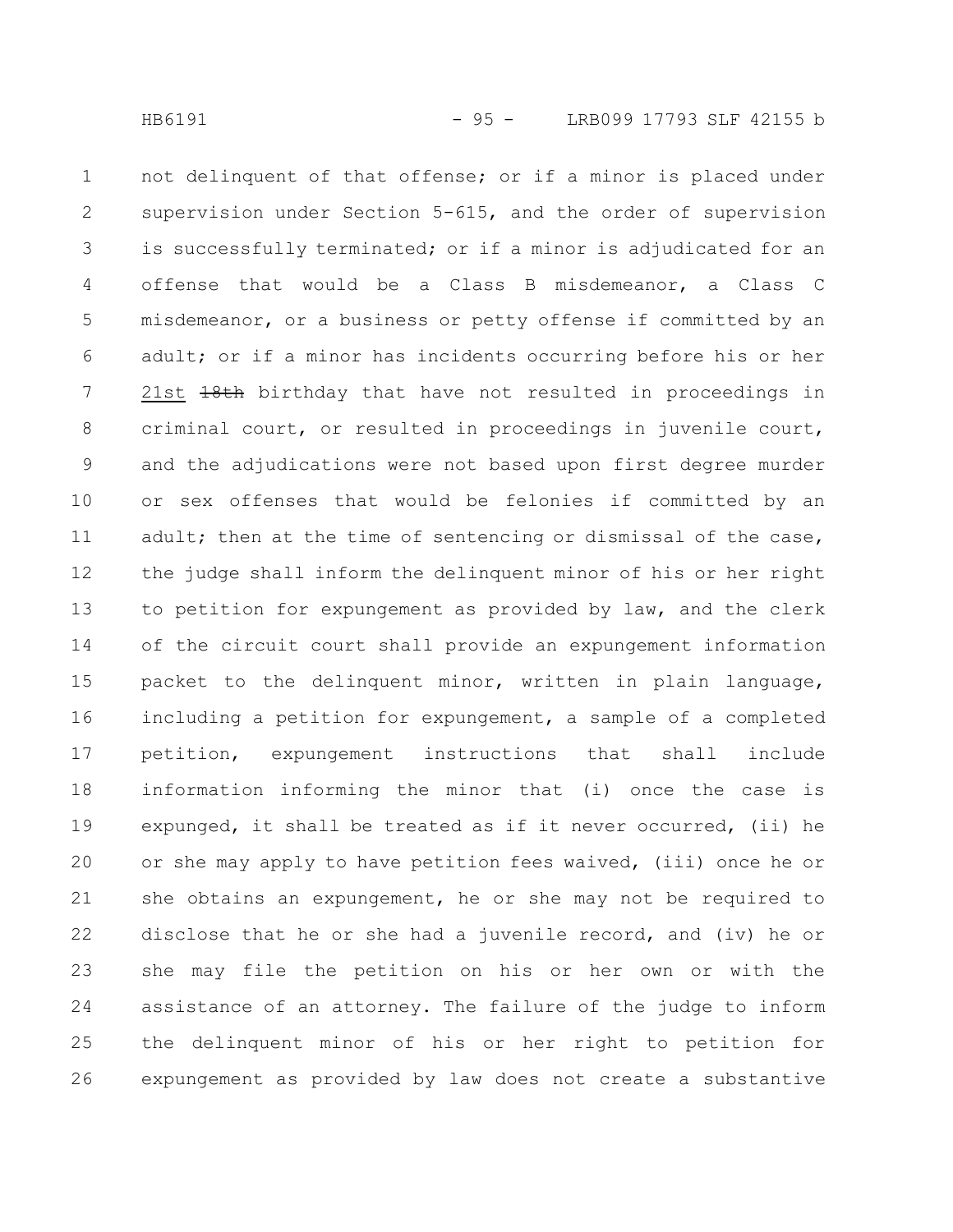not delinquent of that offense; or if a minor is placed under supervision under Section 5-615, and the order of supervision is successfully terminated; or if a minor is adjudicated for an offense that would be a Class B misdemeanor, a Class C misdemeanor, or a business or petty offense if committed by an adult; or if a minor has incidents occurring before his or her 21st ~~18th~~ birthday that have not resulted in proceedings in criminal court, or resulted in proceedings in juvenile court, and the adjudications were not based upon first degree murder or sex offenses that would be felonies if committed by an adult; then at the time of sentencing or dismissal of the case, the judge shall inform the delinquent minor of his or her right to petition for expungement as provided by law, and the clerk of the circuit court shall provide an expungement information packet to the delinquent minor, written in plain language, including a petition for expungement, a sample of a completed petition, expungement instructions that shall include information informing the minor that (i) once the case is expunged, it shall be treated as if it never occurred, (ii) he or she may apply to have petition fees waived, (iii) once he or she obtains an expungement, he or she may not be required to disclose that he or she had a juvenile record, and (iv) he or she may file the petition on his or her own or with the assistance of an attorney. The failure of the judge to inform the delinquent minor of his or her right to petition for expungement as provided by law does not create a substantive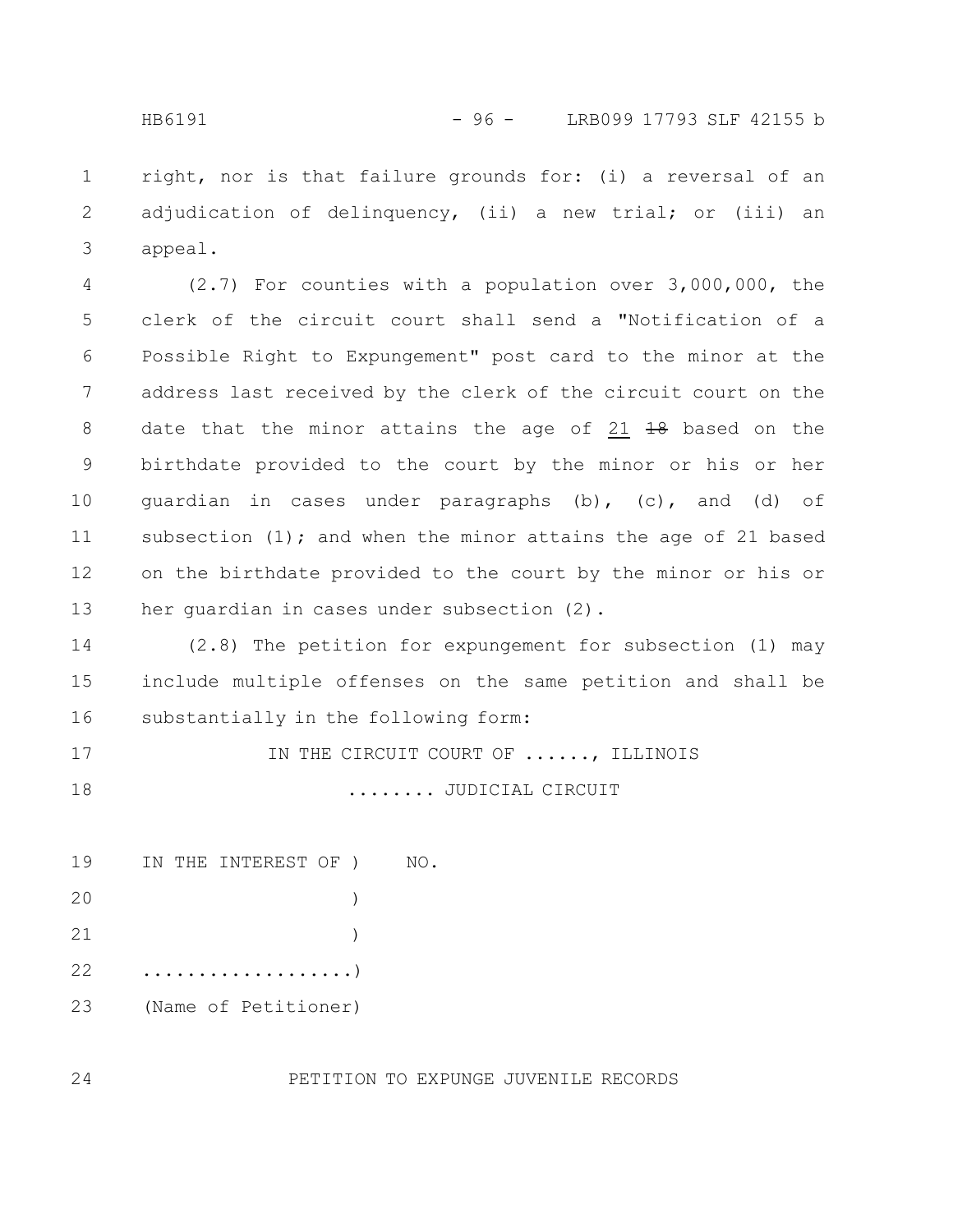right, nor is that failure grounds for: (i) a reversal of an adjudication of delinquency, (ii) a new trial; or (iii) an appeal.

(2.7) For counties with a population over 3,000,000, the clerk of the circuit court shall send a "Notification of a Possible Right to Expungement" post card to the minor at the address last received by the clerk of the circuit court on the date that the minor attains the age of 21 ~~18~~ based on the birthdate provided to the court by the minor or his or her guardian in cases under paragraphs (b), (c), and (d) of subsection (1); and when the minor attains the age of 21 based on the birthdate provided to the court by the minor or his or her guardian in cases under subsection (2).

(2.8) The petition for expungement for subsection (1) may include multiple offenses on the same petition and shall be substantially in the following form:

IN THE CIRCUIT COURT OF ......, ILLINOIS

........ JUDICIAL CIRCUIT

IN THE INTEREST OF ) NO.

)

)

...................)

(Name of Petitioner)

PETITION TO EXPUNGE JUVENILE RECORDS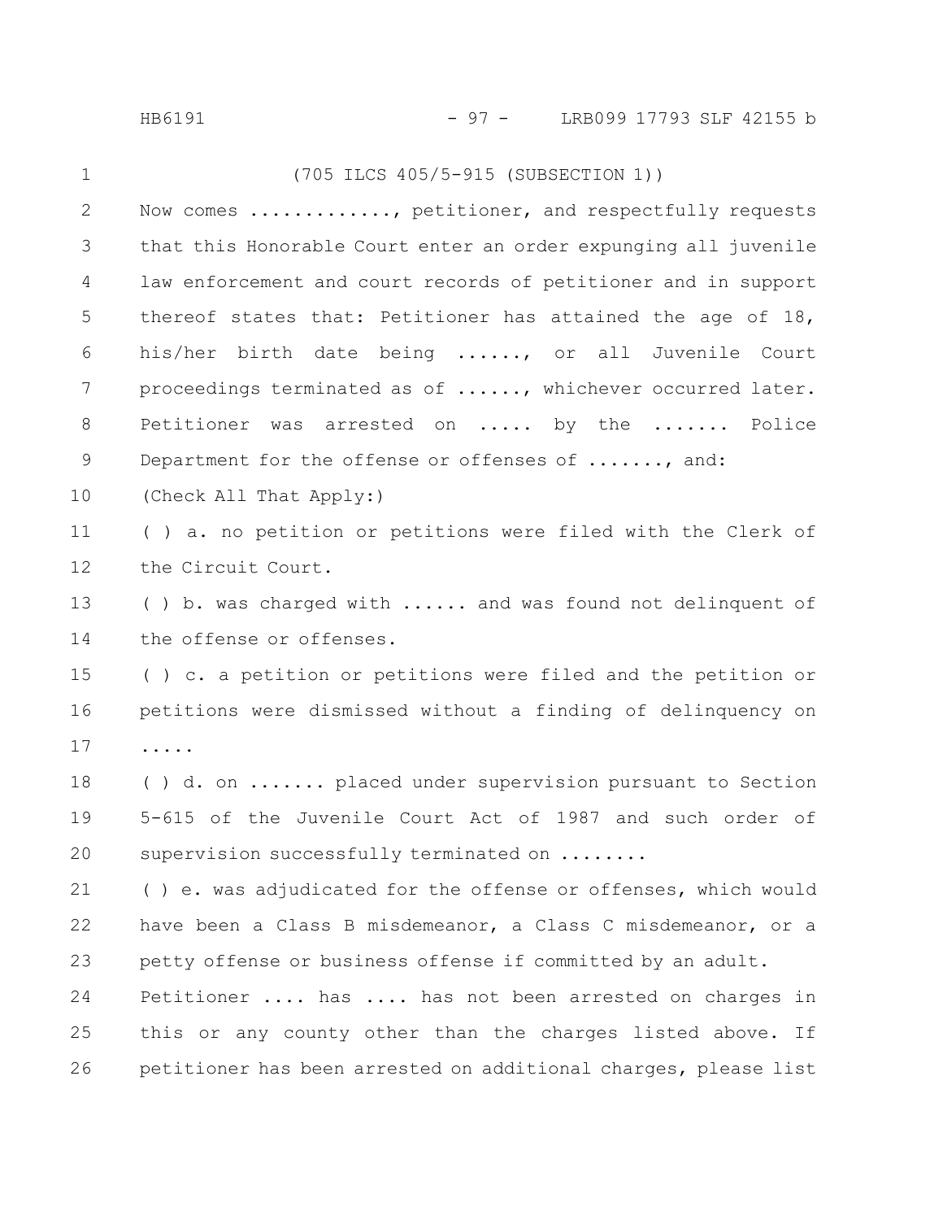(705 ILCS 405/5-915 (SUBSECTION 1))

Now comes ............., petitioner, and respectfully requests that this Honorable Court enter an order expunging all juvenile law enforcement and court records of petitioner and in support thereof states that: Petitioner has attained the age of 18, his/her birth date being ......, or all Juvenile Court proceedings terminated as of ......, whichever occurred later. Petitioner was arrested on ..... by the ....... Police Department for the offense or offenses of ......., and:

(Check All That Apply:)

( ) a. no petition or petitions were filed with the Clerk of the Circuit Court.

( ) b. was charged with ...... and was found not delinquent of the offense or offenses.

( ) c. a petition or petitions were filed and the petition or petitions were dismissed without a finding of delinquency on .....

( ) d. on ....... placed under supervision pursuant to Section 5-615 of the Juvenile Court Act of 1987 and such order of supervision successfully terminated on ........

( ) e. was adjudicated for the offense or offenses, which would have been a Class B misdemeanor, a Class C misdemeanor, or a petty offense or business offense if committed by an adult.

Petitioner .... has .... has not been arrested on charges in this or any county other than the charges listed above. If petitioner has been arrested on additional charges, please list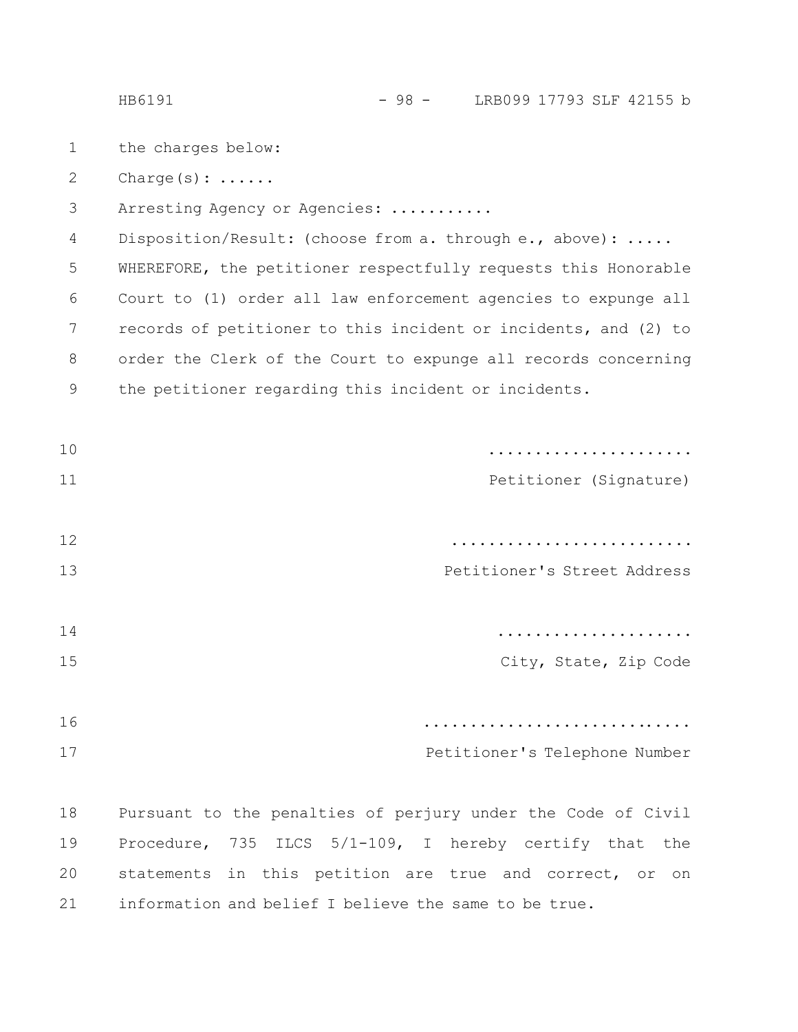the charges below:

Charge(s): ......

Arresting Agency or Agencies: ...........

Disposition/Result: (choose from a. through e., above): .....

WHEREFORE, the petitioner respectfully requests this Honorable Court to (1) order all law enforcement agencies to expunge all records of petitioner to this incident or incidents, and (2) to order the Clerk of the Court to expunge all records concerning the petitioner regarding this incident or incidents.

......................
Petitioner (Signature)

..........................
Petitioner's Street Address

.....................
City, State, Zip Code

.............................
Petitioner's Telephone Number

Pursuant to the penalties of perjury under the Code of Civil Procedure, 735 ILCS 5/1-109, I hereby certify that the statements in this petition are true and correct, or on information and belief I believe the same to be true.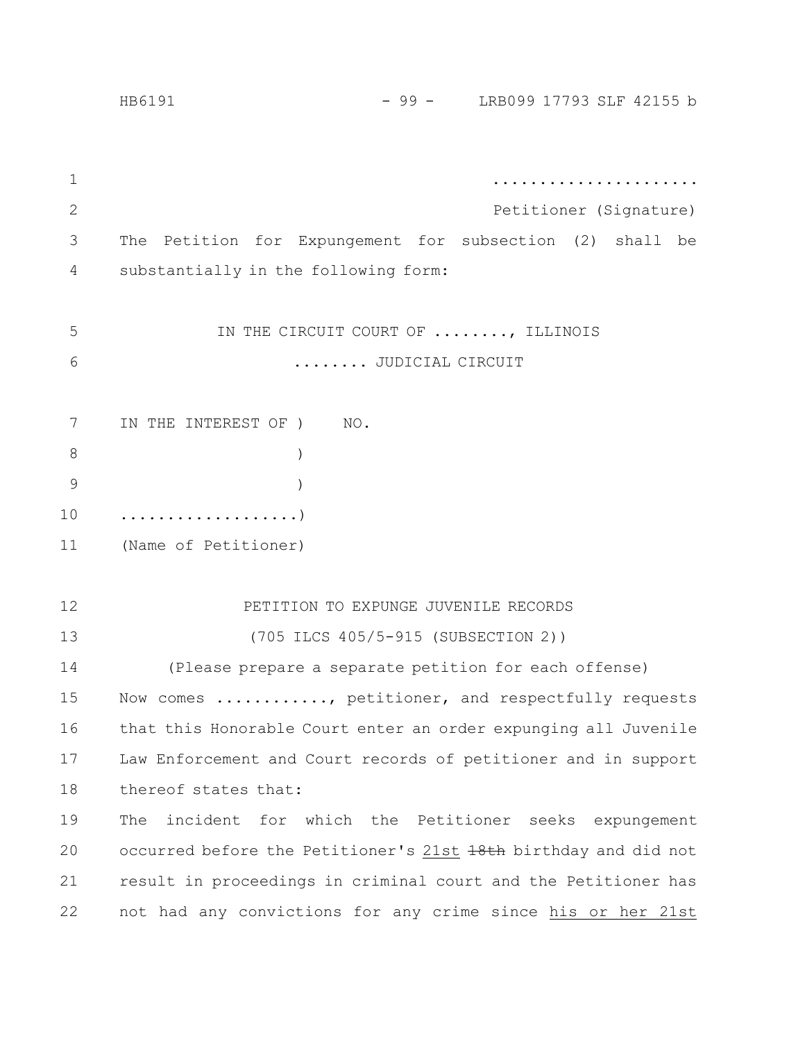.....................

Petitioner (Signature)

The Petition for Expungement for subsection (2) shall be substantially in the following form:

IN THE CIRCUIT COURT OF ........, ILLINOIS

........ JUDICIAL CIRCUIT

IN THE INTEREST OF ) NO.

)

)

...................)

(Name of Petitioner)

PETITION TO EXPUNGE JUVENILE RECORDS

(705 ILCS 405/5-915 (SUBSECTION 2))

(Please prepare a separate petition for each offense)

Now comes ............, petitioner, and respectfully requests that this Honorable Court enter an order expunging all Juvenile Law Enforcement and Court records of petitioner and in support thereof states that:

The incident for which the Petitioner seeks expungement occurred before the Petitioner's 21st ~~18th~~ birthday and did not result in proceedings in criminal court and the Petitioner has not had any convictions for any crime since his or her 21st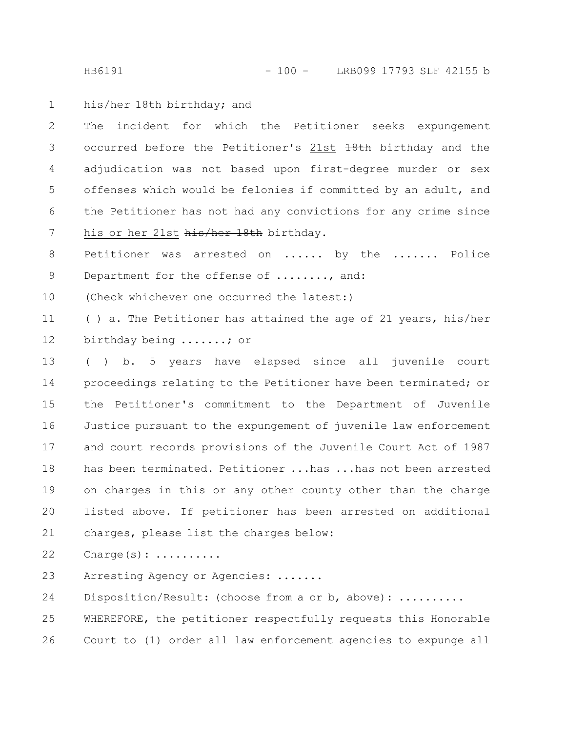~~his/her 18th~~ birthday; and

The incident for which the Petitioner seeks expungement occurred before the Petitioner's <u>21st</u> ~~18th~~ birthday and the adjudication was not based upon first-degree murder or sex offenses which would be felonies if committed by an adult, and the Petitioner has not had any convictions for any crime since <u>his or her 21st</u> ~~his/her 18th~~ birthday.

Petitioner was arrested on ...... by the ....... Police Department for the offense of ........, and:

(Check whichever one occurred the latest:)

( ) a. The Petitioner has attained the age of 21 years, his/her birthday being .......; or

( ) b. 5 years have elapsed since all juvenile court proceedings relating to the Petitioner have been terminated; or the Petitioner's commitment to the Department of Juvenile Justice pursuant to the expungement of juvenile law enforcement and court records provisions of the Juvenile Court Act of 1987 has been terminated. Petitioner ...has ...has not been arrested on charges in this or any other county other than the charge listed above. If petitioner has been arrested on additional charges, please list the charges below:

Charge(s): ..........

Arresting Agency or Agencies: .......

Disposition/Result: (choose from a or b, above): ..........

WHEREFORE, the petitioner respectfully requests this Honorable Court to (1) order all law enforcement agencies to expunge all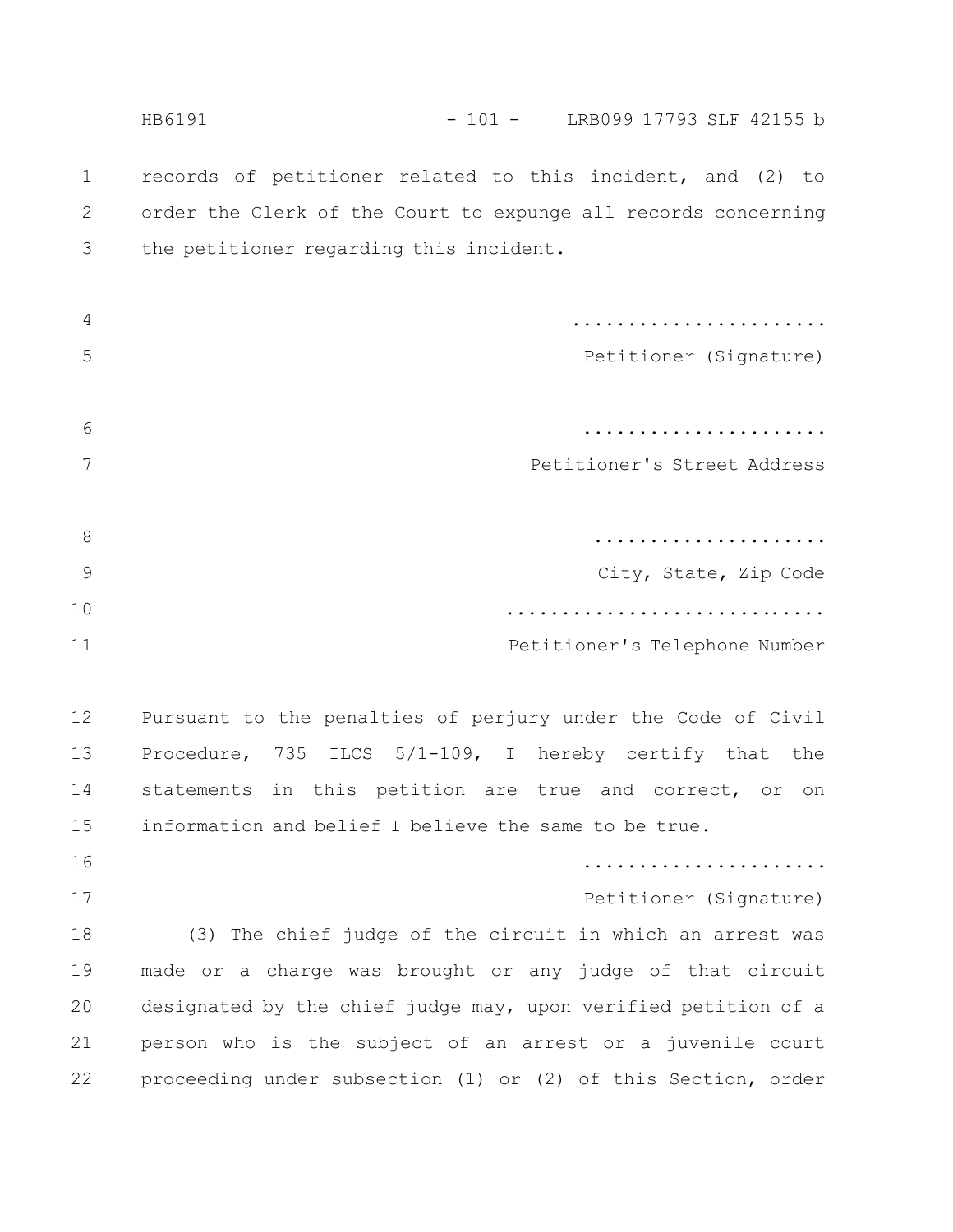records of petitioner related to this incident, and (2) to order the Clerk of the Court to expunge all records concerning the petitioner regarding this incident.

......................
Petitioner (Signature)

......................
Petitioner's Street Address

.....................
City, State, Zip Code

.............................
Petitioner's Telephone Number

Pursuant to the penalties of perjury under the Code of Civil Procedure, 735 ILCS 5/1-109, I hereby certify that the statements in this petition are true and correct, or on information and belief I believe the same to be true.

......................
Petitioner (Signature)

(3) The chief judge of the circuit in which an arrest was made or a charge was brought or any judge of that circuit designated by the chief judge may, upon verified petition of a person who is the subject of an arrest or a juvenile court proceeding under subsection (1) or (2) of this Section, order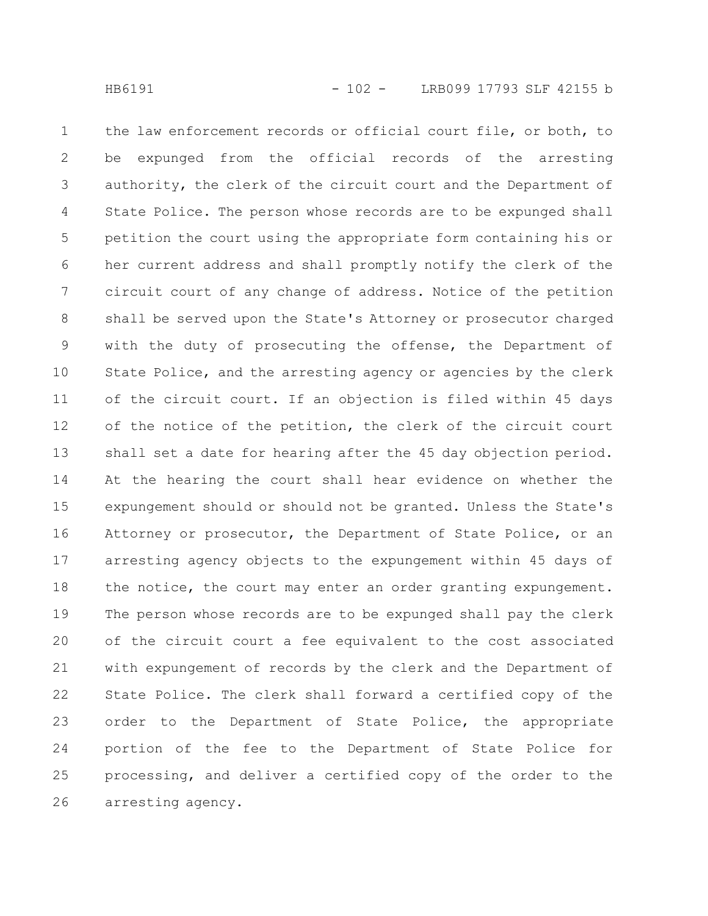the law enforcement records or official court file, or both, to be expunged from the official records of the arresting authority, the clerk of the circuit court and the Department of State Police. The person whose records are to be expunged shall petition the court using the appropriate form containing his or her current address and shall promptly notify the clerk of the circuit court of any change of address. Notice of the petition shall be served upon the State's Attorney or prosecutor charged with the duty of prosecuting the offense, the Department of State Police, and the arresting agency or agencies by the clerk of the circuit court. If an objection is filed within 45 days of the notice of the petition, the clerk of the circuit court shall set a date for hearing after the 45 day objection period. At the hearing the court shall hear evidence on whether the expungement should or should not be granted. Unless the State's Attorney or prosecutor, the Department of State Police, or an arresting agency objects to the expungement within 45 days of the notice, the court may enter an order granting expungement. The person whose records are to be expunged shall pay the clerk of the circuit court a fee equivalent to the cost associated with expungement of records by the clerk and the Department of State Police. The clerk shall forward a certified copy of the order to the Department of State Police, the appropriate portion of the fee to the Department of State Police for processing, and deliver a certified copy of the order to the arresting agency.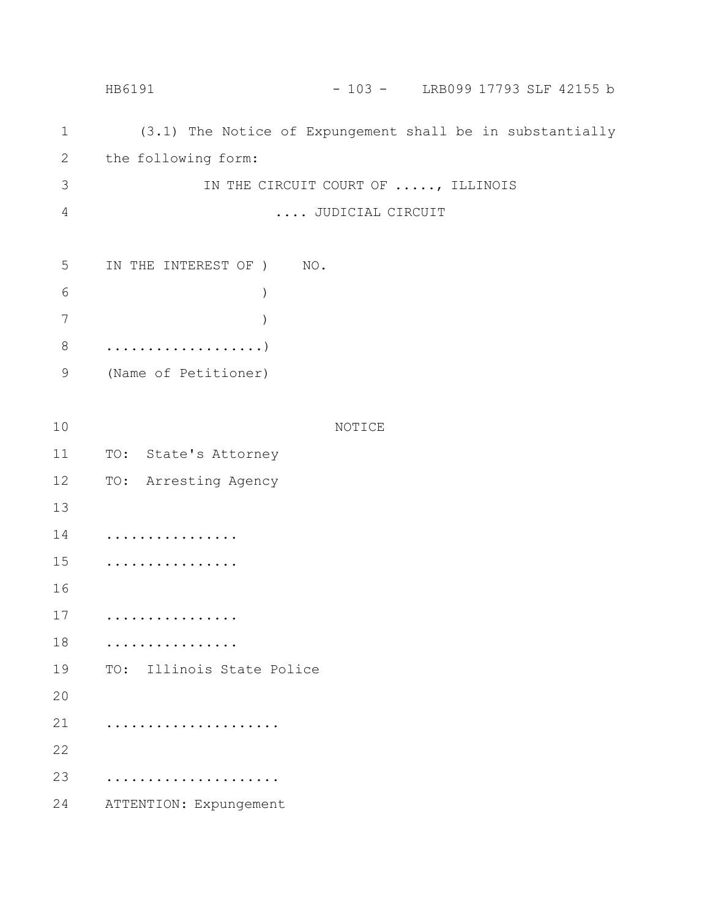(3.1) The Notice of Expungement shall be in substantially the following form:

IN THE CIRCUIT COURT OF ....., ILLINOIS

.... JUDICIAL CIRCUIT

IN THE INTEREST OF )    NO.

)

)

..................)

(Name of Petitioner)

NOTICE

TO:  State's Attorney

TO:  Arresting Agency

................

................

................

................

TO:  Illinois State Police

.....................

.....................

ATTENTION: Expungement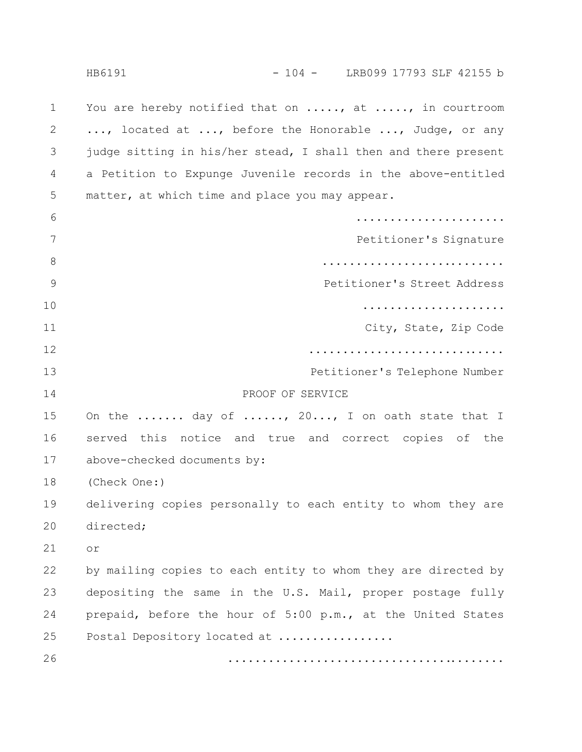You are hereby notified that on ....., at ....., in courtroom ..., located at ..., before the Honorable ..., Judge, or any judge sitting in his/her stead, I shall then and there present a Petition to Expunge Juvenile records in the above-entitled matter, at which time and place you may appear.

......................
Petitioner's Signature

...........................
Petitioner's Street Address

.....................
City, State, Zip Code

.............................
Petitioner's Telephone Number

PROOF OF SERVICE

On the ....... day of ......, 20..., I on oath state that I served this notice and true and correct copies of the above-checked documents by:

(Check One:)

delivering copies personally to each entity to whom they are directed;

or

by mailing copies to each entity to whom they are directed by depositing the same in the U.S. Mail, proper postage fully prepaid, before the hour of 5:00 p.m., at the United States Postal Depository located at .................

.........................................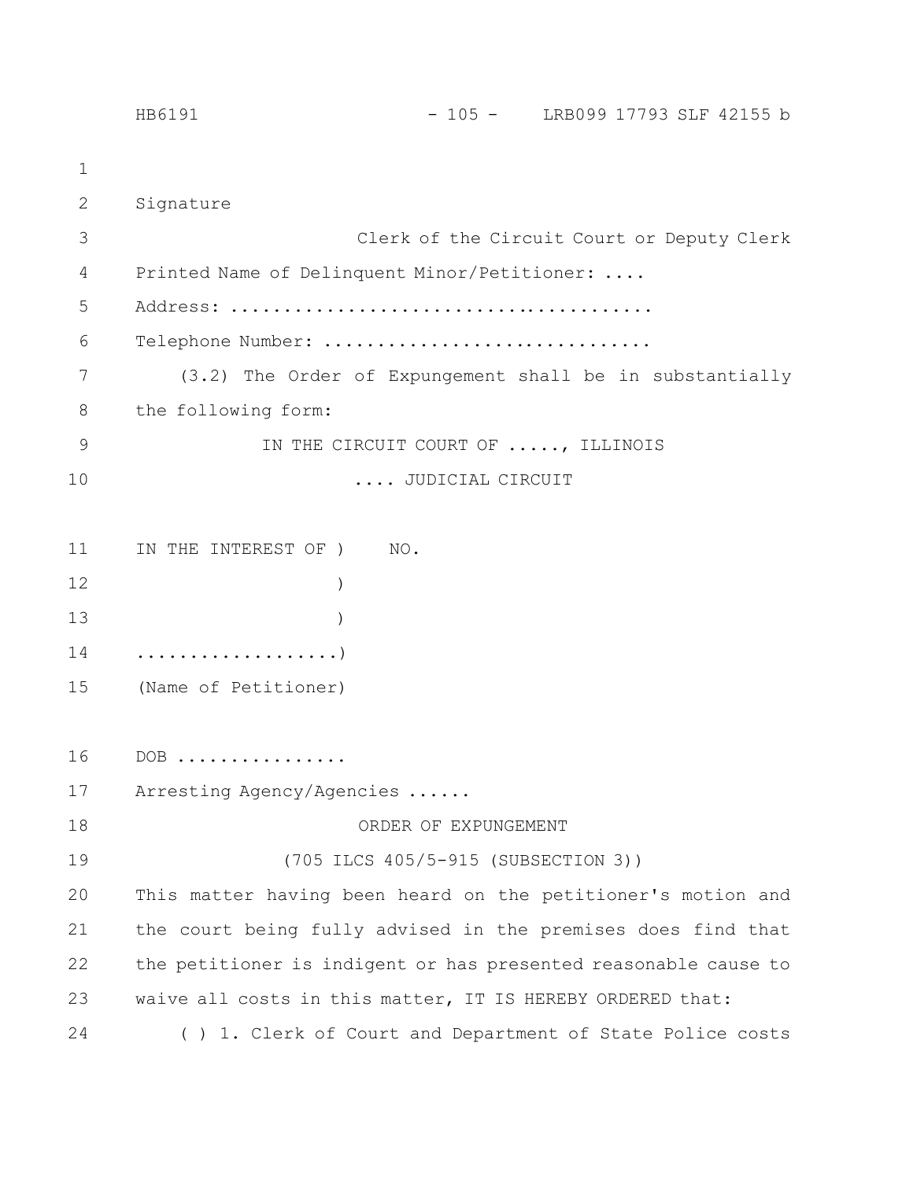Signature

Clerk of the Circuit Court or Deputy Clerk

Printed Name of Delinquent Minor/Petitioner: ....

Address: ........................................

Telephone Number: .............................

(3.2) The Order of Expungement shall be in substantially the following form:

IN THE CIRCUIT COURT OF ....., ILLINOIS

.... JUDICIAL CIRCUIT

IN THE INTEREST OF ) NO.

)

)

..................)

(Name of Petitioner)

DOB ................

Arresting Agency/Agencies ......

ORDER OF EXPUNGEMENT

(705 ILCS 405/5-915 (SUBSECTION 3))

This matter having been heard on the petitioner's motion and the court being fully advised in the premises does find that the petitioner is indigent or has presented reasonable cause to waive all costs in this matter, IT IS HEREBY ORDERED that:

( ) 1. Clerk of Court and Department of State Police costs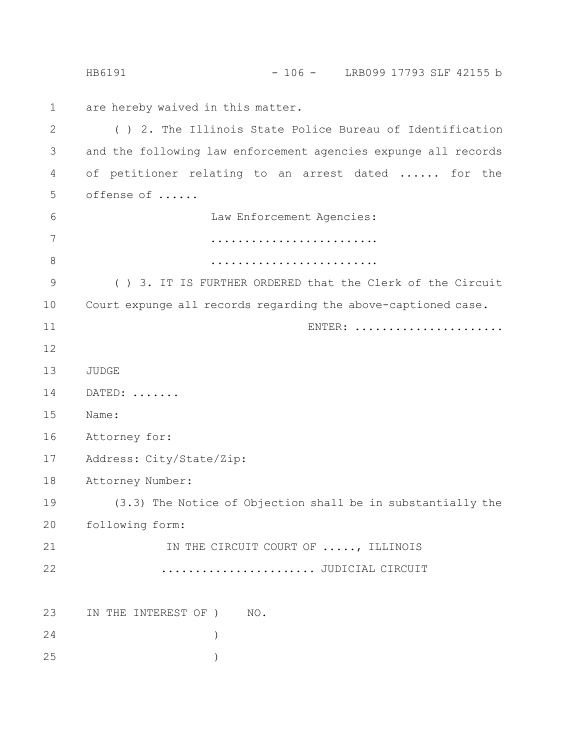are hereby waived in this matter.

( ) 2. The Illinois State Police Bureau of Identification and the following law enforcement agencies expunge all records of petitioner relating to an arrest dated ...... for the offense of ......

Law Enforcement Agencies:

.........................

.........................

( ) 3. IT IS FURTHER ORDERED that the Clerk of the Circuit Court expunge all records regarding the above-captioned case.

ENTER: ......................

JUDGE

DATED: .......

Name:

Attorney for:

Address: City/State/Zip:

Attorney Number:

(3.3) The Notice of Objection shall be in substantially the following form:

IN THE CIRCUIT COURT OF ....., ILLINOIS

...................... JUDICIAL CIRCUIT

IN THE INTEREST OF ) NO.

)

)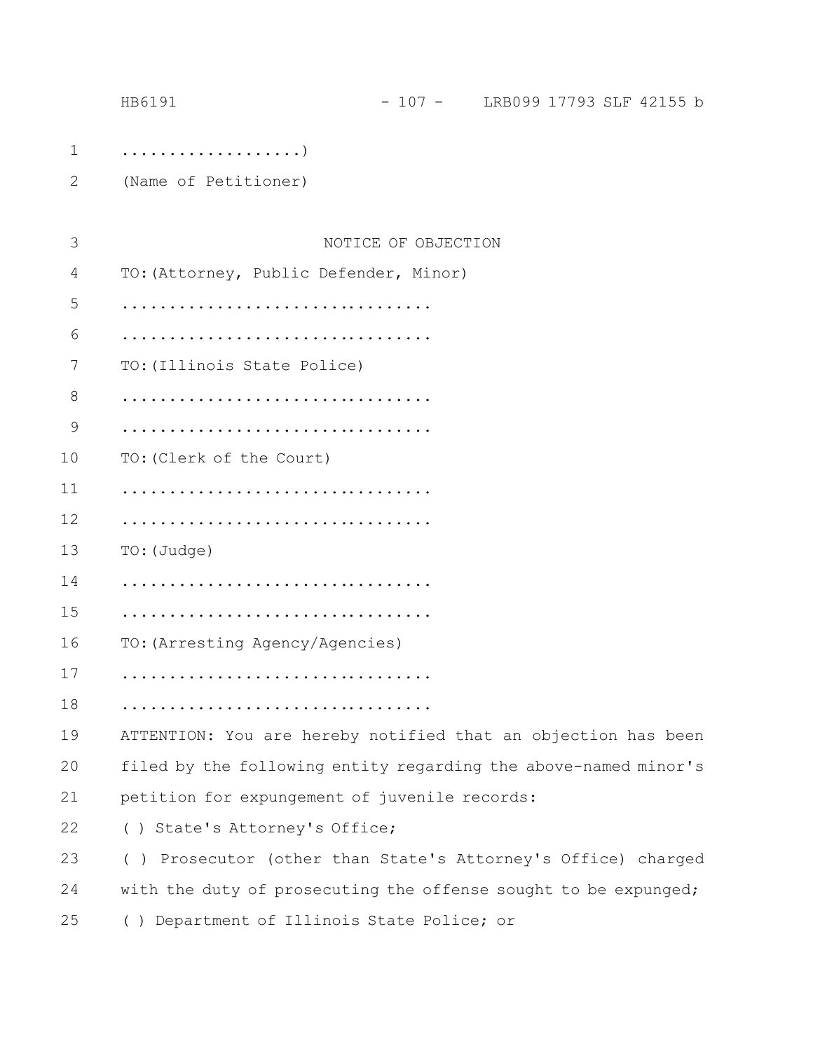..................)

(Name of Petitioner)

NOTICE OF OBJECTION

TO:(Attorney, Public Defender, Minor)

.................................

.................................

TO:(Illinois State Police)

.................................

.................................

TO:(Clerk of the Court)

.................................

.................................

TO:(Judge)

.................................

.................................

TO:(Arresting Agency/Agencies)

.................................

.................................

ATTENTION: You are hereby notified that an objection has been filed by the following entity regarding the above-named minor's petition for expungement of juvenile records:

( ) State's Attorney's Office;

( ) Prosecutor (other than State's Attorney's Office) charged with the duty of prosecuting the offense sought to be expunged;

( ) Department of Illinois State Police; or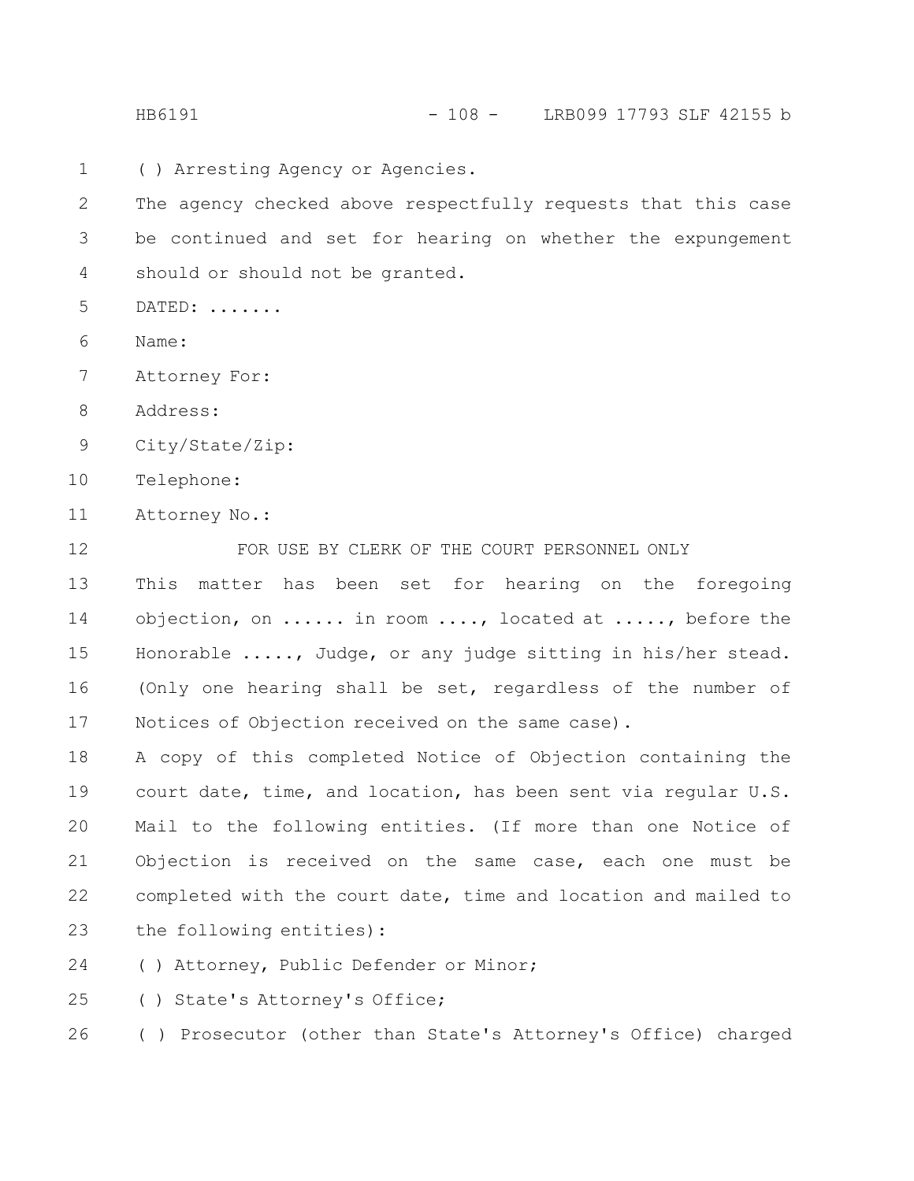( ) Arresting Agency or Agencies.

The agency checked above respectfully requests that this case be continued and set for hearing on whether the expungement should or should not be granted.

DATED: .......

Name:

Attorney For:

Address:

City/State/Zip:

Telephone:

Attorney No.:

FOR USE BY CLERK OF THE COURT PERSONNEL ONLY

This matter has been set for hearing on the foregoing objection, on ...... in room ...., located at ....., before the Honorable ....., Judge, or any judge sitting in his/her stead. (Only one hearing shall be set, regardless of the number of Notices of Objection received on the same case).

A copy of this completed Notice of Objection containing the court date, time, and location, has been sent via regular U.S. Mail to the following entities. (If more than one Notice of Objection is received on the same case, each one must be completed with the court date, time and location and mailed to the following entities):

( ) Attorney, Public Defender or Minor;

( ) State's Attorney's Office;

( ) Prosecutor (other than State's Attorney's Office) charged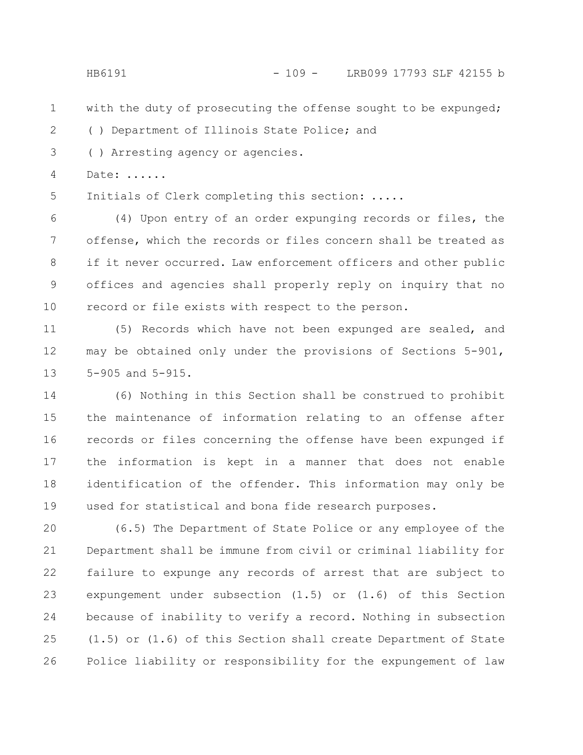with the duty of prosecuting the offense sought to be expunged;

( ) Department of Illinois State Police; and

( ) Arresting agency or agencies.

Date: ......

Initials of Clerk completing this section: .....

(4) Upon entry of an order expunging records or files, the offense, which the records or files concern shall be treated as if it never occurred. Law enforcement officers and other public offices and agencies shall properly reply on inquiry that no record or file exists with respect to the person.

(5) Records which have not been expunged are sealed, and may be obtained only under the provisions of Sections 5-901, 5-905 and 5-915.

(6) Nothing in this Section shall be construed to prohibit the maintenance of information relating to an offense after records or files concerning the offense have been expunged if the information is kept in a manner that does not enable identification of the offender. This information may only be used for statistical and bona fide research purposes.

(6.5) The Department of State Police or any employee of the Department shall be immune from civil or criminal liability for failure to expunge any records of arrest that are subject to expungement under subsection (1.5) or (1.6) of this Section because of inability to verify a record. Nothing in subsection (1.5) or (1.6) of this Section shall create Department of State Police liability or responsibility for the expungement of law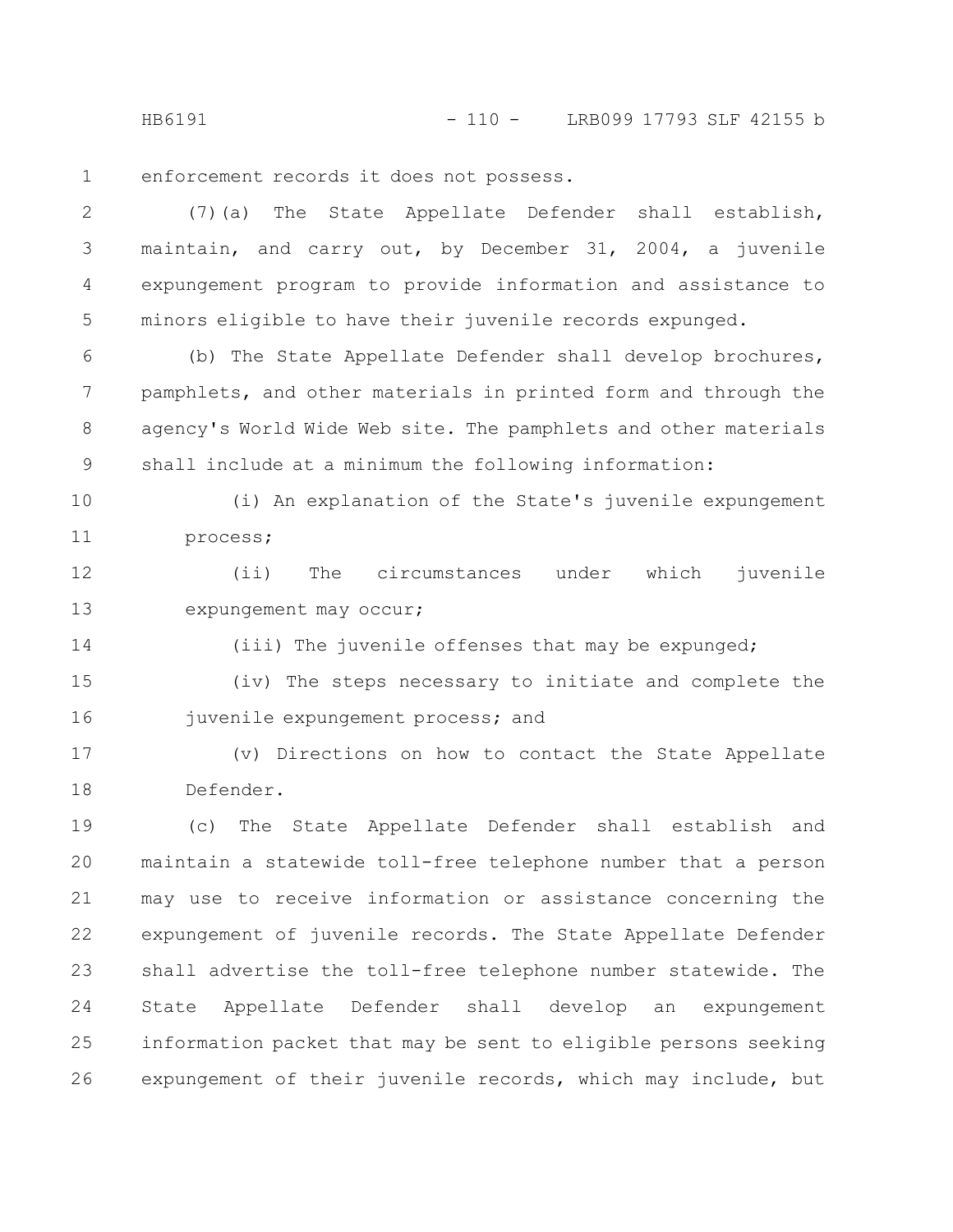enforcement records it does not possess.

(7)(a) The State Appellate Defender shall establish, maintain, and carry out, by December 31, 2004, a juvenile expungement program to provide information and assistance to minors eligible to have their juvenile records expunged.

(b) The State Appellate Defender shall develop brochures, pamphlets, and other materials in printed form and through the agency's World Wide Web site. The pamphlets and other materials shall include at a minimum the following information:

(i) An explanation of the State's juvenile expungement process;

(ii) The circumstances under which juvenile expungement may occur;

(iii) The juvenile offenses that may be expunged;

(iv) The steps necessary to initiate and complete the juvenile expungement process; and

(v) Directions on how to contact the State Appellate Defender.

(c) The State Appellate Defender shall establish and maintain a statewide toll-free telephone number that a person may use to receive information or assistance concerning the expungement of juvenile records. The State Appellate Defender shall advertise the toll-free telephone number statewide. The State Appellate Defender shall develop an expungement information packet that may be sent to eligible persons seeking expungement of their juvenile records, which may include, but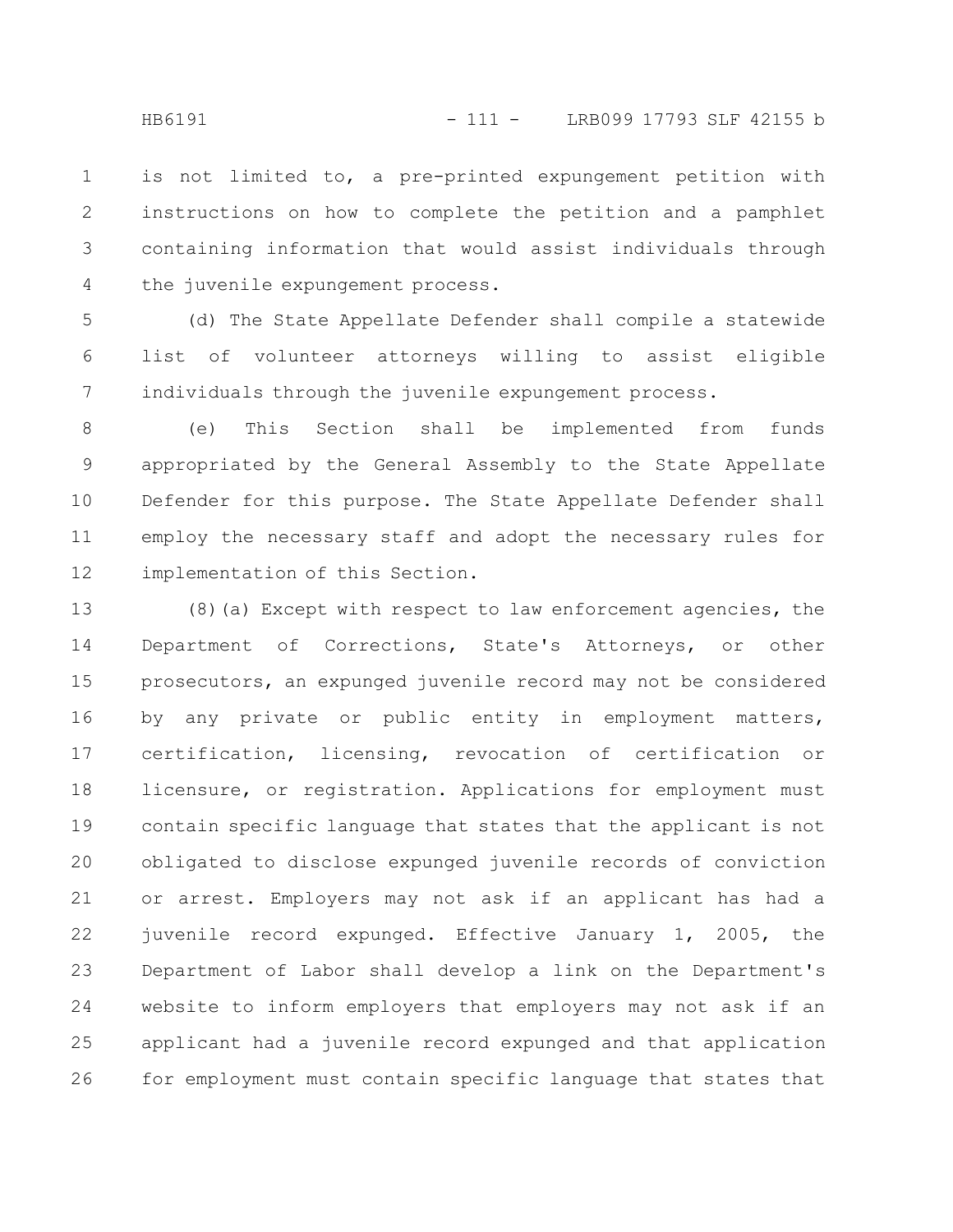is not limited to, a pre-printed expungement petition with instructions on how to complete the petition and a pamphlet containing information that would assist individuals through the juvenile expungement process.

(d) The State Appellate Defender shall compile a statewide list of volunteer attorneys willing to assist eligible individuals through the juvenile expungement process.

(e) This Section shall be implemented from funds appropriated by the General Assembly to the State Appellate Defender for this purpose. The State Appellate Defender shall employ the necessary staff and adopt the necessary rules for implementation of this Section.

(8)(a) Except with respect to law enforcement agencies, the Department of Corrections, State's Attorneys, or other prosecutors, an expunged juvenile record may not be considered by any private or public entity in employment matters, certification, licensing, revocation of certification or licensure, or registration. Applications for employment must contain specific language that states that the applicant is not obligated to disclose expunged juvenile records of conviction or arrest. Employers may not ask if an applicant has had a juvenile record expunged. Effective January 1, 2005, the Department of Labor shall develop a link on the Department's website to inform employers that employers may not ask if an applicant had a juvenile record expunged and that application for employment must contain specific language that states that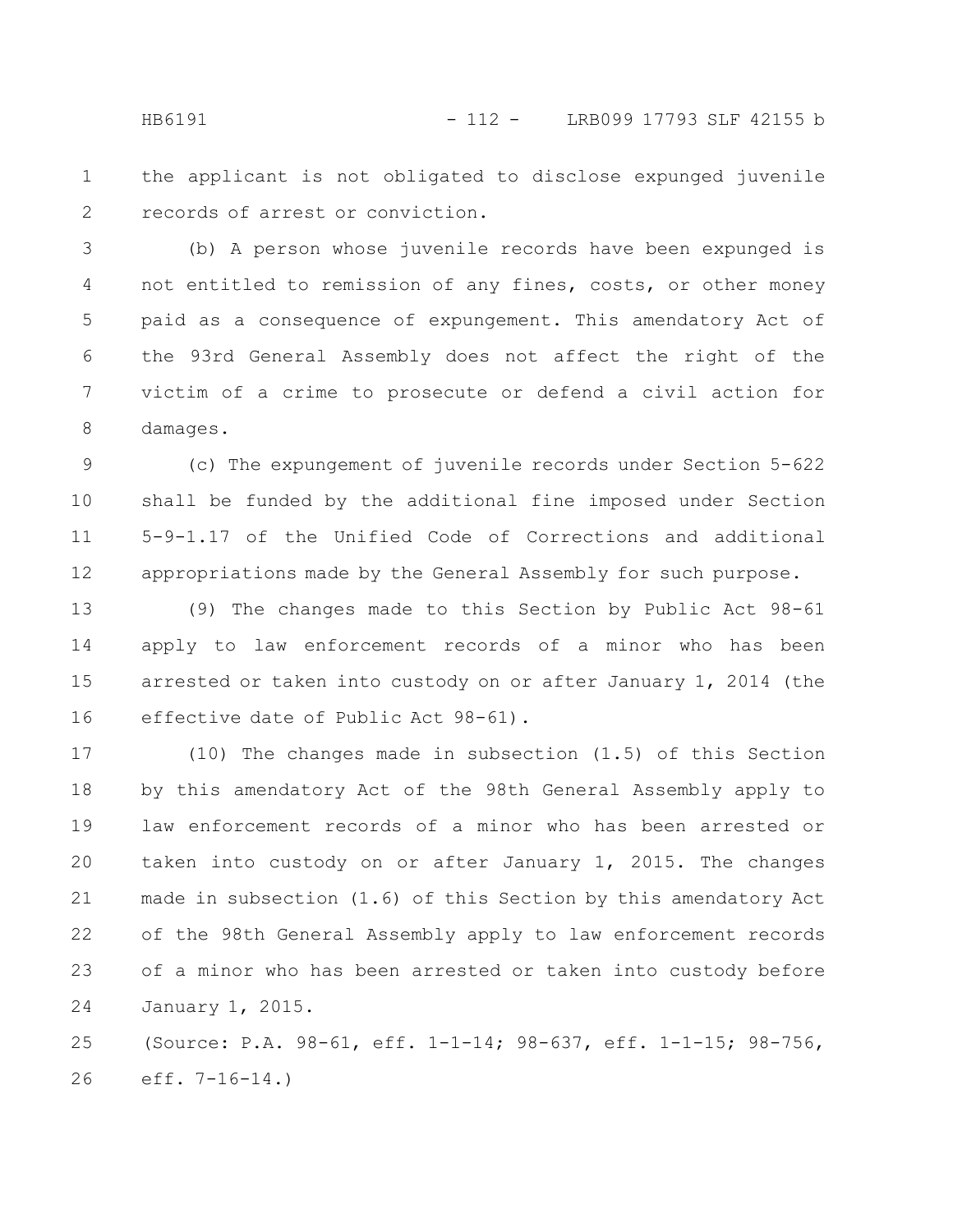the applicant is not obligated to disclose expunged juvenile records of arrest or conviction.

(b) A person whose juvenile records have been expunged is not entitled to remission of any fines, costs, or other money paid as a consequence of expungement. This amendatory Act of the 93rd General Assembly does not affect the right of the victim of a crime to prosecute or defend a civil action for damages.

(c) The expungement of juvenile records under Section 5-622 shall be funded by the additional fine imposed under Section 5-9-1.17 of the Unified Code of Corrections and additional appropriations made by the General Assembly for such purpose.

(9) The changes made to this Section by Public Act 98-61 apply to law enforcement records of a minor who has been arrested or taken into custody on or after January 1, 2014 (the effective date of Public Act 98-61).

(10) The changes made in subsection (1.5) of this Section by this amendatory Act of the 98th General Assembly apply to law enforcement records of a minor who has been arrested or taken into custody on or after January 1, 2015. The changes made in subsection (1.6) of this Section by this amendatory Act of the 98th General Assembly apply to law enforcement records of a minor who has been arrested or taken into custody before January 1, 2015.

(Source: P.A. 98-61, eff. 1-1-14; 98-637, eff. 1-1-15; 98-756, eff. 7-16-14.)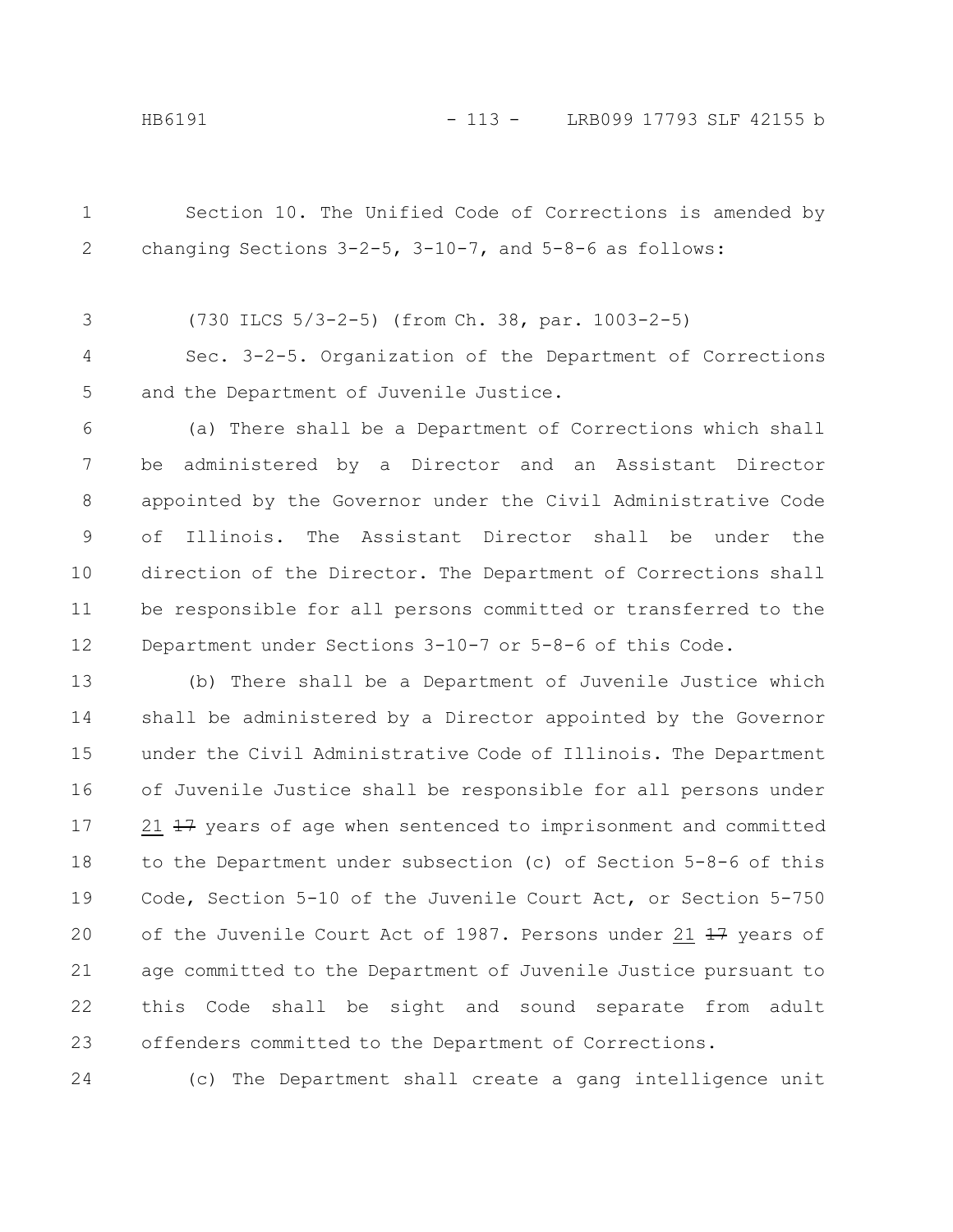Section 10. The Unified Code of Corrections is amended by changing Sections 3-2-5, 3-10-7, and 5-8-6 as follows:

(730 ILCS 5/3-2-5) (from Ch. 38, par. 1003-2-5)

Sec. 3-2-5. Organization of the Department of Corrections and the Department of Juvenile Justice.

(a) There shall be a Department of Corrections which shall be administered by a Director and an Assistant Director appointed by the Governor under the Civil Administrative Code of Illinois. The Assistant Director shall be under the direction of the Director. The Department of Corrections shall be responsible for all persons committed or transferred to the Department under Sections 3-10-7 or 5-8-6 of this Code.

(b) There shall be a Department of Juvenile Justice which shall be administered by a Director appointed by the Governor under the Civil Administrative Code of Illinois. The Department of Juvenile Justice shall be responsible for all persons under 21 ~~17~~ years of age when sentenced to imprisonment and committed to the Department under subsection (c) of Section 5-8-6 of this Code, Section 5-10 of the Juvenile Court Act, or Section 5-750 of the Juvenile Court Act of 1987. Persons under 21 ~~17~~ years of age committed to the Department of Juvenile Justice pursuant to this Code shall be sight and sound separate from adult offenders committed to the Department of Corrections.

(c) The Department shall create a gang intelligence unit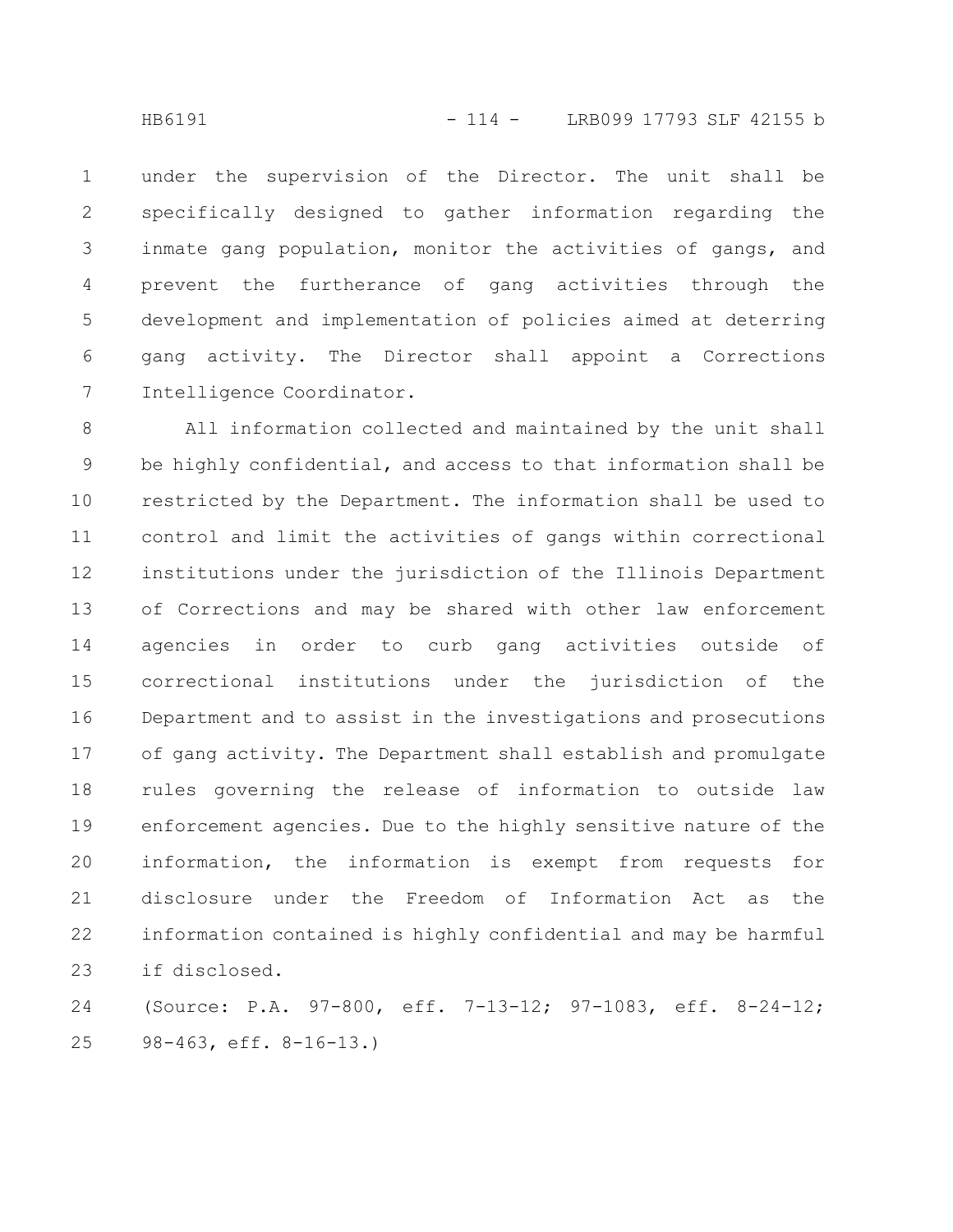under the supervision of the Director. The unit shall be specifically designed to gather information regarding the inmate gang population, monitor the activities of gangs, and prevent the furtherance of gang activities through the development and implementation of policies aimed at deterring gang activity. The Director shall appoint a Corrections Intelligence Coordinator.

All information collected and maintained by the unit shall be highly confidential, and access to that information shall be restricted by the Department. The information shall be used to control and limit the activities of gangs within correctional institutions under the jurisdiction of the Illinois Department of Corrections and may be shared with other law enforcement agencies in order to curb gang activities outside of correctional institutions under the jurisdiction of the Department and to assist in the investigations and prosecutions of gang activity. The Department shall establish and promulgate rules governing the release of information to outside law enforcement agencies. Due to the highly sensitive nature of the information, the information is exempt from requests for disclosure under the Freedom of Information Act as the information contained is highly confidential and may be harmful if disclosed.

(Source: P.A. 97-800, eff. 7-13-12; 97-1083, eff. 8-24-12; 98-463, eff. 8-16-13.)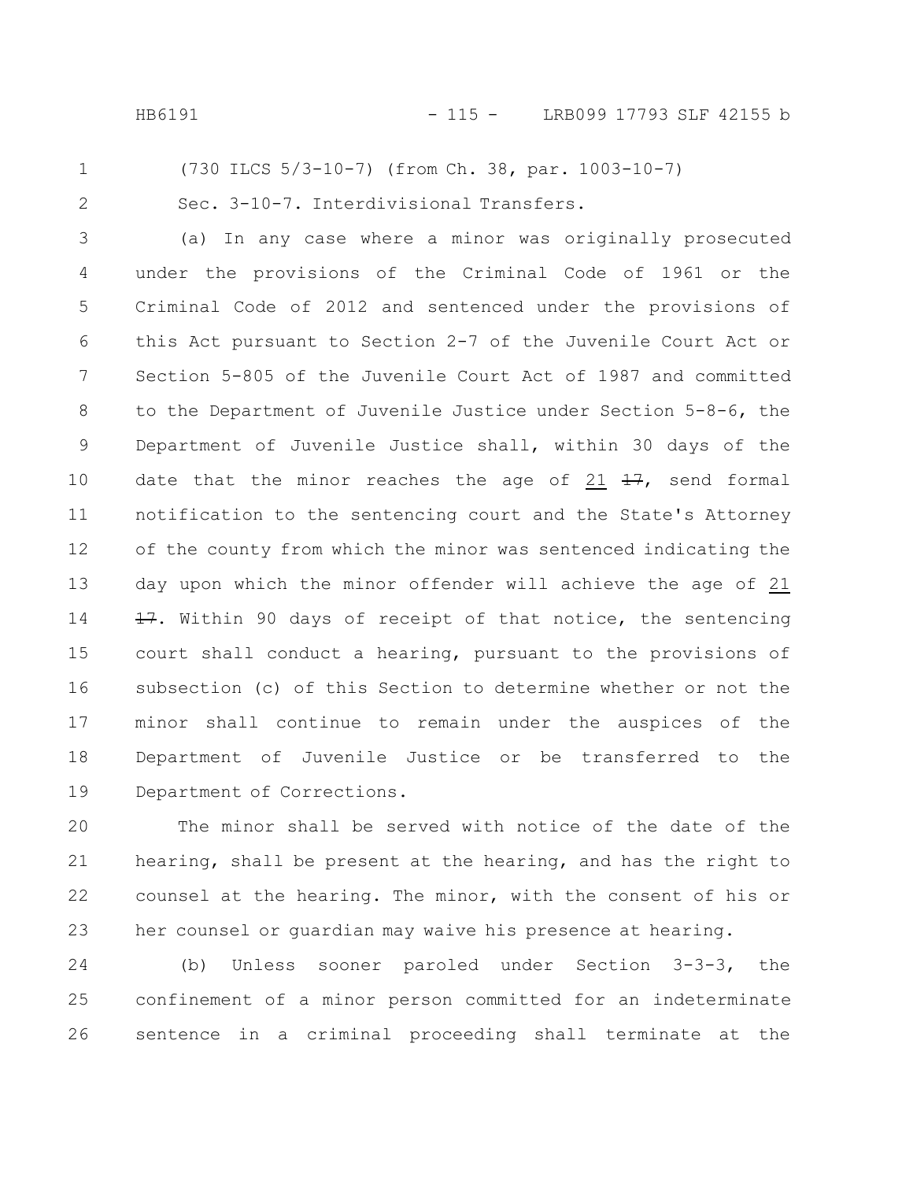(730 ILCS 5/3-10-7) (from Ch. 38, par. 1003-10-7)

Sec. 3-10-7. Interdivisional Transfers.

(a) In any case where a minor was originally prosecuted under the provisions of the Criminal Code of 1961 or the Criminal Code of 2012 and sentenced under the provisions of this Act pursuant to Section 2-7 of the Juvenile Court Act or Section 5-805 of the Juvenile Court Act of 1987 and committed to the Department of Juvenile Justice under Section 5-8-6, the Department of Juvenile Justice shall, within 30 days of the date that the minor reaches the age of 21 ~~17~~, send formal notification to the sentencing court and the State's Attorney of the county from which the minor was sentenced indicating the day upon which the minor offender will achieve the age of 21 ~~17~~. Within 90 days of receipt of that notice, the sentencing court shall conduct a hearing, pursuant to the provisions of subsection (c) of this Section to determine whether or not the minor shall continue to remain under the auspices of the Department of Juvenile Justice or be transferred to the Department of Corrections.

The minor shall be served with notice of the date of the hearing, shall be present at the hearing, and has the right to counsel at the hearing. The minor, with the consent of his or her counsel or guardian may waive his presence at hearing.

(b) Unless sooner paroled under Section 3-3-3, the confinement of a minor person committed for an indeterminate sentence in a criminal proceeding shall terminate at the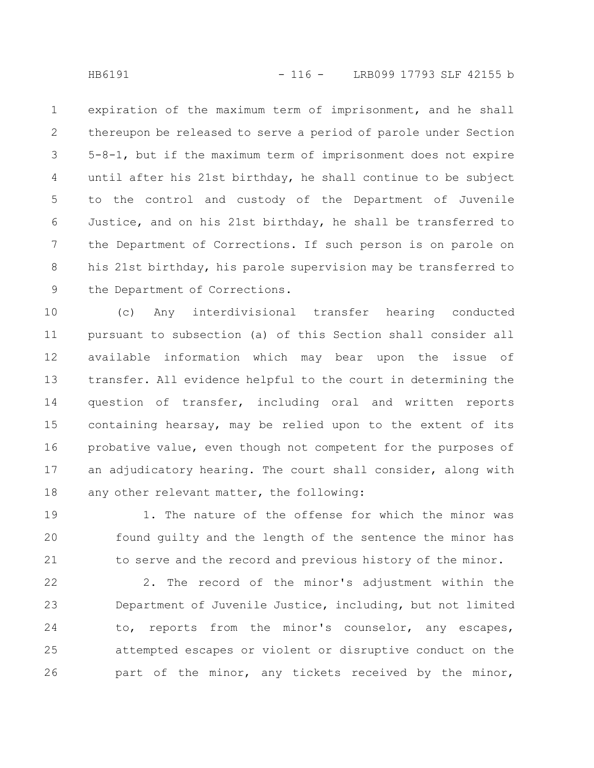expiration of the maximum term of imprisonment, and he shall thereupon be released to serve a period of parole under Section 5-8-1, but if the maximum term of imprisonment does not expire until after his 21st birthday, he shall continue to be subject to the control and custody of the Department of Juvenile Justice, and on his 21st birthday, he shall be transferred to the Department of Corrections. If such person is on parole on his 21st birthday, his parole supervision may be transferred to the Department of Corrections.

(c) Any interdivisional transfer hearing conducted pursuant to subsection (a) of this Section shall consider all available information which may bear upon the issue of transfer. All evidence helpful to the court in determining the question of transfer, including oral and written reports containing hearsay, may be relied upon to the extent of its probative value, even though not competent for the purposes of an adjudicatory hearing. The court shall consider, along with any other relevant matter, the following:

1. The nature of the offense for which the minor was found guilty and the length of the sentence the minor has to serve and the record and previous history of the minor.

2. The record of the minor's adjustment within the Department of Juvenile Justice, including, but not limited to, reports from the minor's counselor, any escapes, attempted escapes or violent or disruptive conduct on the part of the minor, any tickets received by the minor,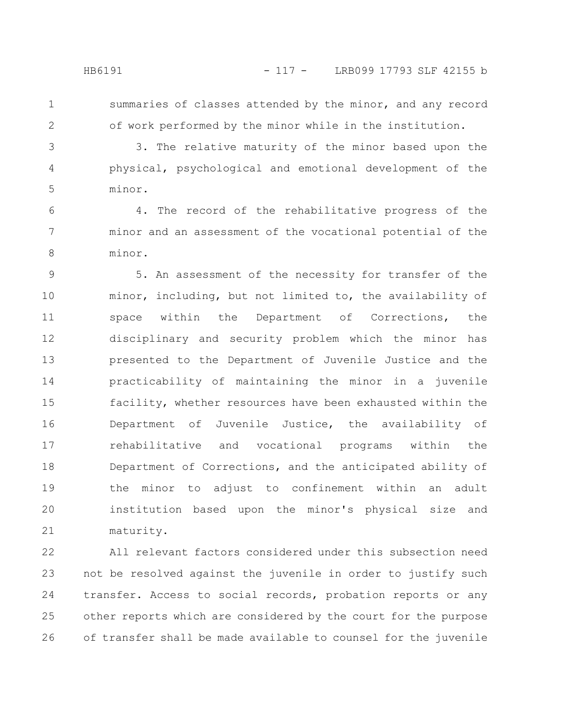summaries of classes attended by the minor, and any record of work performed by the minor while in the institution.

3. The relative maturity of the minor based upon the physical, psychological and emotional development of the minor.

4. The record of the rehabilitative progress of the minor and an assessment of the vocational potential of the minor.

5. An assessment of the necessity for transfer of the minor, including, but not limited to, the availability of space within the Department of Corrections, the disciplinary and security problem which the minor has presented to the Department of Juvenile Justice and the practicability of maintaining the minor in a juvenile facility, whether resources have been exhausted within the Department of Juvenile Justice, the availability of rehabilitative and vocational programs within the Department of Corrections, and the anticipated ability of the minor to adjust to confinement within an adult institution based upon the minor's physical size and maturity.

All relevant factors considered under this subsection need not be resolved against the juvenile in order to justify such transfer. Access to social records, probation reports or any other reports which are considered by the court for the purpose of transfer shall be made available to counsel for the juvenile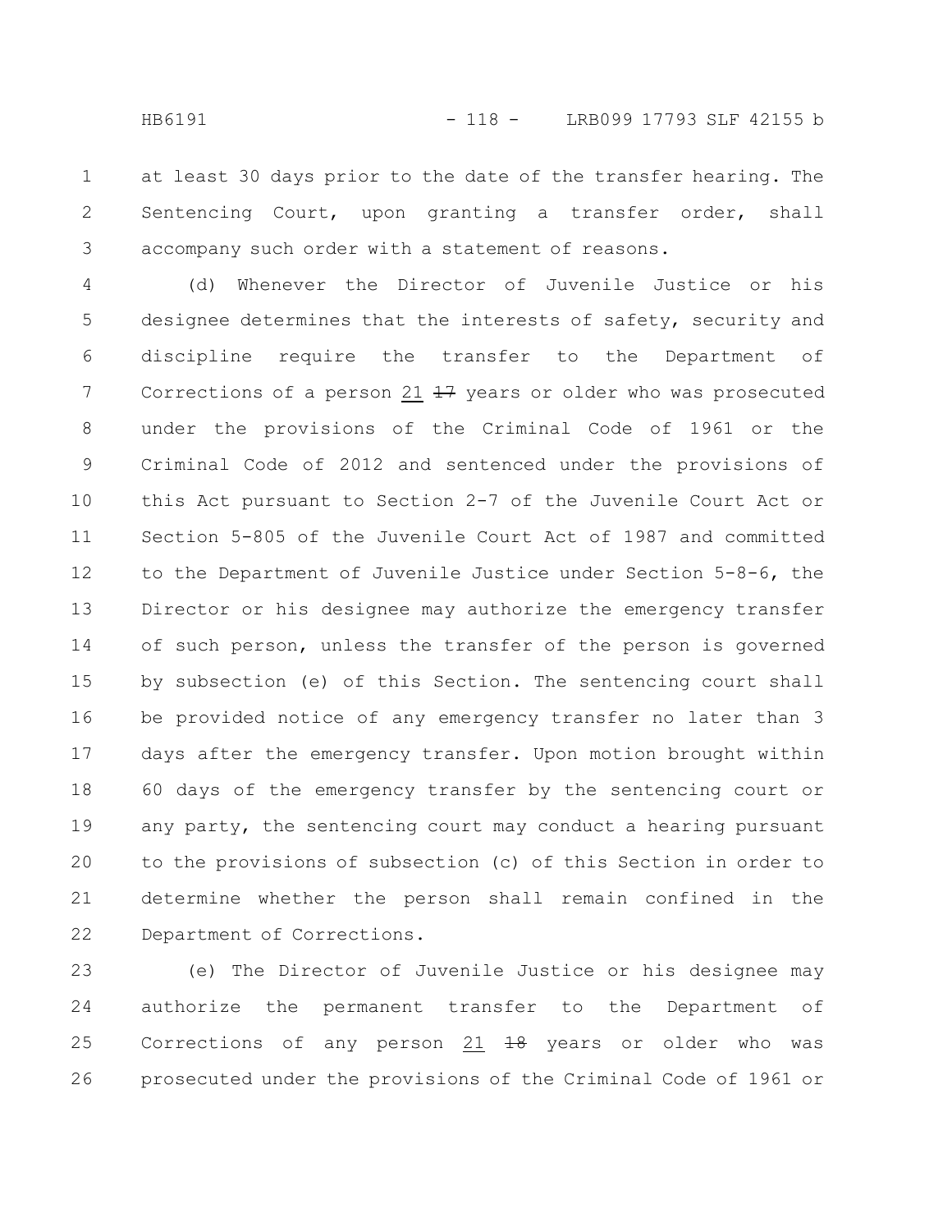at least 30 days prior to the date of the transfer hearing. The Sentencing Court, upon granting a transfer order, shall accompany such order with a statement of reasons.

(d) Whenever the Director of Juvenile Justice or his designee determines that the interests of safety, security and discipline require the transfer to the Department of Corrections of a person 21 ~~17~~ years or older who was prosecuted under the provisions of the Criminal Code of 1961 or the Criminal Code of 2012 and sentenced under the provisions of this Act pursuant to Section 2-7 of the Juvenile Court Act or Section 5-805 of the Juvenile Court Act of 1987 and committed to the Department of Juvenile Justice under Section 5-8-6, the Director or his designee may authorize the emergency transfer of such person, unless the transfer of the person is governed by subsection (e) of this Section. The sentencing court shall be provided notice of any emergency transfer no later than 3 days after the emergency transfer. Upon motion brought within 60 days of the emergency transfer by the sentencing court or any party, the sentencing court may conduct a hearing pursuant to the provisions of subsection (c) of this Section in order to determine whether the person shall remain confined in the Department of Corrections.

(e) The Director of Juvenile Justice or his designee may authorize the permanent transfer to the Department of Corrections of any person 21 ~~18~~ years or older who was prosecuted under the provisions of the Criminal Code of 1961 or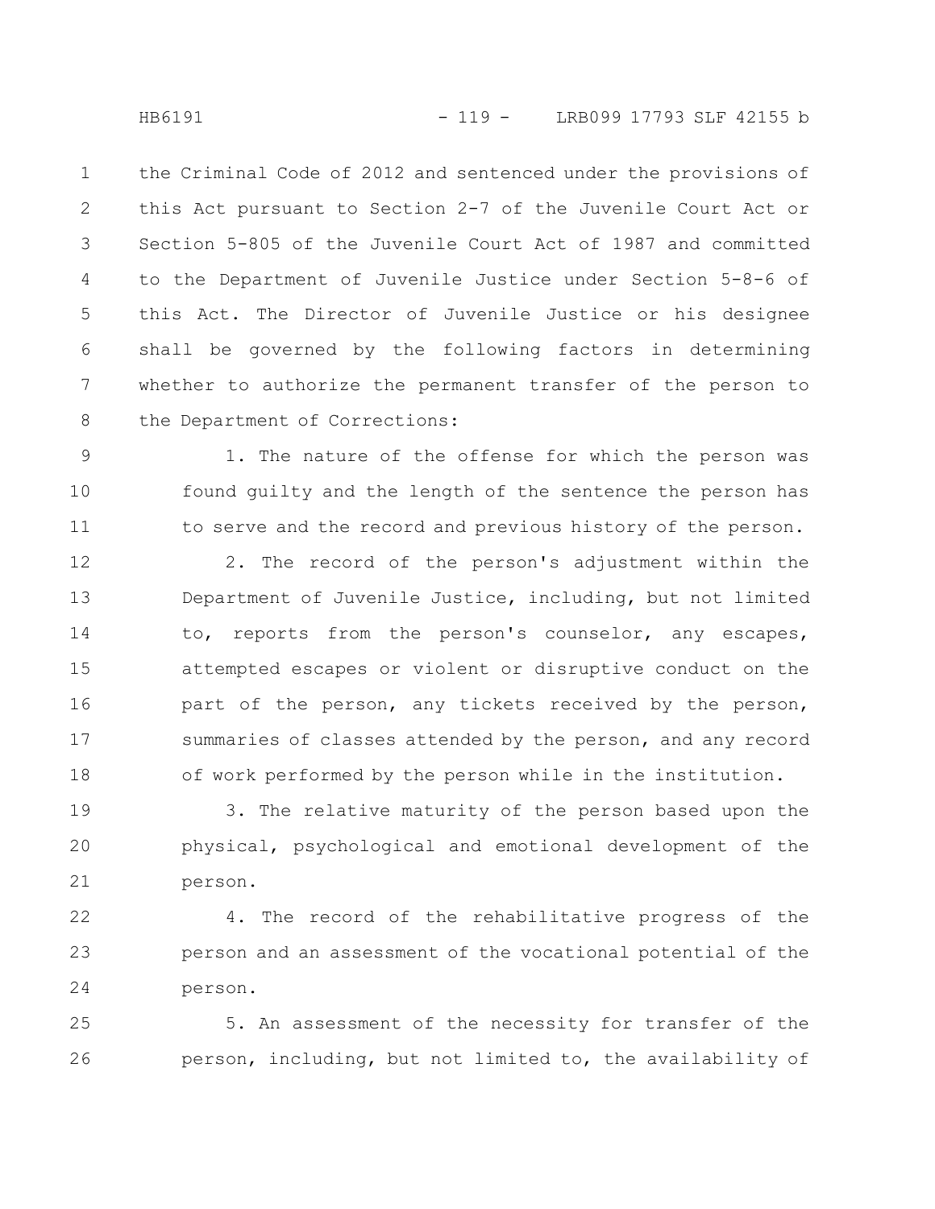the Criminal Code of 2012 and sentenced under the provisions of this Act pursuant to Section 2-7 of the Juvenile Court Act or Section 5-805 of the Juvenile Court Act of 1987 and committed to the Department of Juvenile Justice under Section 5-8-6 of this Act. The Director of Juvenile Justice or his designee shall be governed by the following factors in determining whether to authorize the permanent transfer of the person to the Department of Corrections:

1. The nature of the offense for which the person was found guilty and the length of the sentence the person has to serve and the record and previous history of the person.

2. The record of the person's adjustment within the Department of Juvenile Justice, including, but not limited to, reports from the person's counselor, any escapes, attempted escapes or violent or disruptive conduct on the part of the person, any tickets received by the person, summaries of classes attended by the person, and any record of work performed by the person while in the institution.

3. The relative maturity of the person based upon the physical, psychological and emotional development of the person.

4. The record of the rehabilitative progress of the person and an assessment of the vocational potential of the person.

5. An assessment of the necessity for transfer of the person, including, but not limited to, the availability of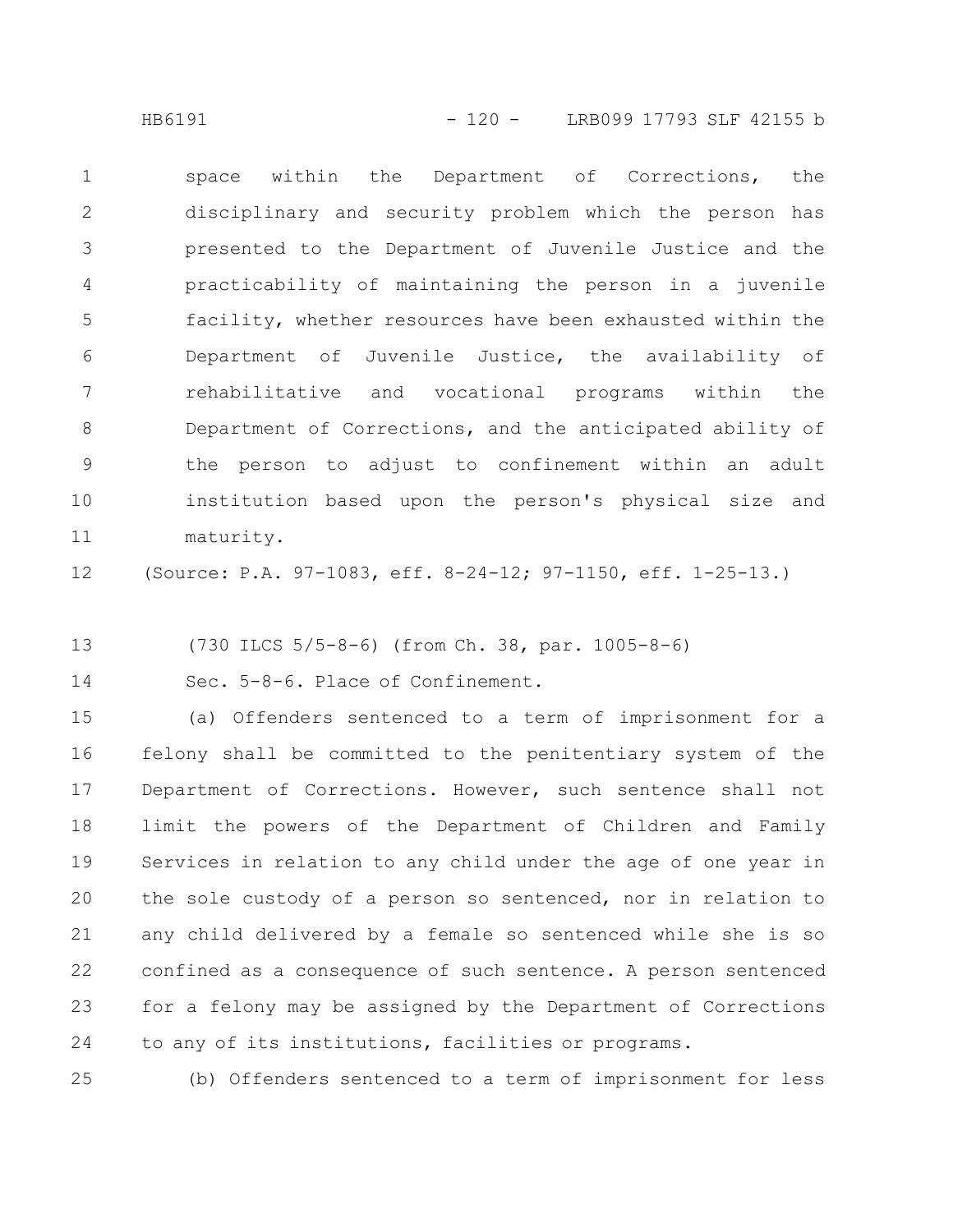space within the Department of Corrections, the disciplinary and security problem which the person has presented to the Department of Juvenile Justice and the practicability of maintaining the person in a juvenile facility, whether resources have been exhausted within the Department of Juvenile Justice, the availability of rehabilitative and vocational programs within the Department of Corrections, and the anticipated ability of the person to adjust to confinement within an adult institution based upon the person's physical size and maturity.

(Source: P.A. 97-1083, eff. 8-24-12; 97-1150, eff. 1-25-13.)

(730 ILCS 5/5-8-6) (from Ch. 38, par. 1005-8-6)

Sec. 5-8-6. Place of Confinement.

(a) Offenders sentenced to a term of imprisonment for a felony shall be committed to the penitentiary system of the Department of Corrections. However, such sentence shall not limit the powers of the Department of Children and Family Services in relation to any child under the age of one year in the sole custody of a person so sentenced, nor in relation to any child delivered by a female so sentenced while she is so confined as a consequence of such sentence. A person sentenced for a felony may be assigned by the Department of Corrections to any of its institutions, facilities or programs.

(b) Offenders sentenced to a term of imprisonment for less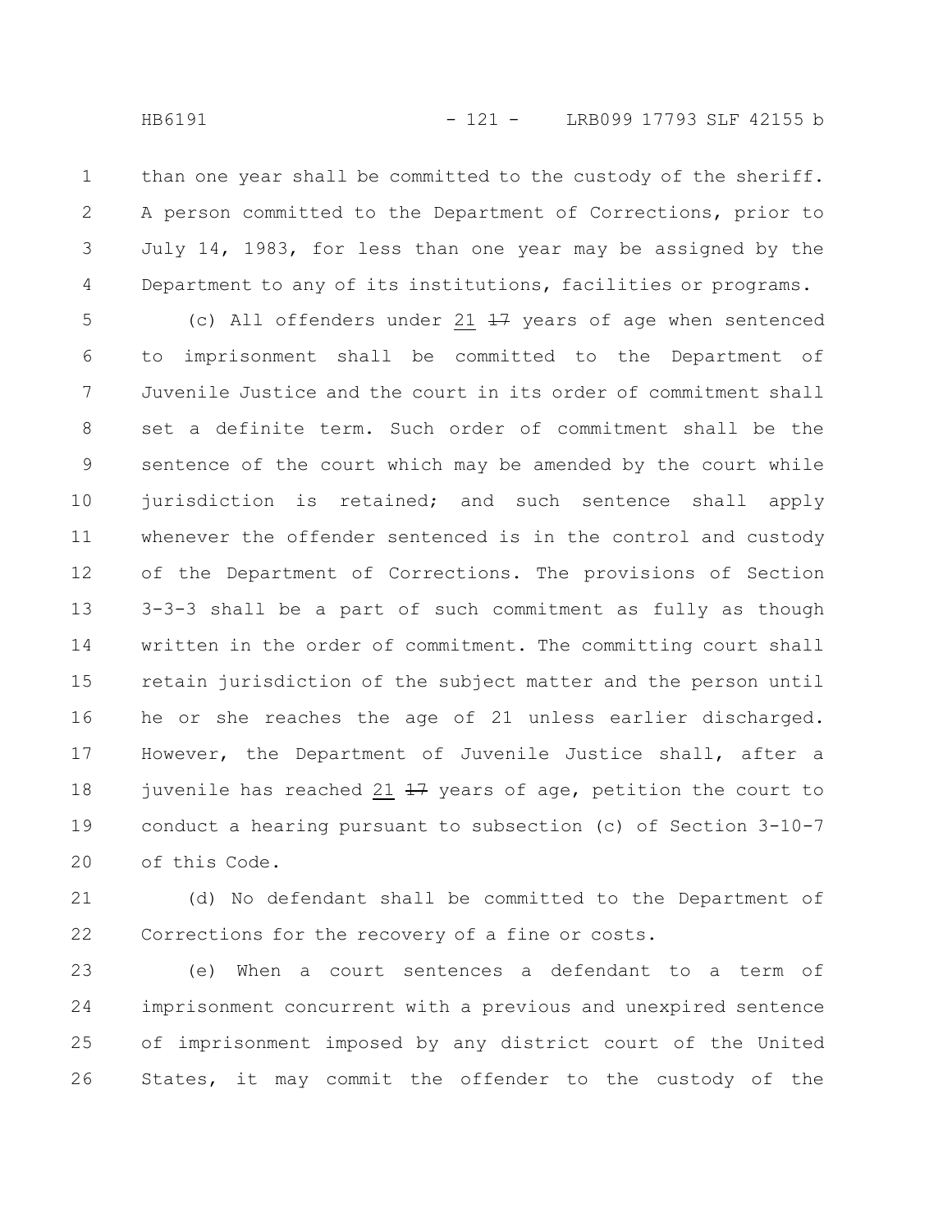than one year shall be committed to the custody of the sheriff. A person committed to the Department of Corrections, prior to July 14, 1983, for less than one year may be assigned by the Department to any of its institutions, facilities or programs.

(c) All offenders under 21 ~~17~~ years of age when sentenced to imprisonment shall be committed to the Department of Juvenile Justice and the court in its order of commitment shall set a definite term. Such order of commitment shall be the sentence of the court which may be amended by the court while jurisdiction is retained; and such sentence shall apply whenever the offender sentenced is in the control and custody of the Department of Corrections. The provisions of Section 3-3-3 shall be a part of such commitment as fully as though written in the order of commitment. The committing court shall retain jurisdiction of the subject matter and the person until he or she reaches the age of 21 unless earlier discharged. However, the Department of Juvenile Justice shall, after a juvenile has reached 21 ~~17~~ years of age, petition the court to conduct a hearing pursuant to subsection (c) of Section 3-10-7 of this Code.

(d) No defendant shall be committed to the Department of Corrections for the recovery of a fine or costs.

(e) When a court sentences a defendant to a term of imprisonment concurrent with a previous and unexpired sentence of imprisonment imposed by any district court of the United States, it may commit the offender to the custody of the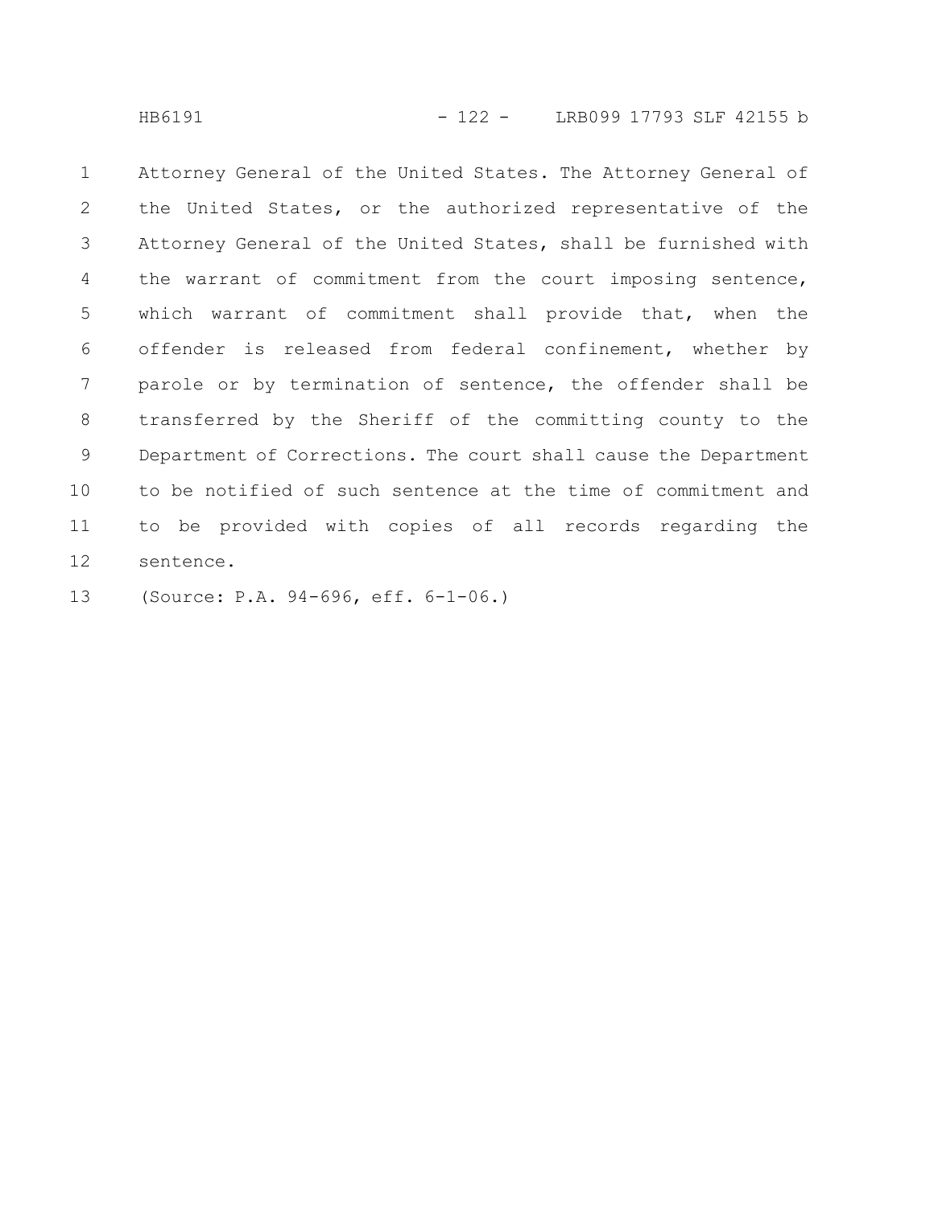Attorney General of the United States. The Attorney General of the United States, or the authorized representative of the Attorney General of the United States, shall be furnished with the warrant of commitment from the court imposing sentence, which warrant of commitment shall provide that, when the offender is released from federal confinement, whether by parole or by termination of sentence, the offender shall be transferred by the Sheriff of the committing county to the Department of Corrections. The court shall cause the Department to be notified of such sentence at the time of commitment and to be provided with copies of all records regarding the sentence.

(Source: P.A. 94-696, eff. 6-1-06.)